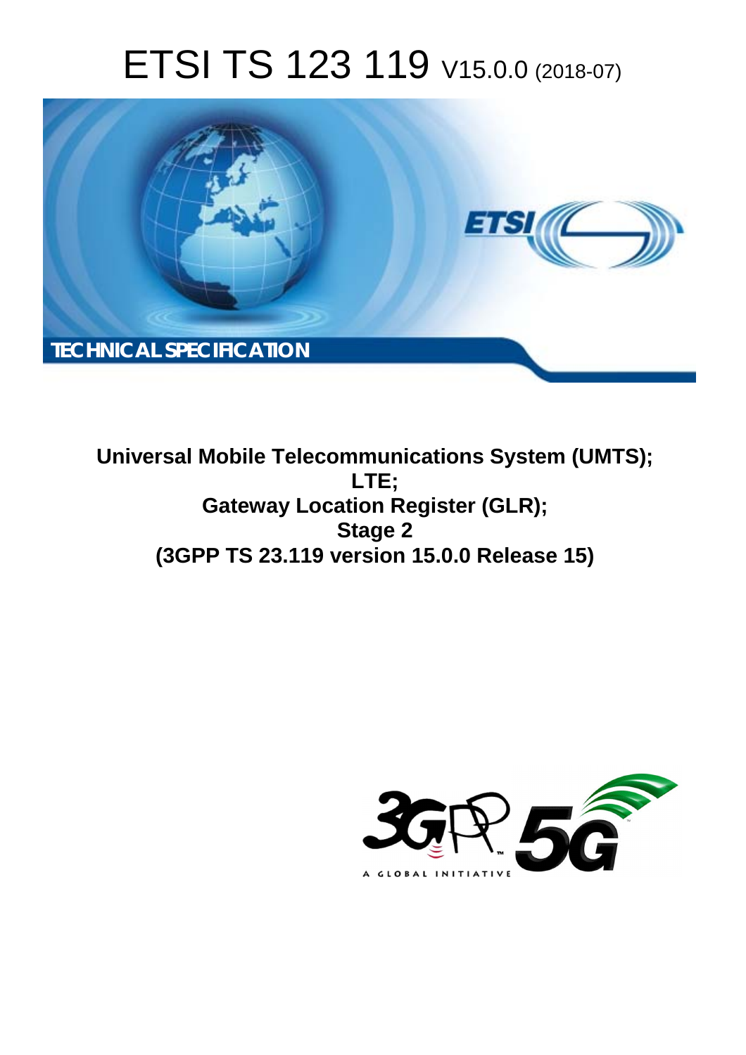# ETSI TS 123 119 V15.0.0 (2018-07)

TECHNICAL SPECIFICATION

**Universal Mobile Telecommunications System (UMTS);**
**LTE;**
**Gateway Location Register (GLR);**
**Stage 2**
**(3GPP TS 23.119 version 15.0.0 Release 15)**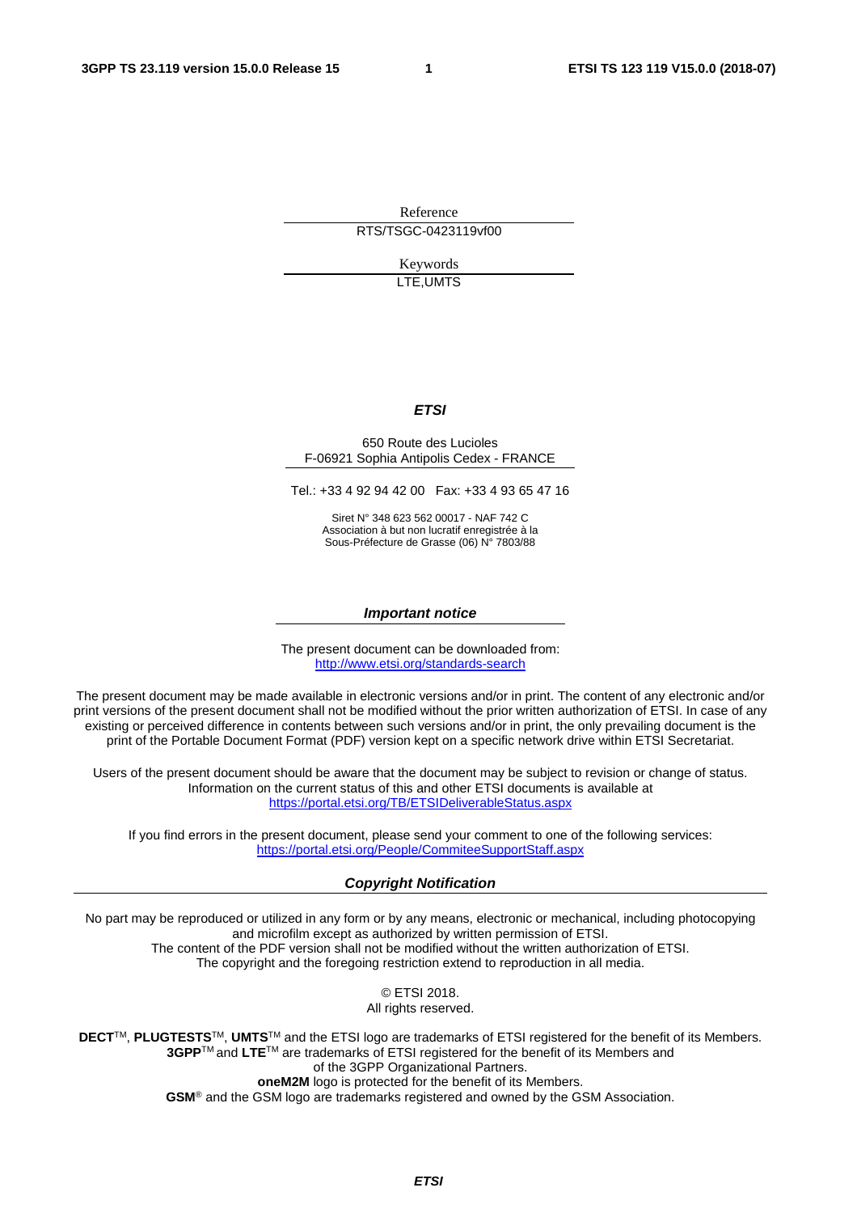Reference

RTS/TSGC-0423119vf00

Keywords

LTE,UMTS

***ETSI***

650 Route des Lucioles
F-06921 Sophia Antipolis Cedex - FRANCE

Tel.: +33 4 92 94 42 00 Fax: +33 4 93 65 47 16

Siret N° 348 623 562 00017 - NAF 742 C
Association à but non lucratif enregistrée à la
Sous-Préfecture de Grasse (06) N° 7803/88

***Important notice***

The present document can be downloaded from:
http://www.etsi.org/standards-search

The present document may be made available in electronic versions and/or in print. The content of any electronic and/or print versions of the present document shall not be modified without the prior written authorization of ETSI. In case of any existing or perceived difference in contents between such versions and/or in print, the only prevailing document is the print of the Portable Document Format (PDF) version kept on a specific network drive within ETSI Secretariat.

Users of the present document should be aware that the document may be subject to revision or change of status. Information on the current status of this and other ETSI documents is available at
https://portal.etsi.org/TB/ETSIDeliverableStatus.aspx

If you find errors in the present document, please send your comment to one of the following services:
https://portal.etsi.org/People/CommiteeSupportStaff.aspx

***Copyright Notification***

No part may be reproduced or utilized in any form or by any means, electronic or mechanical, including photocopying and microfilm except as authorized by written permission of ETSI.
The content of the PDF version shall not be modified without the written authorization of ETSI.
The copyright and the foregoing restriction extend to reproduction in all media.

© ETSI 2018.
All rights reserved.

**DECT**™, **PLUGTESTS**™, **UMTS**™ and the ETSI logo are trademarks of ETSI registered for the benefit of its Members.
**3GPP**™ and **LTE**™ are trademarks of ETSI registered for the benefit of its Members and
of the 3GPP Organizational Partners.
**oneM2M** logo is protected for the benefit of its Members.
**GSM**® and the GSM logo are trademarks registered and owned by the GSM Association.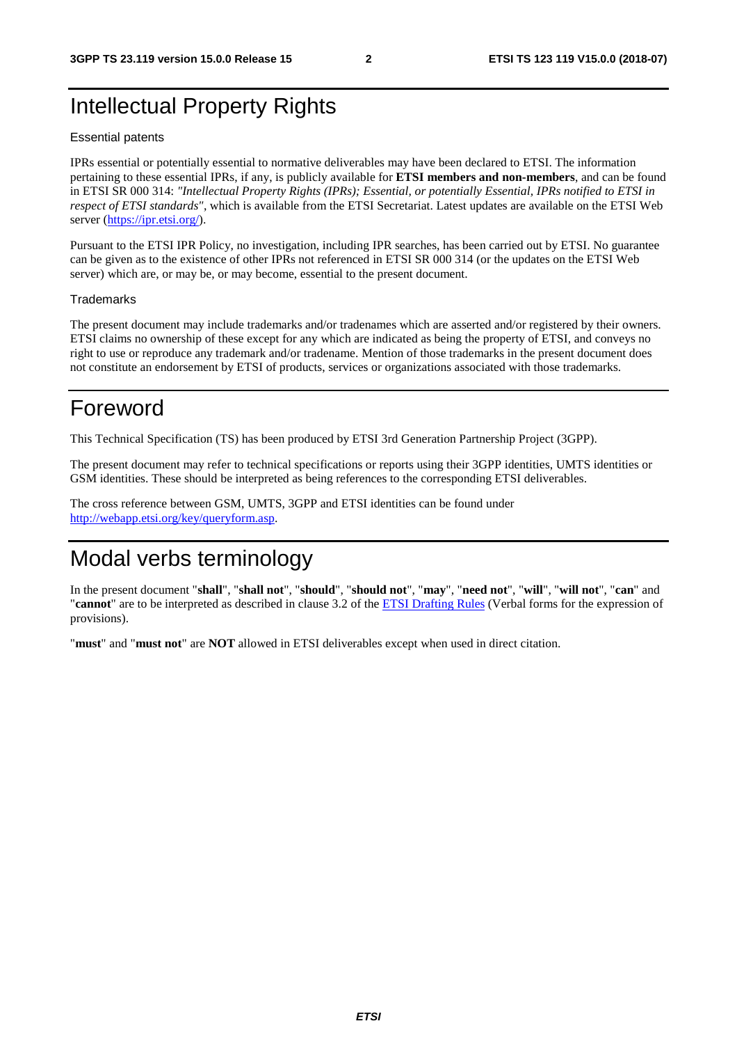# Intellectual Property Rights

Essential patents

IPRs essential or potentially essential to normative deliverables may have been declared to ETSI. The information pertaining to these essential IPRs, if any, is publicly available for **ETSI members and non-members**, and can be found in ETSI SR 000 314: *"Intellectual Property Rights (IPRs); Essential, or potentially Essential, IPRs notified to ETSI in respect of ETSI standards"*, which is available from the ETSI Secretariat. Latest updates are available on the ETSI Web server (https://ipr.etsi.org/).

Pursuant to the ETSI IPR Policy, no investigation, including IPR searches, has been carried out by ETSI. No guarantee can be given as to the existence of other IPRs not referenced in ETSI SR 000 314 (or the updates on the ETSI Web server) which are, or may be, or may become, essential to the present document.

Trademarks

The present document may include trademarks and/or tradenames which are asserted and/or registered by their owners. ETSI claims no ownership of these except for any which are indicated as being the property of ETSI, and conveys no right to use or reproduce any trademark and/or tradename. Mention of those trademarks in the present document does not constitute an endorsement by ETSI of products, services or organizations associated with those trademarks.

# Foreword

This Technical Specification (TS) has been produced by ETSI 3rd Generation Partnership Project (3GPP).

The present document may refer to technical specifications or reports using their 3GPP identities, UMTS identities or GSM identities. These should be interpreted as being references to the corresponding ETSI deliverables.

The cross reference between GSM, UMTS, 3GPP and ETSI identities can be found under http://webapp.etsi.org/key/queryform.asp.

# Modal verbs terminology

In the present document "**shall**", "**shall not**", "**should**", "**should not**", "**may**", "**need not**", "**will**", "**will not**", "**can**" and "**cannot**" are to be interpreted as described in clause 3.2 of the ETSI Drafting Rules (Verbal forms for the expression of provisions).

"**must**" and "**must not**" are **NOT** allowed in ETSI deliverables except when used in direct citation.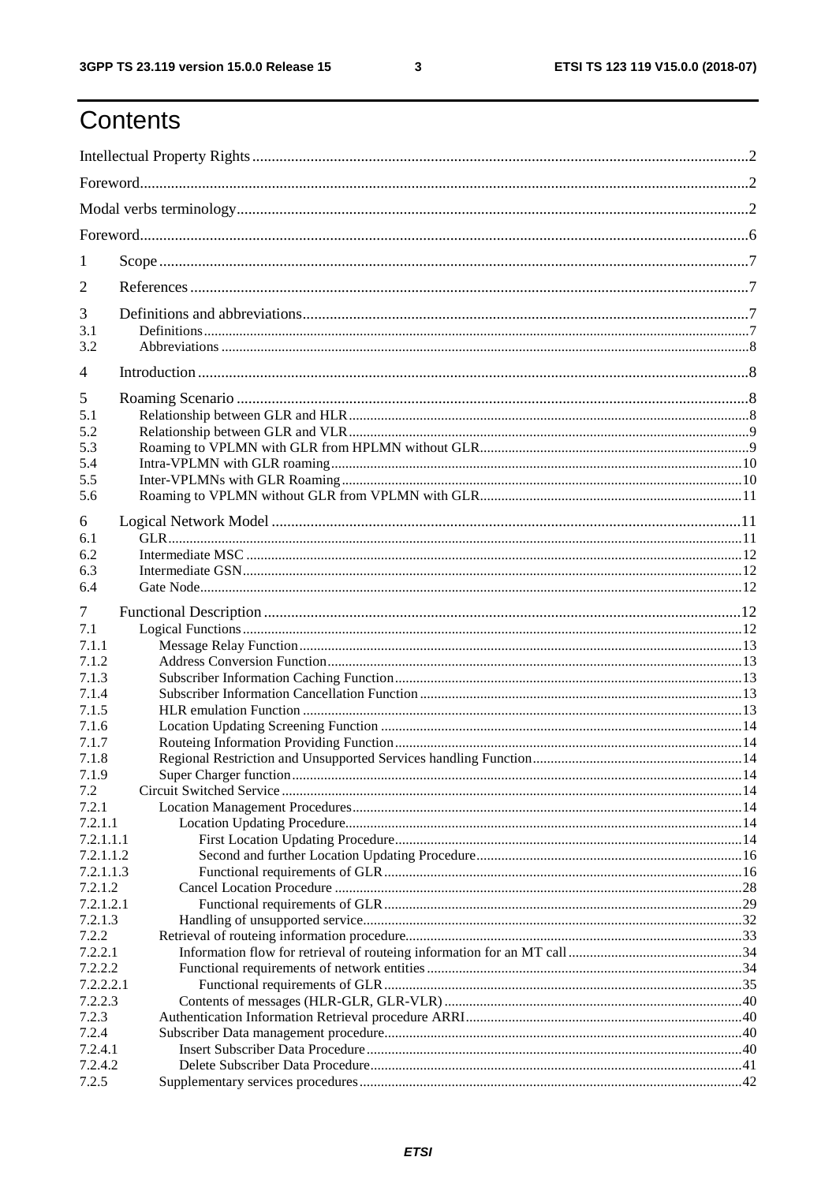# Contents

Intellectual Property Rights ..... 2

Foreword ..... 2

Modal verbs terminology ..... 2

Foreword ..... 6

1 Scope ..... 7

2 References ..... 7

3 Definitions and abbreviations ..... 7

3.1 Definitions ..... 7

3.2 Abbreviations ..... 8

4 Introduction ..... 8

5 Roaming Scenario ..... 8

5.1 Relationship between GLR and HLR ..... 8

5.2 Relationship between GLR and VLR ..... 9

5.3 Roaming to VPLMN with GLR from HPLMN without GLR ..... 9

5.4 Intra-VPLMN with GLR roaming ..... 10

5.5 Inter-VPLMNs with GLR Roaming ..... 10

5.6 Roaming to VPLMN without GLR from VPLMN with GLR ..... 11

6 Logical Network Model ..... 11

6.1 GLR ..... 11

6.2 Intermediate MSC ..... 12

6.3 Intermediate GSN ..... 12

6.4 Gate Node ..... 12

7 Functional Description ..... 12

7.1 Logical Functions ..... 12

7.1.1 Message Relay Function ..... 13

7.1.2 Address Conversion Function ..... 13

7.1.3 Subscriber Information Caching Function ..... 13

7.1.4 Subscriber Information Cancellation Function ..... 13

7.1.5 HLR emulation Function ..... 13

7.1.6 Location Updating Screening Function ..... 14

7.1.7 Routeing Information Providing Function ..... 14

7.1.8 Regional Restriction and Unsupported Services handling Function ..... 14

7.1.9 Super Charger function ..... 14

7.2 Circuit Switched Service ..... 14

7.2.1 Location Management Procedures ..... 14

7.2.1.1 Location Updating Procedure ..... 14

7.2.1.1.1 First Location Updating Procedure ..... 14

7.2.1.1.2 Second and further Location Updating Procedure ..... 16

7.2.1.1.3 Functional requirements of GLR ..... 16

7.2.1.2 Cancel Location Procedure ..... 28

7.2.1.2.1 Functional requirements of GLR ..... 29

7.2.1.3 Handling of unsupported service ..... 32

7.2.2 Retrieval of routeing information procedure ..... 33

7.2.2.1 Information flow for retrieval of routeing information for an MT call ..... 34

7.2.2.2 Functional requirements of network entities ..... 34

7.2.2.2.1 Functional requirements of GLR ..... 35

7.2.2.3 Contents of messages (HLR-GLR, GLR-VLR) ..... 40

7.2.3 Authentication Information Retrieval procedure ARRI ..... 40

7.2.4 Subscriber Data management procedure ..... 40

7.2.4.1 Insert Subscriber Data Procedure ..... 40

7.2.4.2 Delete Subscriber Data Procedure ..... 41

7.2.5 Supplementary services procedures ..... 42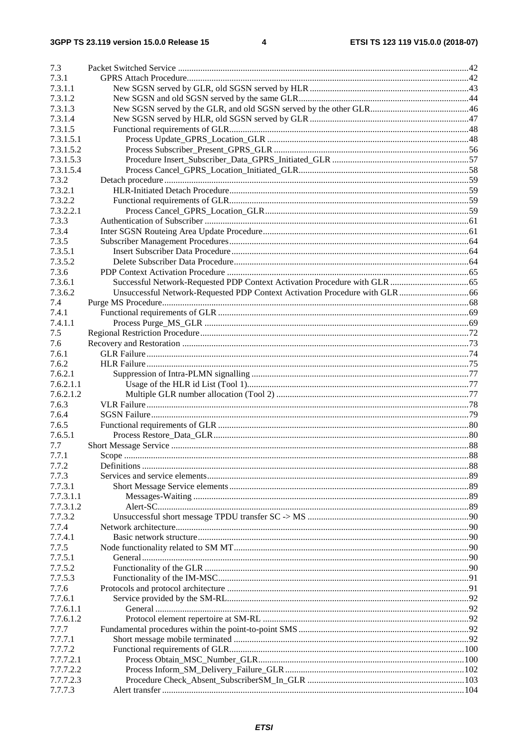7.3 Packet Switched Service ....................................................................................................................... 42
7.3.1 GPRS Attach Procedure ...................................................................................................................... 42
7.3.1.1 New SGSN served by GLR, old SGSN served by HLR ..................................................................... 43
7.3.1.2 New SGSN and old SGSN served by the same GLR .......................................................................... 44
7.3.1.3 New SGSN served by the GLR, and old SGSN served by the other GLR .......................................... 46
7.3.1.4 New SGSN served by HLR, old SGSN served by GLR ..................................................................... 47
7.3.1.5 Functional requirements of GLR......................................................................................................... 48
7.3.1.5.1 Process Update_GPRS_Location_GLR ........................................................................................ 48
7.3.1.5.2 Process Subscriber_Present_GPRS_GLR ...................................................................................... 56
7.3.1.5.3 Procedure Insert_Subscriber_Data_GPRS_Initiated_GLR ............................................................ 57
7.3.1.5.4 Process Cancel_GPRS_Location_Initiated_GLR ........................................................................... 58
7.3.2 Detach procedure ................................................................................................................................ 59
7.3.2.1 HLR-Initiated Detach Procedure ......................................................................................................... 59
7.3.2.2 Functional requirements of GLR ......................................................................................................... 59
7.3.2.2.1 Process Cancel_GPRS_Location_GLR .......................................................................................... 59
7.3.3 Authentication of Subscriber ............................................................................................................... 61
7.3.4 Inter SGSN Routeing Area Update Procedure ..................................................................................... 61
7.3.5 Subscriber Management Procedures ................................................................................................... 64
7.3.5.1 Insert Subscriber Data Procedure ......................................................................................................... 64
7.3.5.2 Delete Subscriber Data Procedure ........................................................................................................ 64
7.3.6 PDP Context Activation Procedure ..................................................................................................... 65
7.3.6.1 Successful Network-Requested PDP Context Activation Procedure with GLR ................................... 65
7.3.6.2 Unsuccessful Network-Requested PDP Context Activation Procedure with GLR ............................... 66
7.4 Purge MS Procedure ................................................................................................................................ 68
7.4.1 Functional requirements of GLR ......................................................................................................... 69
7.4.1.1 Process Purge_MS_GLR ..................................................................................................................... 69
7.5 Regional Restriction Procedure ............................................................................................................... 72
7.6 Recovery and Restoration ........................................................................................................................ 73
7.6.1 GLR Failure ......................................................................................................................................... 74
7.6.2 HLR Failure ......................................................................................................................................... 75
7.6.2.1 Suppression of Intra-PLMN signalling ................................................................................................ 77
7.6.2.1.1 Usage of the HLR id List (Tool 1) .................................................................................................. 77
7.6.2.1.2 Multiple GLR number allocation (Tool 2) ...................................................................................... 77
7.6.3 VLR Failure ......................................................................................................................................... 78
7.6.4 SGSN Failure ....................................................................................................................................... 79
7.6.5 Functional requirements of GLR ......................................................................................................... 80
7.6.5.1 Process Restore_Data_GLR ................................................................................................................. 80
7.7 Short Message Service ............................................................................................................................. 88
7.7.1 Scope ................................................................................................................................................... 88
7.7.2 Definitions ........................................................................................................................................... 88
7.7.3 Services and service elements .............................................................................................................. 89
7.7.3.1 Short Message Service elements .......................................................................................................... 89
7.7.3.1.1 Messages-Waiting ........................................................................................................................... 89
7.7.3.1.2 Alert-SC ........................................................................................................................................... 89
7.7.3.2 Unsuccessful short message TPDU transfer SC -> MS ....................................................................... 90
7.7.4 Network architecture ............................................................................................................................ 90
7.7.4.1 Basic network structure ........................................................................................................................ 90
7.7.5 Node functionality related to SM MT .................................................................................................. 90
7.7.5.1 General ................................................................................................................................................. 90
7.7.5.2 Functionality of the GLR ..................................................................................................................... 90
7.7.5.3 Functionality of the IM-MSC ............................................................................................................... 91
7.7.6 Protocols and protocol architecture ..................................................................................................... 91
7.7.6.1 Service provided by the SM-RL ........................................................................................................... 92
7.7.6.1.1 General ............................................................................................................................................ 92
7.7.6.1.2 Protocol element repertoire at SM-RL ........................................................................................... 92
7.7.7 Fundamental procedures within the point-to-point SMS ..................................................................... 92
7.7.7.1 Short message mobile terminated ........................................................................................................ 92
7.7.7.2 Functional requirements of GLR ........................................................................................................ 100
7.7.7.2.1 Process Obtain_MSC_Number_GLR ............................................................................................ 100
7.7.7.2.2 Process Inform_SM_Delivery_Failure_GLR ................................................................................ 102
7.7.7.2.3 Procedure Check_Absent_SubscriberSM_In_GLR ....................................................................... 103
7.7.7.3 Alert transfer ...................................................................................................................................... 104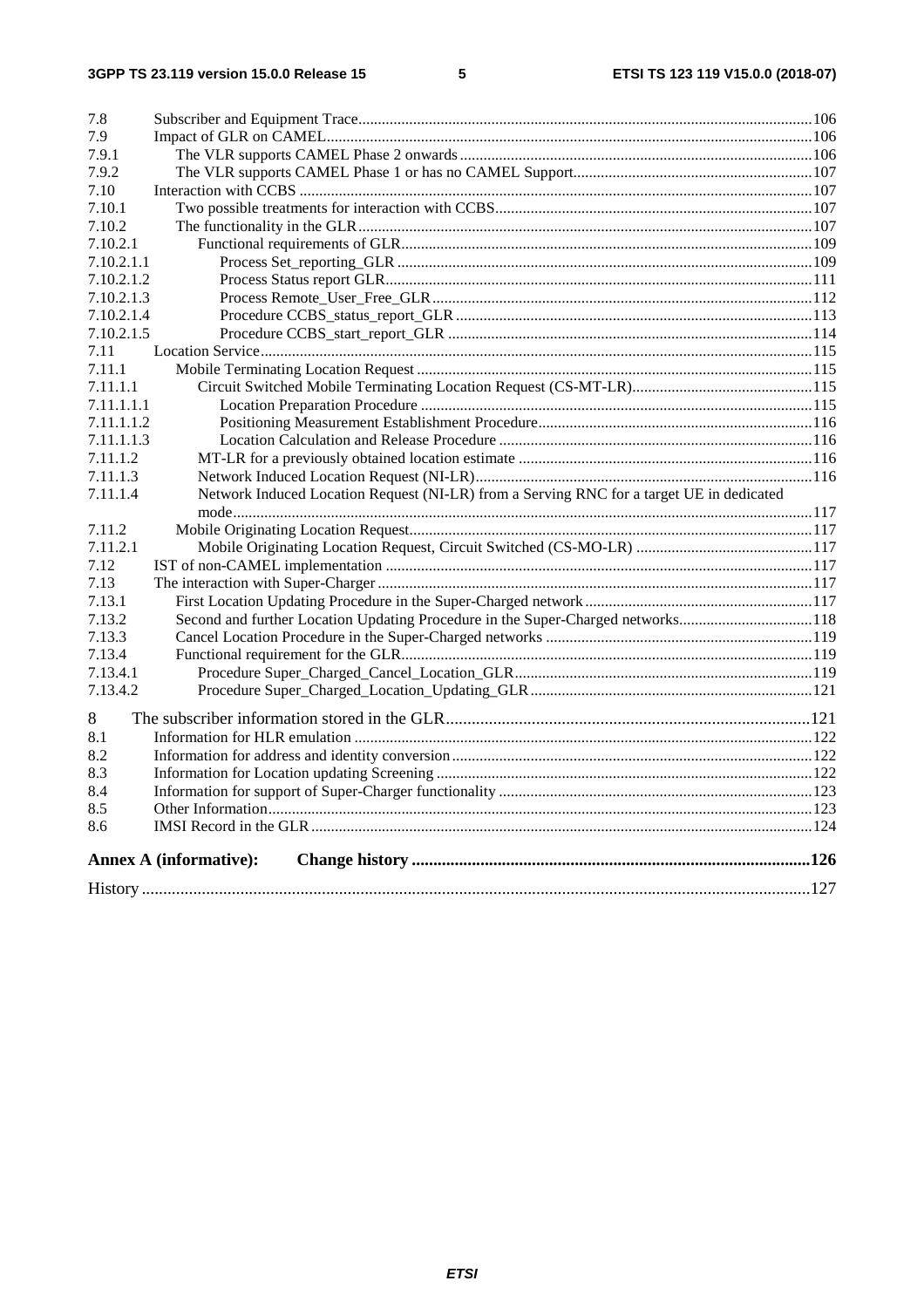7.8 Subscriber and Equipment Trace....106
7.9 Impact of GLR on CAMEL....106
7.9.1 The VLR supports CAMEL Phase 2 onwards....106
7.9.2 The VLR supports CAMEL Phase 1 or has no CAMEL Support....107
7.10 Interaction with CCBS....107
7.10.1 Two possible treatments for interaction with CCBS....107
7.10.2 The functionality in the GLR....107
7.10.2.1 Functional requirements of GLR....109
7.10.2.1.1 Process Set_reporting_GLR....109
7.10.2.1.2 Process Status report GLR....111
7.10.2.1.3 Process Remote_User_Free_GLR....112
7.10.2.1.4 Procedure CCBS_status_report_GLR....113
7.10.2.1.5 Procedure CCBS_start_report_GLR....114
7.11 Location Service....115
7.11.1 Mobile Terminating Location Request....115
7.11.1.1 Circuit Switched Mobile Terminating Location Request (CS-MT-LR)....115
7.11.1.1.1 Location Preparation Procedure....115
7.11.1.1.2 Positioning Measurement Establishment Procedure....116
7.11.1.1.3 Location Calculation and Release Procedure....116
7.11.1.2 MT-LR for a previously obtained location estimate....116
7.11.1.3 Network Induced Location Request (NI-LR)....116
7.11.1.4 Network Induced Location Request (NI-LR) from a Serving RNC for a target UE in dedicated mode....117
7.11.2 Mobile Originating Location Request....117
7.11.2.1 Mobile Originating Location Request, Circuit Switched (CS-MO-LR)....117
7.12 IST of non-CAMEL implementation....117
7.13 The interaction with Super-Charger....117
7.13.1 First Location Updating Procedure in the Super-Charged network....117
7.13.2 Second and further Location Updating Procedure in the Super-Charged networks....118
7.13.3 Cancel Location Procedure in the Super-Charged networks....119
7.13.4 Functional requirement for the GLR....119
7.13.4.1 Procedure Super_Charged_Cancel_Location_GLR....119
7.13.4.2 Procedure Super_Charged_Location_Updating_GLR....121

8 The subscriber information stored in the GLR....121
8.1 Information for HLR emulation....122
8.2 Information for address and identity conversion....122
8.3 Information for Location updating Screening....122
8.4 Information for support of Super-Charger functionality....123
8.5 Other Information....123
8.6 IMSI Record in the GLR....124

**Annex A (informative): Change history....126**

History....127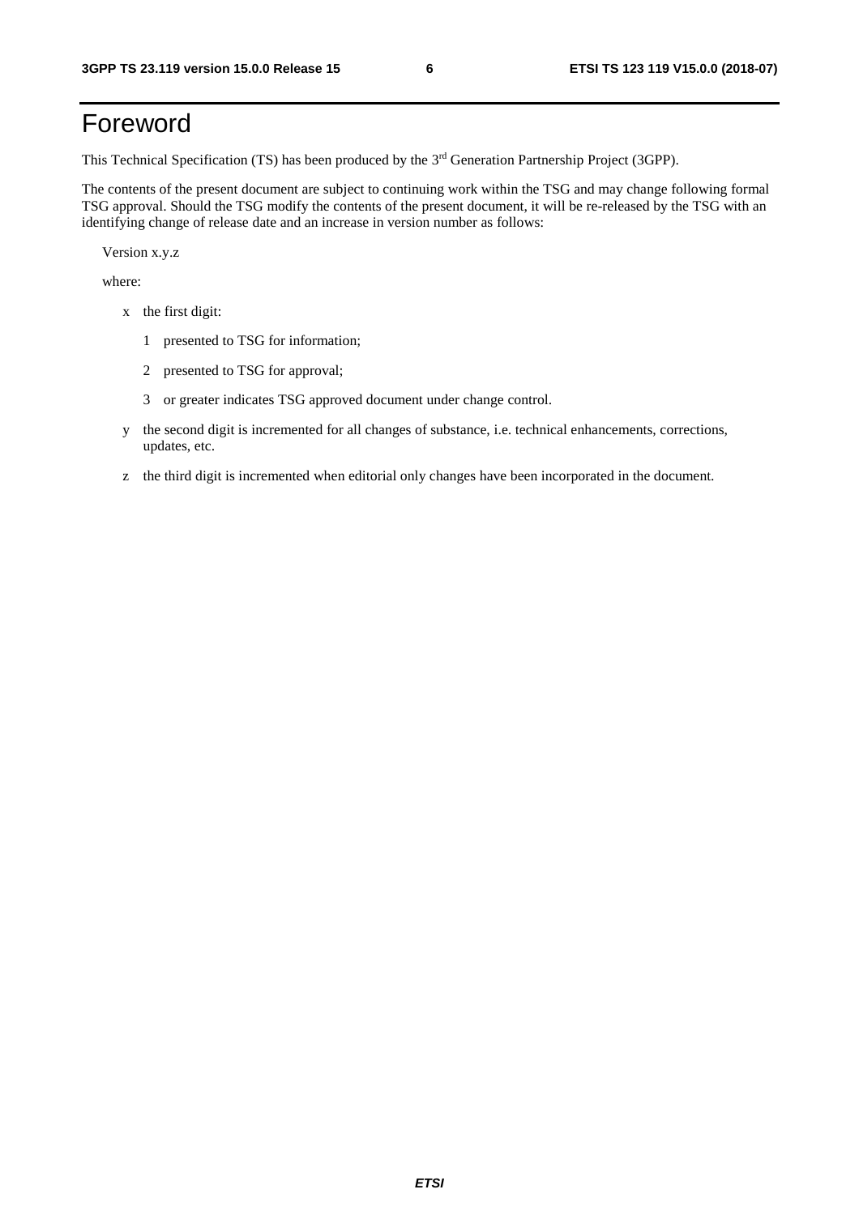# Foreword

This Technical Specification (TS) has been produced by the 3rd Generation Partnership Project (3GPP).

The contents of the present document are subject to continuing work within the TSG and may change following formal TSG approval. Should the TSG modify the contents of the present document, it will be re-released by the TSG with an identifying change of release date and an increase in version number as follows:

Version x.y.z

where:

- x the first digit:
  - 1 presented to TSG for information;
  - 2 presented to TSG for approval;
  - 3 or greater indicates TSG approved document under change control.
- y the second digit is incremented for all changes of substance, i.e. technical enhancements, corrections, updates, etc.
- z the third digit is incremented when editorial only changes have been incorporated in the document.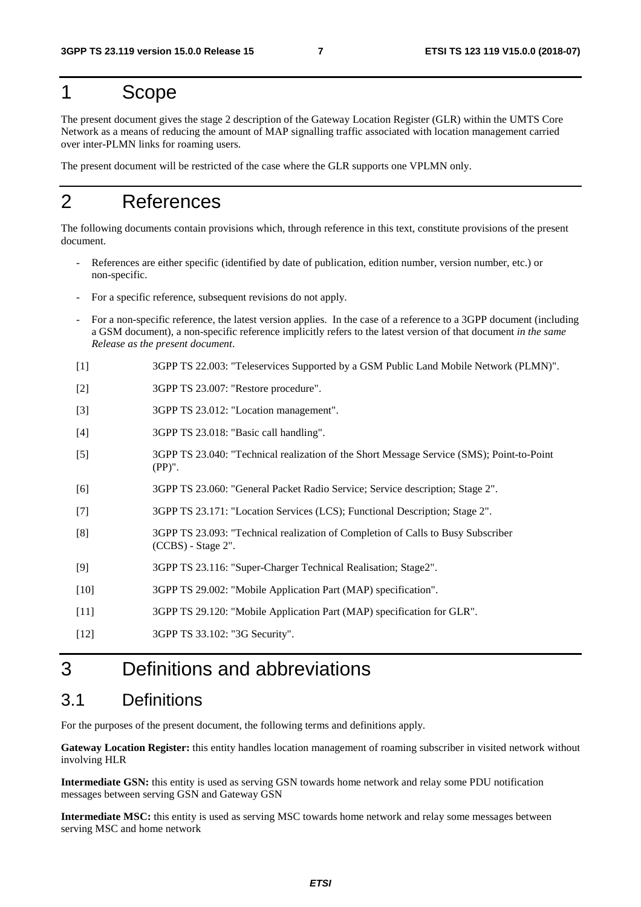# 1 Scope

The present document gives the stage 2 description of the Gateway Location Register (GLR) within the UMTS Core Network as a means of reducing the amount of MAP signalling traffic associated with location management carried over inter-PLMN links for roaming users.

The present document will be restricted of the case where the GLR supports one VPLMN only.

# 2 References

The following documents contain provisions which, through reference in this text, constitute provisions of the present document.

- References are either specific (identified by date of publication, edition number, version number, etc.) or non-specific.
- For a specific reference, subsequent revisions do not apply.
- For a non-specific reference, the latest version applies. In the case of a reference to a 3GPP document (including a GSM document), a non-specific reference implicitly refers to the latest version of that document *in the same Release as the present document*.

[1] 3GPP TS 22.003: "Teleservices Supported by a GSM Public Land Mobile Network (PLMN)".

[2] 3GPP TS 23.007: "Restore procedure".

[3] 3GPP TS 23.012: "Location management".

[4] 3GPP TS 23.018: "Basic call handling".

[5] 3GPP TS 23.040: "Technical realization of the Short Message Service (SMS); Point-to-Point (PP)".

[6] 3GPP TS 23.060: "General Packet Radio Service; Service description; Stage 2".

[7] 3GPP TS 23.171: "Location Services (LCS); Functional Description; Stage 2".

[8] 3GPP TS 23.093: "Technical realization of Completion of Calls to Busy Subscriber (CCBS) - Stage 2".

[9] 3GPP TS 23.116: "Super-Charger Technical Realisation; Stage2".

[10] 3GPP TS 29.002: "Mobile Application Part (MAP) specification".

[11] 3GPP TS 29.120: "Mobile Application Part (MAP) specification for GLR".

[12] 3GPP TS 33.102: "3G Security".

# 3 Definitions and abbreviations

## 3.1 Definitions

For the purposes of the present document, the following terms and definitions apply.

**Gateway Location Register:** this entity handles location management of roaming subscriber in visited network without involving HLR

**Intermediate GSN:** this entity is used as serving GSN towards home network and relay some PDU notification messages between serving GSN and Gateway GSN

**Intermediate MSC:** this entity is used as serving MSC towards home network and relay some messages between serving MSC and home network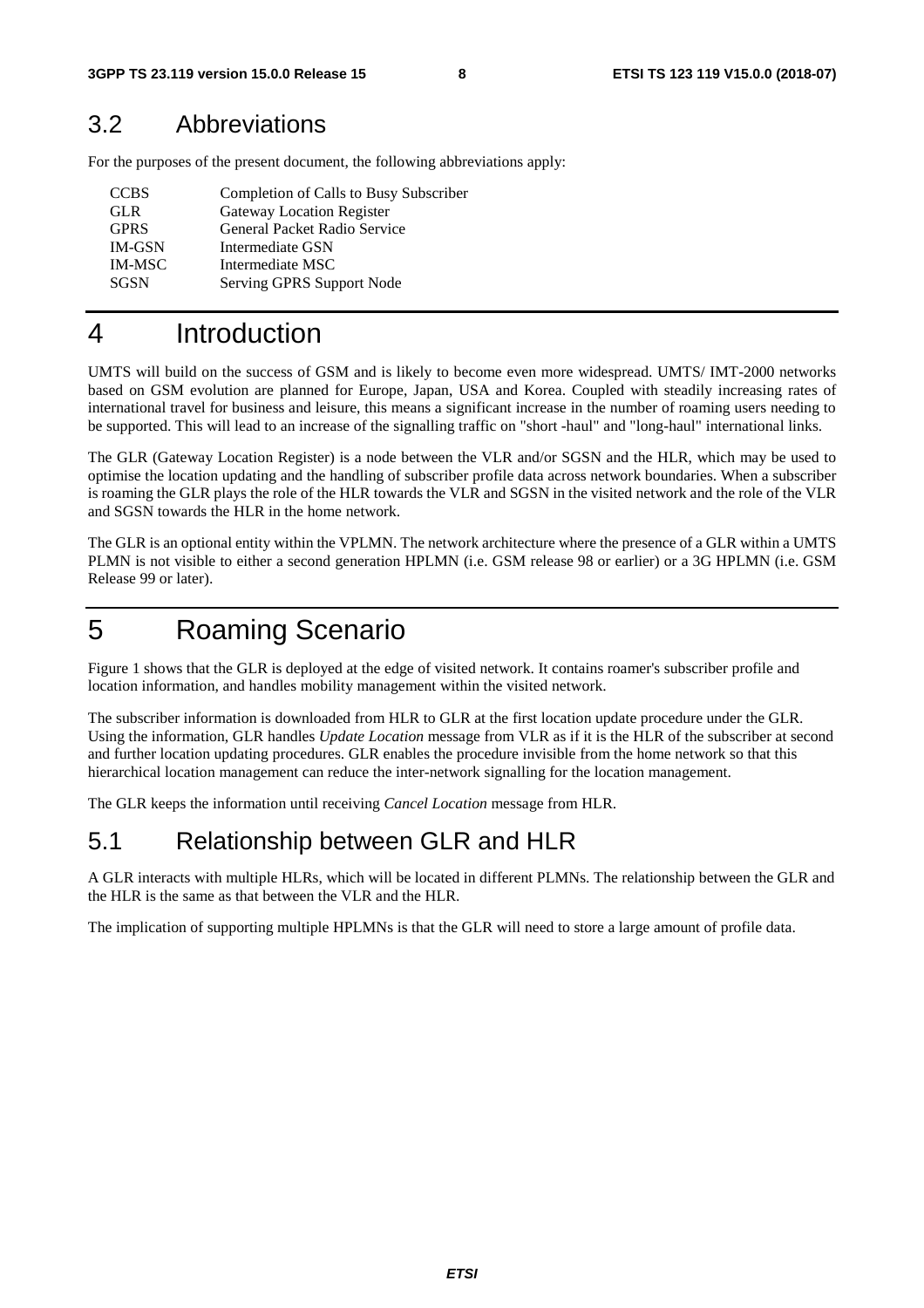## 3.2 Abbreviations

For the purposes of the present document, the following abbreviations apply:

| | |
|---|---|
| CCBS | Completion of Calls to Busy Subscriber |
| GLR | Gateway Location Register |
| GPRS | General Packet Radio Service |
| IM-GSN | Intermediate GSN |
| IM-MSC | Intermediate MSC |
| SGSN | Serving GPRS Support Node |

# 4 Introduction

UMTS will build on the success of GSM and is likely to become even more widespread. UMTS/ IMT-2000 networks based on GSM evolution are planned for Europe, Japan, USA and Korea. Coupled with steadily increasing rates of international travel for business and leisure, this means a significant increase in the number of roaming users needing to be supported. This will lead to an increase of the signalling traffic on "short -haul" and "long-haul" international links.

The GLR (Gateway Location Register) is a node between the VLR and/or SGSN and the HLR, which may be used to optimise the location updating and the handling of subscriber profile data across network boundaries. When a subscriber is roaming the GLR plays the role of the HLR towards the VLR and SGSN in the visited network and the role of the VLR and SGSN towards the HLR in the home network.

The GLR is an optional entity within the VPLMN. The network architecture where the presence of a GLR within a UMTS PLMN is not visible to either a second generation HPLMN (i.e. GSM release 98 or earlier) or a 3G HPLMN (i.e. GSM Release 99 or later).

# 5 Roaming Scenario

Figure 1 shows that the GLR is deployed at the edge of visited network. It contains roamer's subscriber profile and location information, and handles mobility management within the visited network.

The subscriber information is downloaded from HLR to GLR at the first location update procedure under the GLR. Using the information, GLR handles *Update Location* message from VLR as if it is the HLR of the subscriber at second and further location updating procedures. GLR enables the procedure invisible from the home network so that this hierarchical location management can reduce the inter-network signalling for the location management.

The GLR keeps the information until receiving *Cancel Location* message from HLR.

## 5.1 Relationship between GLR and HLR

A GLR interacts with multiple HLRs, which will be located in different PLMNs. The relationship between the GLR and the HLR is the same as that between the VLR and the HLR.

The implication of supporting multiple HPLMNs is that the GLR will need to store a large amount of profile data.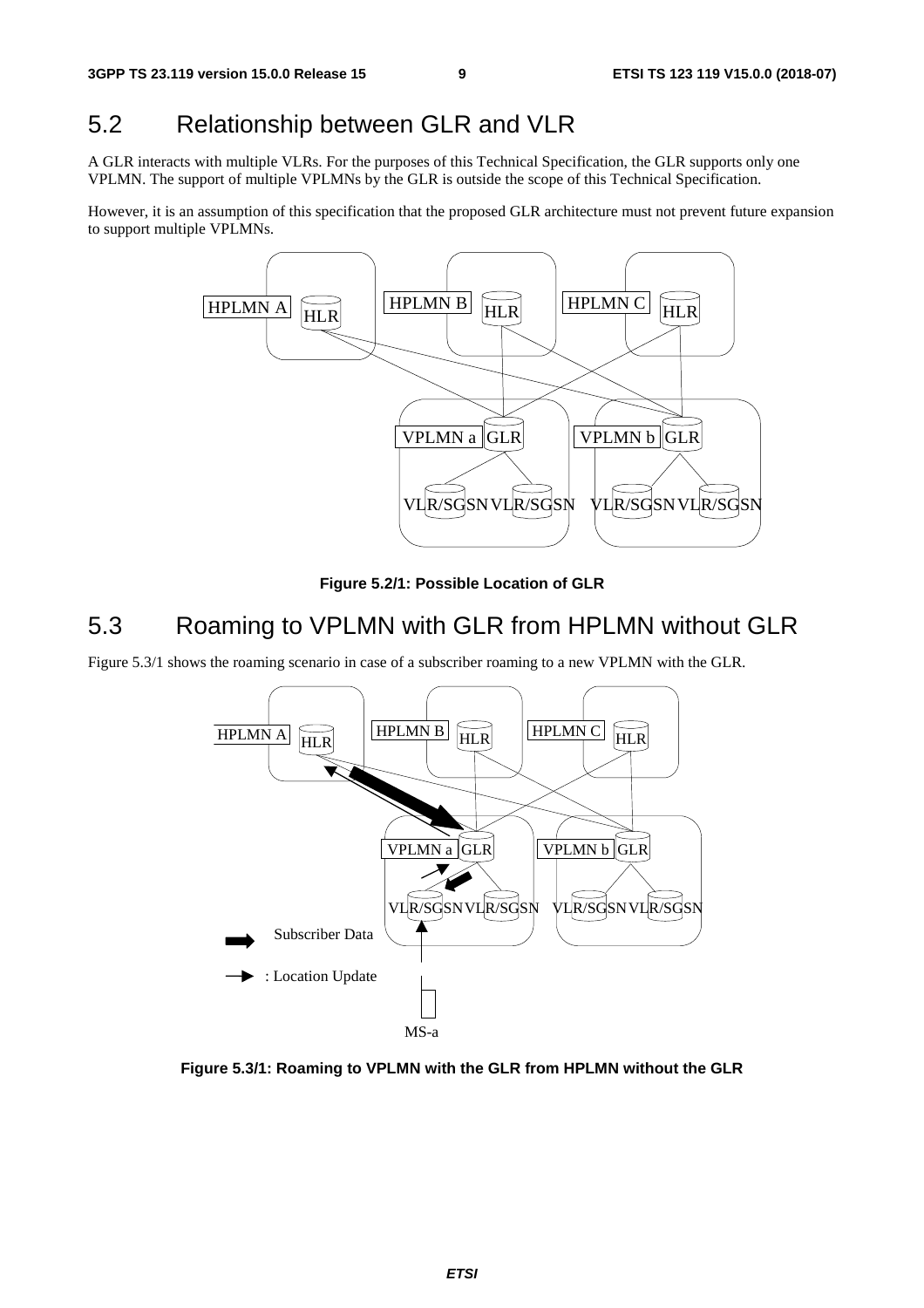## 5.2 Relationship between GLR and VLR

A GLR interacts with multiple VLRs. For the purposes of this Technical Specification, the GLR supports only one VPLMN. The support of multiple VPLMNs by the GLR is outside the scope of this Technical Specification.

However, it is an assumption of this specification that the proposed GLR architecture must not prevent future expansion to support multiple VPLMNs.

**Figure 5.2/1: Possible Location of GLR**

## 5.3 Roaming to VPLMN with GLR from HPLMN without GLR

Figure 5.3/1 shows the roaming scenario in case of a subscriber roaming to a new VPLMN with the GLR.

**Figure 5.3/1: Roaming to VPLMN with the GLR from HPLMN without the GLR**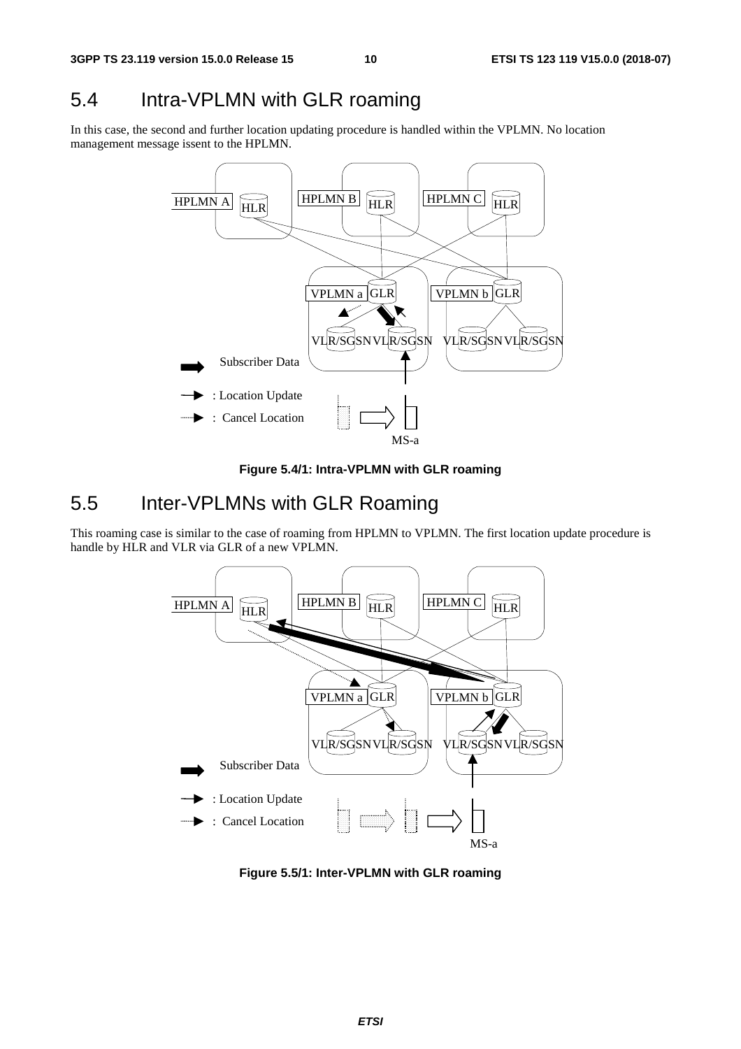## 5.4 Intra-VPLMN with GLR roaming

In this case, the second and further location updating procedure is handled within the VPLMN. No location management message issent to the HPLMN.

**Figure 5.4/1: Intra-VPLMN with GLR roaming**

## 5.5 Inter-VPLMNs with GLR Roaming

This roaming case is similar to the case of roaming from HPLMN to VPLMN. The first location update procedure is handle by HLR and VLR via GLR of a new VPLMN.

**Figure 5.5/1: Inter-VPLMN with GLR roaming**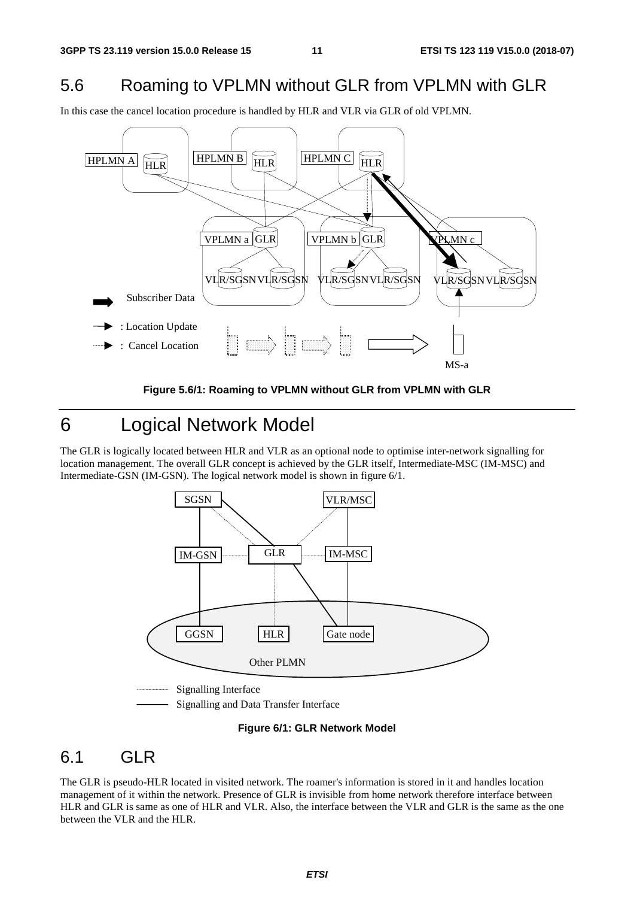## 5.6 Roaming to VPLMN without GLR from VPLMN with GLR

In this case the cancel location procedure is handled by HLR and VLR via GLR of old VPLMN.

**Figure 5.6/1: Roaming to VPLMN without GLR from VPLMN with GLR**

# 6 Logical Network Model

The GLR is logically located between HLR and VLR as an optional node to optimise inter-network signalling for location management. The overall GLR concept is achieved by the GLR itself, Intermediate-MSC (IM-MSC) and Intermediate-GSN (IM-GSN). The logical network model is shown in figure 6/1.

**Figure 6/1: GLR Network Model**

## 6.1 GLR

The GLR is pseudo-HLR located in visited network. The roamer's information is stored in it and handles location management of it within the network. Presence of GLR is invisible from home network therefore interface between HLR and GLR is same as one of HLR and VLR. Also, the interface between the VLR and GLR is the same as the one between the VLR and the HLR.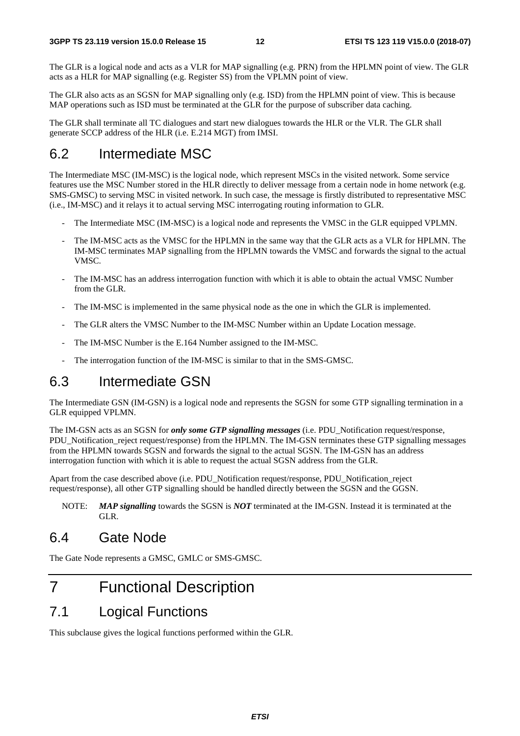The GLR is a logical node and acts as a VLR for MAP signalling (e.g. PRN) from the HPLMN point of view. The GLR acts as a HLR for MAP signalling (e.g. Register SS) from the VPLMN point of view.

The GLR also acts as an SGSN for MAP signalling only (e.g. ISD) from the HPLMN point of view. This is because MAP operations such as ISD must be terminated at the GLR for the purpose of subscriber data caching.

The GLR shall terminate all TC dialogues and start new dialogues towards the HLR or the VLR. The GLR shall generate SCCP address of the HLR (i.e. E.214 MGT) from IMSI.

## 6.2 Intermediate MSC

The Intermediate MSC (IM-MSC) is the logical node, which represent MSCs in the visited network. Some service features use the MSC Number stored in the HLR directly to deliver message from a certain node in home network (e.g. SMS-GMSC) to serving MSC in visited network. In such case, the message is firstly distributed to representative MSC (i.e., IM-MSC) and it relays it to actual serving MSC interrogating routing information to GLR.

- The Intermediate MSC (IM-MSC) is a logical node and represents the VMSC in the GLR equipped VPLMN.
- The IM-MSC acts as the VMSC for the HPLMN in the same way that the GLR acts as a VLR for HPLMN. The IM-MSC terminates MAP signalling from the HPLMN towards the VMSC and forwards the signal to the actual VMSC.
- The IM-MSC has an address interrogation function with which it is able to obtain the actual VMSC Number from the GLR.
- The IM-MSC is implemented in the same physical node as the one in which the GLR is implemented.
- The GLR alters the VMSC Number to the IM-MSC Number within an Update Location message.
- The IM-MSC Number is the E.164 Number assigned to the IM-MSC.
- The interrogation function of the IM-MSC is similar to that in the SMS-GMSC.

## 6.3 Intermediate GSN

The Intermediate GSN (IM-GSN) is a logical node and represents the SGSN for some GTP signalling termination in a GLR equipped VPLMN.

The IM-GSN acts as an SGSN for ***only some GTP signalling messages*** (i.e. PDU_Notification request/response, PDU_Notification_reject request/response) from the HPLMN. The IM-GSN terminates these GTP signalling messages from the HPLMN towards SGSN and forwards the signal to the actual SGSN. The IM-GSN has an address interrogation function with which it is able to request the actual SGSN address from the GLR.

Apart from the case described above (i.e. PDU_Notification request/response, PDU_Notification_reject request/response), all other GTP signalling should be handled directly between the SGSN and the GGSN.

NOTE: ***MAP signalling*** towards the SGSN is ***NOT*** terminated at the IM-GSN. Instead it is terminated at the GLR.

## 6.4 Gate Node

The Gate Node represents a GMSC, GMLC or SMS-GMSC.

# 7 Functional Description

## 7.1 Logical Functions

This subclause gives the logical functions performed within the GLR.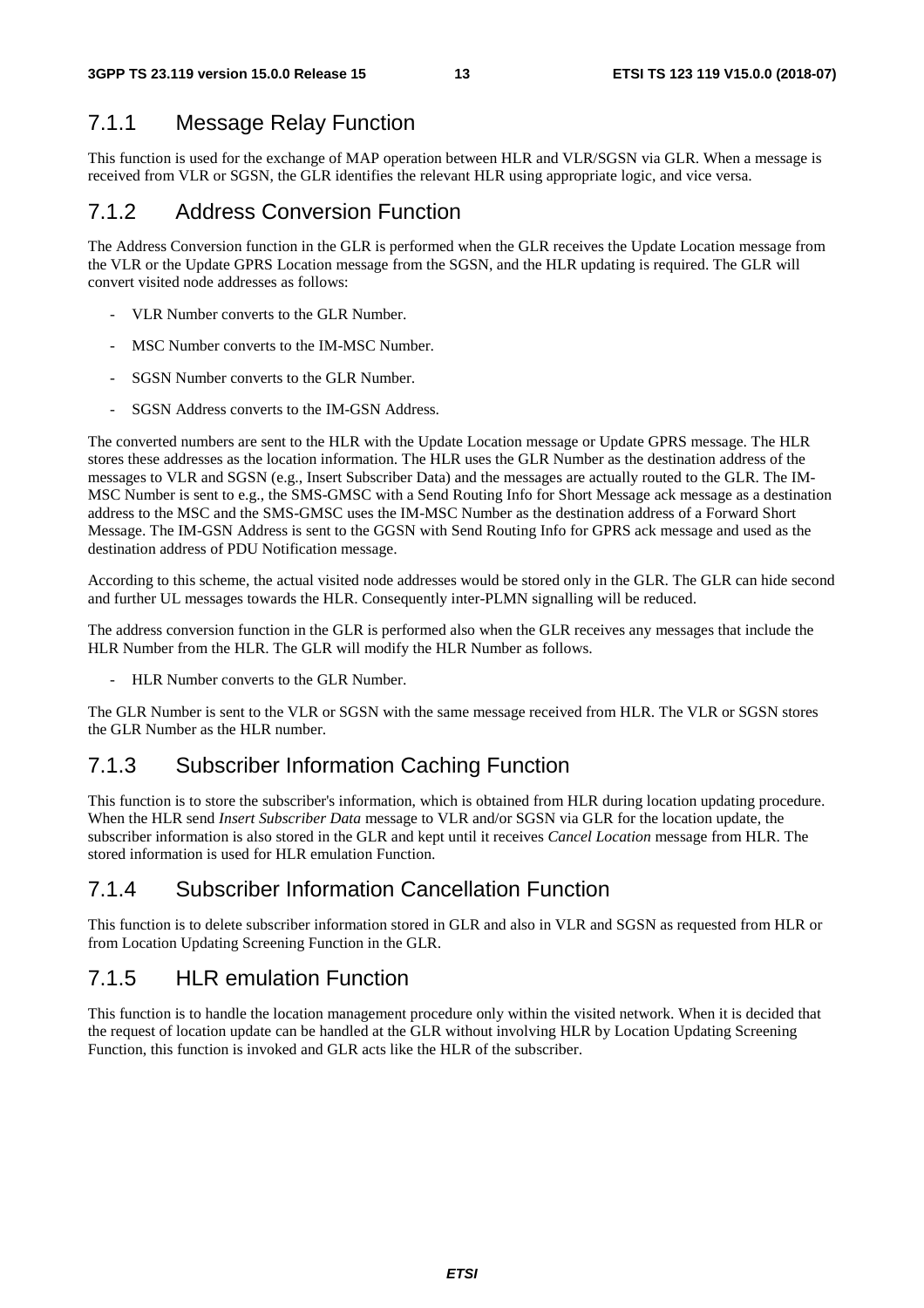### 7.1.1 Message Relay Function

This function is used for the exchange of MAP operation between HLR and VLR/SGSN via GLR. When a message is received from VLR or SGSN, the GLR identifies the relevant HLR using appropriate logic, and vice versa.

### 7.1.2 Address Conversion Function

The Address Conversion function in the GLR is performed when the GLR receives the Update Location message from the VLR or the Update GPRS Location message from the SGSN, and the HLR updating is required. The GLR will convert visited node addresses as follows:

- VLR Number converts to the GLR Number.
- MSC Number converts to the IM-MSC Number.
- SGSN Number converts to the GLR Number.
- SGSN Address converts to the IM-GSN Address.

The converted numbers are sent to the HLR with the Update Location message or Update GPRS message. The HLR stores these addresses as the location information. The HLR uses the GLR Number as the destination address of the messages to VLR and SGSN (e.g., Insert Subscriber Data) and the messages are actually routed to the GLR. The IM-MSC Number is sent to e.g., the SMS-GMSC with a Send Routing Info for Short Message ack message as a destination address to the MSC and the SMS-GMSC uses the IM-MSC Number as the destination address of a Forward Short Message. The IM-GSN Address is sent to the GGSN with Send Routing Info for GPRS ack message and used as the destination address of PDU Notification message.

According to this scheme, the actual visited node addresses would be stored only in the GLR. The GLR can hide second and further UL messages towards the HLR. Consequently inter-PLMN signalling will be reduced.

The address conversion function in the GLR is performed also when the GLR receives any messages that include the HLR Number from the HLR. The GLR will modify the HLR Number as follows.

- HLR Number converts to the GLR Number.

The GLR Number is sent to the VLR or SGSN with the same message received from HLR. The VLR or SGSN stores the GLR Number as the HLR number.

### 7.1.3 Subscriber Information Caching Function

This function is to store the subscriber's information, which is obtained from HLR during location updating procedure. When the HLR send *Insert Subscriber Data* message to VLR and/or SGSN via GLR for the location update, the subscriber information is also stored in the GLR and kept until it receives *Cancel Location* message from HLR. The stored information is used for HLR emulation Function.

### 7.1.4 Subscriber Information Cancellation Function

This function is to delete subscriber information stored in GLR and also in VLR and SGSN as requested from HLR or from Location Updating Screening Function in the GLR.

### 7.1.5 HLR emulation Function

This function is to handle the location management procedure only within the visited network. When it is decided that the request of location update can be handled at the GLR without involving HLR by Location Updating Screening Function, this function is invoked and GLR acts like the HLR of the subscriber.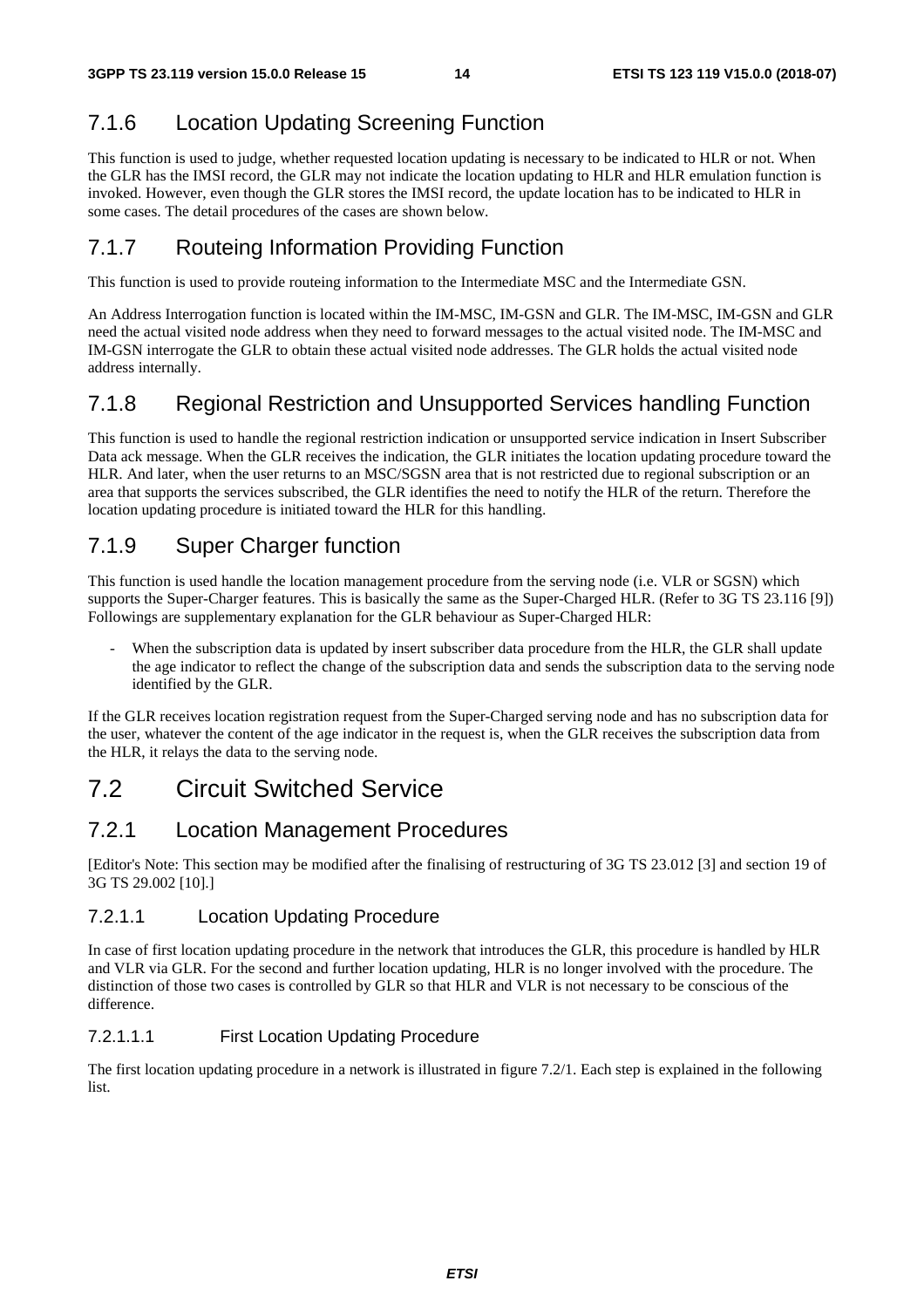### 7.1.6 Location Updating Screening Function

This function is used to judge, whether requested location updating is necessary to be indicated to HLR or not. When the GLR has the IMSI record, the GLR may not indicate the location updating to HLR and HLR emulation function is invoked. However, even though the GLR stores the IMSI record, the update location has to be indicated to HLR in some cases. The detail procedures of the cases are shown below.

### 7.1.7 Routeing Information Providing Function

This function is used to provide routeing information to the Intermediate MSC and the Intermediate GSN.

An Address Interrogation function is located within the IM-MSC, IM-GSN and GLR. The IM-MSC, IM-GSN and GLR need the actual visited node address when they need to forward messages to the actual visited node. The IM-MSC and IM-GSN interrogate the GLR to obtain these actual visited node addresses. The GLR holds the actual visited node address internally.

### 7.1.8 Regional Restriction and Unsupported Services handling Function

This function is used to handle the regional restriction indication or unsupported service indication in Insert Subscriber Data ack message. When the GLR receives the indication, the GLR initiates the location updating procedure toward the HLR. And later, when the user returns to an MSC/SGSN area that is not restricted due to regional subscription or an area that supports the services subscribed, the GLR identifies the need to notify the HLR of the return. Therefore the location updating procedure is initiated toward the HLR for this handling.

### 7.1.9 Super Charger function

This function is used handle the location management procedure from the serving node (i.e. VLR or SGSN) which supports the Super-Charger features. This is basically the same as the Super-Charged HLR. (Refer to 3G TS 23.116 [9]) Followings are supplementary explanation for the GLR behaviour as Super-Charged HLR:

- When the subscription data is updated by insert subscriber data procedure from the HLR, the GLR shall update the age indicator to reflect the change of the subscription data and sends the subscription data to the serving node identified by the GLR.

If the GLR receives location registration request from the Super-Charged serving node and has no subscription data for the user, whatever the content of the age indicator in the request is, when the GLR receives the subscription data from the HLR, it relays the data to the serving node.

## 7.2 Circuit Switched Service

### 7.2.1 Location Management Procedures

[Editor's Note: This section may be modified after the finalising of restructuring of 3G TS 23.012 [3] and section 19 of 3G TS 29.002 [10].]

#### 7.2.1.1 Location Updating Procedure

In case of first location updating procedure in the network that introduces the GLR, this procedure is handled by HLR and VLR via GLR. For the second and further location updating, HLR is no longer involved with the procedure. The distinction of those two cases is controlled by GLR so that HLR and VLR is not necessary to be conscious of the difference.

##### 7.2.1.1.1 First Location Updating Procedure

The first location updating procedure in a network is illustrated in figure 7.2/1. Each step is explained in the following list.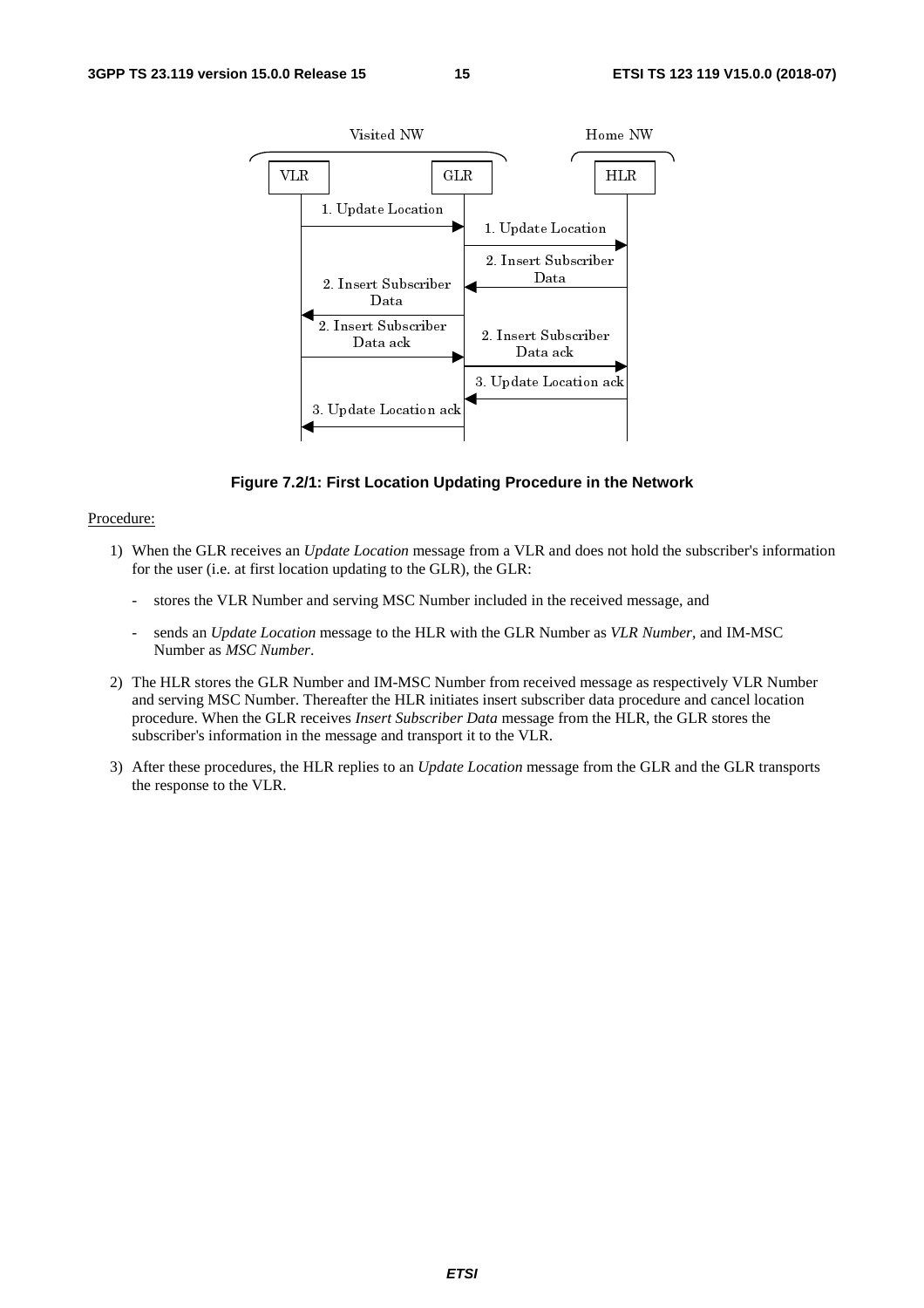**Figure 7.2/1: First Location Updating Procedure in the Network**

Procedure:

1) When the GLR receives an *Update Location* message from a VLR and does not hold the subscriber's information for the user (i.e. at first location updating to the GLR), the GLR:

   - stores the VLR Number and serving MSC Number included in the received message, and

   - sends an *Update Location* message to the HLR with the GLR Number as *VLR Number*, and IM-MSC Number as *MSC Number*.

2) The HLR stores the GLR Number and IM-MSC Number from received message as respectively VLR Number and serving MSC Number. Thereafter the HLR initiates insert subscriber data procedure and cancel location procedure. When the GLR receives *Insert Subscriber Data* message from the HLR, the GLR stores the subscriber's information in the message and transport it to the VLR.

3) After these procedures, the HLR replies to an *Update Location* message from the GLR and the GLR transports the response to the VLR.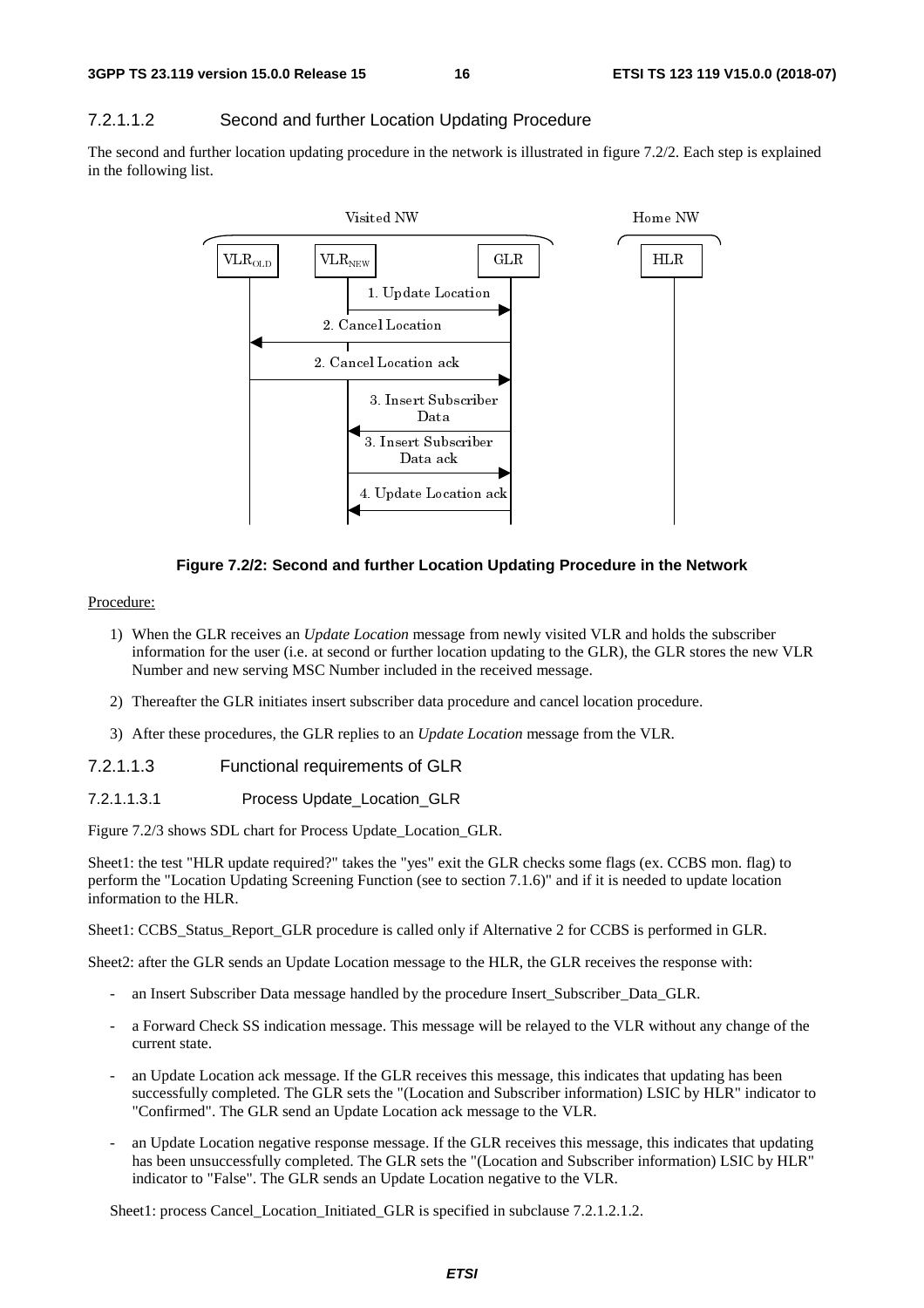#### 7.2.1.1.2 Second and further Location Updating Procedure

The second and further location updating procedure in the network is illustrated in figure 7.2/2. Each step is explained in the following list.

**Figure 7.2/2: Second and further Location Updating Procedure in the Network**

Procedure:

1) When the GLR receives an *Update Location* message from newly visited VLR and holds the subscriber information for the user (i.e. at second or further location updating to the GLR), the GLR stores the new VLR Number and new serving MSC Number included in the received message.

2) Thereafter the GLR initiates insert subscriber data procedure and cancel location procedure.

3) After these procedures, the GLR replies to an *Update Location* message from the VLR.

#### 7.2.1.1.3 Functional requirements of GLR

##### 7.2.1.1.3.1 Process Update_Location_GLR

Figure 7.2/3 shows SDL chart for Process Update_Location_GLR.

Sheet1: the test "HLR update required?" takes the "yes" exit the GLR checks some flags (ex. CCBS mon. flag) to perform the "Location Updating Screening Function (see to section 7.1.6)" and if it is needed to update location information to the HLR.

Sheet1: CCBS_Status_Report_GLR procedure is called only if Alternative 2 for CCBS is performed in GLR.

Sheet2: after the GLR sends an Update Location message to the HLR, the GLR receives the response with:

- an Insert Subscriber Data message handled by the procedure Insert_Subscriber_Data_GLR.
- a Forward Check SS indication message. This message will be relayed to the VLR without any change of the current state.
- an Update Location ack message. If the GLR receives this message, this indicates that updating has been successfully completed. The GLR sets the "(Location and Subscriber information) LSIC by HLR" indicator to "Confirmed". The GLR send an Update Location ack message to the VLR.
- an Update Location negative response message. If the GLR receives this message, this indicates that updating has been unsuccessfully completed. The GLR sets the "(Location and Subscriber information) LSIC by HLR" indicator to "False". The GLR sends an Update Location negative to the VLR.

Sheet1: process Cancel_Location_Initiated_GLR is specified in subclause 7.2.1.2.1.2.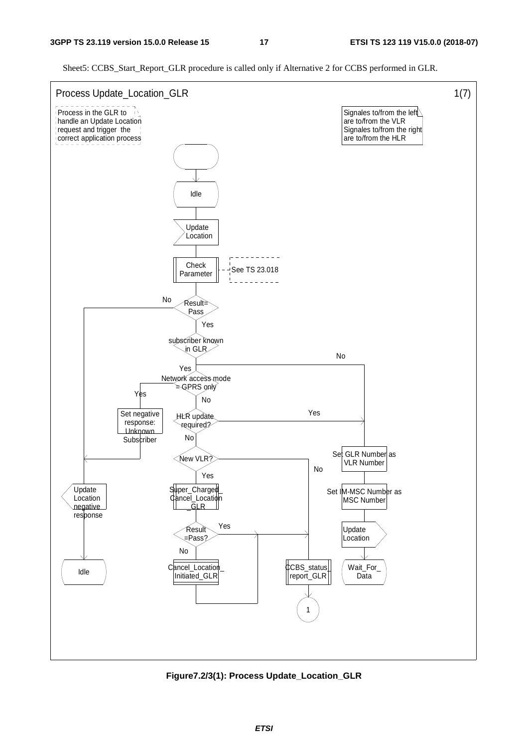Sheet5: CCBS_Start_Report_GLR procedure is called only if Alternative 2 for CCBS performed in GLR.

Process Update_Location_GLR 1(7)

Process in the GLR to handle an Update Location request and trigger the correct application process

Signales to/from the left are to/from the VLR Signales to/from the right are to/from the HLR

Idle

Update Location

Check Parameter

See TS 23.018

Result= Pass

No

Yes

subscriber known in GLR

No

Yes

Network access mode = GPRS only

Yes

No

Set negative response: Unknown Subscriber

HLR update required?

Yes

No

New VLR?

No

Yes

Super_Charged_Cancel_Location_GLR

Result =Pass?

Yes

No

Cancel_Location_Initiated_GLR

CCBS_status_report_GLR

1

Set GLR Number as VLR Number

Set IM-MSC Number as MSC Number

Update Location

Wait_For_Data

Update Location negative response

Idle

**Figure7.2/3(1): Process Update_Location_GLR**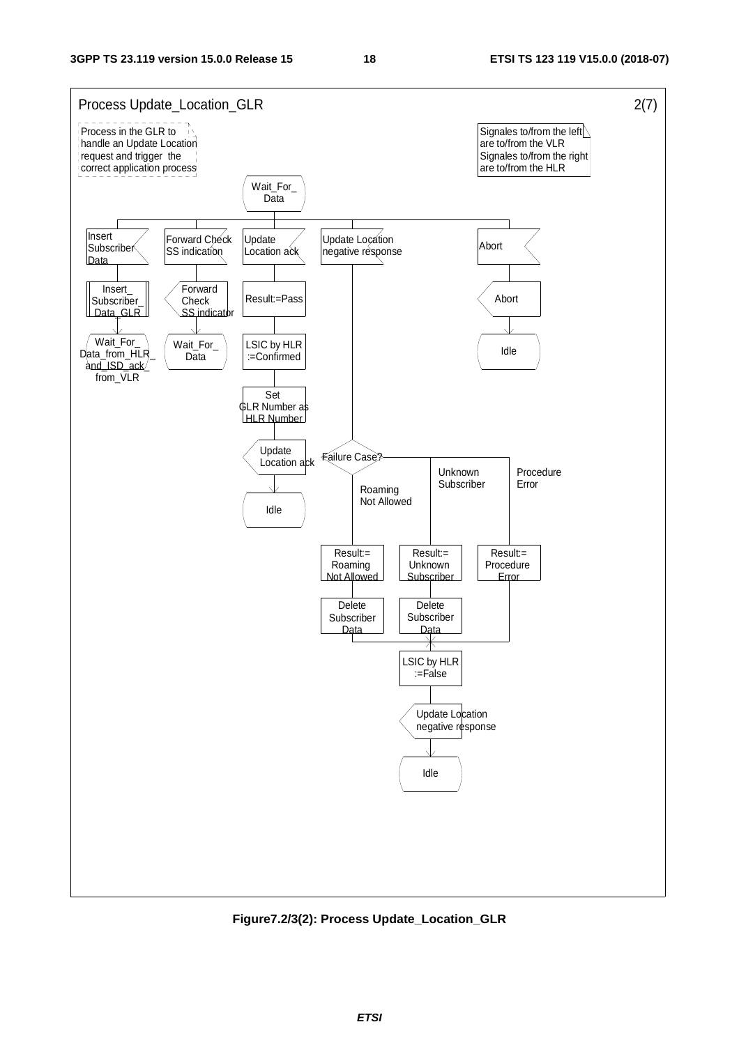Process Update_Location_GLR 2(7)

Process in the GLR to handle an Update Location request and trigger the correct application process

Signales to/from the left are to/from the VLR
Signales to/from the right are to/from the HLR

Wait_For_Data

Insert Subscriber Data → Insert_Subscriber_Data_GLR → Wait_For_Data_from_HLR_and_ISD_ack_from_VLR

Forward Check SS indication → Forward Check SS indicator → Wait_For_Data

Update Location ack → Result:=Pass → LSIC by HLR :=Confirmed → Set GLR Number as HLR Number → Update Location ack → Idle

Update Location negative response → Failure Case?
- Roaming Not Allowed → Result:= Roaming Not Allowed → Delete Subscriber Data
- Unknown Subscriber → Result:= Unknown Subscriber → Delete Subscriber Data
- Procedure Error → Result:= Procedure Error

→ LSIC by HLR :=False → Update Location negative response → Idle

Abort → Abort → Idle

**Figure7.2/3(2): Process Update_Location_GLR**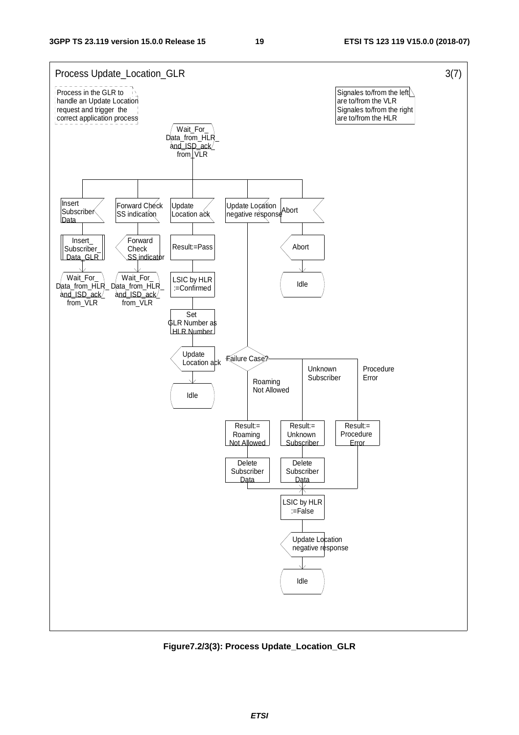Process Update_Location_GLR 3(7)

Process in the GLR to handle an Update Location request and trigger the correct application process

Signales to/from the left are to/from the VLR
Signales to/from the right are to/from the HLR

Wait_For_ Data_from_HLR_ and_ISD_ack_ from_VLR

Insert Subscriber Data

Insert_ Subscriber_ Data_GLR

Wait_For_ Data_from_HLR_ and_ISD_ack_ from_VLR

Forward Check SS indication

Forward Check SS indicator

Wait_For_ Data_from_HLR_ and_ISD_ack_ from_VLR

Update Location ack

Result:=Pass

LSIC by HLR :=Confirmed

Set GLR Number as HLR Number

Update Location ack

Idle

Update Location negative response

Failure Case?

Roaming Not Allowed

Unknown Subscriber

Procedure Error

Result:= Roaming Not Allowed

Result:= Unknown Subscriber

Result:= Procedure Error

Delete Subscriber Data

Delete Subscriber Data

LSIC by HLR :=False

Update Location negative response

Idle

Abort

Abort

Idle

**Figure7.2/3(3): Process Update_Location_GLR**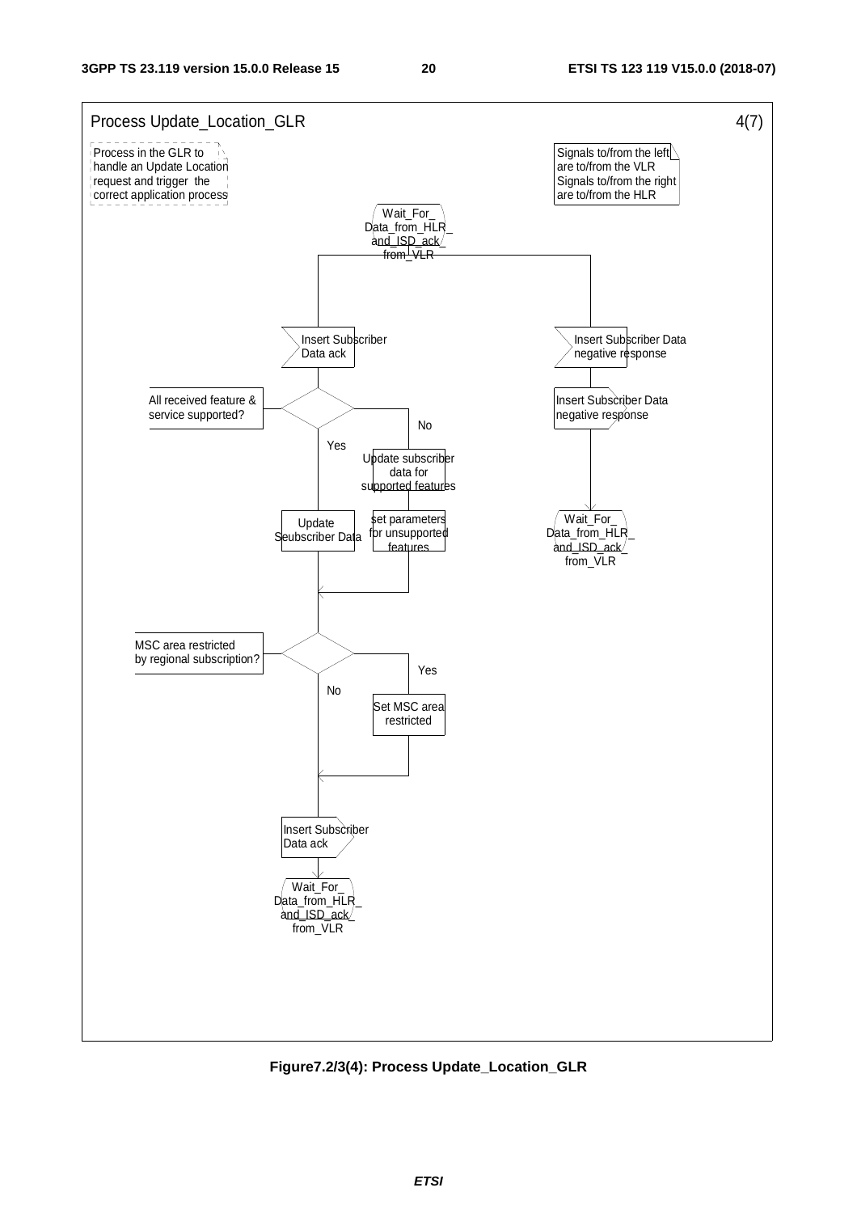Process Update_Location_GLR 4(7)

Process in the GLR to handle an Update Location request and trigger the correct application process

Signals to/from the left are to/from the VLR
Signals to/from the right are to/from the HLR

Wait_For_Data_from_HLR_and_ISD_ack_from_VLR

Insert Subscriber Data ack

All received feature & service supported?

Yes

No

Update subscriber data for supported features

set parameters for unsupported features

Update Seubscriber Data

MSC area restricted by regional subscription?

Yes

No

Set MSC area restricted

Insert Subscriber Data ack

Wait_For_Data_from_HLR_and_ISD_ack_from_VLR

Insert Subscriber Data negative response

Insert Subscriber Data negative response

Wait_For_Data_from_HLR_and_ISD_ack_from_VLR

**Figure7.2/3(4): Process Update_Location_GLR**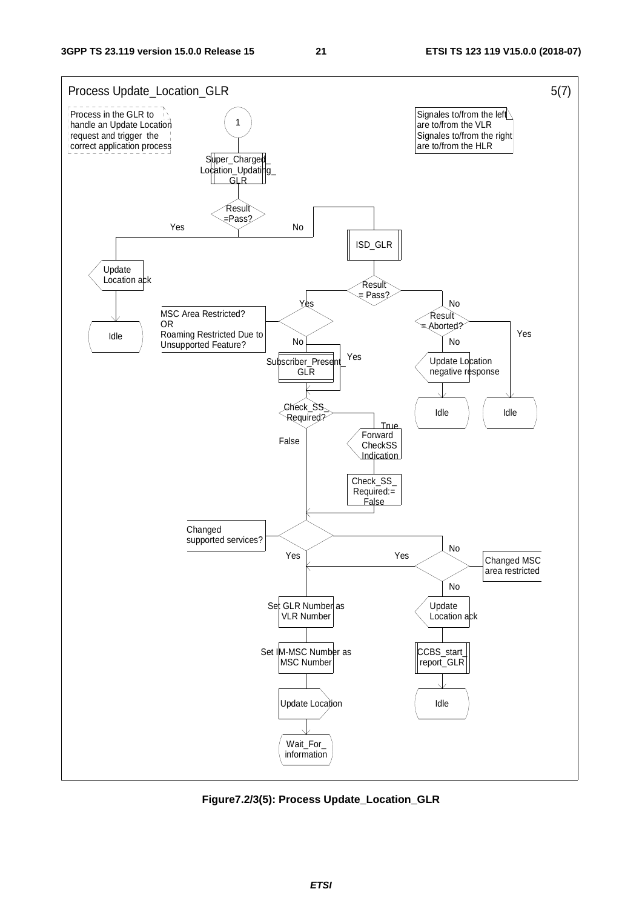Process Update_Location_GLR 5(7)

Process in the GLR to handle an Update Location request and trigger the correct application process

Signales to/from the left are to/from the VLR
Signales to/from the right are to/from the HLR

1

Super_Charged_Location_Updating_GLR

Result =Pass?

Yes

No

ISD_GLR

Update Location ack

Idle

Result = Pass?

Yes

No

MSC Area Restricted? OR Roaming Restricted Due to Unsupported Feature?

Result = Aborted?

No

Yes

No

Subscriber_Present_GLR

Yes

Update Location negative response

Idle

Idle

Check_SS_Required?

True

False

Forward CheckSS Indication

Check_SS_Required:= False

Changed supported services?

Yes

No

Yes

Changed MSC area restricted

No

Set GLR Number as VLR Number

Update Location ack

Set IM-MSC Number as MSC Number

CCBS_start_report_GLR

Update Location

Idle

Wait_For_information

**Figure7.2/3(5): Process Update_Location_GLR**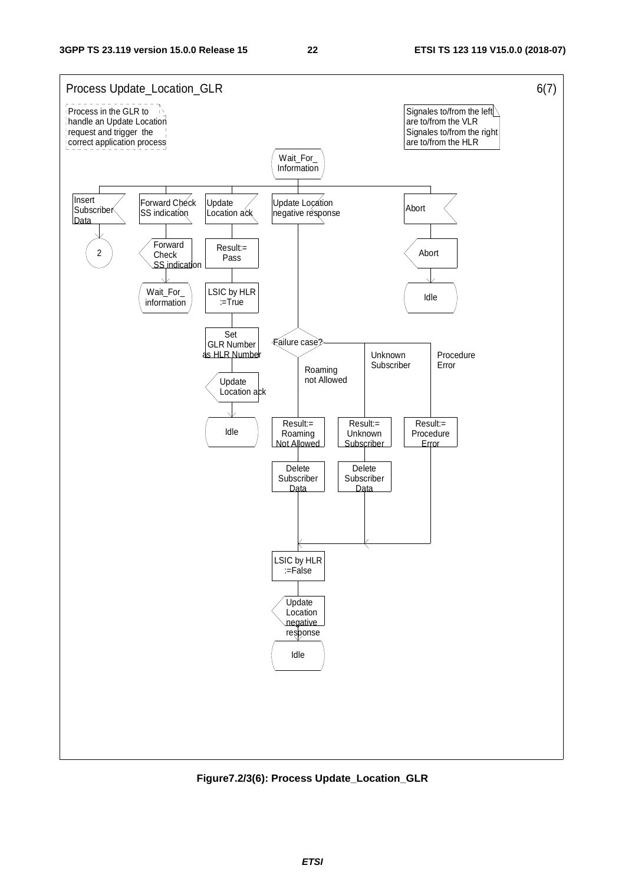Process Update_Location_GLR 6(7)

Process in the GLR to handle an Update Location request and trigger the correct application process

Signales to/from the left are to/from the VLR
Signales to/from the right are to/from the HLR

Wait_For_ Information

Insert Subscriber Data

2

Forward Check SS indication

Forward Check SS indication

Wait_For_ information

Update Location ack

Result:= Pass

LSIC by HLR :=True

Set GLR Number as HLR Number

Update Location ack

Idle

Update Location negative response

Failure case?

Roaming not Allowed

Result:= Roaming Not Allowed

Delete Subscriber Data

Unknown Subscriber

Result:= Unknown Subscriber

Delete Subscriber Data

Procedure Error

Result:= Procedure Error

LSIC by HLR :=False

Update Location negative response

Idle

Abort

Abort

Idle

**Figure7.2/3(6): Process Update_Location_GLR**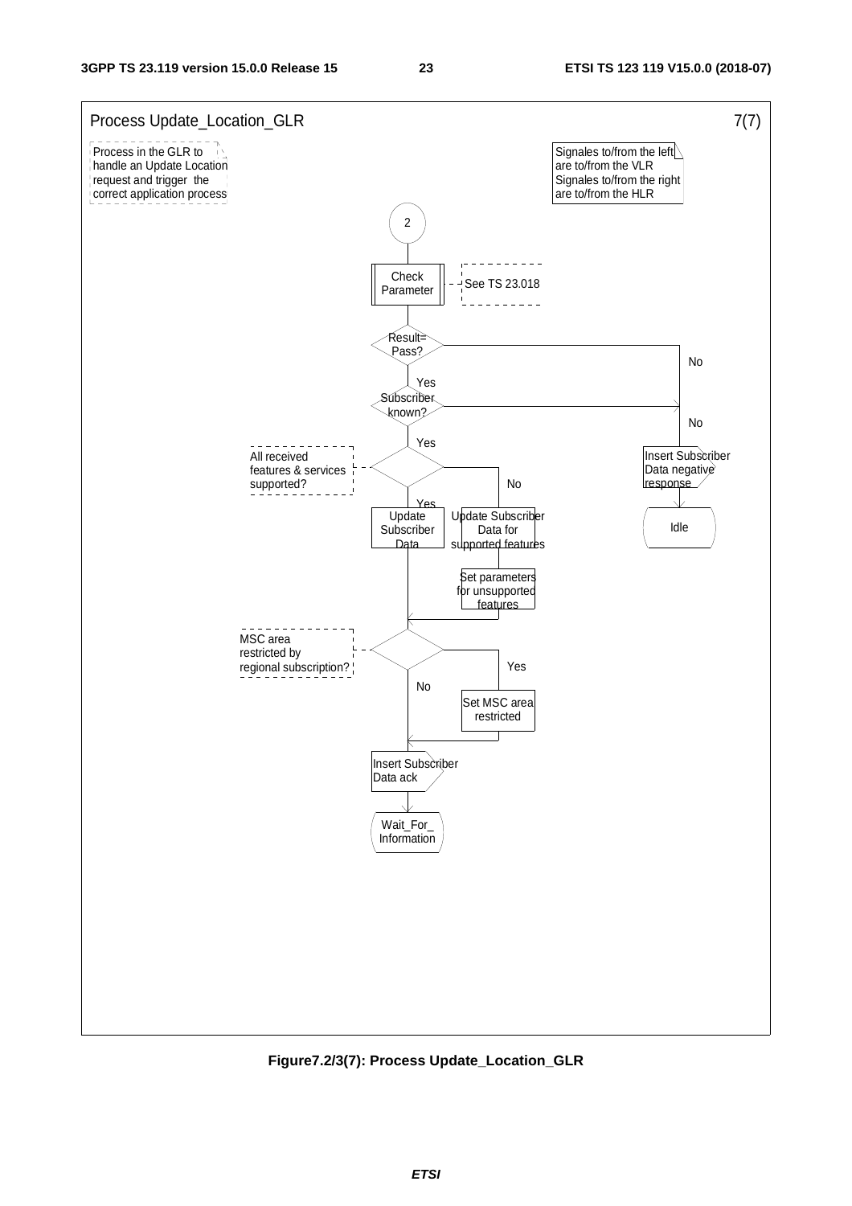Process Update_Location_GLR 7(7)

Process in the GLR to handle an Update Location request and trigger the correct application process

Signales to/from the left are to/from the VLR
Signales to/from the right are to/from the HLR

2

Check Parameter

See TS 23.018

Result= Pass?

Yes

No

Subscriber known?

Yes

No

All received features & services supported?

Yes

No

Update Subscriber Data

Update Subscriber Data for supported features

Set parameters for unsupported features

Insert Subscriber Data negative response

Idle

MSC area restricted by regional subscription?

No

Yes

Set MSC area restricted

Insert Subscriber Data ack

Wait_For_ Information

**Figure7.2/3(7): Process Update_Location_GLR**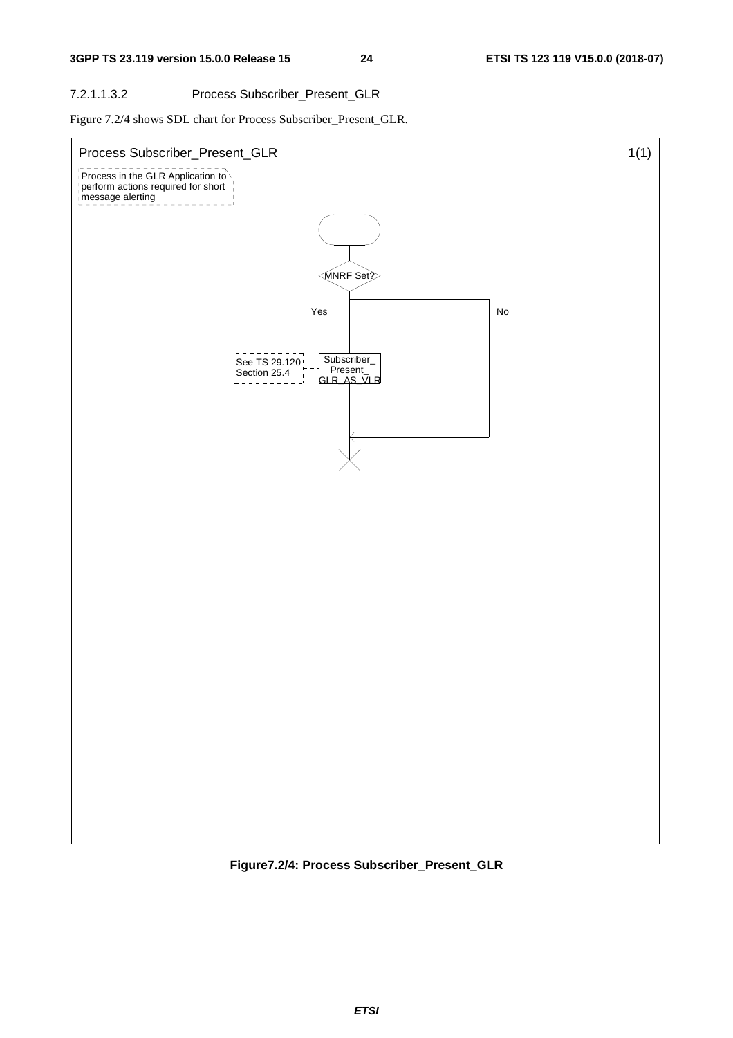#### 7.2.1.1.3.2 Process Subscriber_Present_GLR

Figure 7.2/4 shows SDL chart for Process Subscriber_Present_GLR.

Process Subscriber_Present_GLR 1(1)

Process in the GLR Application to perform actions required for short message alerting

MNRF Set?

Yes

No

See TS 29.120 Section 25.4

Subscriber_ Present_ GLR_AS_VLR

**Figure7.2/4: Process Subscriber_Present_GLR**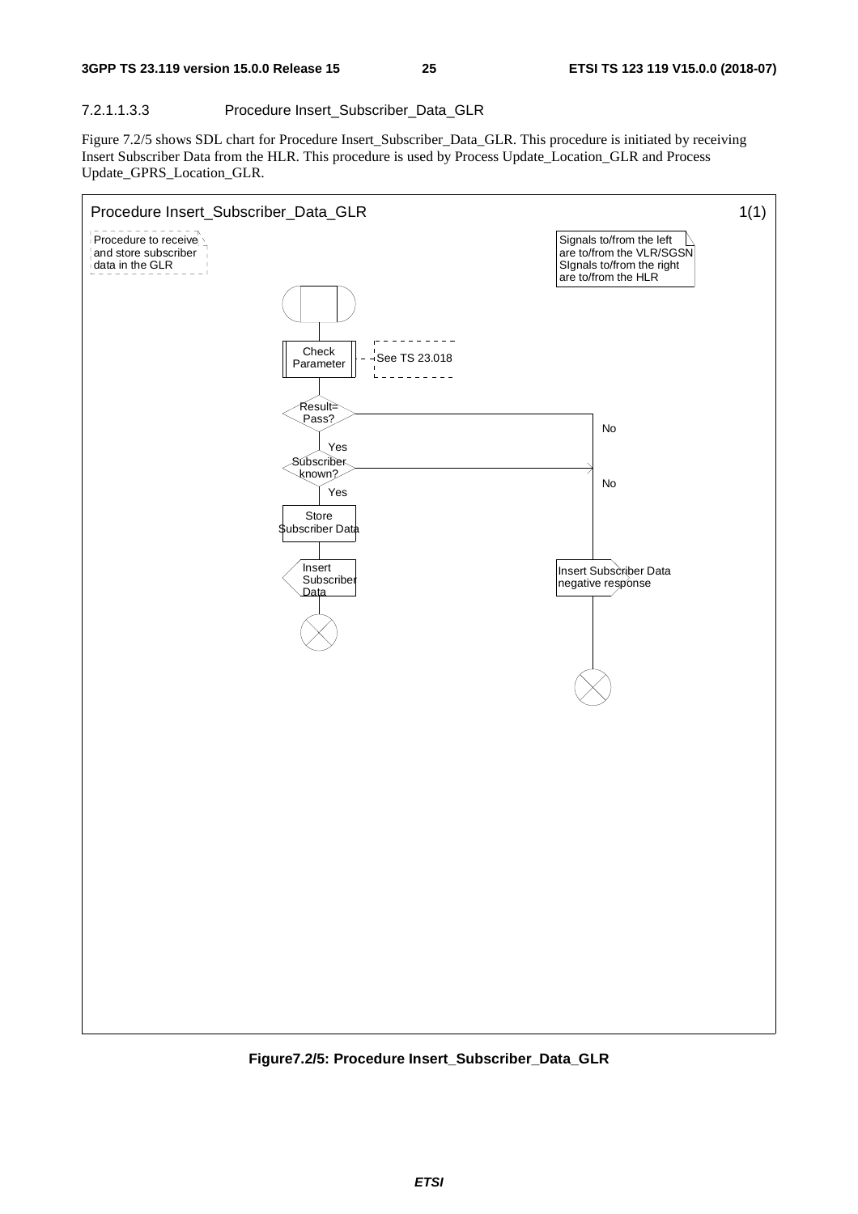#### 7.2.1.1.3.3 Procedure Insert_Subscriber_Data_GLR

Figure 7.2/5 shows SDL chart for Procedure Insert_Subscriber_Data_GLR. This procedure is initiated by receiving Insert Subscriber Data from the HLR. This procedure is used by Process Update_Location_GLR and Process Update_GPRS_Location_GLR.

Procedure Insert_Subscriber_Data_GLR 1(1)

Procedure to receive and store subscriber data in the GLR

Signals to/from the left are to/from the VLR/SGSN SIgnals to/from the right are to/from the HLR

Check Parameter

See TS 23.018

Result= Pass?

Yes

No

Subscriber known?

Yes

No

Store Subscriber Data

Insert Subscriber Data

Insert Subscriber Data negative response

**Figure7.2/5: Procedure Insert_Subscriber_Data_GLR**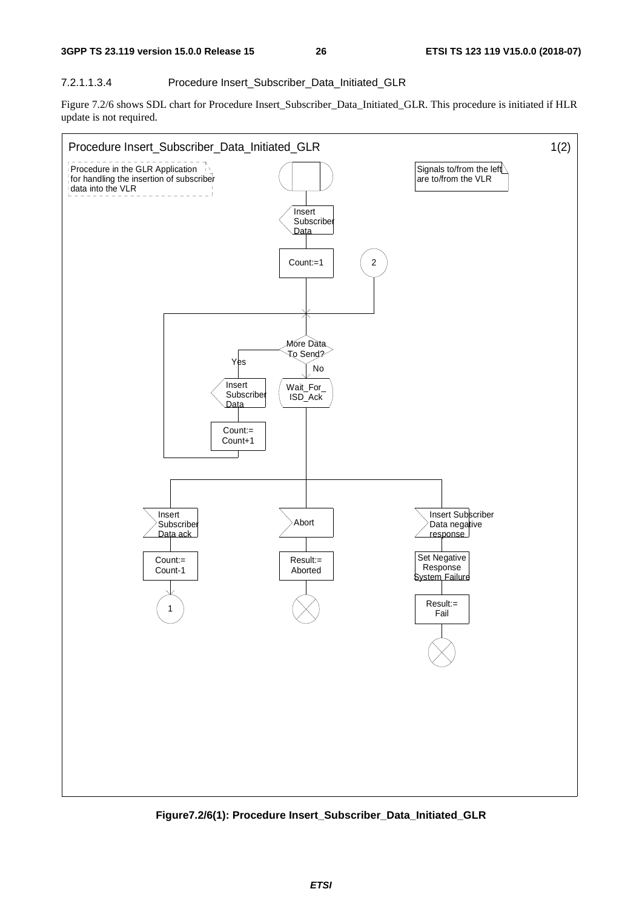#### 7.2.1.1.3.4 Procedure Insert_Subscriber_Data_Initiated_GLR

Figure 7.2/6 shows SDL chart for Procedure Insert_Subscriber_Data_Initiated_GLR. This procedure is initiated if HLR update is not required.

Procedure Insert_Subscriber_Data_Initiated_GLR 1(2)

Procedure in the GLR Application for handling the insertion of subscriber data into the VLR

Signals to/from the left are to/from the VLR

Insert Subscriber Data

Count:=1

2

More Data To Send?

Yes

No

Insert Subscriber Data

Count:= Count+1

Wait_For_ ISD_Ack

Insert Subscriber Data ack

Count:= Count-1

1

Abort

Result:= Aborted

Insert Subscriber Data negative response

Set Negative Response System Failure

Result:= Fail

**Figure7.2/6(1): Procedure Insert_Subscriber_Data_Initiated_GLR**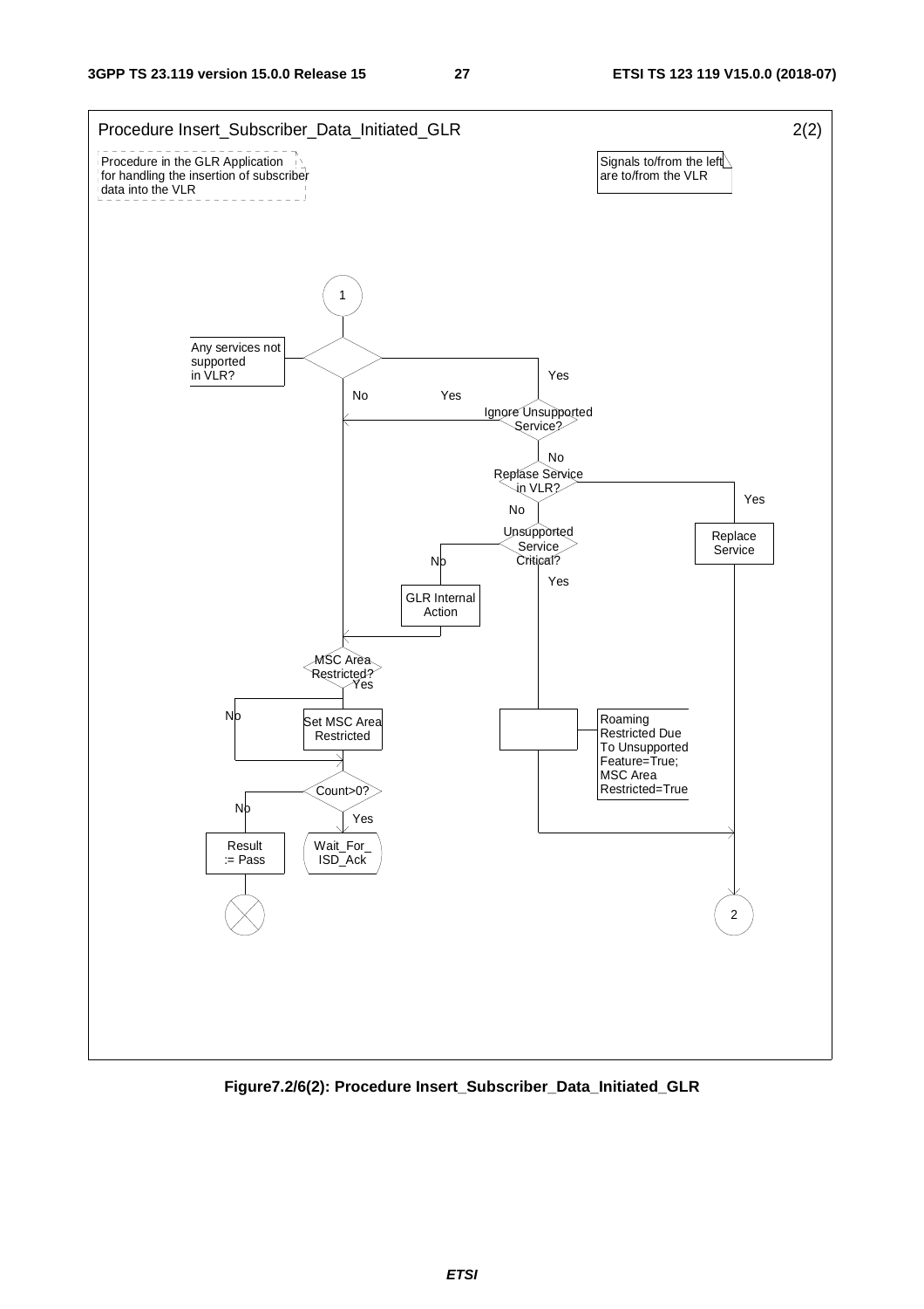Procedure Insert_Subscriber_Data_Initiated_GLR 2(2)

Procedure in the GLR Application for handling the insertion of subscriber data into the VLR

Signals to/from the left are to/from the VLR

1

Any services not supported in VLR?

No

Yes

Yes

Ignore Unsupported Service?

No

Replase Service in VLR?

Yes

No

Replace Service

Unsupported Service Critical?

No

Yes

GLR Internal Action

MSC Area Restricted?

Yes

No

Set MSC Area Restricted

Roaming Restricted Due To Unsupported Feature=True; MSC Area Restricted=True

Count>0?

No

Yes

Result := Pass

Wait_For_ ISD_Ack

2

**Figure7.2/6(2): Procedure Insert_Subscriber_Data_Initiated_GLR**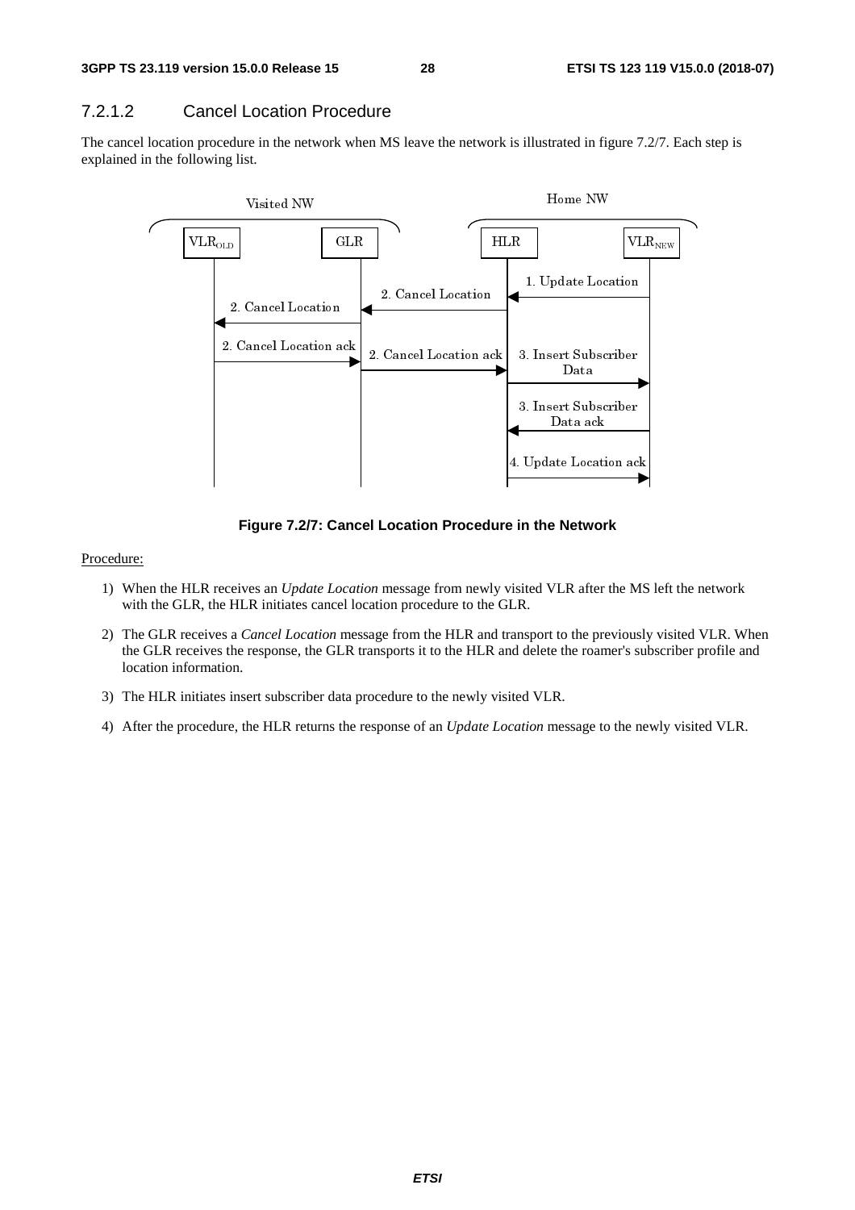### 7.2.1.2 Cancel Location Procedure

The cancel location procedure in the network when MS leave the network is illustrated in figure 7.2/7. Each step is explained in the following list.

**Figure 7.2/7: Cancel Location Procedure in the Network**

Procedure:

1) When the HLR receives an *Update Location* message from newly visited VLR after the MS left the network with the GLR, the HLR initiates cancel location procedure to the GLR.

2) The GLR receives a *Cancel Location* message from the HLR and transport to the previously visited VLR. When the GLR receives the response, the GLR transports it to the HLR and delete the roamer's subscriber profile and location information.

3) The HLR initiates insert subscriber data procedure to the newly visited VLR.

4) After the procedure, the HLR returns the response of an *Update Location* message to the newly visited VLR.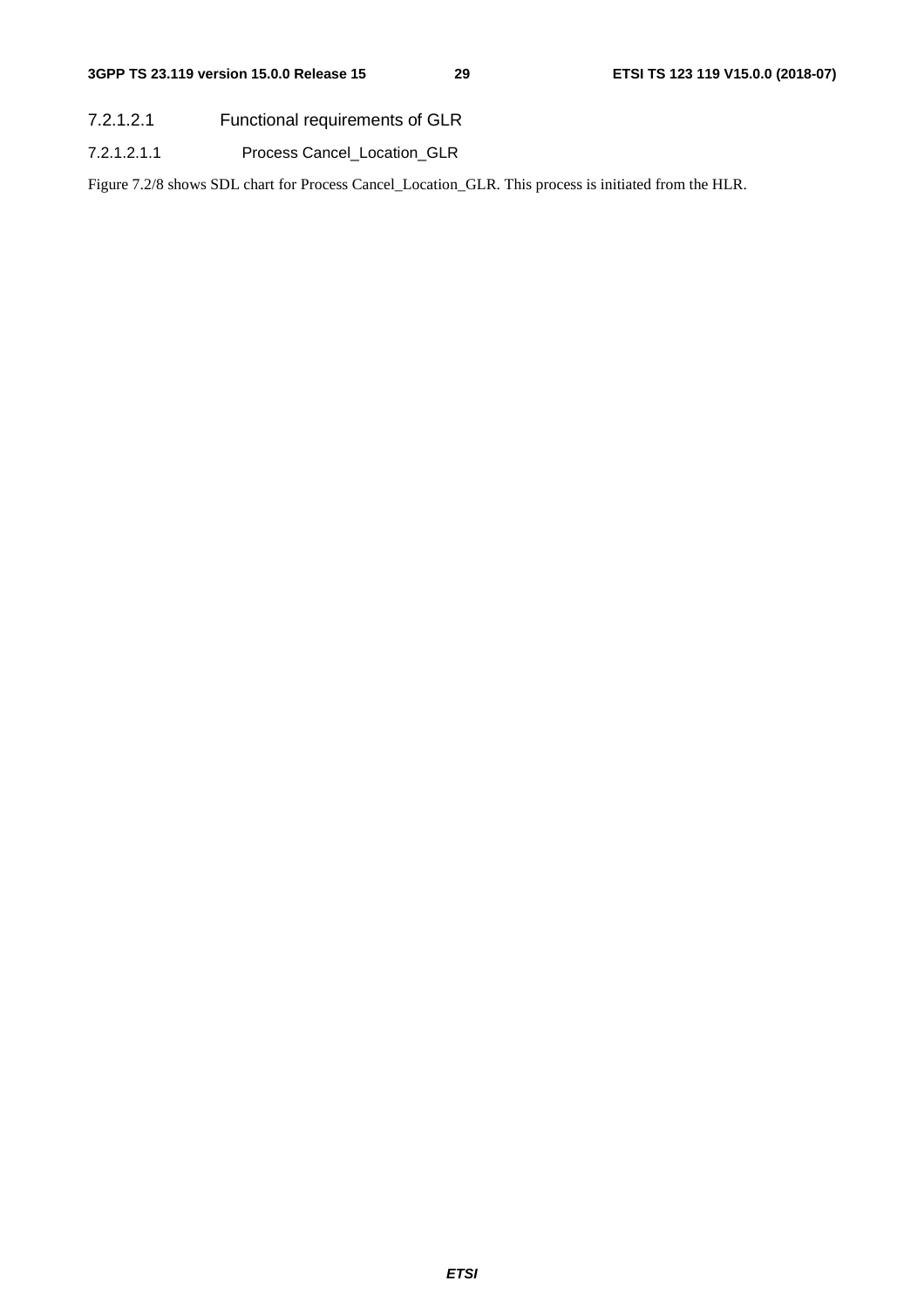#### 7.2.1.2.1 Functional requirements of GLR

##### 7.2.1.2.1.1 Process Cancel_Location_GLR

Figure 7.2/8 shows SDL chart for Process Cancel_Location_GLR. This process is initiated from the HLR.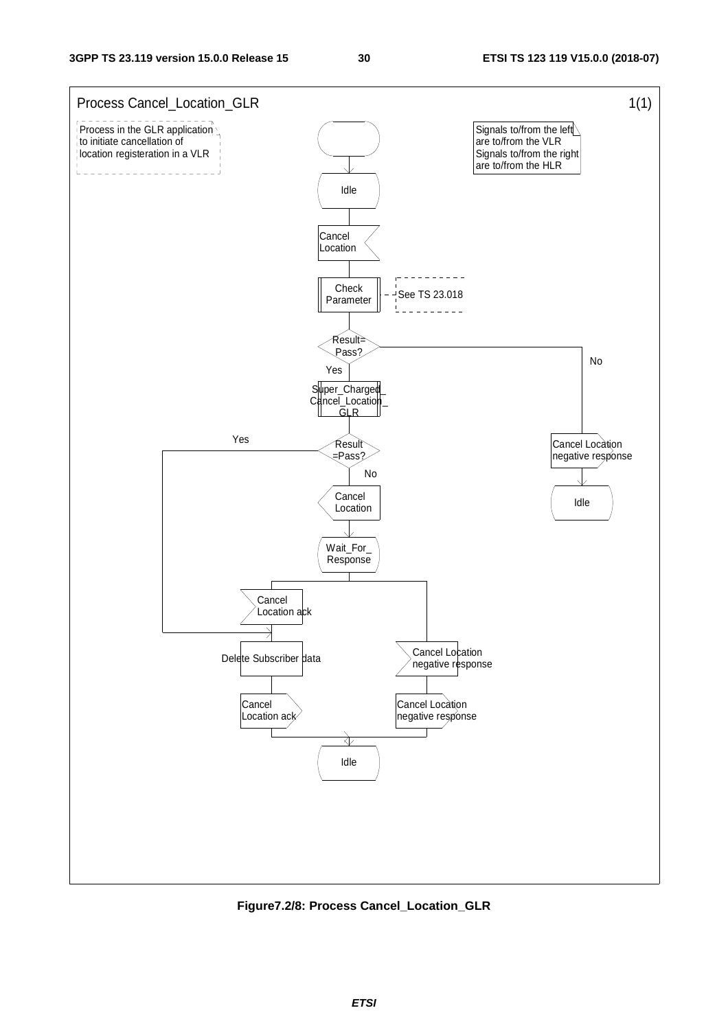Process Cancel_Location_GLR 1(1)

Process in the GLR application to initiate cancellation of location registeration in a VLR

Signals to/from the left are to/from the VLR
Signals to/from the right are to/from the HLR

Idle

Cancel Location

Check Parameter

See TS 23.018

Result= Pass?

Yes

No

Super_Charged_ Cancel_Location_ GLR

Result =Pass?

Yes

No

Cancel Location negative response

Idle

Cancel Location

Wait_For_ Response

Cancel Location ack

Delete Subscriber data

Cancel Location ack

Cancel Location negative response

Cancel Location negative response

Idle

**Figure7.2/8: Process Cancel_Location_GLR**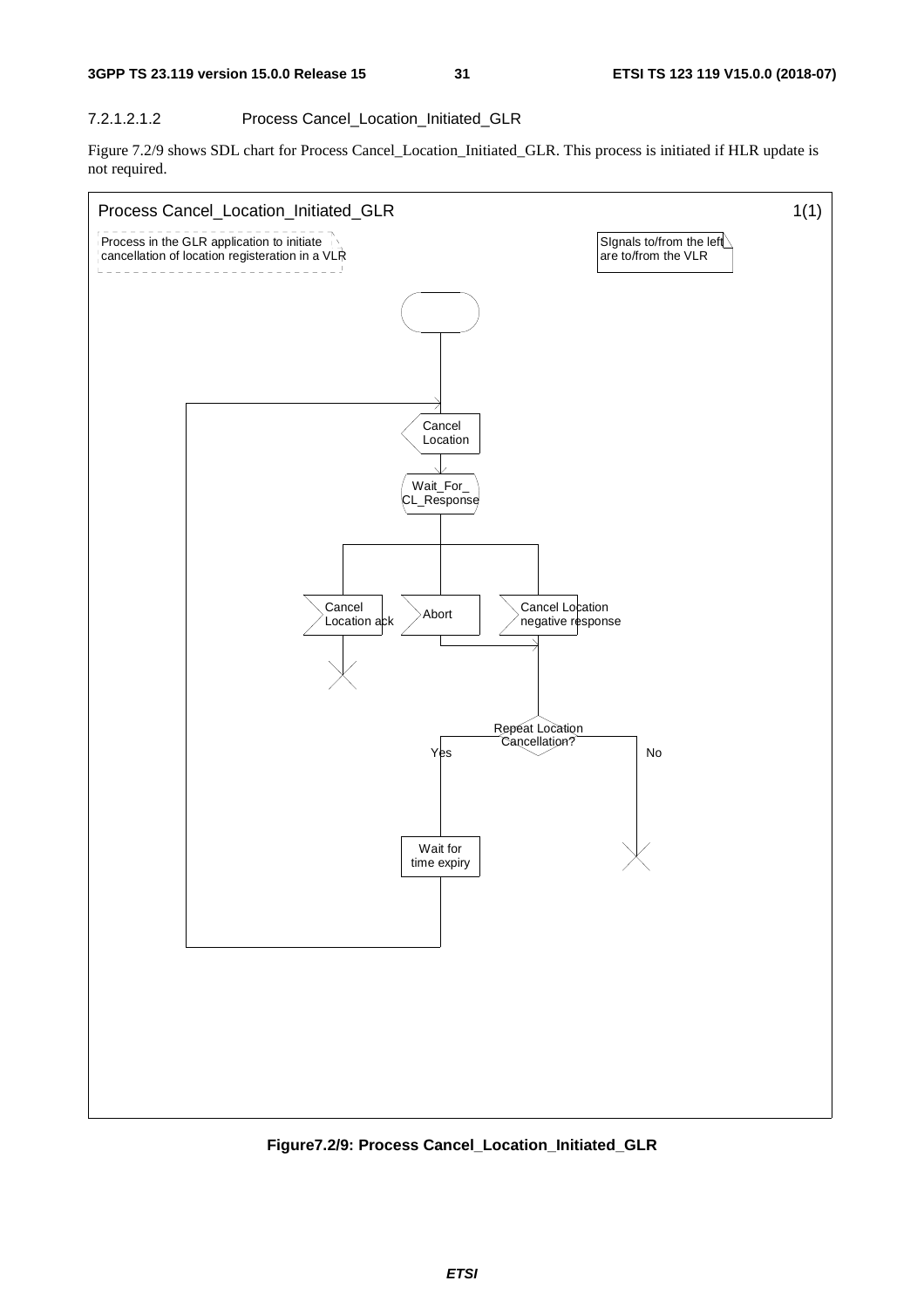#### 7.2.1.2.1.2 Process Cancel_Location_Initiated_GLR

Figure 7.2/9 shows SDL chart for Process Cancel_Location_Initiated_GLR. This process is initiated if HLR update is not required.

Process Cancel_Location_Initiated_GLR 1(1)

Process in the GLR application to initiate cancellation of location registeration in a VLR

SIgnals to/from the left are to/from the VLR

Cancel Location

Wait_For_ CL_Response

Cancel Location ack

Abort

Cancel Location negative response

Repeat Location Cancellation?

Yes

No

Wait for time expiry

**Figure7.2/9: Process Cancel_Location_Initiated_GLR**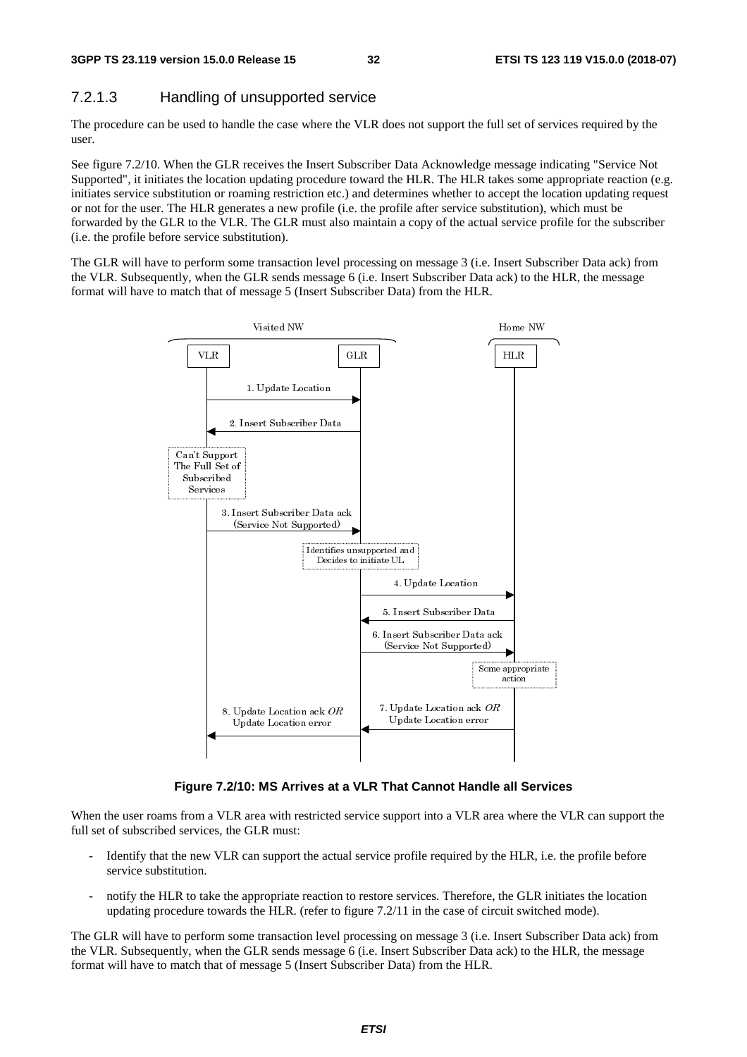### 7.2.1.3 Handling of unsupported service

The procedure can be used to handle the case where the VLR does not support the full set of services required by the user.

See figure 7.2/10. When the GLR receives the Insert Subscriber Data Acknowledge message indicating "Service Not Supported", it initiates the location updating procedure toward the HLR. The HLR takes some appropriate reaction (e.g. initiates service substitution or roaming restriction etc.) and determines whether to accept the location updating request or not for the user. The HLR generates a new profile (i.e. the profile after service substitution), which must be forwarded by the GLR to the VLR. The GLR must also maintain a copy of the actual service profile for the subscriber (i.e. the profile before service substitution).

The GLR will have to perform some transaction level processing on message 3 (i.e. Insert Subscriber Data ack) from the VLR. Subsequently, when the GLR sends message 6 (i.e. Insert Subscriber Data ack) to the HLR, the message format will have to match that of message 5 (Insert Subscriber Data) from the HLR.

**Figure 7.2/10: MS Arrives at a VLR That Cannot Handle all Services**

When the user roams from a VLR area with restricted service support into a VLR area where the VLR can support the full set of subscribed services, the GLR must:

- Identify that the new VLR can support the actual service profile required by the HLR, i.e. the profile before service substitution.
- notify the HLR to take the appropriate reaction to restore services. Therefore, the GLR initiates the location updating procedure towards the HLR. (refer to figure 7.2/11 in the case of circuit switched mode).

The GLR will have to perform some transaction level processing on message 3 (i.e. Insert Subscriber Data ack) from the VLR. Subsequently, when the GLR sends message 6 (i.e. Insert Subscriber Data ack) to the HLR, the message format will have to match that of message 5 (Insert Subscriber Data) from the HLR.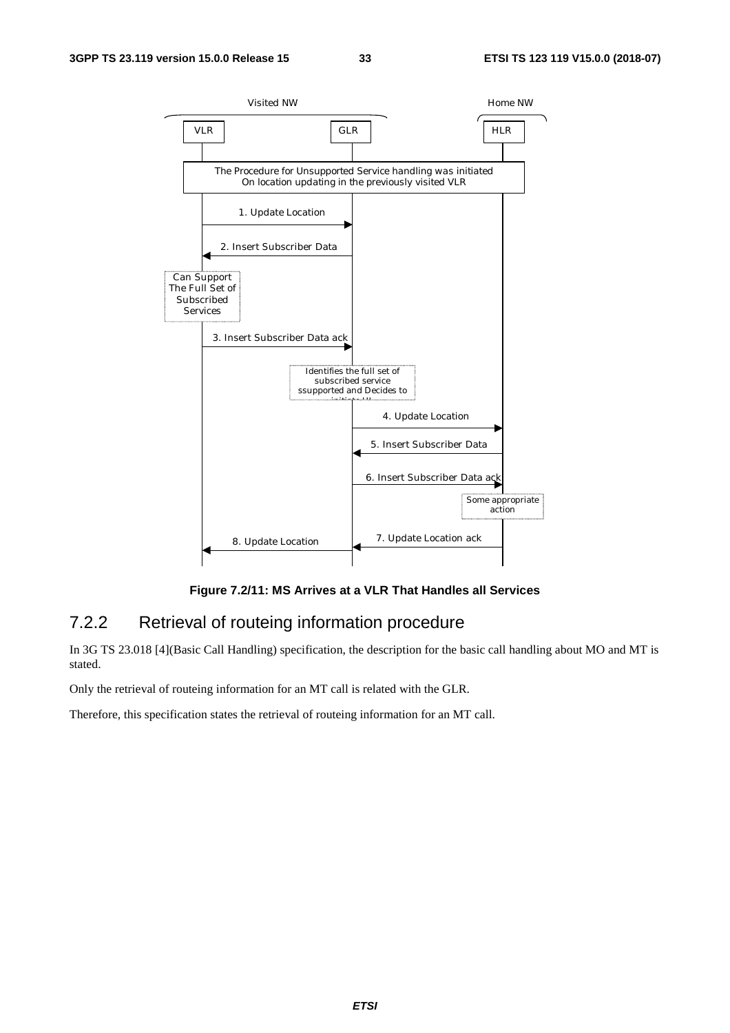Figure 7.2/11: MS Arrives at a VLR That Handles all Services

### 7.2.2 Retrieval of routeing information procedure

In 3G TS 23.018 [4](Basic Call Handling) specification, the description for the basic call handling about MO and MT is stated.

Only the retrieval of routeing information for an MT call is related with the GLR.

Therefore, this specification states the retrieval of routeing information for an MT call.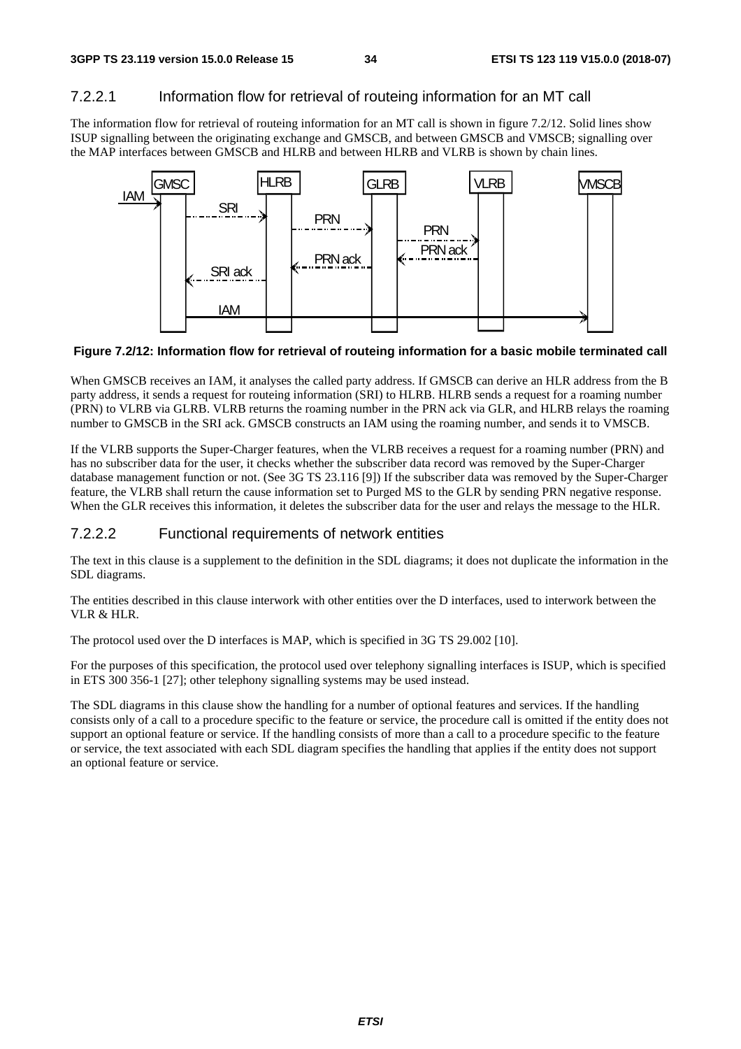### 7.2.2.1 Information flow for retrieval of routeing information for an MT call

The information flow for retrieval of routeing information for an MT call is shown in figure 7.2/12. Solid lines show ISUP signalling between the originating exchange and GMSCB, and between GMSCB and VMSCB; signalling over the MAP interfaces between GMSCB and HLRB and between HLRB and VLRB is shown by chain lines.

**Figure 7.2/12: Information flow for retrieval of routeing information for a basic mobile terminated call**

When GMSCB receives an IAM, it analyses the called party address. If GMSCB can derive an HLR address from the B party address, it sends a request for routeing information (SRI) to HLRB. HLRB sends a request for a roaming number (PRN) to VLRB via GLRB. VLRB returns the roaming number in the PRN ack via GLR, and HLRB relays the roaming number to GMSCB in the SRI ack. GMSCB constructs an IAM using the roaming number, and sends it to VMSCB.

If the VLRB supports the Super-Charger features, when the VLRB receives a request for a roaming number (PRN) and has no subscriber data for the user, it checks whether the subscriber data record was removed by the Super-Charger database management function or not. (See 3G TS 23.116 [9]) If the subscriber data was removed by the Super-Charger feature, the VLRB shall return the cause information set to Purged MS to the GLR by sending PRN negative response. When the GLR receives this information, it deletes the subscriber data for the user and relays the message to the HLR.

### 7.2.2.2 Functional requirements of network entities

The text in this clause is a supplement to the definition in the SDL diagrams; it does not duplicate the information in the SDL diagrams.

The entities described in this clause interwork with other entities over the D interfaces, used to interwork between the VLR & HLR.

The protocol used over the D interfaces is MAP, which is specified in 3G TS 29.002 [10].

For the purposes of this specification, the protocol used over telephony signalling interfaces is ISUP, which is specified in ETS 300 356-1 [27]; other telephony signalling systems may be used instead.

The SDL diagrams in this clause show the handling for a number of optional features and services. If the handling consists only of a call to a procedure specific to the feature or service, the procedure call is omitted if the entity does not support an optional feature or service. If the handling consists of more than a call to a procedure specific to the feature or service, the text associated with each SDL diagram specifies the handling that applies if the entity does not support an optional feature or service.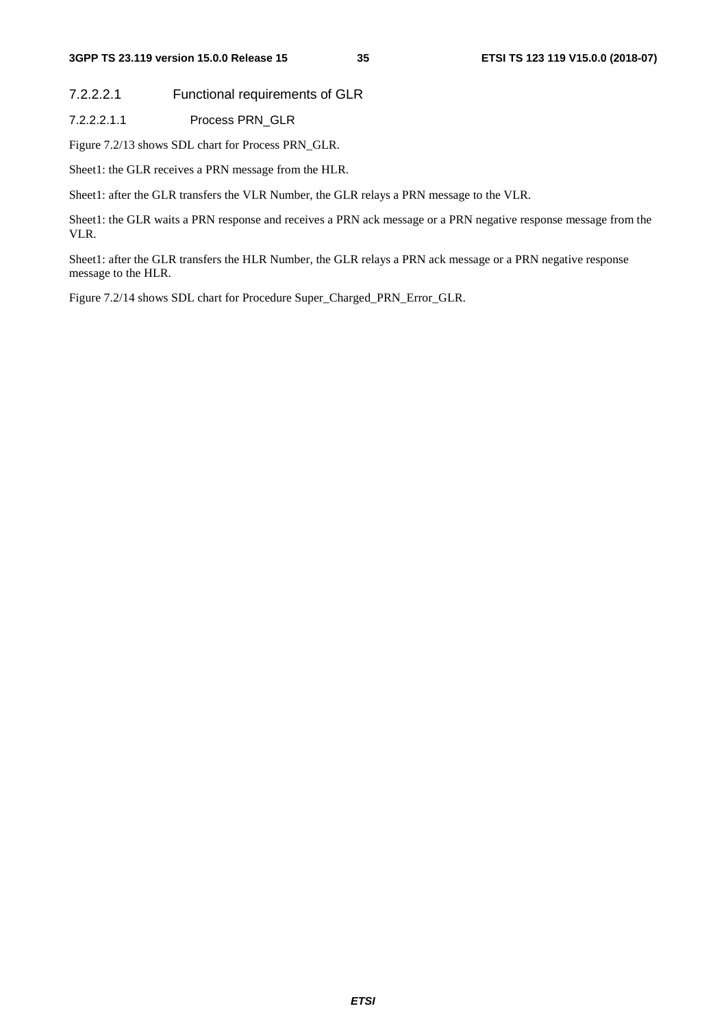#### 7.2.2.2.1 Functional requirements of GLR

##### 7.2.2.2.1.1 Process PRN_GLR

Figure 7.2/13 shows SDL chart for Process PRN_GLR.

Sheet1: the GLR receives a PRN message from the HLR.

Sheet1: after the GLR transfers the VLR Number, the GLR relays a PRN message to the VLR.

Sheet1: the GLR waits a PRN response and receives a PRN ack message or a PRN negative response message from the VLR.

Sheet1: after the GLR transfers the HLR Number, the GLR relays a PRN ack message or a PRN negative response message to the HLR.

Figure 7.2/14 shows SDL chart for Procedure Super_Charged_PRN_Error_GLR.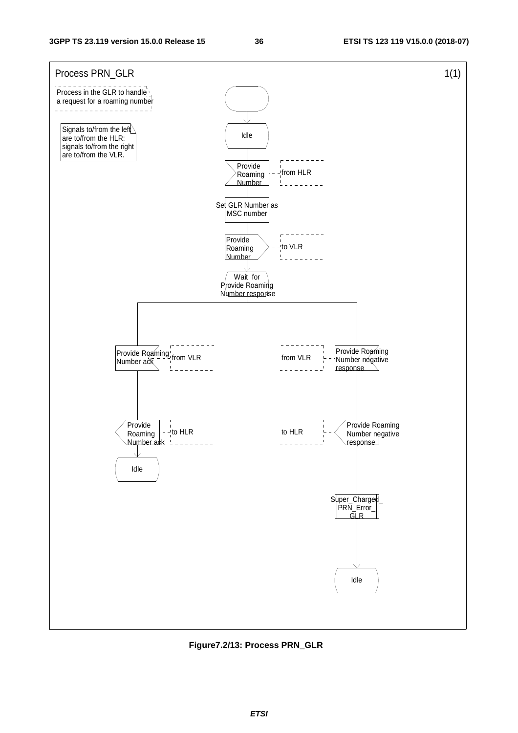Process PRN_GLR 1(1)

Process in the GLR to handle a request for a roaming number

Signals to/from the left are to/from the HLR: signals to/from the right are to/from the VLR.

Idle

Provide Roaming Number — from HLR

Set GLR Number as MSC number

Provide Roaming Number — to VLR

Wait for Provide Roaming Number response

Provide Roaming Number ack — from VLR

Provide Roaming Number ack — to HLR

Idle

Provide Roaming Number negative response — from VLR

Provide Roaming Number negative response — to HLR

Super_Charged_PRN_Error_GLR

Idle

**Figure7.2/13: Process PRN_GLR**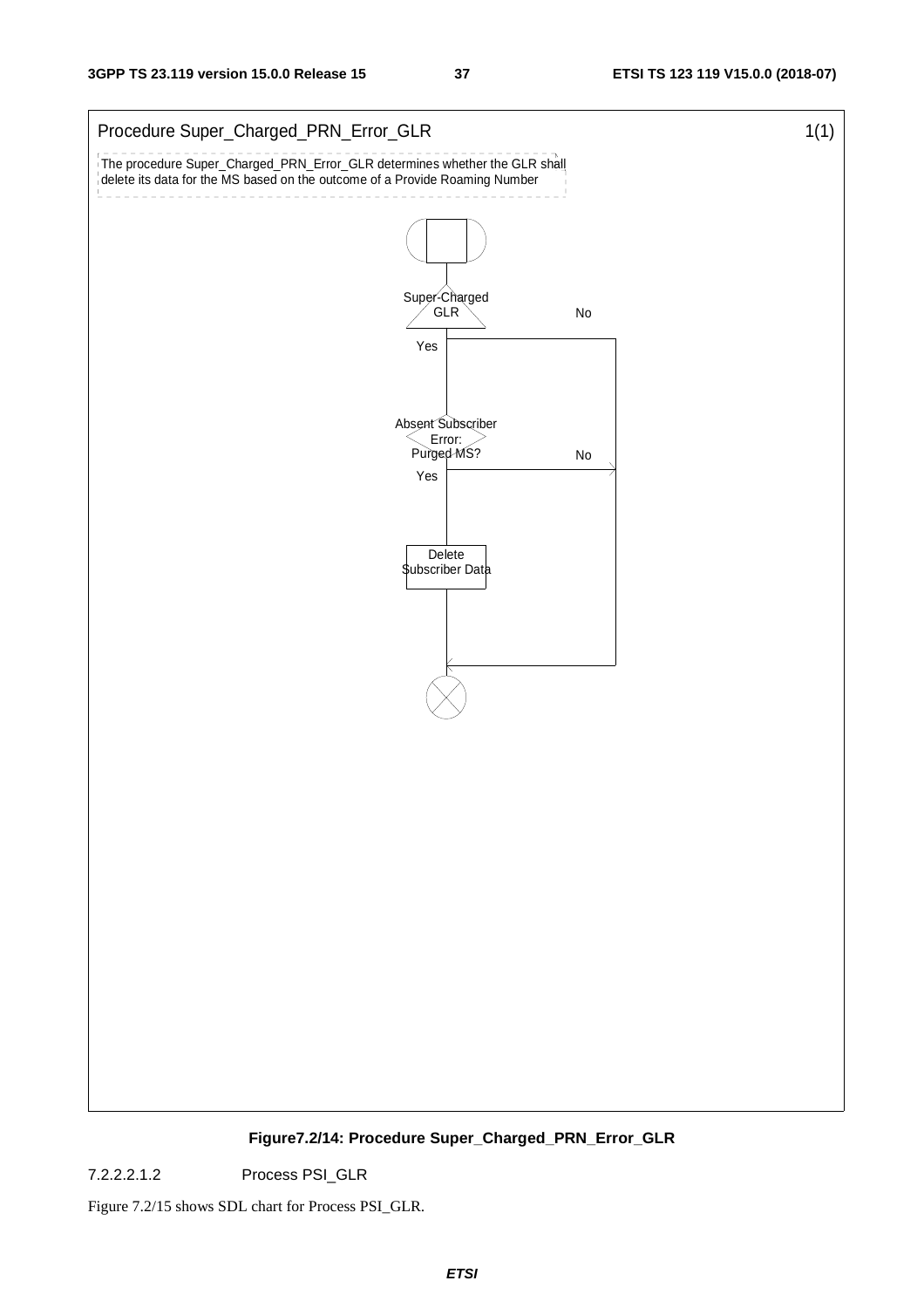Procedure Super_Charged_PRN_Error_GLR 1(1)

The procedure Super_Charged_PRN_Error_GLR determines whether the GLR shall delete its data for the MS based on the outcome of a Provide Roaming Number

Super-Charged GLR — No / Yes

Absent Subscriber Error: Purged MS? — No / Yes

Delete Subscriber Data

**Figure7.2/14: Procedure Super_Charged_PRN_Error_GLR**

7.2.2.2.1.2 Process PSI_GLR

Figure 7.2/15 shows SDL chart for Process PSI_GLR.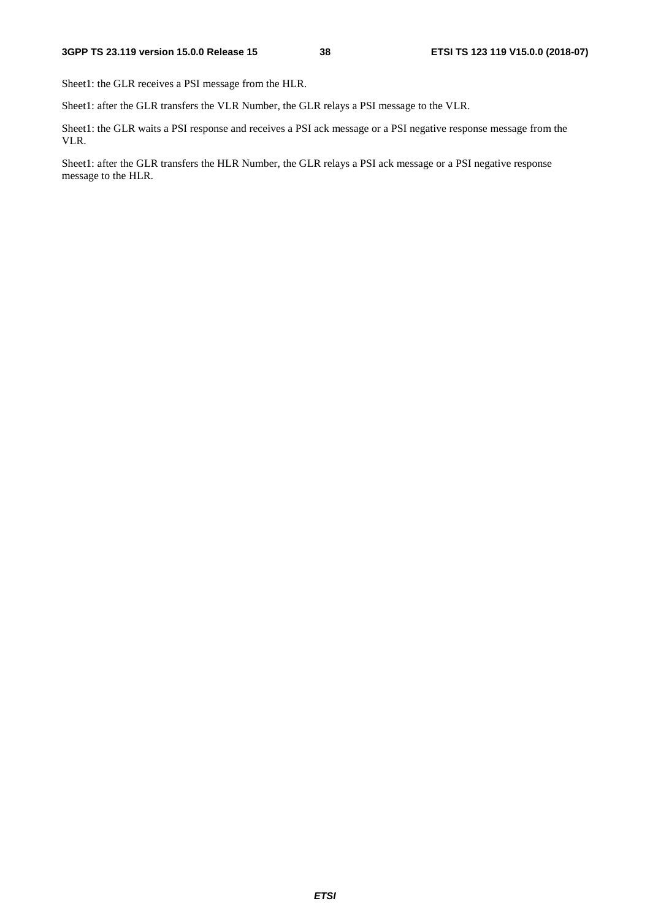Sheet1: the GLR receives a PSI message from the HLR.

Sheet1: after the GLR transfers the VLR Number, the GLR relays a PSI message to the VLR.

Sheet1: the GLR waits a PSI response and receives a PSI ack message or a PSI negative response message from the VLR.

Sheet1: after the GLR transfers the HLR Number, the GLR relays a PSI ack message or a PSI negative response message to the HLR.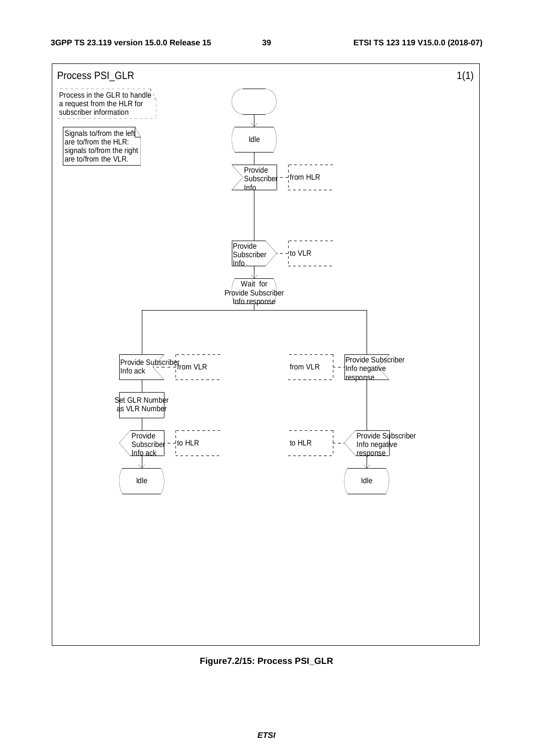Process PSI_GLR 1(1)

Process in the GLR to handle a request from the HLR for subscriber information

Signals to/from the left are to/from the HLR: signals to/from the right are to/from the VLR.

Idle

Provide Subscriber Info — from HLR

Provide Subscriber Info — to VLR

Wait for Provide Subscriber Info response

Provide Subscriber Info ack — from VLR

Set GLR Number as VLR Number

Provide Subscriber Info ack — to HLR

Idle

Provide Subscriber Info negative response — from VLR

Provide Subscriber Info negative response — to HLR

Idle

**Figure7.2/15: Process PSI_GLR**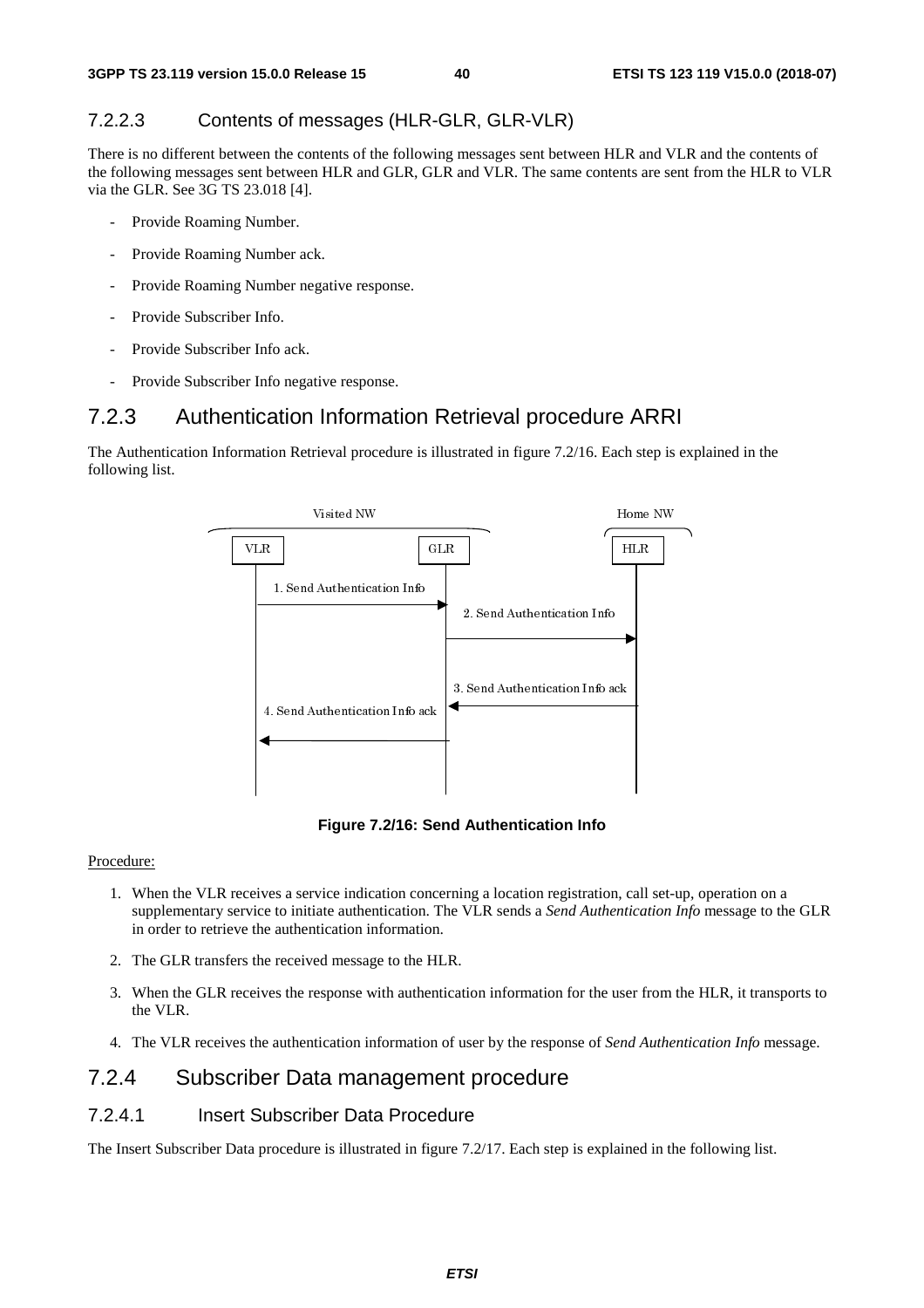#### 7.2.2.3 Contents of messages (HLR-GLR, GLR-VLR)

There is no different between the contents of the following messages sent between HLR and VLR and the contents of the following messages sent between HLR and GLR, GLR and VLR. The same contents are sent from the HLR to VLR via the GLR. See 3G TS 23.018 [4].

- Provide Roaming Number.
- Provide Roaming Number ack.
- Provide Roaming Number negative response.
- Provide Subscriber Info.
- Provide Subscriber Info ack.
- Provide Subscriber Info negative response.

### 7.2.3 Authentication Information Retrieval procedure ARRI

The Authentication Information Retrieval procedure is illustrated in figure 7.2/16. Each step is explained in the following list.

Visited NW | Home NW

VLR | GLR | HLR

1. Send Authentication Info
2. Send Authentication Info
3. Send Authentication Info ack
4. Send Authentication Info ack

**Figure 7.2/16: Send Authentication Info**

Procedure:

1. When the VLR receives a service indication concerning a location registration, call set-up, operation on a supplementary service to initiate authentication. The VLR sends a *Send Authentication Info* message to the GLR in order to retrieve the authentication information.
2. The GLR transfers the received message to the HLR.
3. When the GLR receives the response with authentication information for the user from the HLR, it transports to the VLR.
4. The VLR receives the authentication information of user by the response of *Send Authentication Info* message.

### 7.2.4 Subscriber Data management procedure

#### 7.2.4.1 Insert Subscriber Data Procedure

The Insert Subscriber Data procedure is illustrated in figure 7.2/17. Each step is explained in the following list.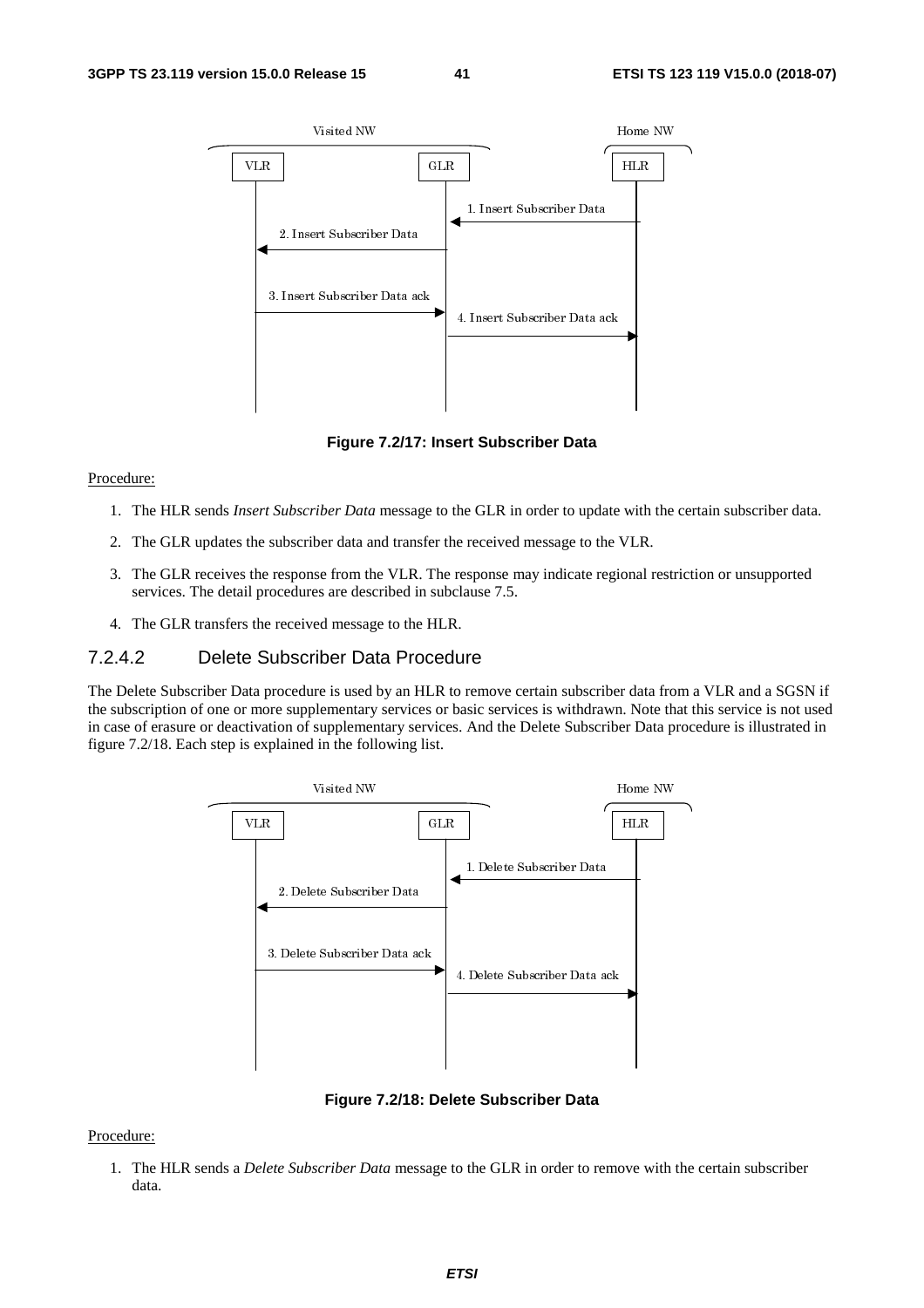**Figure 7.2/17: Insert Subscriber Data**

Procedure:

1. The HLR sends *Insert Subscriber Data* message to the GLR in order to update with the certain subscriber data.
2. The GLR updates the subscriber data and transfer the received message to the VLR.
3. The GLR receives the response from the VLR. The response may indicate regional restriction or unsupported services. The detail procedures are described in subclause 7.5.
4. The GLR transfers the received message to the HLR.

### 7.2.4.2 Delete Subscriber Data Procedure

The Delete Subscriber Data procedure is used by an HLR to remove certain subscriber data from a VLR and a SGSN if the subscription of one or more supplementary services or basic services is withdrawn. Note that this service is not used in case of erasure or deactivation of supplementary services. And the Delete Subscriber Data procedure is illustrated in figure 7.2/18. Each step is explained in the following list.

**Figure 7.2/18: Delete Subscriber Data**

Procedure:

1. The HLR sends a *Delete Subscriber Data* message to the GLR in order to remove with the certain subscriber data.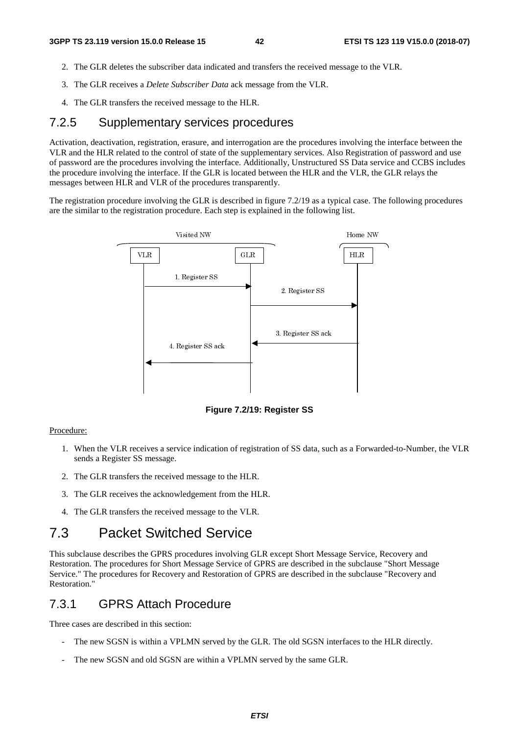2. The GLR deletes the subscriber data indicated and transfers the received message to the VLR.

3. The GLR receives a *Delete Subscriber Data* ack message from the VLR.

4. The GLR transfers the received message to the HLR.

### 7.2.5 Supplementary services procedures

Activation, deactivation, registration, erasure, and interrogation are the procedures involving the interface between the VLR and the HLR related to the control of state of the supplementary services. Also Registration of password and use of password are the procedures involving the interface. Additionally, Unstructured SS Data service and CCBS includes the procedure involving the interface. If the GLR is located between the HLR and the VLR, the GLR relays the messages between HLR and VLR of the procedures transparently.

The registration procedure involving the GLR is described in figure 7.2/19 as a typical case. The following procedures are the similar to the registration procedure. Each step is explained in the following list.

**Figure 7.2/19: Register SS**

Procedure:

1. When the VLR receives a service indication of registration of SS data, such as a Forwarded-to-Number, the VLR sends a Register SS message.

2. The GLR transfers the received message to the HLR.

3. The GLR receives the acknowledgement from the HLR.

4. The GLR transfers the received message to the VLR.

## 7.3 Packet Switched Service

This subclause describes the GPRS procedures involving GLR except Short Message Service, Recovery and Restoration. The procedures for Short Message Service of GPRS are described in the subclause "Short Message Service." The procedures for Recovery and Restoration of GPRS are described in the subclause "Recovery and Restoration."

### 7.3.1 GPRS Attach Procedure

Three cases are described in this section:

- The new SGSN is within a VPLMN served by the GLR. The old SGSN interfaces to the HLR directly.

- The new SGSN and old SGSN are within a VPLMN served by the same GLR.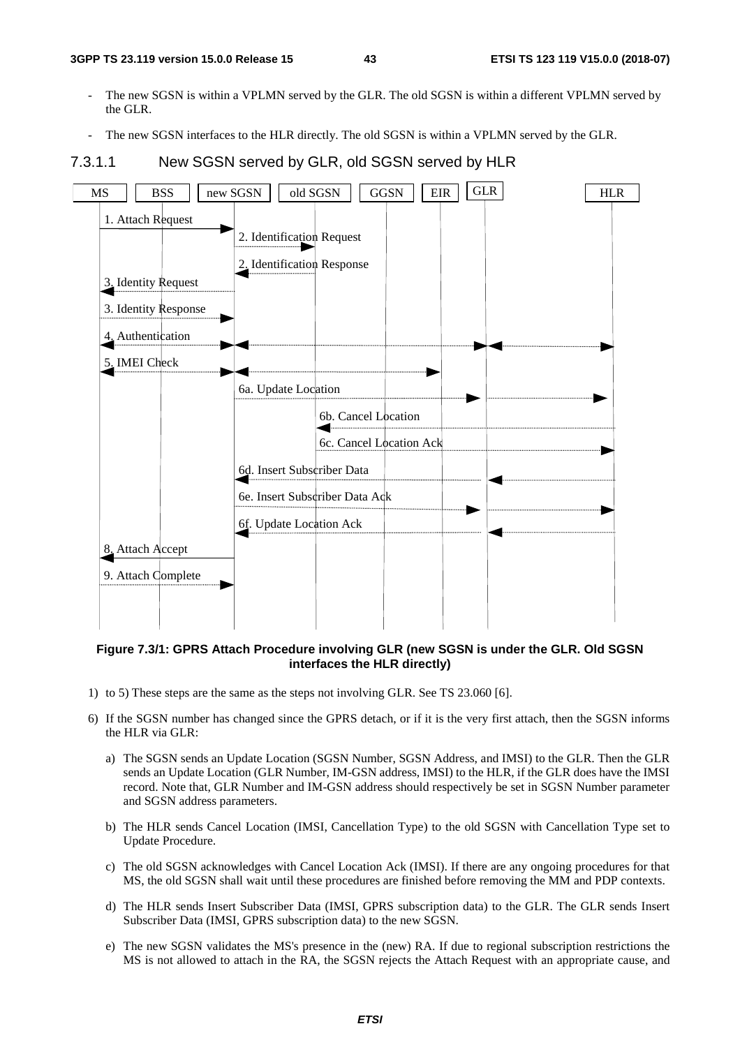- The new SGSN is within a VPLMN served by the GLR. The old SGSN is within a different VPLMN served by the GLR.
- The new SGSN interfaces to the HLR directly. The old SGSN is within a VPLMN served by the GLR.

### 7.3.1.1 New SGSN served by GLR, old SGSN served by HLR

**Figure 7.3/1: GPRS Attach Procedure involving GLR (new SGSN is under the GLR. Old SGSN interfaces the HLR directly)**

1) to 5) These steps are the same as the steps not involving GLR. See TS 23.060 [6].

6) If the SGSN number has changed since the GPRS detach, or if it is the very first attach, then the SGSN informs the HLR via GLR:

   a) The SGSN sends an Update Location (SGSN Number, SGSN Address, and IMSI) to the GLR. Then the GLR sends an Update Location (GLR Number, IM-GSN address, IMSI) to the HLR, if the GLR does have the IMSI record. Note that, GLR Number and IM-GSN address should respectively be set in SGSN Number parameter and SGSN address parameters.

   b) The HLR sends Cancel Location (IMSI, Cancellation Type) to the old SGSN with Cancellation Type set to Update Procedure.

   c) The old SGSN acknowledges with Cancel Location Ack (IMSI). If there are any ongoing procedures for that MS, the old SGSN shall wait until these procedures are finished before removing the MM and PDP contexts.

   d) The HLR sends Insert Subscriber Data (IMSI, GPRS subscription data) to the GLR. The GLR sends Insert Subscriber Data (IMSI, GPRS subscription data) to the new SGSN.

   e) The new SGSN validates the MS's presence in the (new) RA. If due to regional subscription restrictions the MS is not allowed to attach in the RA, the SGSN rejects the Attach Request with an appropriate cause, and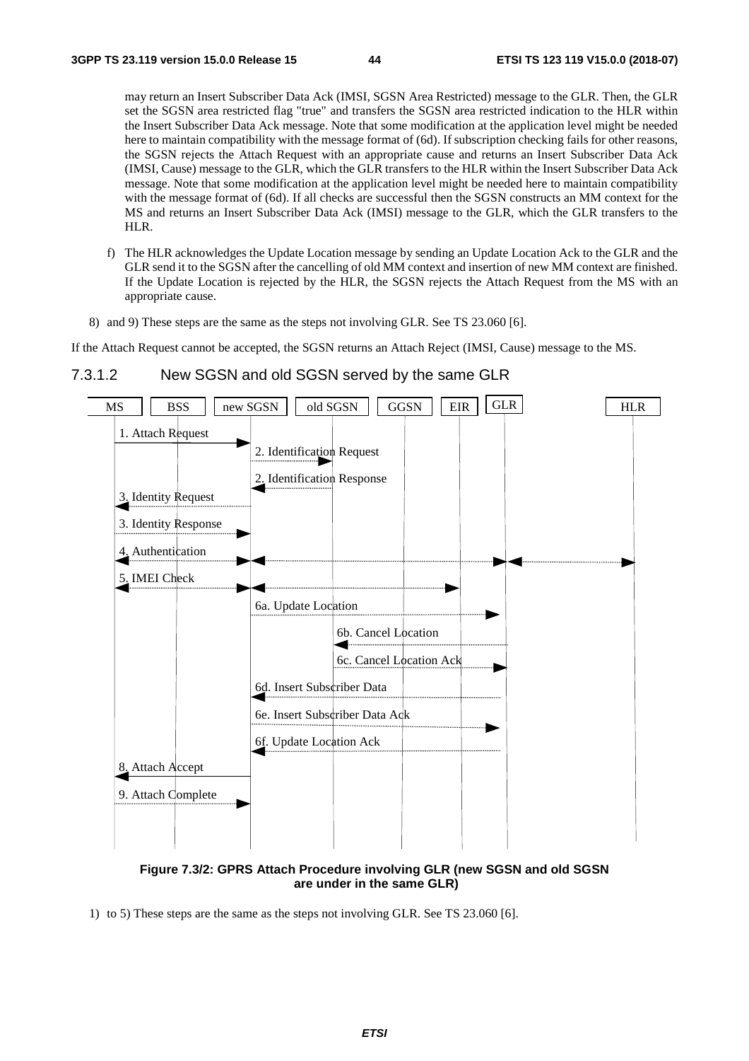may return an Insert Subscriber Data Ack (IMSI, SGSN Area Restricted) message to the GLR. Then, the GLR set the SGSN area restricted flag "true" and transfers the SGSN area restricted indication to the HLR within the Insert Subscriber Data Ack message. Note that some modification at the application level might be needed here to maintain compatibility with the message format of (6d). If subscription checking fails for other reasons, the SGSN rejects the Attach Request with an appropriate cause and returns an Insert Subscriber Data Ack (IMSI, Cause) message to the GLR, which the GLR transfers to the HLR within the Insert Subscriber Data Ack message. Note that some modification at the application level might be needed here to maintain compatibility with the message format of (6d). If all checks are successful then the SGSN constructs an MM context for the MS and returns an Insert Subscriber Data Ack (IMSI) message to the GLR, which the GLR transfers to the HLR.

f) The HLR acknowledges the Update Location message by sending an Update Location Ack to the GLR and the GLR send it to the SGSN after the cancelling of old MM context and insertion of new MM context are finished. If the Update Location is rejected by the HLR, the SGSN rejects the Attach Request from the MS with an appropriate cause.

8) and 9) These steps are the same as the steps not involving GLR. See TS 23.060 [6].

If the Attach Request cannot be accepted, the SGSN returns an Attach Reject (IMSI, Cause) message to the MS.

#### 7.3.1.2 New SGSN and old SGSN served by the same GLR

MS | BSS | new SGSN | old SGSN | GGSN | EIR | GLR | HLR

1. Attach Request
2. Identification Request
2. Identification Response
3. Identity Request
3. Identity Response
4. Authentication
5. IMEI Check
6a. Update Location
6b. Cancel Location
6c. Cancel Location Ack
6d. Insert Subscriber Data
6e. Insert Subscriber Data Ack
6f. Update Location Ack
8. Attach Accept
9. Attach Complete

**Figure 7.3/2: GPRS Attach Procedure involving GLR (new SGSN and old SGSN are under in the same GLR)**

1) to 5) These steps are the same as the steps not involving GLR. See TS 23.060 [6].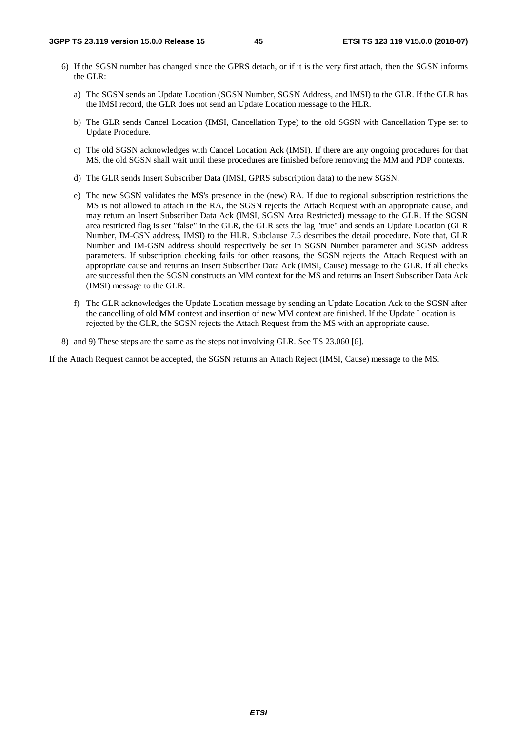6) If the SGSN number has changed since the GPRS detach, or if it is the very first attach, then the SGSN informs the GLR:

   a) The SGSN sends an Update Location (SGSN Number, SGSN Address, and IMSI) to the GLR. If the GLR has the IMSI record, the GLR does not send an Update Location message to the HLR.

   b) The GLR sends Cancel Location (IMSI, Cancellation Type) to the old SGSN with Cancellation Type set to Update Procedure.

   c) The old SGSN acknowledges with Cancel Location Ack (IMSI). If there are any ongoing procedures for that MS, the old SGSN shall wait until these procedures are finished before removing the MM and PDP contexts.

   d) The GLR sends Insert Subscriber Data (IMSI, GPRS subscription data) to the new SGSN.

   e) The new SGSN validates the MS's presence in the (new) RA. If due to regional subscription restrictions the MS is not allowed to attach in the RA, the SGSN rejects the Attach Request with an appropriate cause, and may return an Insert Subscriber Data Ack (IMSI, SGSN Area Restricted) message to the GLR. If the SGSN area restricted flag is set "false" in the GLR, the GLR sets the lag "true" and sends an Update Location (GLR Number, IM-GSN address, IMSI) to the HLR. Subclause 7.5 describes the detail procedure. Note that, GLR Number and IM-GSN address should respectively be set in SGSN Number parameter and SGSN address parameters. If subscription checking fails for other reasons, the SGSN rejects the Attach Request with an appropriate cause and returns an Insert Subscriber Data Ack (IMSI, Cause) message to the GLR. If all checks are successful then the SGSN constructs an MM context for the MS and returns an Insert Subscriber Data Ack (IMSI) message to the GLR.

   f) The GLR acknowledges the Update Location message by sending an Update Location Ack to the SGSN after the cancelling of old MM context and insertion of new MM context are finished. If the Update Location is rejected by the GLR, the SGSN rejects the Attach Request from the MS with an appropriate cause.

8) and 9) These steps are the same as the steps not involving GLR. See TS 23.060 [6].

If the Attach Request cannot be accepted, the SGSN returns an Attach Reject (IMSI, Cause) message to the MS.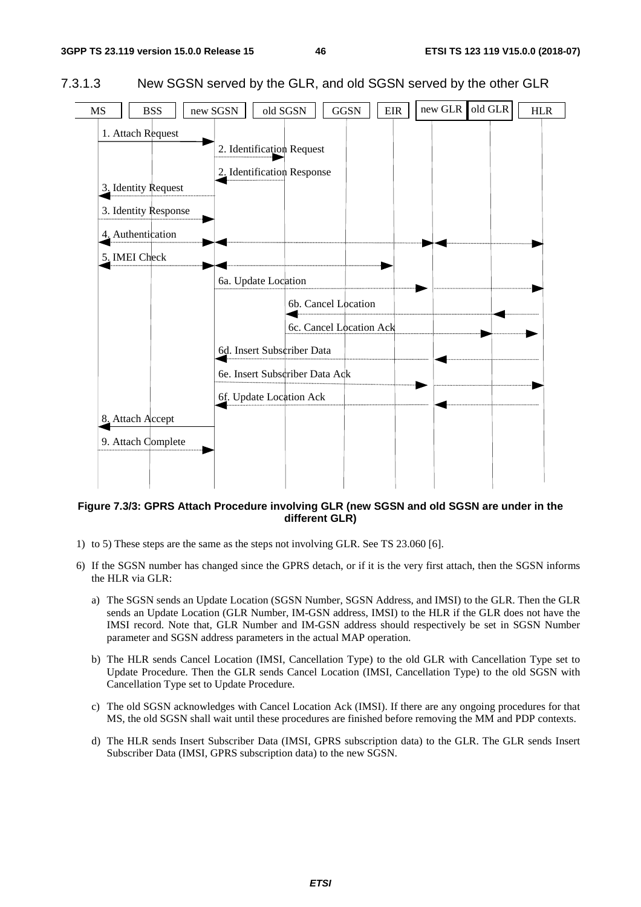### 7.3.1.3 New SGSN served by the GLR, and old SGSN served by the other GLR

**Figure 7.3/3: GPRS Attach Procedure involving GLR (new SGSN and old SGSN are under in the different GLR)**

1) to 5) These steps are the same as the steps not involving GLR. See TS 23.060 [6].

6) If the SGSN number has changed since the GPRS detach, or if it is the very first attach, then the SGSN informs the HLR via GLR:

   a) The SGSN sends an Update Location (SGSN Number, SGSN Address, and IMSI) to the GLR. Then the GLR sends an Update Location (GLR Number, IM-GSN address, IMSI) to the HLR if the GLR does not have the IMSI record. Note that, GLR Number and IM-GSN address should respectively be set in SGSN Number parameter and SGSN address parameters in the actual MAP operation.

   b) The HLR sends Cancel Location (IMSI, Cancellation Type) to the old GLR with Cancellation Type set to Update Procedure. Then the GLR sends Cancel Location (IMSI, Cancellation Type) to the old SGSN with Cancellation Type set to Update Procedure.

   c) The old SGSN acknowledges with Cancel Location Ack (IMSI). If there are any ongoing procedures for that MS, the old SGSN shall wait until these procedures are finished before removing the MM and PDP contexts.

   d) The HLR sends Insert Subscriber Data (IMSI, GPRS subscription data) to the GLR. The GLR sends Insert Subscriber Data (IMSI, GPRS subscription data) to the new SGSN.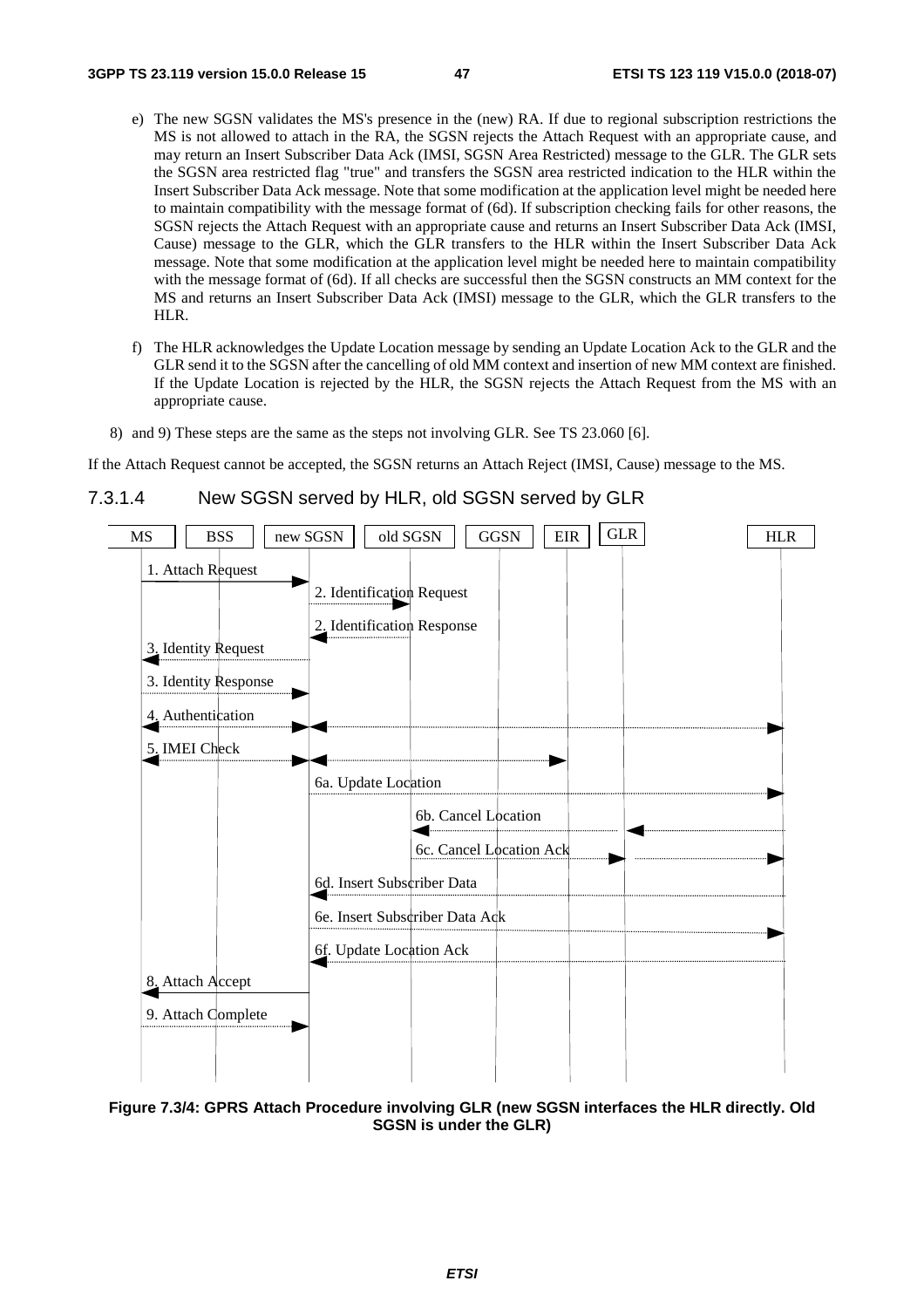e) The new SGSN validates the MS's presence in the (new) RA. If due to regional subscription restrictions the MS is not allowed to attach in the RA, the SGSN rejects the Attach Request with an appropriate cause, and may return an Insert Subscriber Data Ack (IMSI, SGSN Area Restricted) message to the GLR. The GLR sets the SGSN area restricted flag "true" and transfers the SGSN area restricted indication to the HLR within the Insert Subscriber Data Ack message. Note that some modification at the application level might be needed here to maintain compatibility with the message format of (6d). If subscription checking fails for other reasons, the SGSN rejects the Attach Request with an appropriate cause and returns an Insert Subscriber Data Ack (IMSI, Cause) message to the GLR, which the GLR transfers to the HLR within the Insert Subscriber Data Ack message. Note that some modification at the application level might be needed here to maintain compatibility with the message format of (6d). If all checks are successful then the SGSN constructs an MM context for the MS and returns an Insert Subscriber Data Ack (IMSI) message to the GLR, which the GLR transfers to the HLR.

f) The HLR acknowledges the Update Location message by sending an Update Location Ack to the GLR and the GLR send it to the SGSN after the cancelling of old MM context and insertion of new MM context are finished. If the Update Location is rejected by the HLR, the SGSN rejects the Attach Request from the MS with an appropriate cause.

8) and 9) These steps are the same as the steps not involving GLR. See TS 23.060 [6].

If the Attach Request cannot be accepted, the SGSN returns an Attach Reject (IMSI, Cause) message to the MS.

#### 7.3.1.4 New SGSN served by HLR, old SGSN served by GLR

MS | BSS | new SGSN | old SGSN | GGSN | EIR | GLR | HLR

1. Attach Request
2. Identification Request
2. Identification Response
3. Identity Request
3. Identity Response
4. Authentication
5. IMEI Check
6a. Update Location
6b. Cancel Location
6c. Cancel Location Ack
6d. Insert Subscriber Data
6e. Insert Subscriber Data Ack
6f. Update Location Ack
8. Attach Accept
9. Attach Complete

**Figure 7.3/4: GPRS Attach Procedure involving GLR (new SGSN interfaces the HLR directly. Old SGSN is under the GLR)**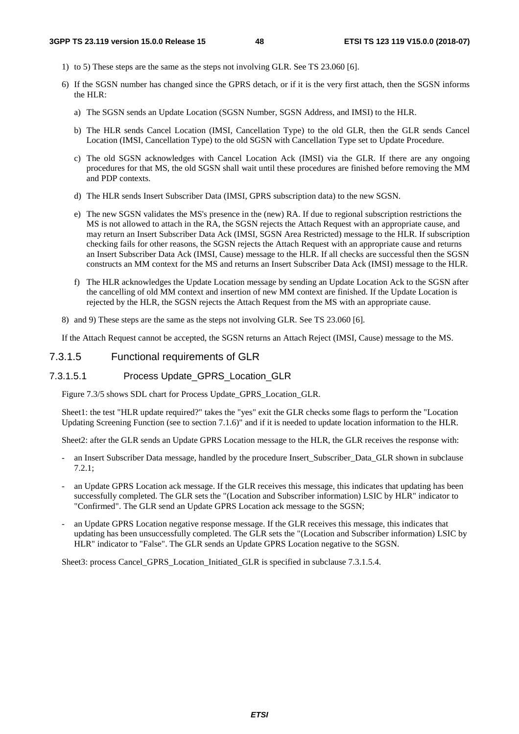1) to 5) These steps are the same as the steps not involving GLR. See TS 23.060 [6].

6) If the SGSN number has changed since the GPRS detach, or if it is the very first attach, then the SGSN informs the HLR:

   a) The SGSN sends an Update Location (SGSN Number, SGSN Address, and IMSI) to the HLR.

   b) The HLR sends Cancel Location (IMSI, Cancellation Type) to the old GLR, then the GLR sends Cancel Location (IMSI, Cancellation Type) to the old SGSN with Cancellation Type set to Update Procedure.

   c) The old SGSN acknowledges with Cancel Location Ack (IMSI) via the GLR. If there are any ongoing procedures for that MS, the old SGSN shall wait until these procedures are finished before removing the MM and PDP contexts.

   d) The HLR sends Insert Subscriber Data (IMSI, GPRS subscription data) to the new SGSN.

   e) The new SGSN validates the MS's presence in the (new) RA. If due to regional subscription restrictions the MS is not allowed to attach in the RA, the SGSN rejects the Attach Request with an appropriate cause, and may return an Insert Subscriber Data Ack (IMSI, SGSN Area Restricted) message to the HLR. If subscription checking fails for other reasons, the SGSN rejects the Attach Request with an appropriate cause and returns an Insert Subscriber Data Ack (IMSI, Cause) message to the HLR. If all checks are successful then the SGSN constructs an MM context for the MS and returns an Insert Subscriber Data Ack (IMSI) message to the HLR.

   f) The HLR acknowledges the Update Location message by sending an Update Location Ack to the SGSN after the cancelling of old MM context and insertion of new MM context are finished. If the Update Location is rejected by the HLR, the SGSN rejects the Attach Request from the MS with an appropriate cause.

8) and 9) These steps are the same as the steps not involving GLR. See TS 23.060 [6].

If the Attach Request cannot be accepted, the SGSN returns an Attach Reject (IMSI, Cause) message to the MS.

### 7.3.1.5 Functional requirements of GLR

#### 7.3.1.5.1 Process Update_GPRS_Location_GLR

Figure 7.3/5 shows SDL chart for Process Update_GPRS_Location_GLR.

Sheet1: the test "HLR update required?" takes the "yes" exit the GLR checks some flags to perform the "Location Updating Screening Function (see to section 7.1.6)" and if it is needed to update location information to the HLR.

Sheet2: after the GLR sends an Update GPRS Location message to the HLR, the GLR receives the response with:

- an Insert Subscriber Data message, handled by the procedure Insert_Subscriber_Data_GLR shown in subclause 7.2.1;
- an Update GPRS Location ack message. If the GLR receives this message, this indicates that updating has been successfully completed. The GLR sets the "(Location and Subscriber information) LSIC by HLR" indicator to "Confirmed". The GLR send an Update GPRS Location ack message to the SGSN;
- an Update GPRS Location negative response message. If the GLR receives this message, this indicates that updating has been unsuccessfully completed. The GLR sets the "(Location and Subscriber information) LSIC by HLR" indicator to "False". The GLR sends an Update GPRS Location negative to the SGSN.

Sheet3: process Cancel_GPRS_Location_Initiated_GLR is specified in subclause 7.3.1.5.4.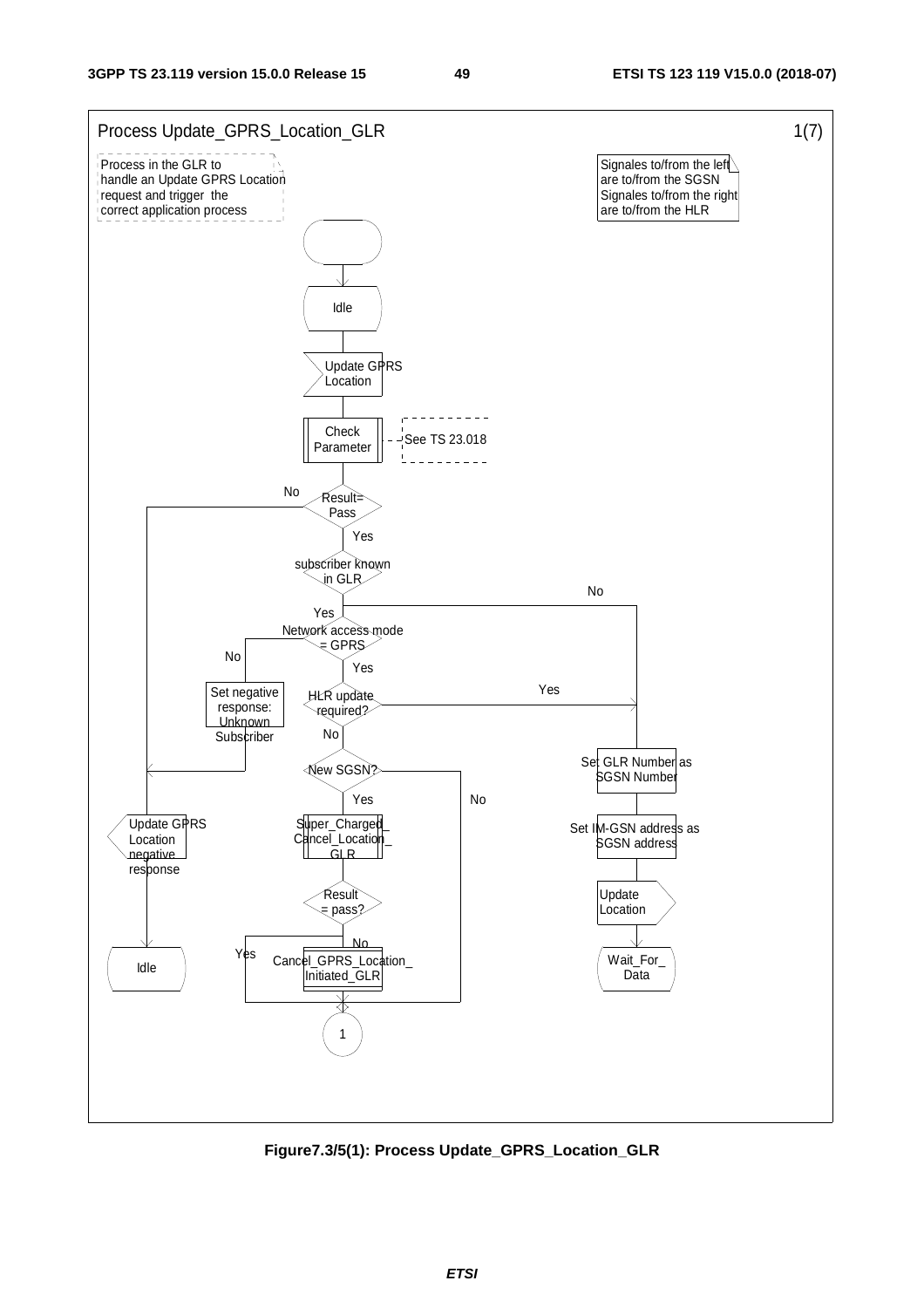Process Update_GPRS_Location_GLR 1(7)

Process in the GLR to handle an Update GPRS Location request and trigger the correct application process

Signales to/from the left are to/from the SGSN
Signales to/from the right are to/from the HLR

Idle

Update GPRS Location

Check Parameter

See TS 23.018

Result= Pass

No

Yes

subscriber known in GLR

No

Yes

Network access mode = GPRS

No

Yes

Set negative response: Unknown Subscriber

HLR update required?

Yes

No

New SGSN?

Yes

No

Set GLR Number as SGSN Number

Set IM-GSN address as SGSN address

Update GPRS Location negative response

Super_Charged_ Cancel_Location_ GLR

Update Location

Result = pass?

No

Yes

Cancel_GPRS_Location_ Initiated_GLR

Idle

Wait_For_ Data

1

**Figure7.3/5(1): Process Update_GPRS_Location_GLR**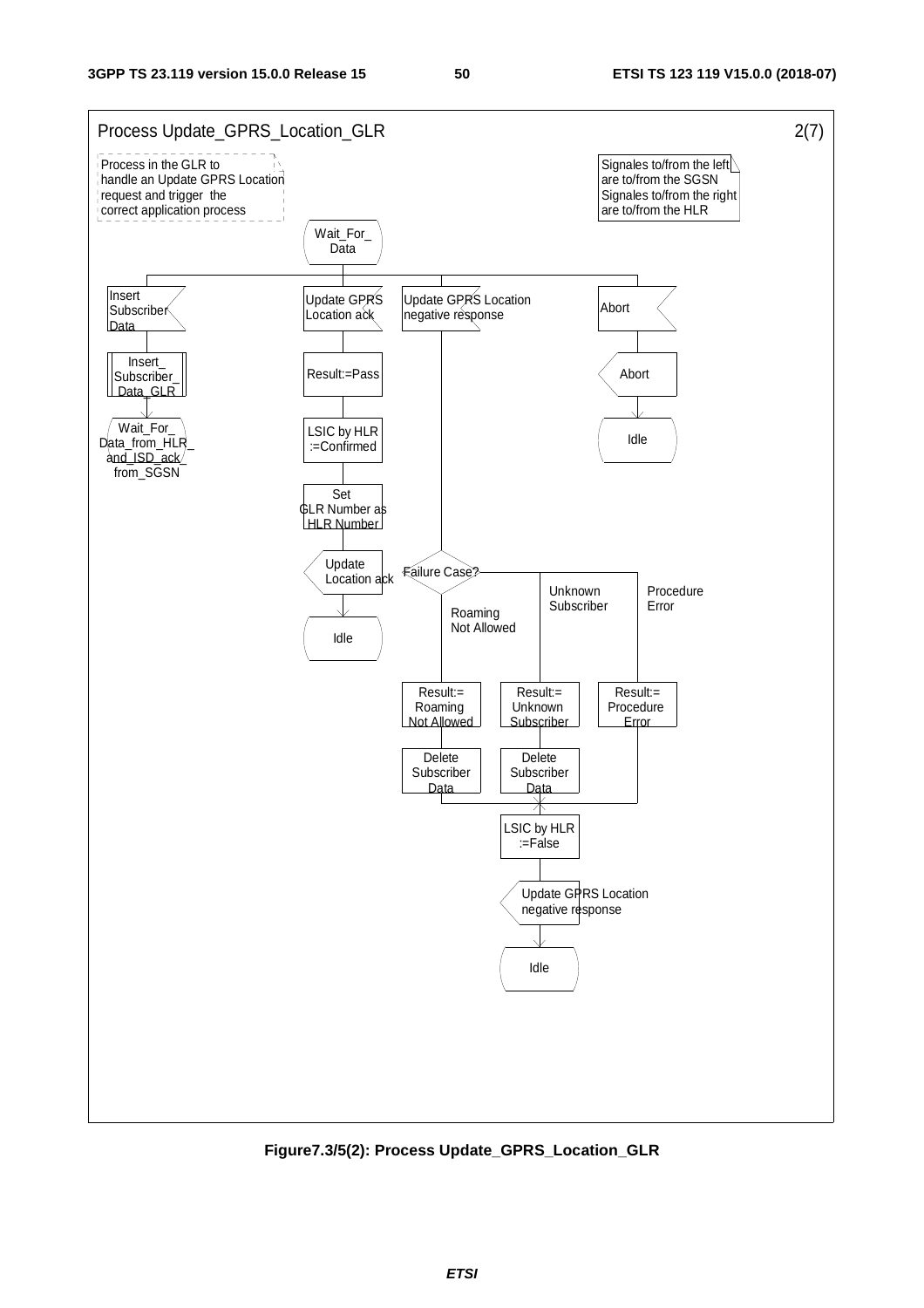Process Update_GPRS_Location_GLR 2(7)

Process in the GLR to handle an Update GPRS Location request and trigger the correct application process

Signales to/from the left are to/from the SGSN
Signales to/from the right are to/from the HLR

Wait_For_Data

Insert Subscriber Data

Insert_Subscriber_Data_GLR

Wait_For_Data_from_HLR_and_ISD_ack_from_SGSN

Update GPRS Location ack

Result:=Pass

LSIC by HLR :=Confirmed

Set GLR Number as HLR Number

Update Location ack

Idle

Update GPRS Location negative response

Failure Case?

Roaming Not Allowed

Unknown Subscriber

Procedure Error

Result:= Roaming Not Allowed

Result:= Unknown Subscriber

Result:= Procedure Error

Delete Subscriber Data

Delete Subscriber Data

LSIC by HLR :=False

Update GPRS Location negative response

Idle

Abort

Abort

Idle

**Figure7.3/5(2): Process Update_GPRS_Location_GLR**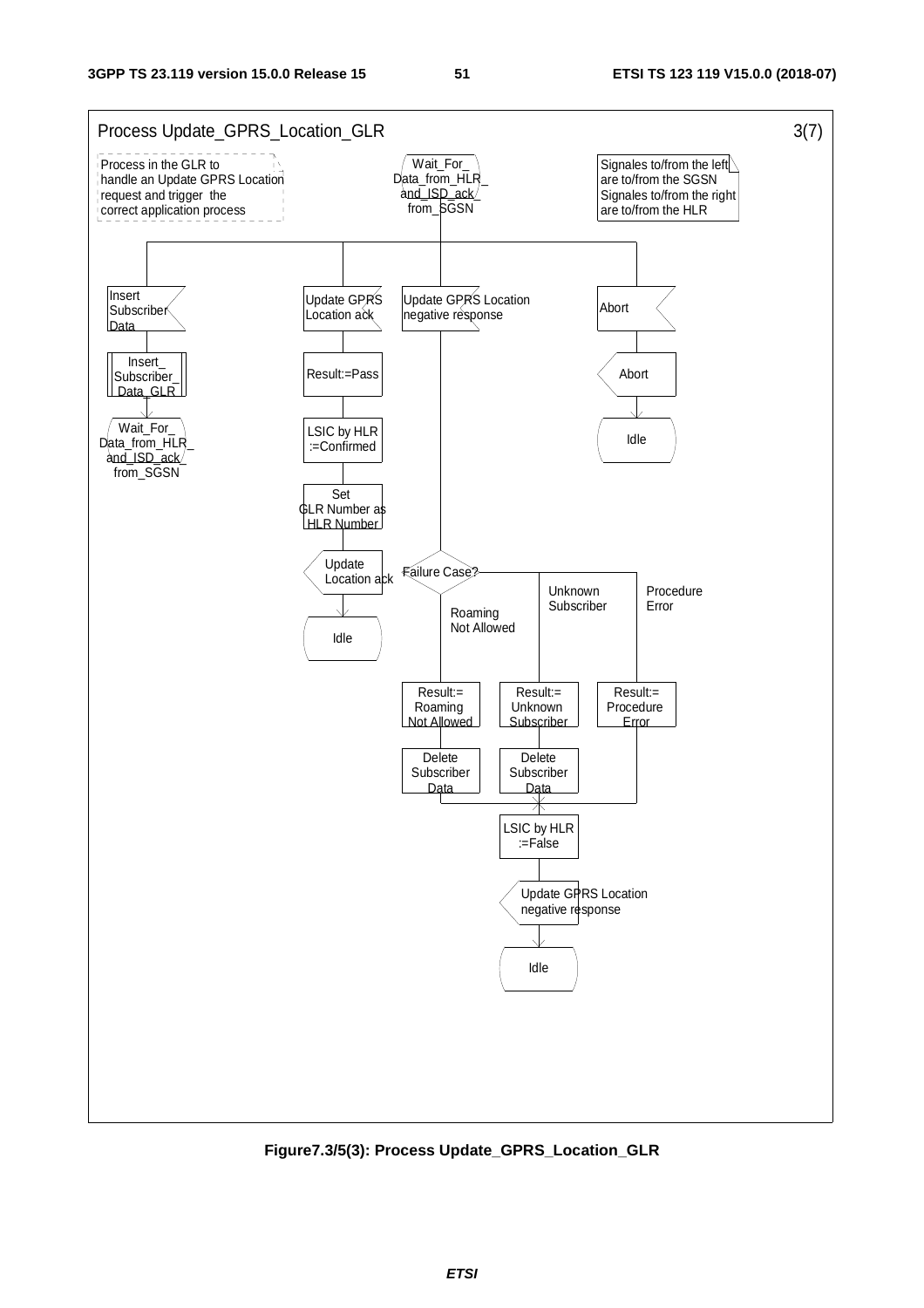Process Update_GPRS_Location_GLR 3(7)

Process in the GLR to handle an Update GPRS Location request and trigger the correct application process

Signales to/from the left are to/from the SGSN
Signales to/from the right are to/from the HLR

Wait_For_ Data_from_HLR_ and_ISD_ack_ from_SGSN

Insert Subscriber Data

Insert_ Subscriber_ Data_GLR

Wait_For_ Data_from_HLR_ and_ISD_ack_ from_SGSN

Update GPRS Location ack

Result:=Pass

LSIC by HLR :=Confirmed

Set GLR Number as HLR Number

Update Location ack

Idle

Update GPRS Location negative response

Failure Case?

Roaming Not Allowed

Unknown Subscriber

Procedure Error

Result:= Roaming Not Allowed

Result:= Unknown Subscriber

Result:= Procedure Error

Delete Subscriber Data

Delete Subscriber Data

LSIC by HLR :=False

Update GPRS Location negative response

Idle

Abort

Abort

Idle

**Figure7.3/5(3): Process Update_GPRS_Location_GLR**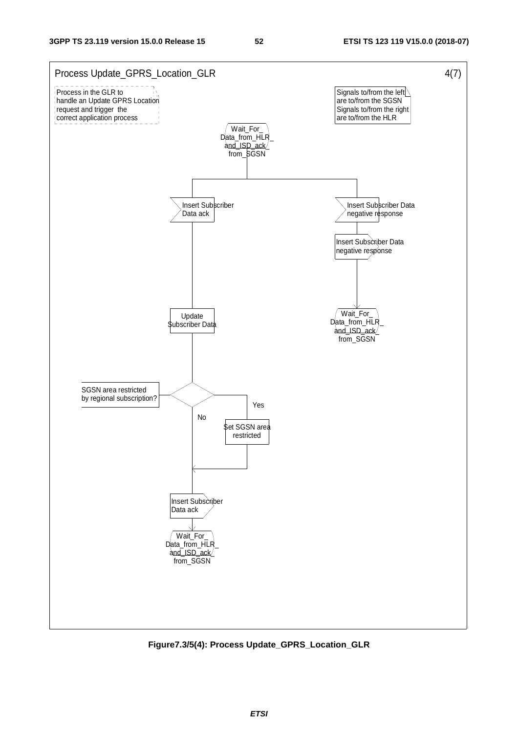Process Update_GPRS_Location_GLR 4(7)

Process in the GLR to handle an Update GPRS Location request and trigger the correct application process

Signals to/from the left are to/from the SGSN Signals to/from the right are to/from the HLR

Wait_For_ Data_from_HLR_ and_ISD_ack_ from_SGSN

Insert Subscriber Data ack

Insert Subscriber Data negative response

Insert Subscriber Data negative response

Wait_For_ Data_from_HLR_ and_ISD_ack_ from_SGSN

Update Subscriber Data

SGSN area restricted by regional subscription?

Yes

No

Set SGSN area restricted

Insert Subscriber Data ack

Wait_For_ Data_from_HLR_ and_ISD_ack_ from_SGSN

**Figure7.3/5(4): Process Update_GPRS_Location_GLR**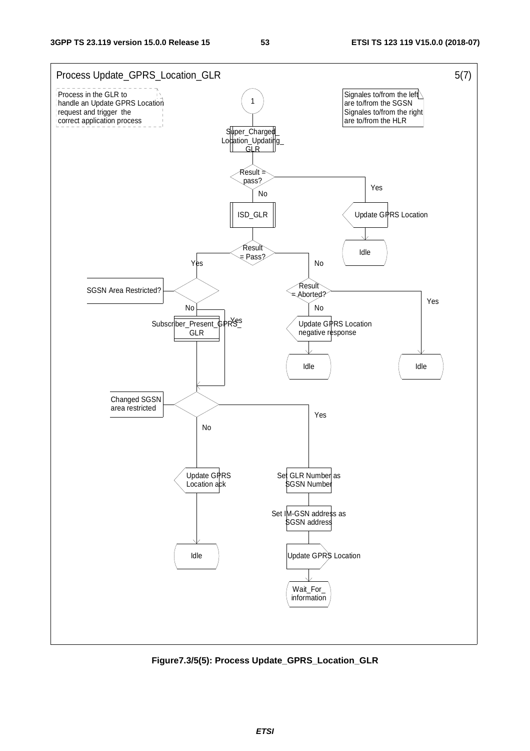Process Update_GPRS_Location_GLR 5(7)

Process in the GLR to handle an Update GPRS Location request and trigger the correct application process

Signales to/from the left are to/from the SGSN
Signales to/from the right are to/from the HLR

1

Super_Charged_Location_Updating_GLR

Result = pass?

Yes

Update GPRS Location

Idle

No

ISD_GLR

Result = Pass?

Yes

SGSN Area Restricted?

No

Subscriber_Present_GPRS_GLR

Yes

No

Result = Aborted?

Yes

Idle

No

Update GPRS Location negative response

Idle

Changed SGSN area restricted

No

Update GPRS Location ack

Idle

Yes

Set GLR Number as SGSN Number

Set IM-GSN address as SGSN address

Update GPRS Location

Wait_For_information

**Figure7.3/5(5): Process Update_GPRS_Location_GLR**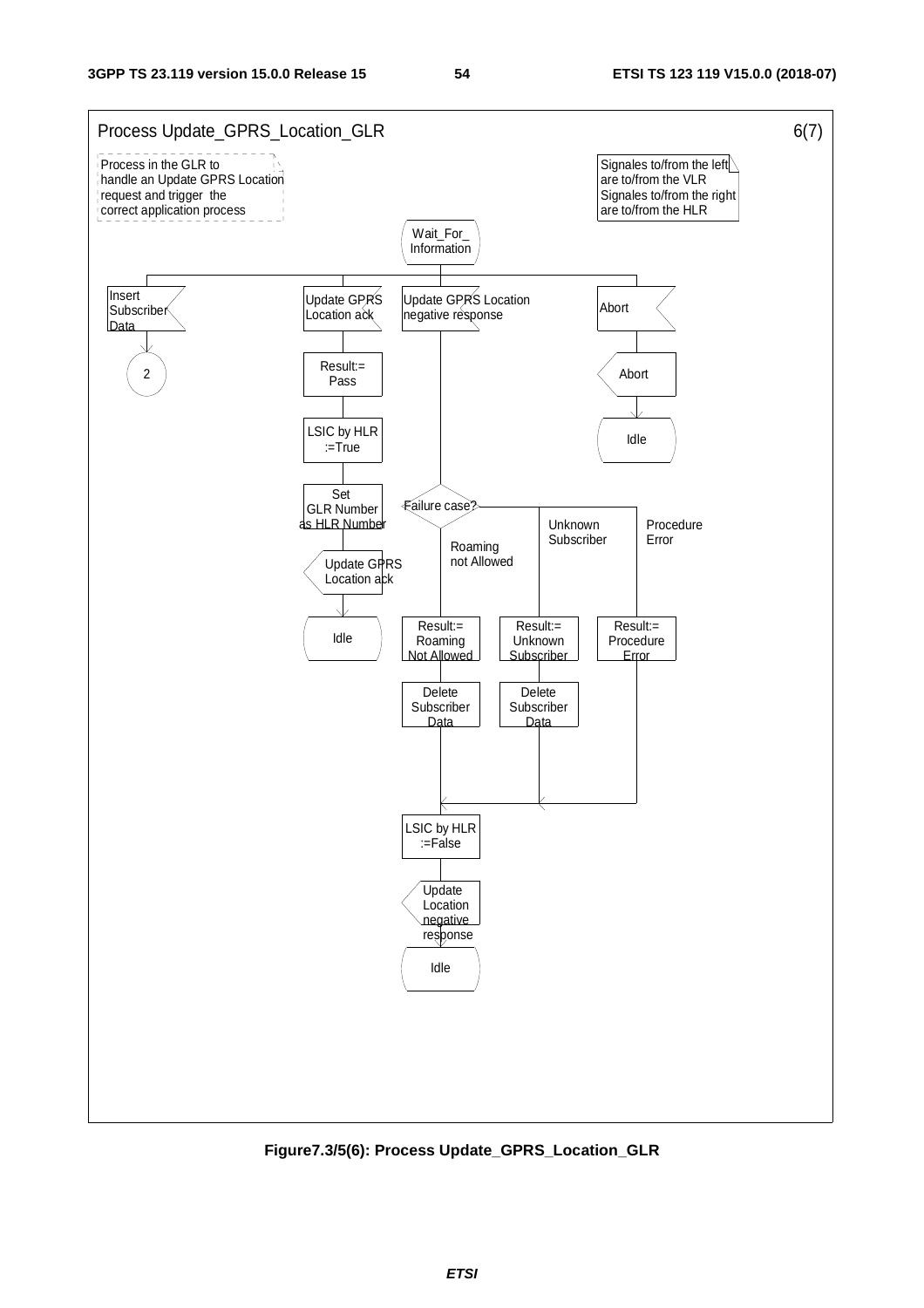Process Update_GPRS_Location_GLR 6(7)

Process in the GLR to handle an Update GPRS Location request and trigger the correct application process

Signales to/from the left are to/from the VLR
Signales to/from the right are to/from the HLR

Wait_For_ Information

Insert Subscriber Data

2

Update GPRS Location ack

Result:= Pass

LSIC by HLR :=True

Set GLR Number as HLR Number

Update GPRS Location ack

Idle

Update GPRS Location negative response

Failure case?

Roaming not Allowed

Unknown Subscriber

Procedure Error

Result:= Roaming Not Allowed

Result:= Unknown Subscriber

Result:= Procedure Error

Delete Subscriber Data

Delete Subscriber Data

LSIC by HLR :=False

Update Location negative response

Idle

Abort

Abort

Idle

**Figure7.3/5(6): Process Update_GPRS_Location_GLR**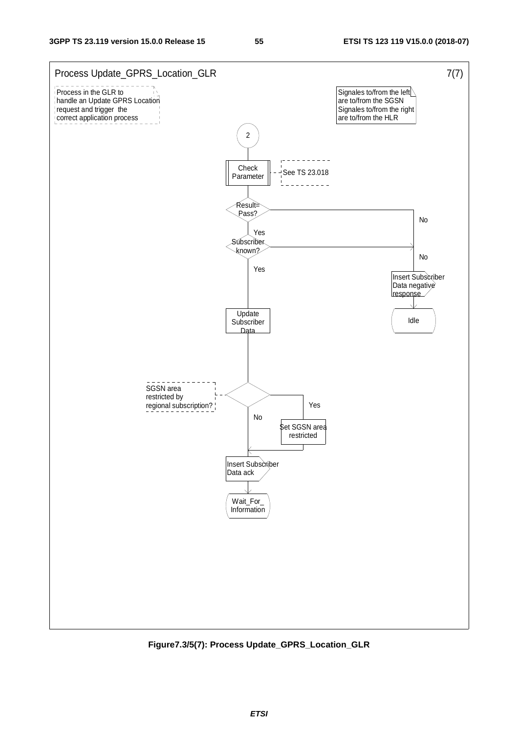Process Update_GPRS_Location_GLR 7(7)

Process in the GLR to handle an Update GPRS Location request and trigger the correct application process

Signales to/from the left are to/from the SGSN Signales to/from the right are to/from the HLR

2

Check Parameter

See TS 23.018

Result= Pass?

No

Yes

Subscriber known?

No

Yes

Insert Subscriber Data negative response

Idle

Update Subscriber Data

SGSN area restricted by regional subscription?

Yes

No

Set SGSN area restricted

Insert Subscriber Data ack

Wait_For_ Information

**Figure7.3/5(7): Process Update_GPRS_Location_GLR**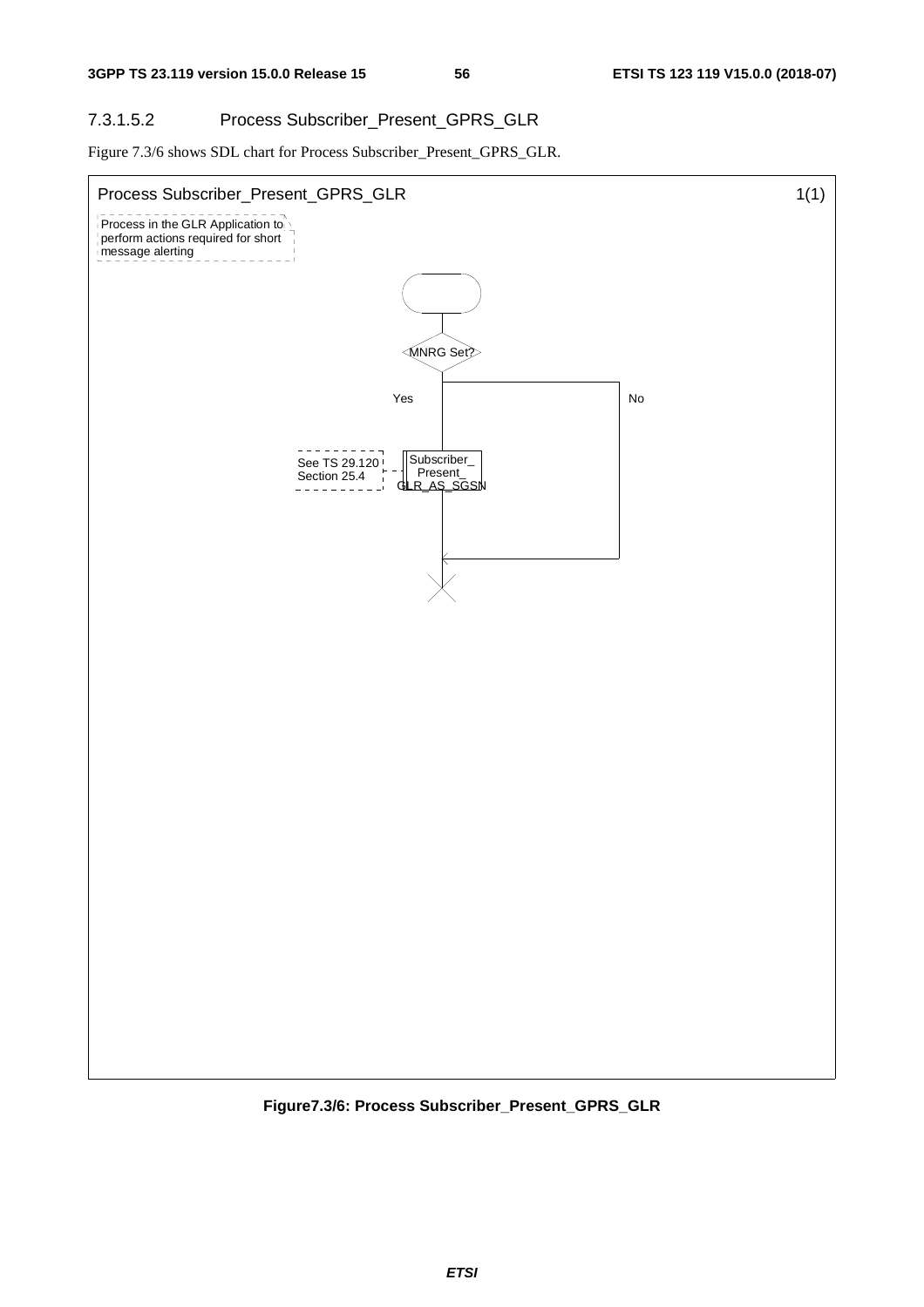#### 7.3.1.5.2 Process Subscriber_Present_GPRS_GLR

Figure 7.3/6 shows SDL chart for Process Subscriber_Present_GPRS_GLR.

Process Subscriber_Present_GPRS_GLR 1(1)

Process in the GLR Application to perform actions required for short message alerting

MNRG Set?

Yes

No

See TS 29.120 Section 25.4

Subscriber_Present_GLR_AS_SGSN

**Figure7.3/6: Process Subscriber_Present_GPRS_GLR**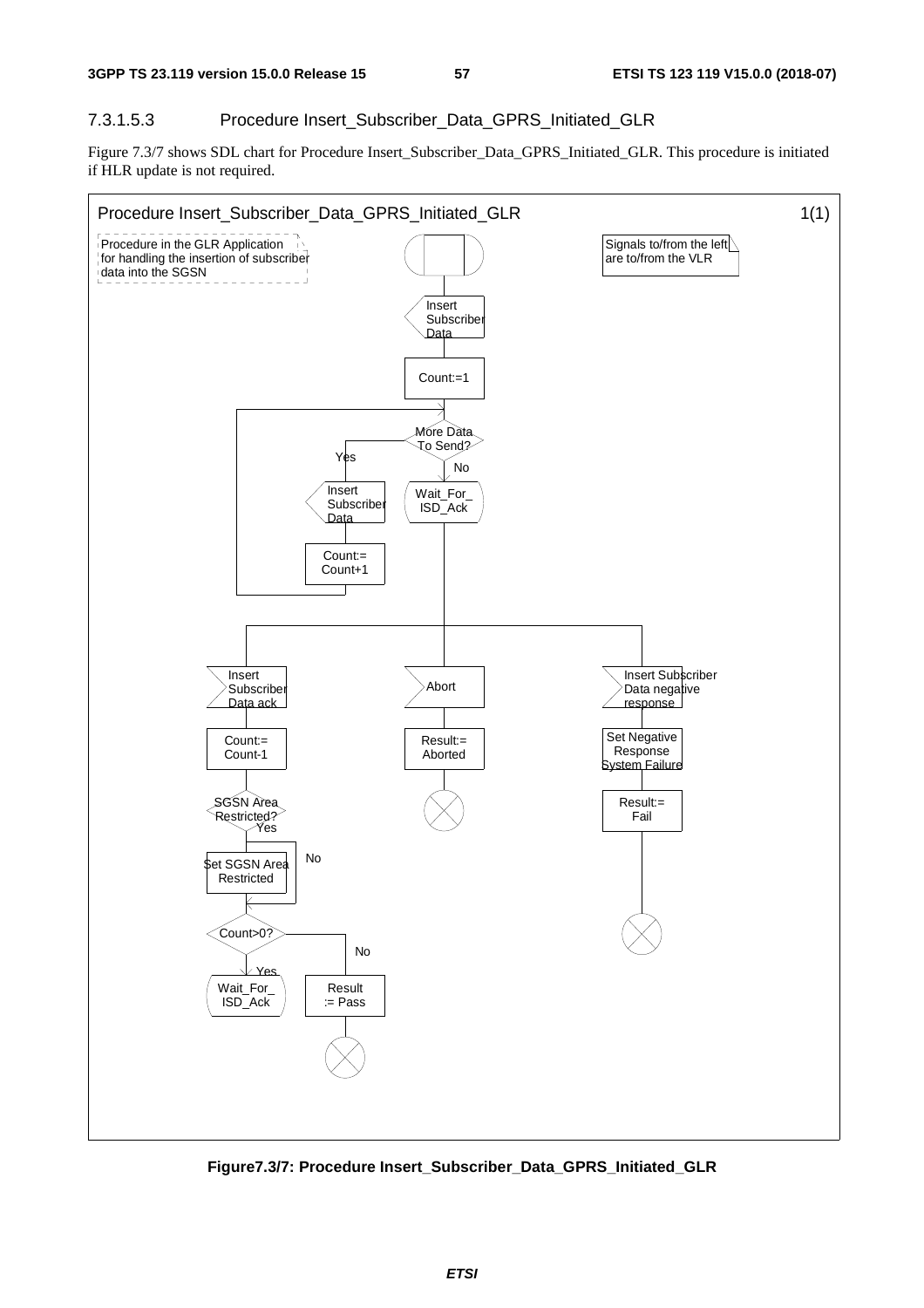#### 7.3.1.5.3 Procedure Insert_Subscriber_Data_GPRS_Initiated_GLR

Figure 7.3/7 shows SDL chart for Procedure Insert_Subscriber_Data_GPRS_Initiated_GLR. This procedure is initiated if HLR update is not required.

Procedure Insert_Subscriber_Data_GPRS_Initiated_GLR 1(1)

Procedure in the GLR Application for handling the insertion of subscriber data into the SGSN

Signals to/from the left are to/from the VLR

Insert Subscriber Data

Count:=1

More Data To Send?

Yes

No

Insert Subscriber Data

Count:= Count+1

Wait_For_ ISD_Ack

Insert Subscriber Data ack

Abort

Insert Subscriber Data negative response

Count:= Count-1

Result:= Aborted

Set Negative Response System Failure

SGSN Area Restricted?

Yes

No

Result:= Fail

Set SGSN Area Restricted

Count>0?

No

Yes

Wait_For_ ISD_Ack

Result := Pass

**Figure7.3/7: Procedure Insert_Subscriber_Data_GPRS_Initiated_GLR**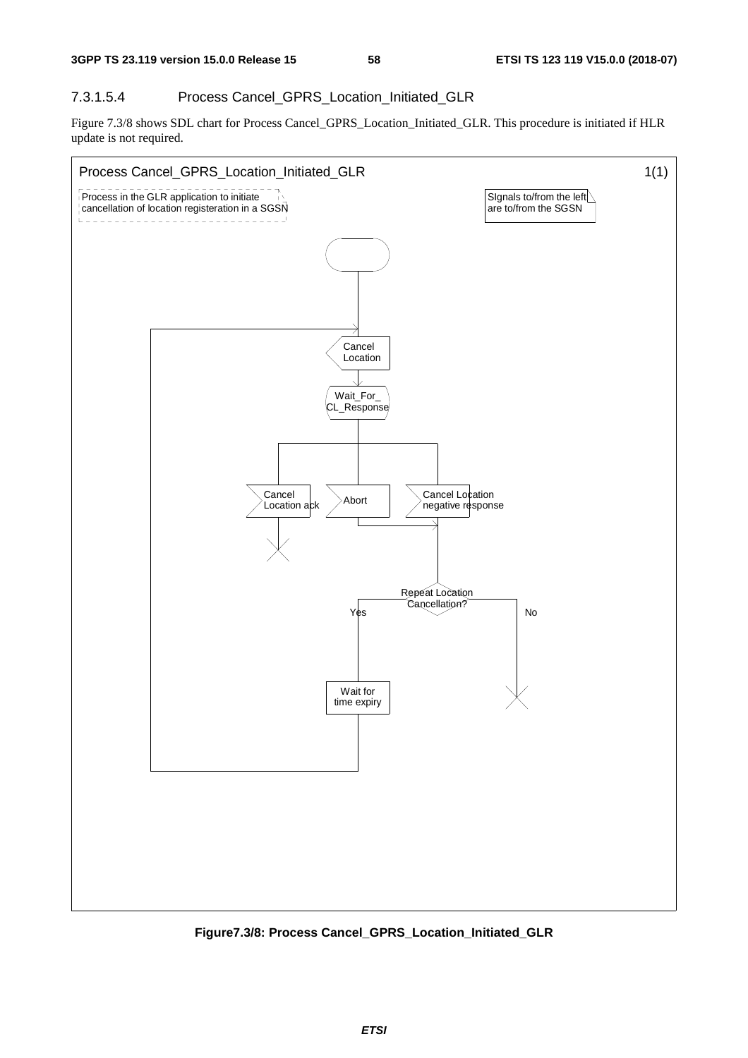### 7.3.1.5.4 Process Cancel_GPRS_Location_Initiated_GLR

Figure 7.3/8 shows SDL chart for Process Cancel_GPRS_Location_Initiated_GLR. This procedure is initiated if HLR update is not required.

Process Cancel_GPRS_Location_Initiated_GLR 1(1)

Process in the GLR application to initiate cancellation of location registeration in a SGSN

SIgnals to/from the left are to/from the SGSN

Cancel Location

Wait_For_ CL_Response

Cancel Location ack

Abort

Cancel Location negative response

Repeat Location Cancellation?

Yes

No

Wait for time expiry

**Figure7.3/8: Process Cancel_GPRS_Location_Initiated_GLR**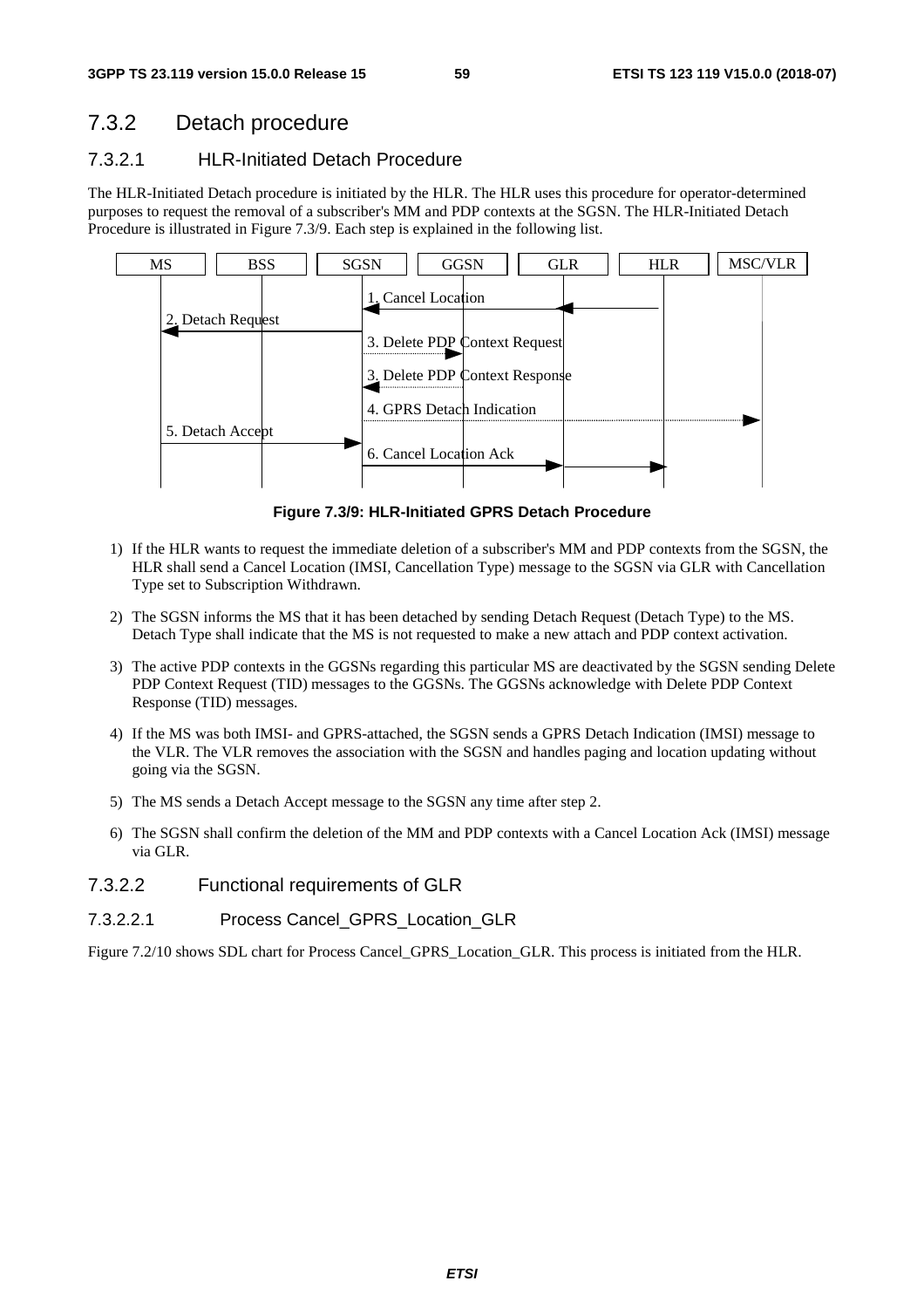## 7.3.2 Detach procedure

### 7.3.2.1 HLR-Initiated Detach Procedure

The HLR-Initiated Detach procedure is initiated by the HLR. The HLR uses this procedure for operator-determined purposes to request the removal of a subscriber's MM and PDP contexts at the SGSN. The HLR-Initiated Detach Procedure is illustrated in Figure 7.3/9. Each step is explained in the following list.

MS | BSS | SGSN | GGSN | GLR | HLR | MSC/VLR

1. Cancel Location
2. Detach Request
3. Delete PDP Context Request
3. Delete PDP Context Response
4. GPRS Detach Indication
5. Detach Accept
6. Cancel Location Ack

**Figure 7.3/9: HLR-Initiated GPRS Detach Procedure**

1) If the HLR wants to request the immediate deletion of a subscriber's MM and PDP contexts from the SGSN, the HLR shall send a Cancel Location (IMSI, Cancellation Type) message to the SGSN via GLR with Cancellation Type set to Subscription Withdrawn.

2) The SGSN informs the MS that it has been detached by sending Detach Request (Detach Type) to the MS. Detach Type shall indicate that the MS is not requested to make a new attach and PDP context activation.

3) The active PDP contexts in the GGSNs regarding this particular MS are deactivated by the SGSN sending Delete PDP Context Request (TID) messages to the GGSNs. The GGSNs acknowledge with Delete PDP Context Response (TID) messages.

4) If the MS was both IMSI- and GPRS-attached, the SGSN sends a GPRS Detach Indication (IMSI) message to the VLR. The VLR removes the association with the SGSN and handles paging and location updating without going via the SGSN.

5) The MS sends a Detach Accept message to the SGSN any time after step 2.

6) The SGSN shall confirm the deletion of the MM and PDP contexts with a Cancel Location Ack (IMSI) message via GLR.

### 7.3.2.2 Functional requirements of GLR

#### 7.3.2.2.1 Process Cancel_GPRS_Location_GLR

Figure 7.2/10 shows SDL chart for Process Cancel_GPRS_Location_GLR. This process is initiated from the HLR.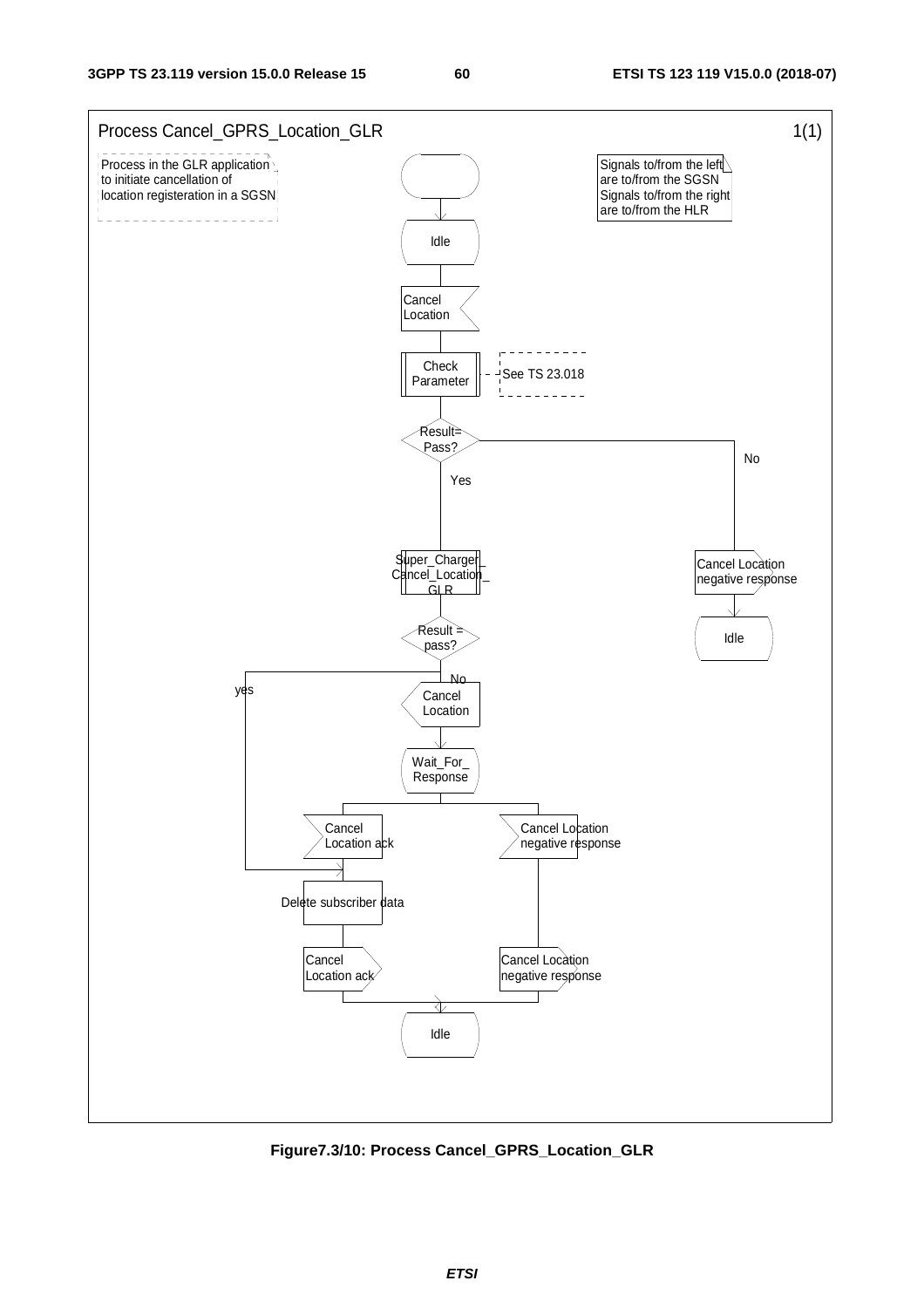Process Cancel_GPRS_Location_GLR 1(1)

Process in the GLR application to initiate cancellation of location registeration in a SGSN

Signals to/from the left are to/from the SGSN
Signals to/from the right are to/from the HLR

Idle

Cancel Location

Check Parameter

See TS 23.018

Result= Pass?

Yes

No

Super_Charger_Cancel_Location_GLR

Cancel Location negative response

Idle

Result = pass?

yes

No

Cancel Location

Wait_For_Response

Cancel Location ack

Cancel Location negative response

Delete subscriber data

Cancel Location ack

Cancel Location negative response

Idle

**Figure7.3/10: Process Cancel_GPRS_Location_GLR**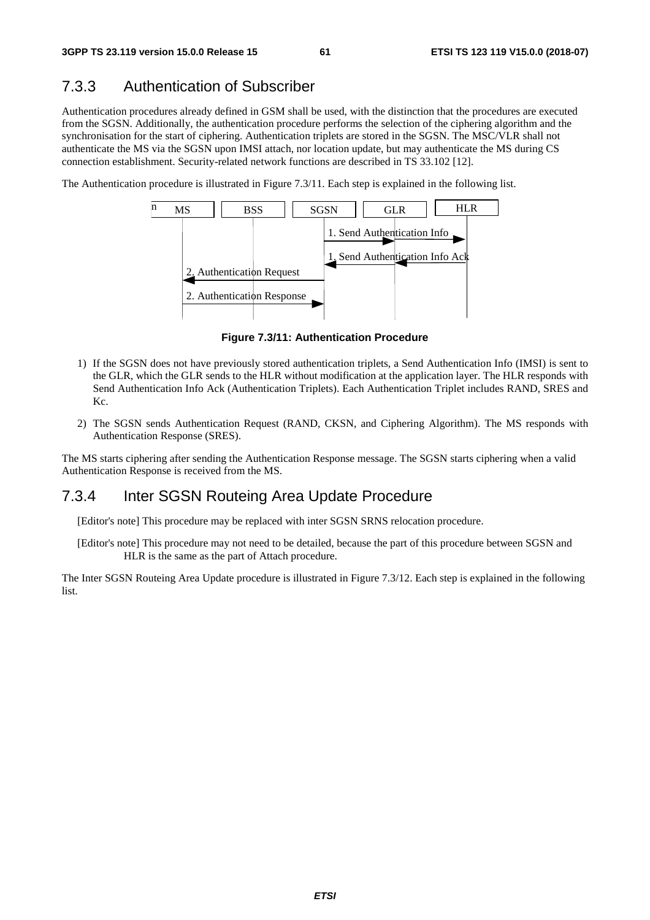### 7.3.3 Authentication of Subscriber

Authentication procedures already defined in GSM shall be used, with the distinction that the procedures are executed from the SGSN. Additionally, the authentication procedure performs the selection of the ciphering algorithm and the synchronisation for the start of ciphering. Authentication triplets are stored in the SGSN. The MSC/VLR shall not authenticate the MS via the SGSN upon IMSI attach, nor location update, but may authenticate the MS during CS connection establishment. Security-related network functions are described in TS 33.102 [12].

The Authentication procedure is illustrated in Figure 7.3/11. Each step is explained in the following list.

**Figure 7.3/11: Authentication Procedure**

1) If the SGSN does not have previously stored authentication triplets, a Send Authentication Info (IMSI) is sent to the GLR, which the GLR sends to the HLR without modification at the application layer. The HLR responds with Send Authentication Info Ack (Authentication Triplets). Each Authentication Triplet includes RAND, SRES and Kc.

2) The SGSN sends Authentication Request (RAND, CKSN, and Ciphering Algorithm). The MS responds with Authentication Response (SRES).

The MS starts ciphering after sending the Authentication Response message. The SGSN starts ciphering when a valid Authentication Response is received from the MS.

### 7.3.4 Inter SGSN Routeing Area Update Procedure

[Editor's note] This procedure may be replaced with inter SGSN SRNS relocation procedure.

[Editor's note] This procedure may not need to be detailed, because the part of this procedure between SGSN and HLR is the same as the part of Attach procedure.

The Inter SGSN Routeing Area Update procedure is illustrated in Figure 7.3/12. Each step is explained in the following list.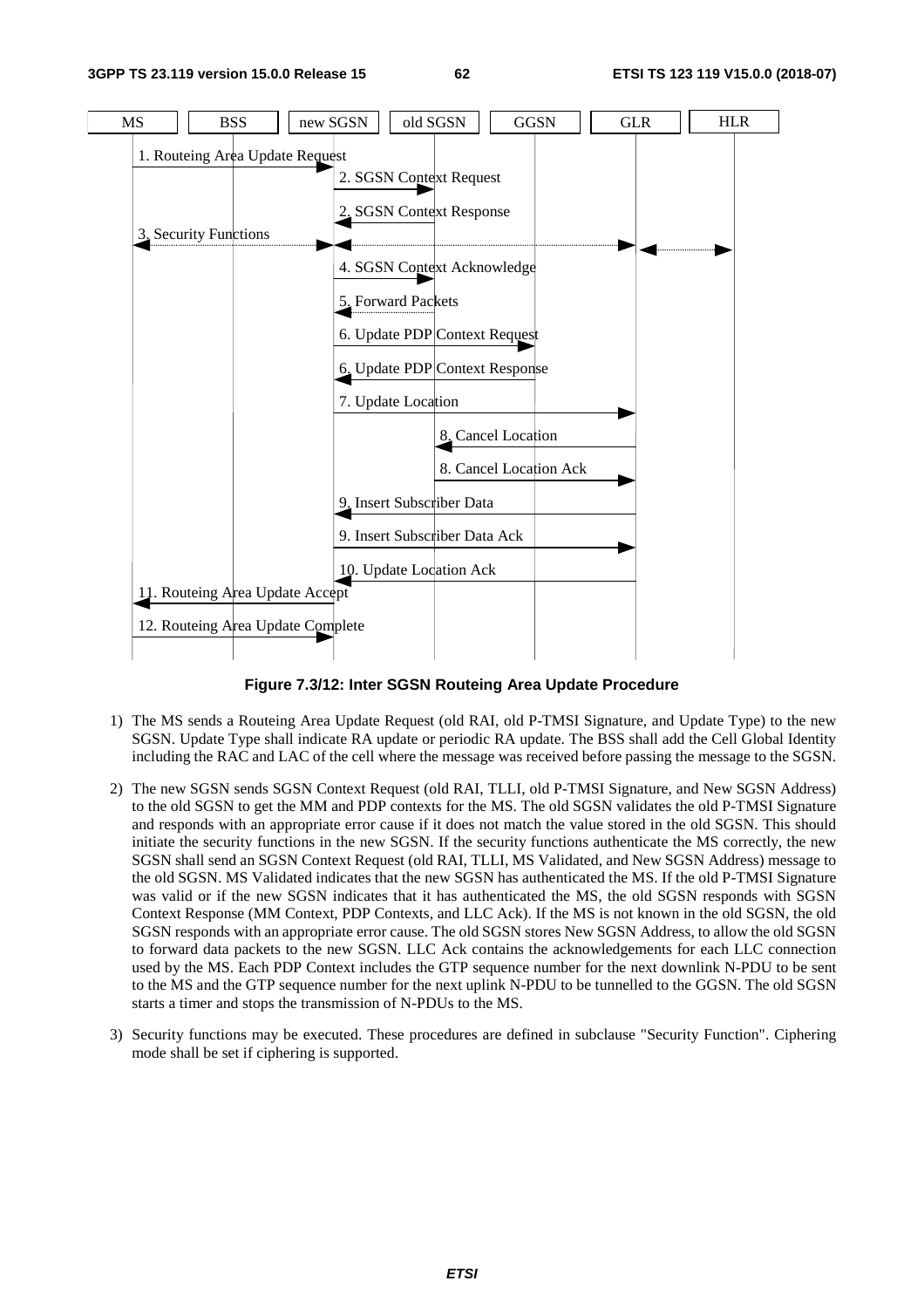**Figure 7.3/12: Inter SGSN Routeing Area Update Procedure**

1) The MS sends a Routeing Area Update Request (old RAI, old P-TMSI Signature, and Update Type) to the new SGSN. Update Type shall indicate RA update or periodic RA update. The BSS shall add the Cell Global Identity including the RAC and LAC of the cell where the message was received before passing the message to the SGSN.

2) The new SGSN sends SGSN Context Request (old RAI, TLLI, old P-TMSI Signature, and New SGSN Address) to the old SGSN to get the MM and PDP contexts for the MS. The old SGSN validates the old P-TMSI Signature and responds with an appropriate error cause if it does not match the value stored in the old SGSN. This should initiate the security functions in the new SGSN. If the security functions authenticate the MS correctly, the new SGSN shall send an SGSN Context Request (old RAI, TLLI, MS Validated, and New SGSN Address) message to the old SGSN. MS Validated indicates that the new SGSN has authenticated the MS. If the old P-TMSI Signature was valid or if the new SGSN indicates that it has authenticated the MS, the old SGSN responds with SGSN Context Response (MM Context, PDP Contexts, and LLC Ack). If the MS is not known in the old SGSN, the old SGSN responds with an appropriate error cause. The old SGSN stores New SGSN Address, to allow the old SGSN to forward data packets to the new SGSN. LLC Ack contains the acknowledgements for each LLC connection used by the MS. Each PDP Context includes the GTP sequence number for the next downlink N-PDU to be sent to the MS and the GTP sequence number for the next uplink N-PDU to be tunnelled to the GGSN. The old SGSN starts a timer and stops the transmission of N-PDUs to the MS.

3) Security functions may be executed. These procedures are defined in subclause "Security Function". Ciphering mode shall be set if ciphering is supported.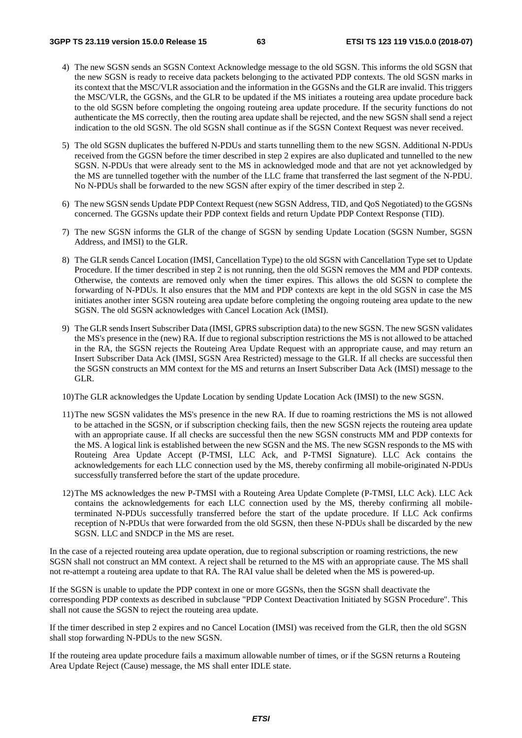4) The new SGSN sends an SGSN Context Acknowledge message to the old SGSN. This informs the old SGSN that the new SGSN is ready to receive data packets belonging to the activated PDP contexts. The old SGSN marks in its context that the MSC/VLR association and the information in the GGSNs and the GLR are invalid. This triggers the MSC/VLR, the GGSNs, and the GLR to be updated if the MS initiates a routeing area update procedure back to the old SGSN before completing the ongoing routeing area update procedure. If the security functions do not authenticate the MS correctly, then the routing area update shall be rejected, and the new SGSN shall send a reject indication to the old SGSN. The old SGSN shall continue as if the SGSN Context Request was never received.

5) The old SGSN duplicates the buffered N-PDUs and starts tunnelling them to the new SGSN. Additional N-PDUs received from the GGSN before the timer described in step 2 expires are also duplicated and tunnelled to the new SGSN. N-PDUs that were already sent to the MS in acknowledged mode and that are not yet acknowledged by the MS are tunnelled together with the number of the LLC frame that transferred the last segment of the N-PDU. No N-PDUs shall be forwarded to the new SGSN after expiry of the timer described in step 2.

6) The new SGSN sends Update PDP Context Request (new SGSN Address, TID, and QoS Negotiated) to the GGSNs concerned. The GGSNs update their PDP context fields and return Update PDP Context Response (TID).

7) The new SGSN informs the GLR of the change of SGSN by sending Update Location (SGSN Number, SGSN Address, and IMSI) to the GLR.

8) The GLR sends Cancel Location (IMSI, Cancellation Type) to the old SGSN with Cancellation Type set to Update Procedure. If the timer described in step 2 is not running, then the old SGSN removes the MM and PDP contexts. Otherwise, the contexts are removed only when the timer expires. This allows the old SGSN to complete the forwarding of N-PDUs. It also ensures that the MM and PDP contexts are kept in the old SGSN in case the MS initiates another inter SGSN routeing area update before completing the ongoing routeing area update to the new SGSN. The old SGSN acknowledges with Cancel Location Ack (IMSI).

9) The GLR sends Insert Subscriber Data (IMSI, GPRS subscription data) to the new SGSN. The new SGSN validates the MS's presence in the (new) RA. If due to regional subscription restrictions the MS is not allowed to be attached in the RA, the SGSN rejects the Routeing Area Update Request with an appropriate cause, and may return an Insert Subscriber Data Ack (IMSI, SGSN Area Restricted) message to the GLR. If all checks are successful then the SGSN constructs an MM context for the MS and returns an Insert Subscriber Data Ack (IMSI) message to the GLR.

10) The GLR acknowledges the Update Location by sending Update Location Ack (IMSI) to the new SGSN.

11) The new SGSN validates the MS's presence in the new RA. If due to roaming restrictions the MS is not allowed to be attached in the SGSN, or if subscription checking fails, then the new SGSN rejects the routeing area update with an appropriate cause. If all checks are successful then the new SGSN constructs MM and PDP contexts for the MS. A logical link is established between the new SGSN and the MS. The new SGSN responds to the MS with Routeing Area Update Accept (P-TMSI, LLC Ack, and P-TMSI Signature). LLC Ack contains the acknowledgements for each LLC connection used by the MS, thereby confirming all mobile-originated N-PDUs successfully transferred before the start of the update procedure.

12) The MS acknowledges the new P-TMSI with a Routeing Area Update Complete (P-TMSI, LLC Ack). LLC Ack contains the acknowledgements for each LLC connection used by the MS, thereby confirming all mobile-terminated N-PDUs successfully transferred before the start of the update procedure. If LLC Ack confirms reception of N-PDUs that were forwarded from the old SGSN, then these N-PDUs shall be discarded by the new SGSN. LLC and SNDCP in the MS are reset.

In the case of a rejected routeing area update operation, due to regional subscription or roaming restrictions, the new SGSN shall not construct an MM context. A reject shall be returned to the MS with an appropriate cause. The MS shall not re-attempt a routeing area update to that RA. The RAI value shall be deleted when the MS is powered-up.

If the SGSN is unable to update the PDP context in one or more GGSNs, then the SGSN shall deactivate the corresponding PDP contexts as described in subclause "PDP Context Deactivation Initiated by SGSN Procedure". This shall not cause the SGSN to reject the routeing area update.

If the timer described in step 2 expires and no Cancel Location (IMSI) was received from the GLR, then the old SGSN shall stop forwarding N-PDUs to the new SGSN.

If the routeing area update procedure fails a maximum allowable number of times, or if the SGSN returns a Routeing Area Update Reject (Cause) message, the MS shall enter IDLE state.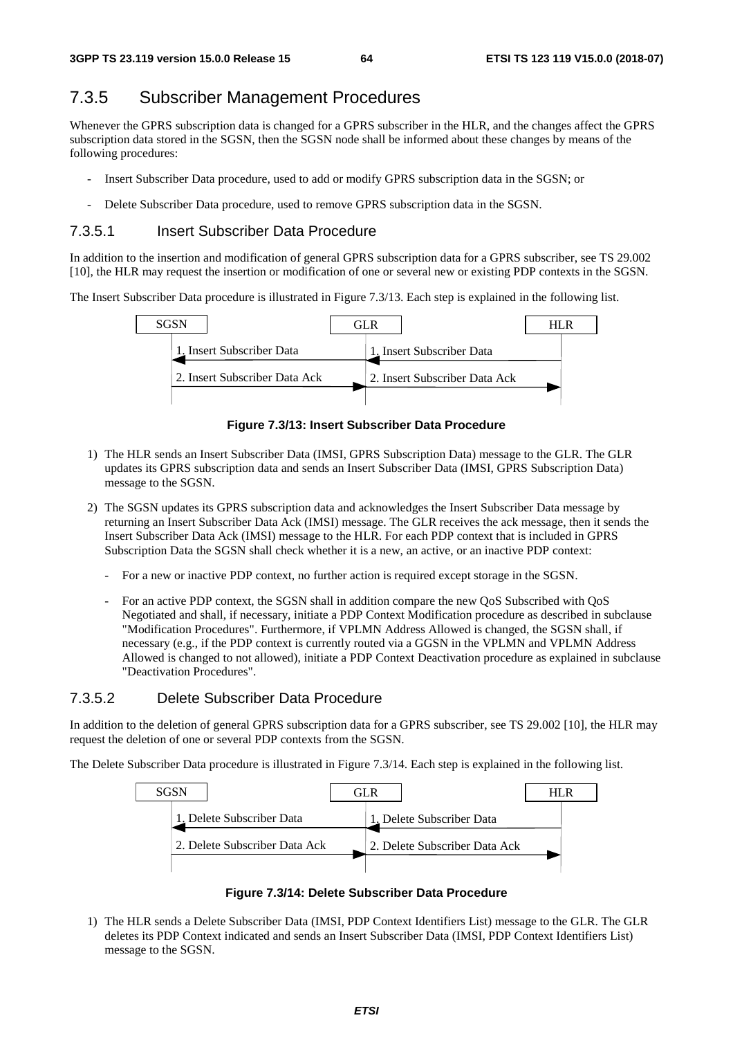### 7.3.5 Subscriber Management Procedures

Whenever the GPRS subscription data is changed for a GPRS subscriber in the HLR, and the changes affect the GPRS subscription data stored in the SGSN, then the SGSN node shall be informed about these changes by means of the following procedures:

- Insert Subscriber Data procedure, used to add or modify GPRS subscription data in the SGSN; or
- Delete Subscriber Data procedure, used to remove GPRS subscription data in the SGSN.

#### 7.3.5.1 Insert Subscriber Data Procedure

In addition to the insertion and modification of general GPRS subscription data for a GPRS subscriber, see TS 29.002 [10], the HLR may request the insertion or modification of one or several new or existing PDP contexts in the SGSN.

The Insert Subscriber Data procedure is illustrated in Figure 7.3/13. Each step is explained in the following list.

SGSN | GLR | HLR

1. Insert Subscriber Data (HLR → GLR); 1. Insert Subscriber Data (GLR → SGSN)

2. Insert Subscriber Data Ack (SGSN → GLR); 2. Insert Subscriber Data Ack (GLR → HLR)

**Figure 7.3/13: Insert Subscriber Data Procedure**

1) The HLR sends an Insert Subscriber Data (IMSI, GPRS Subscription Data) message to the GLR. The GLR updates its GPRS subscription data and sends an Insert Subscriber Data (IMSI, GPRS Subscription Data) message to the SGSN.

2) The SGSN updates its GPRS subscription data and acknowledges the Insert Subscriber Data message by returning an Insert Subscriber Data Ack (IMSI) message. The GLR receives the ack message, then it sends the Insert Subscriber Data Ack (IMSI) message to the HLR. For each PDP context that is included in GPRS Subscription Data the SGSN shall check whether it is a new, an active, or an inactive PDP context:

   - For a new or inactive PDP context, no further action is required except storage in the SGSN.
   - For an active PDP context, the SGSN shall in addition compare the new QoS Subscribed with QoS Negotiated and shall, if necessary, initiate a PDP Context Modification procedure as described in subclause "Modification Procedures". Furthermore, if VPLMN Address Allowed is changed, the SGSN shall, if necessary (e.g., if the PDP context is currently routed via a GGSN in the VPLMN and VPLMN Address Allowed is changed to not allowed), initiate a PDP Context Deactivation procedure as explained in subclause "Deactivation Procedures".

#### 7.3.5.2 Delete Subscriber Data Procedure

In addition to the deletion of general GPRS subscription data for a GPRS subscriber, see TS 29.002 [10], the HLR may request the deletion of one or several PDP contexts from the SGSN.

The Delete Subscriber Data procedure is illustrated in Figure 7.3/14. Each step is explained in the following list.

SGSN | GLR | HLR

1. Delete Subscriber Data (HLR → GLR); 1. Delete Subscriber Data (GLR → SGSN)

2. Delete Subscriber Data Ack (SGSN → GLR); 2. Delete Subscriber Data Ack (GLR → HLR)

**Figure 7.3/14: Delete Subscriber Data Procedure**

1) The HLR sends a Delete Subscriber Data (IMSI, PDP Context Identifiers List) message to the GLR. The GLR deletes its PDP Context indicated and sends an Insert Subscriber Data (IMSI, PDP Context Identifiers List) message to the SGSN.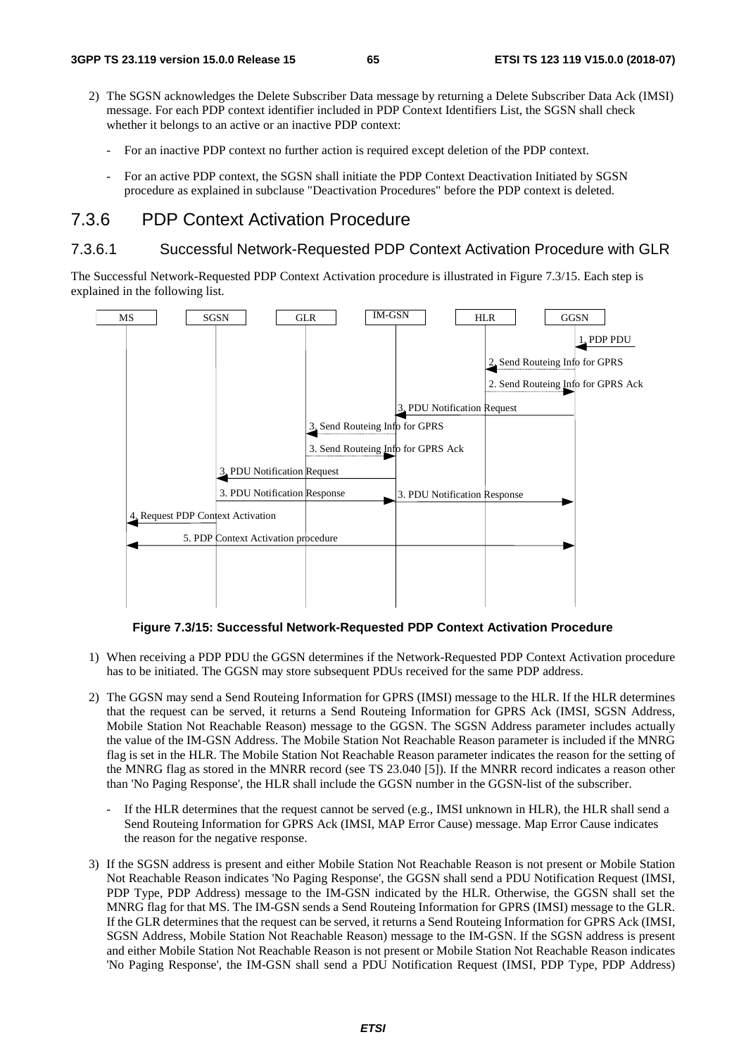2) The SGSN acknowledges the Delete Subscriber Data message by returning a Delete Subscriber Data Ack (IMSI) message. For each PDP context identifier included in PDP Context Identifiers List, the SGSN shall check whether it belongs to an active or an inactive PDP context:

   - For an inactive PDP context no further action is required except deletion of the PDP context.

   - For an active PDP context, the SGSN shall initiate the PDP Context Deactivation Initiated by SGSN procedure as explained in subclause "Deactivation Procedures" before the PDP context is deleted.

## 7.3.6 PDP Context Activation Procedure

### 7.3.6.1 Successful Network-Requested PDP Context Activation Procedure with GLR

The Successful Network-Requested PDP Context Activation procedure is illustrated in Figure 7.3/15. Each step is explained in the following list.

MS | SGSN | GLR | IM-GSN | HLR | GGSN

1. PDP PDU
2. Send Routeing Info for GPRS
2. Send Routeing Info for GPRS Ack
3. PDU Notification Request
3. Send Routeing Info for GPRS
3. Send Routeing Info for GPRS Ack
3. PDU Notification Request
3. PDU Notification Response
3. PDU Notification Response
4. Request PDP Context Activation
5. PDP Context Activation procedure

**Figure 7.3/15: Successful Network-Requested PDP Context Activation Procedure**

1) When receiving a PDP PDU the GGSN determines if the Network-Requested PDP Context Activation procedure has to be initiated. The GGSN may store subsequent PDUs received for the same PDP address.

2) The GGSN may send a Send Routeing Information for GPRS (IMSI) message to the HLR. If the HLR determines that the request can be served, it returns a Send Routeing Information for GPRS Ack (IMSI, SGSN Address, Mobile Station Not Reachable Reason) message to the GGSN. The SGSN Address parameter includes actually the value of the IM-GSN Address. The Mobile Station Not Reachable Reason parameter is included if the MNRG flag is set in the HLR. The Mobile Station Not Reachable Reason parameter indicates the reason for the setting of the MNRG flag as stored in the MNRR record (see TS 23.040 [5]). If the MNRR record indicates a reason other than 'No Paging Response', the HLR shall include the GGSN number in the GGSN-list of the subscriber.

   - If the HLR determines that the request cannot be served (e.g., IMSI unknown in HLR), the HLR shall send a Send Routeing Information for GPRS Ack (IMSI, MAP Error Cause) message. Map Error Cause indicates the reason for the negative response.

3) If the SGSN address is present and either Mobile Station Not Reachable Reason is not present or Mobile Station Not Reachable Reason indicates 'No Paging Response', the GGSN shall send a PDU Notification Request (IMSI, PDP Type, PDP Address) message to the IM-GSN indicated by the HLR. Otherwise, the GGSN shall set the MNRG flag for that MS. The IM-GSN sends a Send Routeing Information for GPRS (IMSI) message to the GLR. If the GLR determines that the request can be served, it returns a Send Routeing Information for GPRS Ack (IMSI, SGSN Address, Mobile Station Not Reachable Reason) message to the IM-GSN. If the SGSN address is present and either Mobile Station Not Reachable Reason is not present or Mobile Station Not Reachable Reason indicates 'No Paging Response', the IM-GSN shall send a PDU Notification Request (IMSI, PDP Type, PDP Address)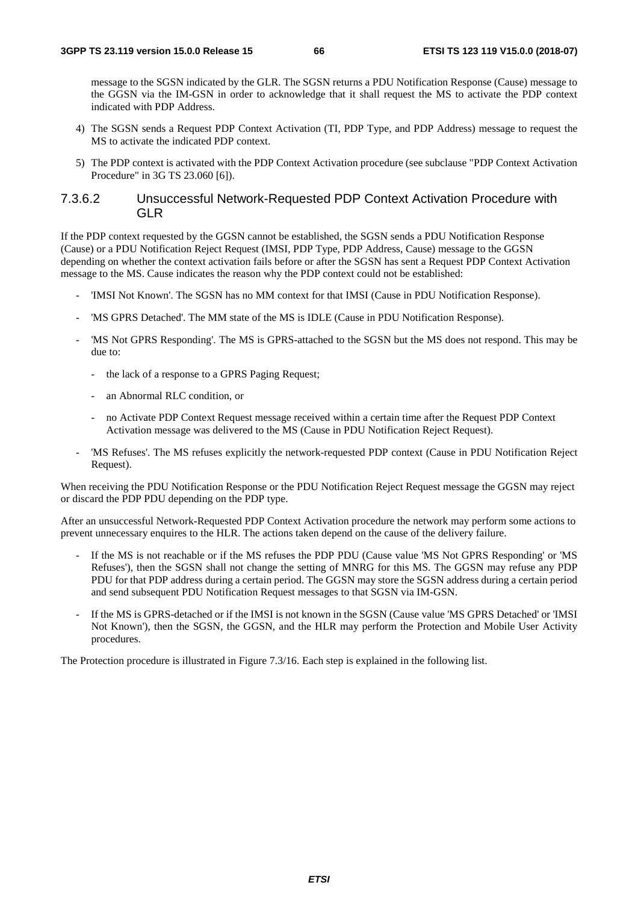message to the SGSN indicated by the GLR. The SGSN returns a PDU Notification Response (Cause) message to the GGSN via the IM-GSN in order to acknowledge that it shall request the MS to activate the PDP context indicated with PDP Address.

4) The SGSN sends a Request PDP Context Activation (TI, PDP Type, and PDP Address) message to request the MS to activate the indicated PDP context.

5) The PDP context is activated with the PDP Context Activation procedure (see subclause "PDP Context Activation Procedure" in 3G TS 23.060 [6]).

#### 7.3.6.2 Unsuccessful Network-Requested PDP Context Activation Procedure with GLR

If the PDP context requested by the GGSN cannot be established, the SGSN sends a PDU Notification Response (Cause) or a PDU Notification Reject Request (IMSI, PDP Type, PDP Address, Cause) message to the GGSN depending on whether the context activation fails before or after the SGSN has sent a Request PDP Context Activation message to the MS. Cause indicates the reason why the PDP context could not be established:

- 'IMSI Not Known'. The SGSN has no MM context for that IMSI (Cause in PDU Notification Response).
- 'MS GPRS Detached'. The MM state of the MS is IDLE (Cause in PDU Notification Response).
- 'MS Not GPRS Responding'. The MS is GPRS-attached to the SGSN but the MS does not respond. This may be due to:
  - the lack of a response to a GPRS Paging Request;
  - an Abnormal RLC condition, or
  - no Activate PDP Context Request message received within a certain time after the Request PDP Context Activation message was delivered to the MS (Cause in PDU Notification Reject Request).
- 'MS Refuses'. The MS refuses explicitly the network-requested PDP context (Cause in PDU Notification Reject Request).

When receiving the PDU Notification Response or the PDU Notification Reject Request message the GGSN may reject or discard the PDP PDU depending on the PDP type.

After an unsuccessful Network-Requested PDP Context Activation procedure the network may perform some actions to prevent unnecessary enquires to the HLR. The actions taken depend on the cause of the delivery failure.

- If the MS is not reachable or if the MS refuses the PDP PDU (Cause value 'MS Not GPRS Responding' or 'MS Refuses'), then the SGSN shall not change the setting of MNRG for this MS. The GGSN may refuse any PDP PDU for that PDP address during a certain period. The GGSN may store the SGSN address during a certain period and send subsequent PDU Notification Request messages to that SGSN via IM-GSN.
- If the MS is GPRS-detached or if the IMSI is not known in the SGSN (Cause value 'MS GPRS Detached' or 'IMSI Not Known'), then the SGSN, the GGSN, and the HLR may perform the Protection and Mobile User Activity procedures.

The Protection procedure is illustrated in Figure 7.3/16. Each step is explained in the following list.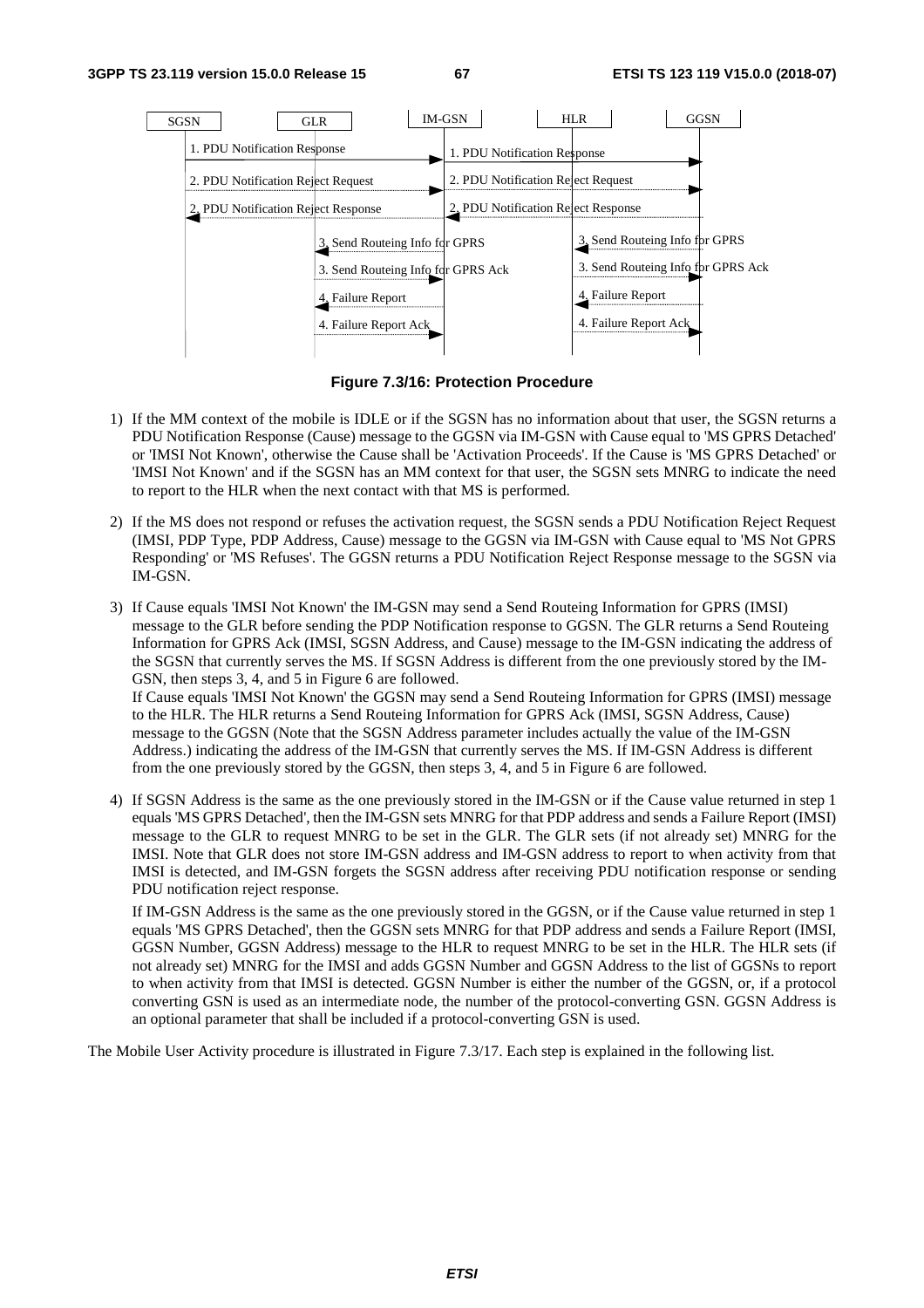**Figure 7.3/16: Protection Procedure**

1) If the MM context of the mobile is IDLE or if the SGSN has no information about that user, the SGSN returns a PDU Notification Response (Cause) message to the GGSN via IM-GSN with Cause equal to 'MS GPRS Detached' or 'IMSI Not Known', otherwise the Cause shall be 'Activation Proceeds'. If the Cause is 'MS GPRS Detached' or 'IMSI Not Known' and if the SGSN has an MM context for that user, the SGSN sets MNRG to indicate the need to report to the HLR when the next contact with that MS is performed.

2) If the MS does not respond or refuses the activation request, the SGSN sends a PDU Notification Reject Request (IMSI, PDP Type, PDP Address, Cause) message to the GGSN via IM-GSN with Cause equal to 'MS Not GPRS Responding' or 'MS Refuses'. The GGSN returns a PDU Notification Reject Response message to the SGSN via IM-GSN.

3) If Cause equals 'IMSI Not Known' the IM-GSN may send a Send Routeing Information for GPRS (IMSI) message to the GLR before sending the PDP Notification response to GGSN. The GLR returns a Send Routeing Information for GPRS Ack (IMSI, SGSN Address, and Cause) message to the IM-GSN indicating the address of the SGSN that currently serves the MS. If SGSN Address is different from the one previously stored by the IM-GSN, then steps 3, 4, and 5 in Figure 6 are followed.
If Cause equals 'IMSI Not Known' the GGSN may send a Send Routeing Information for GPRS (IMSI) message to the HLR. The HLR returns a Send Routeing Information for GPRS Ack (IMSI, SGSN Address, Cause) message to the GGSN (Note that the SGSN Address parameter includes actually the value of the IM-GSN Address.) indicating the address of the IM-GSN that currently serves the MS. If IM-GSN Address is different from the one previously stored by the GGSN, then steps 3, 4, and 5 in Figure 6 are followed.

4) If SGSN Address is the same as the one previously stored in the IM-GSN or if the Cause value returned in step 1 equals 'MS GPRS Detached', then the IM-GSN sets MNRG for that PDP address and sends a Failure Report (IMSI) message to the GLR to request MNRG to be set in the GLR. The GLR sets (if not already set) MNRG for the IMSI. Note that GLR does not store IM-GSN address and IM-GSN address to report to when activity from that IMSI is detected, and IM-GSN forgets the SGSN address after receiving PDU notification response or sending PDU notification reject response.

   If IM-GSN Address is the same as the one previously stored in the GGSN, or if the Cause value returned in step 1 equals 'MS GPRS Detached', then the GGSN sets MNRG for that PDP address and sends a Failure Report (IMSI, GGSN Number, GGSN Address) message to the HLR to request MNRG to be set in the HLR. The HLR sets (if not already set) MNRG for the IMSI and adds GGSN Number and GGSN Address to the list of GGSNs to report to when activity from that IMSI is detected. GGSN Number is either the number of the GGSN, or, if a protocol converting GSN is used as an intermediate node, the number of the protocol-converting GSN. GGSN Address is an optional parameter that shall be included if a protocol-converting GSN is used.

The Mobile User Activity procedure is illustrated in Figure 7.3/17. Each step is explained in the following list.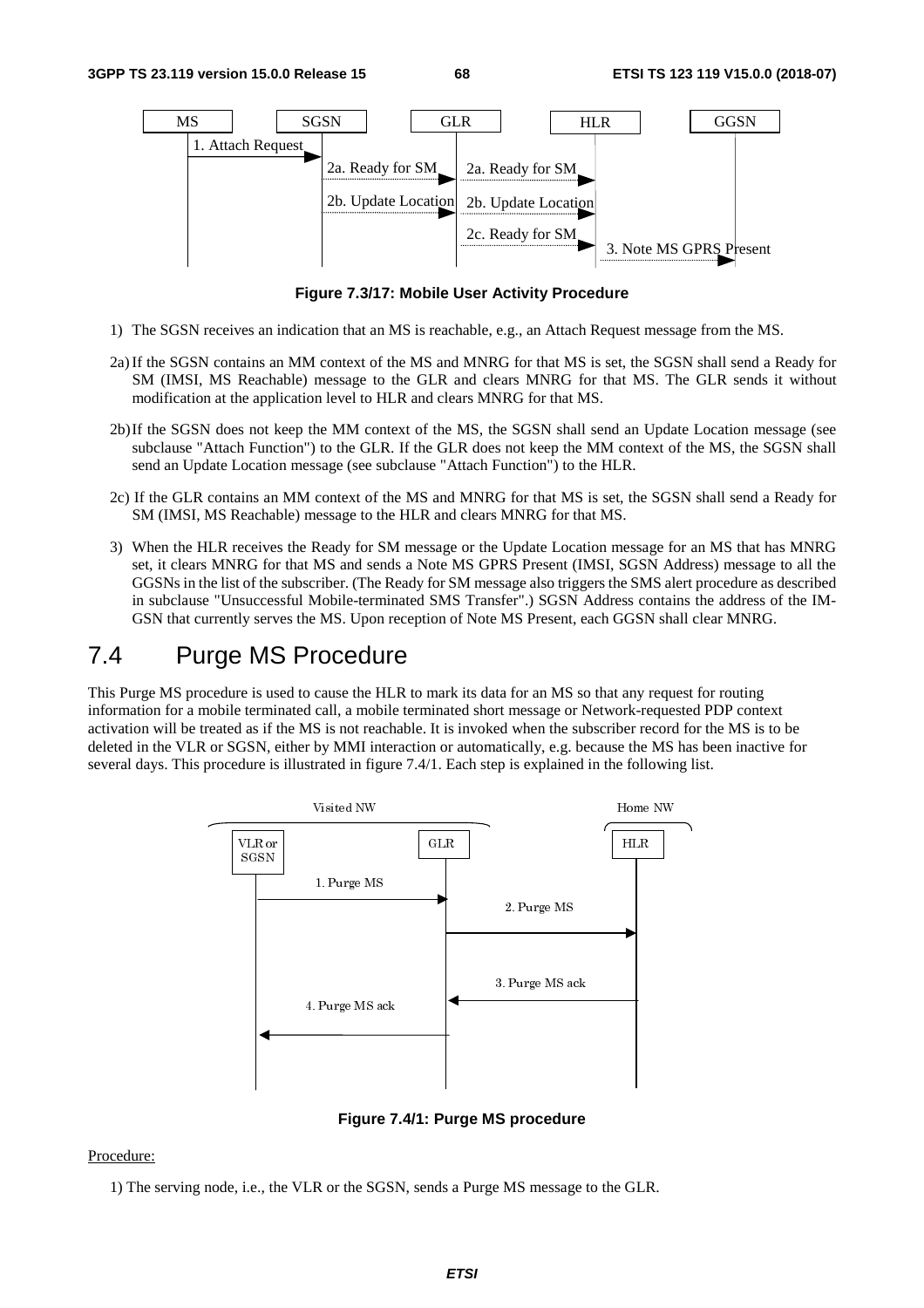Figure 7.3/17: Mobile User Activity Procedure

1) The SGSN receives an indication that an MS is reachable, e.g., an Attach Request message from the MS.

2a) If the SGSN contains an MM context of the MS and MNRG for that MS is set, the SGSN shall send a Ready for SM (IMSI, MS Reachable) message to the GLR and clears MNRG for that MS. The GLR sends it without modification at the application level to HLR and clears MNRG for that MS.

2b) If the SGSN does not keep the MM context of the MS, the SGSN shall send an Update Location message (see subclause "Attach Function") to the GLR. If the GLR does not keep the MM context of the MS, the SGSN shall send an Update Location message (see subclause "Attach Function") to the HLR.

2c) If the GLR contains an MM context of the MS and MNRG for that MS is set, the SGSN shall send a Ready for SM (IMSI, MS Reachable) message to the HLR and clears MNRG for that MS.

3) When the HLR receives the Ready for SM message or the Update Location message for an MS that has MNRG set, it clears MNRG for that MS and sends a Note MS GPRS Present (IMSI, SGSN Address) message to all the GGSNs in the list of the subscriber. (The Ready for SM message also triggers the SMS alert procedure as described in subclause "Unsuccessful Mobile-terminated SMS Transfer".) SGSN Address contains the address of the IM-GSN that currently serves the MS. Upon reception of Note MS Present, each GGSN shall clear MNRG.

# 7.4 Purge MS Procedure

This Purge MS procedure is used to cause the HLR to mark its data for an MS so that any request for routing information for a mobile terminated call, a mobile terminated short message or Network-requested PDP context activation will be treated as if the MS is not reachable. It is invoked when the subscriber record for the MS is to be deleted in the VLR or SGSN, either by MMI interaction or automatically, e.g. because the MS has been inactive for several days. This procedure is illustrated in figure 7.4/1. Each step is explained in the following list.

Figure 7.4/1: Purge MS procedure

Procedure:

1) The serving node, i.e., the VLR or the SGSN, sends a Purge MS message to the GLR.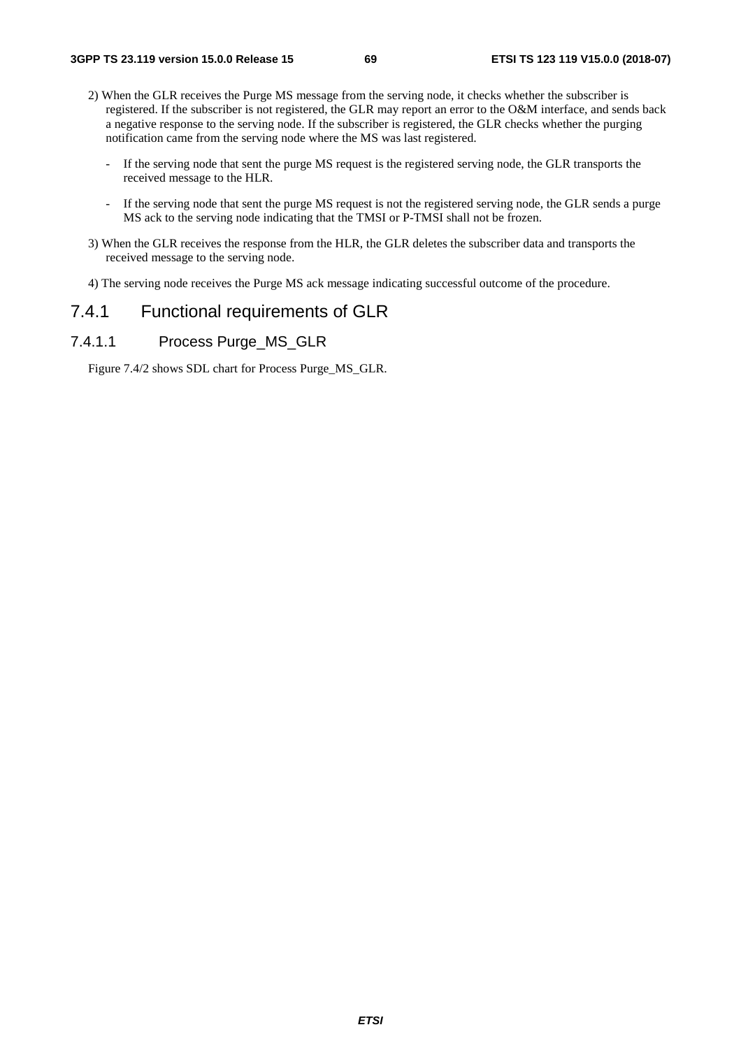2) When the GLR receives the Purge MS message from the serving node, it checks whether the subscriber is registered. If the subscriber is not registered, the GLR may report an error to the O&M interface, and sends back a negative response to the serving node. If the subscriber is registered, the GLR checks whether the purging notification came from the serving node where the MS was last registered.

   - If the serving node that sent the purge MS request is the registered serving node, the GLR transports the received message to the HLR.

   - If the serving node that sent the purge MS request is not the registered serving node, the GLR sends a purge MS ack to the serving node indicating that the TMSI or P-TMSI shall not be frozen.

3) When the GLR receives the response from the HLR, the GLR deletes the subscriber data and transports the received message to the serving node.

4) The serving node receives the Purge MS ack message indicating successful outcome of the procedure.

## 7.4.1 Functional requirements of GLR

### 7.4.1.1 Process Purge_MS_GLR

Figure 7.4/2 shows SDL chart for Process Purge_MS_GLR.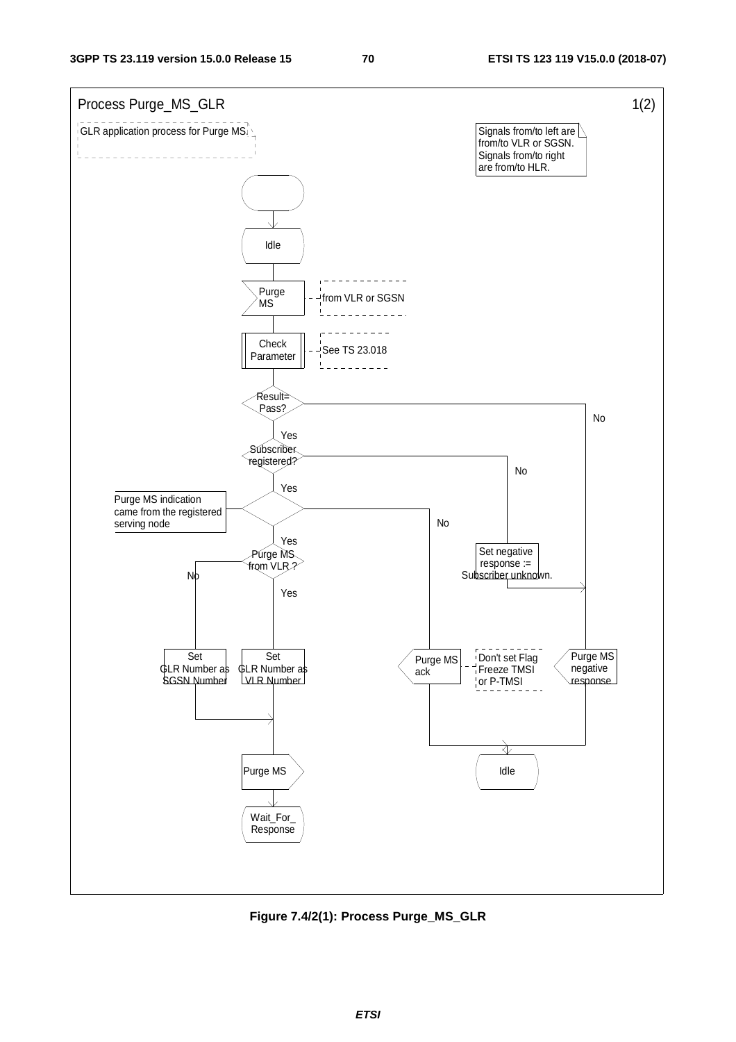Process Purge_MS_GLR 1(2)

GLR application process for Purge MS.

Signals from/to left are from/to VLR or SGSN. Signals from/to right are from/to HLR.

Idle

Purge MS — from VLR or SGSN

Check Parameter — See TS 23.018

Result= Pass? — No / Yes

Subscriber registered? — No / Yes

Purge MS indication came from the registered serving node — No / Yes

Purge MS from VLR ? — No / Yes

Set negative response := Subscriber unknown.

Set GLR Number as SGSN Number

Set GLR Number as VLR Number

Purge MS ack — Don't set Flag Freeze TMSI or P-TMSI

Purge MS negative response

Purge MS

Idle

Wait_For_ Response

**Figure 7.4/2(1): Process Purge_MS_GLR**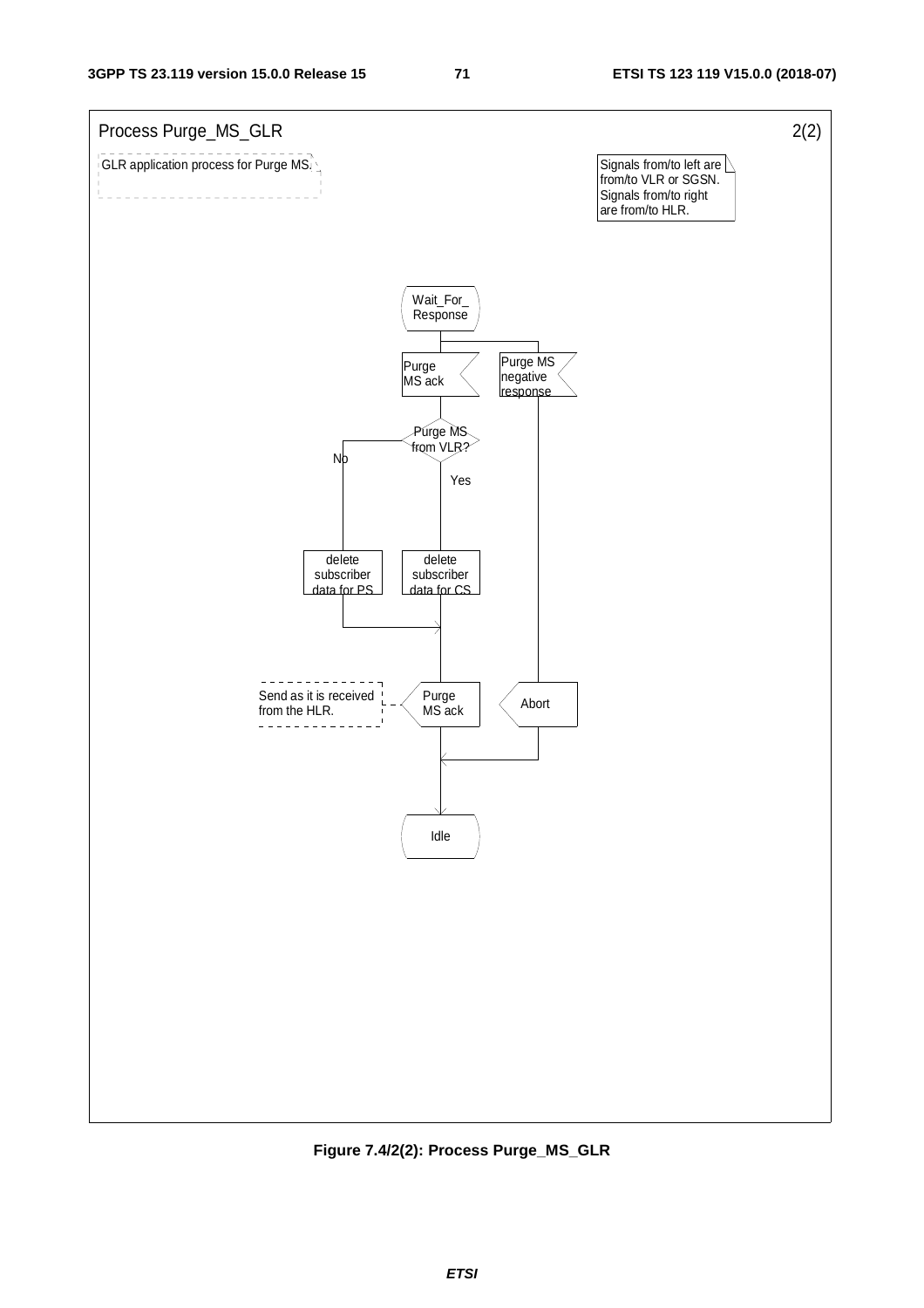Process Purge_MS_GLR 2(2)

GLR application process for Purge MS.

Signals from/to left are from/to VLR or SGSN. Signals from/to right are from/to HLR.

Wait_For_ Response

Purge MS ack

Purge MS negative response

Purge MS from VLR?

No

Yes

delete subscriber data for PS

delete subscriber data for CS

Send as it is received from the HLR.

Purge MS ack

Abort

Idle

**Figure 7.4/2(2): Process Purge_MS_GLR**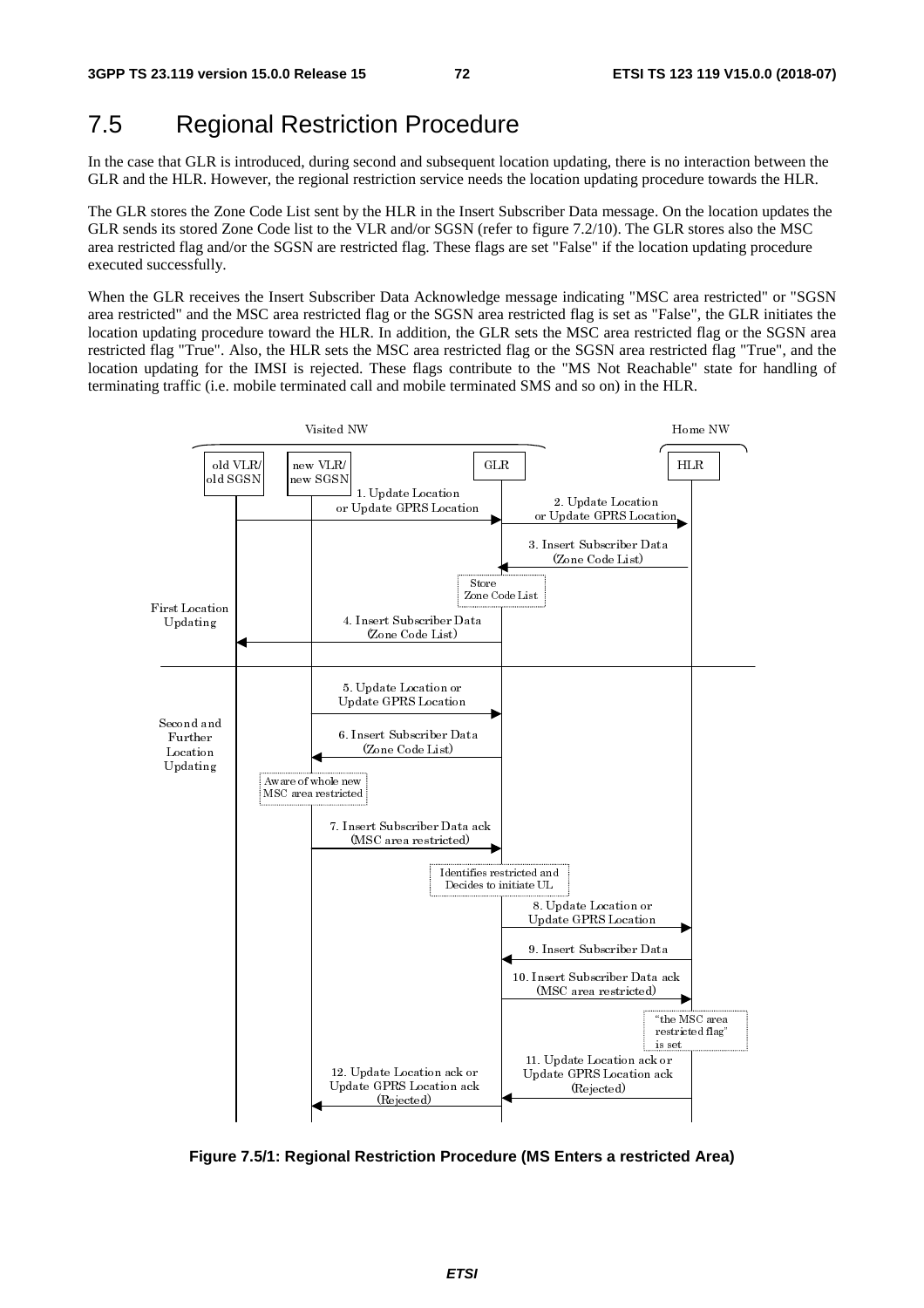## 7.5 Regional Restriction Procedure

In the case that GLR is introduced, during second and subsequent location updating, there is no interaction between the GLR and the HLR. However, the regional restriction service needs the location updating procedure towards the HLR.

The GLR stores the Zone Code List sent by the HLR in the Insert Subscriber Data message. On the location updates the GLR sends its stored Zone Code list to the VLR and/or SGSN (refer to figure 7.2/10). The GLR stores also the MSC area restricted flag and/or the SGSN are restricted flag. These flags are set "False" if the location updating procedure executed successfully.

When the GLR receives the Insert Subscriber Data Acknowledge message indicating "MSC area restricted" or "SGSN area restricted" and the MSC area restricted flag or the SGSN area restricted flag is set as "False", the GLR initiates the location updating procedure toward the HLR. In addition, the GLR sets the MSC area restricted flag or the SGSN area restricted flag "True". Also, the HLR sets the MSC area restricted flag or the SGSN area restricted flag "True", and the location updating for the IMSI is rejected. These flags contribute to the "MS Not Reachable" state for handling of terminating traffic (i.e. mobile terminated call and mobile terminated SMS and so on) in the HLR.

**Figure 7.5/1: Regional Restriction Procedure (MS Enters a restricted Area)**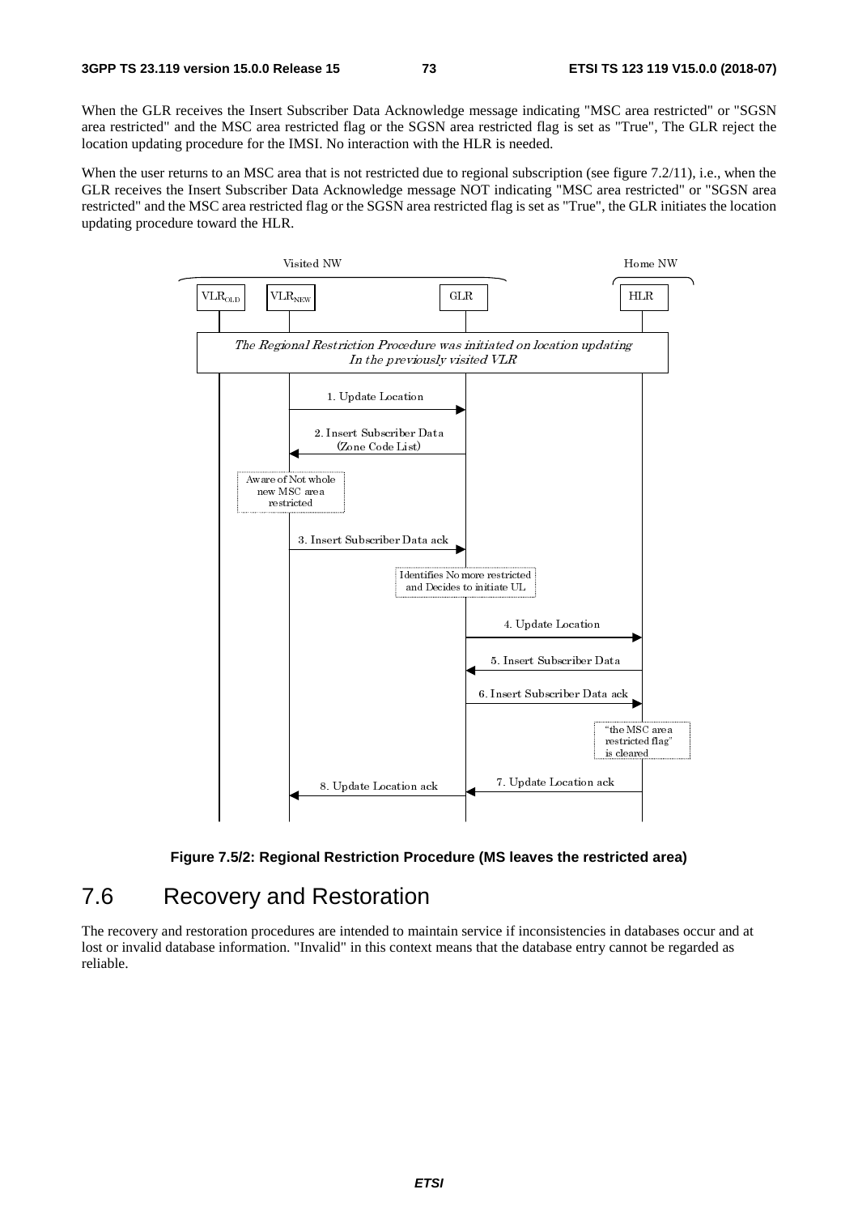When the GLR receives the Insert Subscriber Data Acknowledge message indicating "MSC area restricted" or "SGSN area restricted" and the MSC area restricted flag or the SGSN area restricted flag is set as "True", The GLR reject the location updating procedure for the IMSI. No interaction with the HLR is needed.

When the user returns to an MSC area that is not restricted due to regional subscription (see figure 7.2/11), i.e., when the GLR receives the Insert Subscriber Data Acknowledge message NOT indicating "MSC area restricted" or "SGSN area restricted" and the MSC area restricted flag or the SGSN area restricted flag is set as "True", the GLR initiates the location updating procedure toward the HLR.

**Figure 7.5/2: Regional Restriction Procedure (MS leaves the restricted area)**

## 7.6 Recovery and Restoration

The recovery and restoration procedures are intended to maintain service if inconsistencies in databases occur and at lost or invalid database information. "Invalid" in this context means that the database entry cannot be regarded as reliable.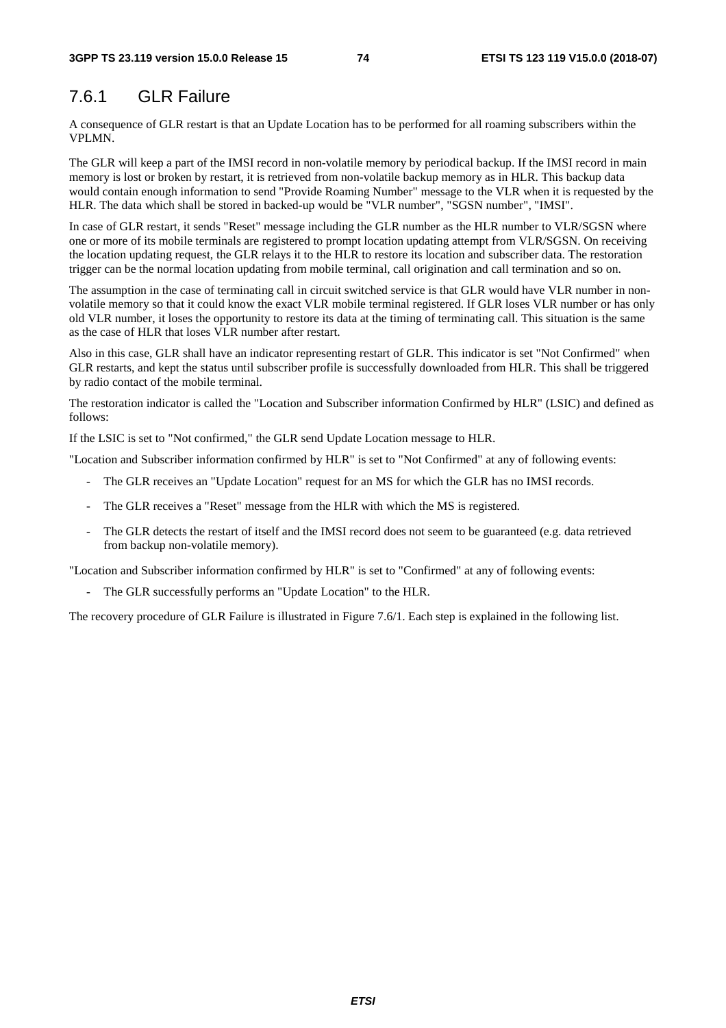### 7.6.1 GLR Failure

A consequence of GLR restart is that an Update Location has to be performed for all roaming subscribers within the VPLMN.

The GLR will keep a part of the IMSI record in non-volatile memory by periodical backup. If the IMSI record in main memory is lost or broken by restart, it is retrieved from non-volatile backup memory as in HLR. This backup data would contain enough information to send "Provide Roaming Number" message to the VLR when it is requested by the HLR. The data which shall be stored in backed-up would be "VLR number", "SGSN number", "IMSI".

In case of GLR restart, it sends "Reset" message including the GLR number as the HLR number to VLR/SGSN where one or more of its mobile terminals are registered to prompt location updating attempt from VLR/SGSN. On receiving the location updating request, the GLR relays it to the HLR to restore its location and subscriber data. The restoration trigger can be the normal location updating from mobile terminal, call origination and call termination and so on.

The assumption in the case of terminating call in circuit switched service is that GLR would have VLR number in non-volatile memory so that it could know the exact VLR mobile terminal registered. If GLR loses VLR number or has only old VLR number, it loses the opportunity to restore its data at the timing of terminating call. This situation is the same as the case of HLR that loses VLR number after restart.

Also in this case, GLR shall have an indicator representing restart of GLR. This indicator is set "Not Confirmed" when GLR restarts, and kept the status until subscriber profile is successfully downloaded from HLR. This shall be triggered by radio contact of the mobile terminal.

The restoration indicator is called the "Location and Subscriber information Confirmed by HLR" (LSIC) and defined as follows:

If the LSIC is set to "Not confirmed," the GLR send Update Location message to HLR.

"Location and Subscriber information confirmed by HLR" is set to "Not Confirmed" at any of following events:

- The GLR receives an "Update Location" request for an MS for which the GLR has no IMSI records.
- The GLR receives a "Reset" message from the HLR with which the MS is registered.
- The GLR detects the restart of itself and the IMSI record does not seem to be guaranteed (e.g. data retrieved from backup non-volatile memory).

"Location and Subscriber information confirmed by HLR" is set to "Confirmed" at any of following events:

- The GLR successfully performs an "Update Location" to the HLR.

The recovery procedure of GLR Failure is illustrated in Figure 7.6/1. Each step is explained in the following list.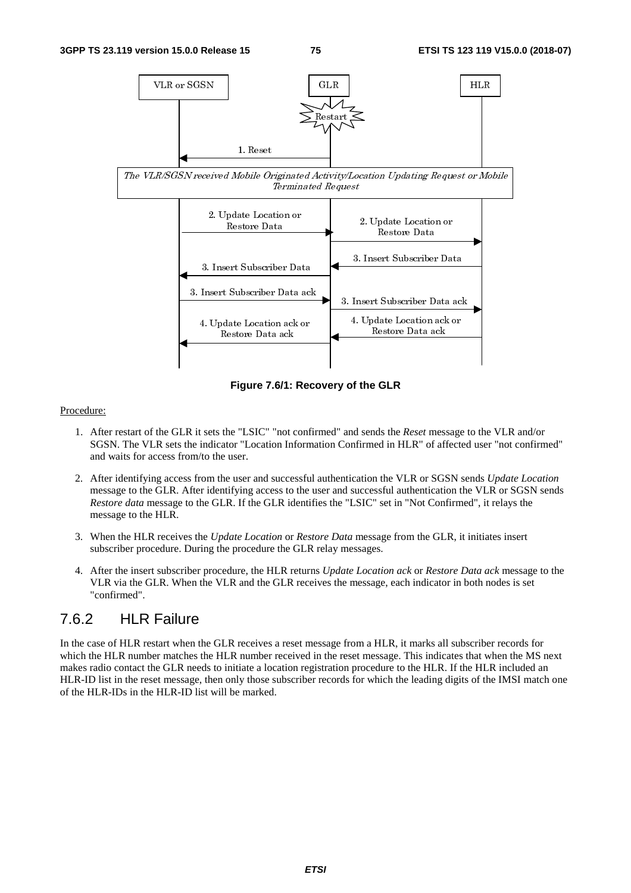**Figure 7.6/1: Recovery of the GLR**

Procedure:

1. After restart of the GLR it sets the "LSIC" "not confirmed" and sends the *Reset* message to the VLR and/or SGSN. The VLR sets the indicator "Location Information Confirmed in HLR" of affected user "not confirmed" and waits for access from/to the user.
2. After identifying access from the user and successful authentication the VLR or SGSN sends *Update Location* message to the GLR. After identifying access to the user and successful authentication the VLR or SGSN sends *Restore data* message to the GLR. If the GLR identifies the "LSIC" set in "Not Confirmed", it relays the message to the HLR.
3. When the HLR receives the *Update Location* or *Restore Data* message from the GLR, it initiates insert subscriber procedure. During the procedure the GLR relay messages.
4. After the insert subscriber procedure, the HLR returns *Update Location ack* or *Restore Data ack* message to the VLR via the GLR. When the VLR and the GLR receives the message, each indicator in both nodes is set "confirmed".

## 7.6.2 HLR Failure

In the case of HLR restart when the GLR receives a reset message from a HLR, it marks all subscriber records for which the HLR number matches the HLR number received in the reset message. This indicates that when the MS next makes radio contact the GLR needs to initiate a location registration procedure to the HLR. If the HLR included an HLR-ID list in the reset message, then only those subscriber records for which the leading digits of the IMSI match one of the HLR-IDs in the HLR-ID list will be marked.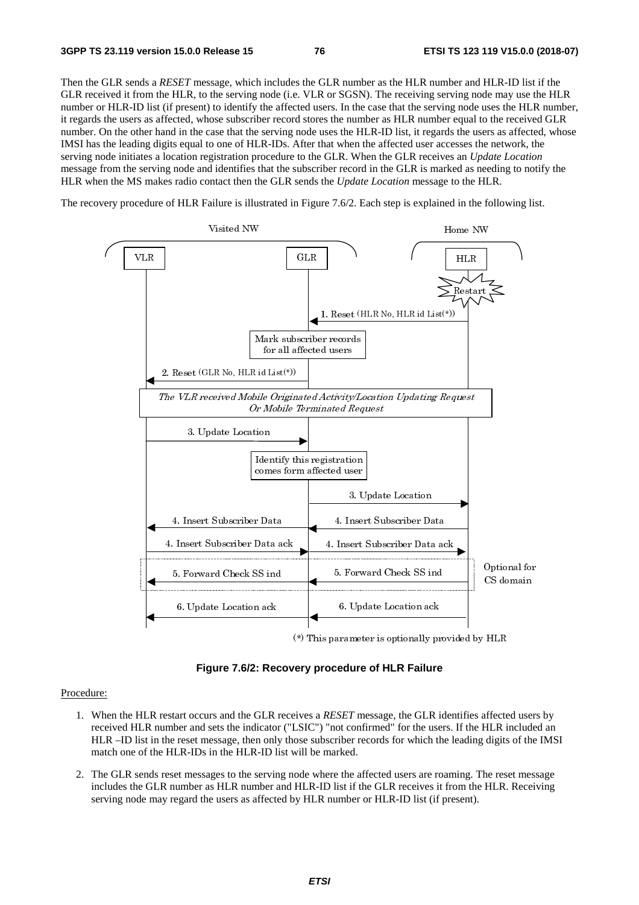Then the GLR sends a *RESET* message, which includes the GLR number as the HLR number and HLR-ID list if the GLR received it from the HLR, to the serving node (i.e. VLR or SGSN). The receiving serving node may use the HLR number or HLR-ID list (if present) to identify the affected users. In the case that the serving node uses the HLR number, it regards the users as affected, whose subscriber record stores the number as HLR number equal to the received GLR number. On the other hand in the case that the serving node uses the HLR-ID list, it regards the users as affected, whose IMSI has the leading digits equal to one of HLR-IDs. After that when the affected user accesses the network, the serving node initiates a location registration procedure to the GLR. When the GLR receives an *Update Location* message from the serving node and identifies that the subscriber record in the GLR is marked as needing to notify the HLR when the MS makes radio contact then the GLR sends the *Update Location* message to the HLR.

The recovery procedure of HLR Failure is illustrated in Figure 7.6/2. Each step is explained in the following list.

**Figure 7.6/2: Recovery procedure of HLR Failure**

Procedure:

1. When the HLR restart occurs and the GLR receives a *RESET* message, the GLR identifies affected users by received HLR number and sets the indicator ("LSIC") "not confirmed" for the users. If the HLR included an HLR –ID list in the reset message, then only those subscriber records for which the leading digits of the IMSI match one of the HLR-IDs in the HLR-ID list will be marked.

2. The GLR sends reset messages to the serving node where the affected users are roaming. The reset message includes the GLR number as HLR number and HLR-ID list if the GLR receives it from the HLR. Receiving serving node may regard the users as affected by HLR number or HLR-ID list (if present).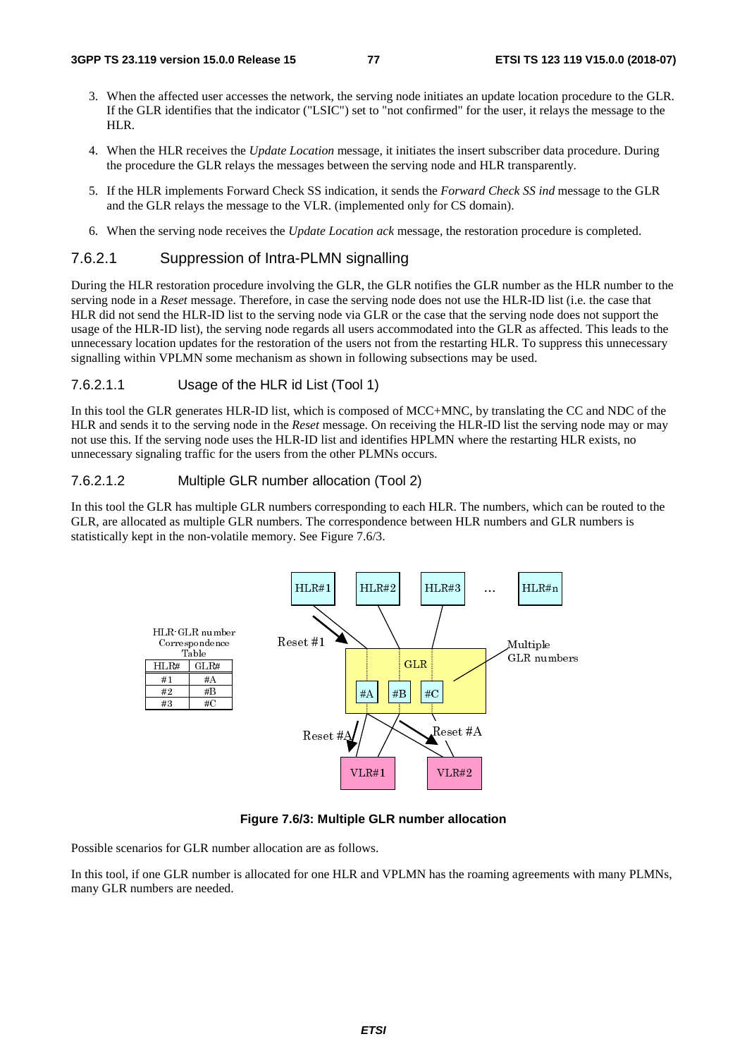3. When the affected user accesses the network, the serving node initiates an update location procedure to the GLR. If the GLR identifies that the indicator ("LSIC") set to "not confirmed" for the user, it relays the message to the HLR.

4. When the HLR receives the *Update Location* message, it initiates the insert subscriber data procedure. During the procedure the GLR relays the messages between the serving node and HLR transparently.

5. If the HLR implements Forward Check SS indication, it sends the *Forward Check SS ind* message to the GLR and the GLR relays the message to the VLR. (implemented only for CS domain).

6. When the serving node receives the *Update Location ack* message, the restoration procedure is completed.

### 7.6.2.1 Suppression of Intra-PLMN signalling

During the HLR restoration procedure involving the GLR, the GLR notifies the GLR number as the HLR number to the serving node in a *Reset* message. Therefore, in case the serving node does not use the HLR-ID list (i.e. the case that HLR did not send the HLR-ID list to the serving node via GLR or the case that the serving node does not support the usage of the HLR-ID list), the serving node regards all users accommodated into the GLR as affected. This leads to the unnecessary location updates for the restoration of the users not from the restarting HLR. To suppress this unnecessary signalling within VPLMN some mechanism as shown in following subsections may be used.

#### 7.6.2.1.1 Usage of the HLR id List (Tool 1)

In this tool the GLR generates HLR-ID list, which is composed of MCC+MNC, by translating the CC and NDC of the HLR and sends it to the serving node in the *Reset* message. On receiving the HLR-ID list the serving node may or may not use this. If the serving node uses the HLR-ID list and identifies HPLMN where the restarting HLR exists, no unnecessary signaling traffic for the users from the other PLMNs occurs.

#### 7.6.2.1.2 Multiple GLR number allocation (Tool 2)

In this tool the GLR has multiple GLR numbers corresponding to each HLR. The numbers, which can be routed to the GLR, are allocated as multiple GLR numbers. The correspondence between HLR numbers and GLR numbers is statistically kept in the non-volatile memory. See Figure 7.6/3.

HLR-GLR number Correspondence Table

| HLR# | GLR# |
|---|---|
| #1 | #A |
| #2 | #B |
| #3 | #C |

**Figure 7.6/3: Multiple GLR number allocation**

Possible scenarios for GLR number allocation are as follows.

In this tool, if one GLR number is allocated for one HLR and VPLMN has the roaming agreements with many PLMNs, many GLR numbers are needed.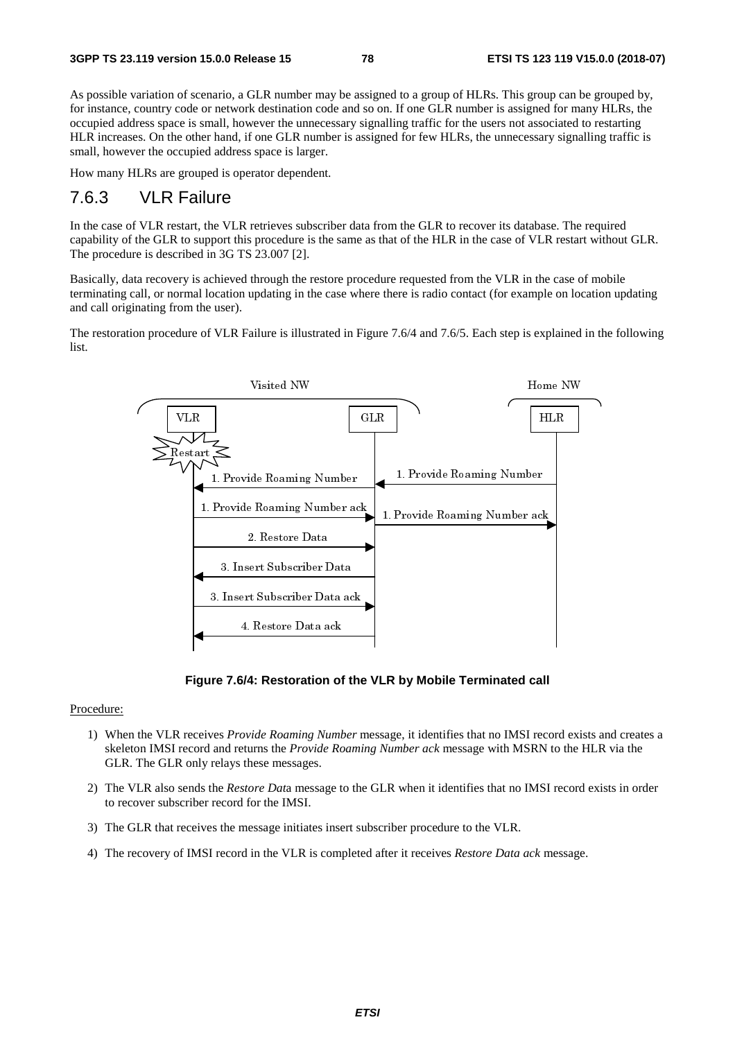As possible variation of scenario, a GLR number may be assigned to a group of HLRs. This group can be grouped by, for instance, country code or network destination code and so on. If one GLR number is assigned for many HLRs, the occupied address space is small, however the unnecessary signalling traffic for the users not associated to restarting HLR increases. On the other hand, if one GLR number is assigned for few HLRs, the unnecessary signalling traffic is small, however the occupied address space is larger.

How many HLRs are grouped is operator dependent.

## 7.6.3 VLR Failure

In the case of VLR restart, the VLR retrieves subscriber data from the GLR to recover its database. The required capability of the GLR to support this procedure is the same as that of the HLR in the case of VLR restart without GLR. The procedure is described in 3G TS 23.007 [2].

Basically, data recovery is achieved through the restore procedure requested from the VLR in the case of mobile terminating call, or normal location updating in the case where there is radio contact (for example on location updating and call originating from the user).

The restoration procedure of VLR Failure is illustrated in Figure 7.6/4 and 7.6/5. Each step is explained in the following list.

**Figure 7.6/4: Restoration of the VLR by Mobile Terminated call**

Procedure:

1) When the VLR receives *Provide Roaming Number* message, it identifies that no IMSI record exists and creates a skeleton IMSI record and returns the *Provide Roaming Number ack* message with MSRN to the HLR via the GLR. The GLR only relays these messages.

2) The VLR also sends the *Restore Data* message to the GLR when it identifies that no IMSI record exists in order to recover subscriber record for the IMSI.

3) The GLR that receives the message initiates insert subscriber procedure to the VLR.

4) The recovery of IMSI record in the VLR is completed after it receives *Restore Data ack* message.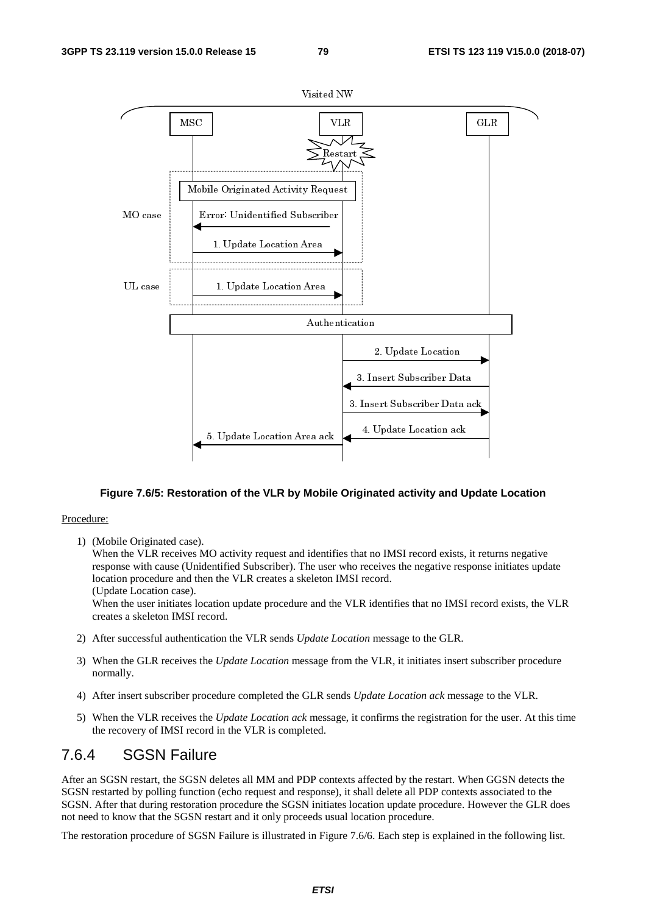**Figure 7.6/5: Restoration of the VLR by Mobile Originated activity and Update Location**

Procedure:

1) (Mobile Originated case).
   When the VLR receives MO activity request and identifies that no IMSI record exists, it returns negative response with cause (Unidentified Subscriber). The user who receives the negative response initiates update location procedure and then the VLR creates a skeleton IMSI record.
   (Update Location case).
   When the user initiates location update procedure and the VLR identifies that no IMSI record exists, the VLR creates a skeleton IMSI record.

2) After successful authentication the VLR sends *Update Location* message to the GLR.

3) When the GLR receives the *Update Location* message from the VLR, it initiates insert subscriber procedure normally.

4) After insert subscriber procedure completed the GLR sends *Update Location ack* message to the VLR.

5) When the VLR receives the *Update Location ack* message, it confirms the registration for the user. At this time the recovery of IMSI record in the VLR is completed.

## 7.6.4 SGSN Failure

After an SGSN restart, the SGSN deletes all MM and PDP contexts affected by the restart. When GGSN detects the SGSN restarted by polling function (echo request and response), it shall delete all PDP contexts associated to the SGSN. After that during restoration procedure the SGSN initiates location update procedure. However the GLR does not need to know that the SGSN restart and it only proceeds usual location procedure.

The restoration procedure of SGSN Failure is illustrated in Figure 7.6/6. Each step is explained in the following list.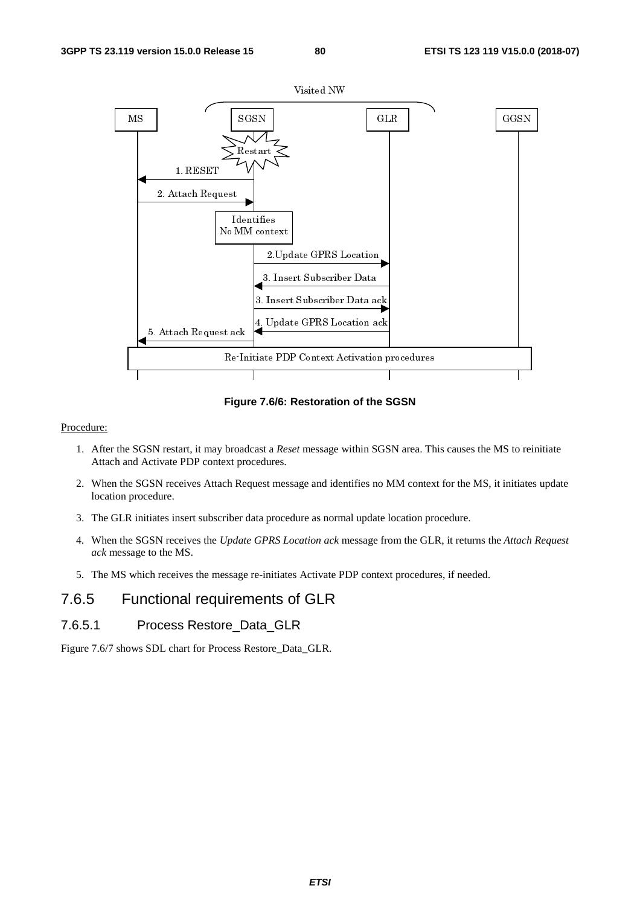Figure 7.6/6: Restoration of the SGSN

Procedure:

1. After the SGSN restart, it may broadcast a *Reset* message within SGSN area. This causes the MS to reinitiate Attach and Activate PDP context procedures.
2. When the SGSN receives Attach Request message and identifies no MM context for the MS, it initiates update location procedure.
3. The GLR initiates insert subscriber data procedure as normal update location procedure.
4. When the SGSN receives the *Update GPRS Location ack* message from the GLR, it returns the *Attach Request ack* message to the MS.
5. The MS which receives the message re-initiates Activate PDP context procedures, if needed.

## 7.6.5 Functional requirements of GLR

### 7.6.5.1 Process Restore_Data_GLR

Figure 7.6/7 shows SDL chart for Process Restore_Data_GLR.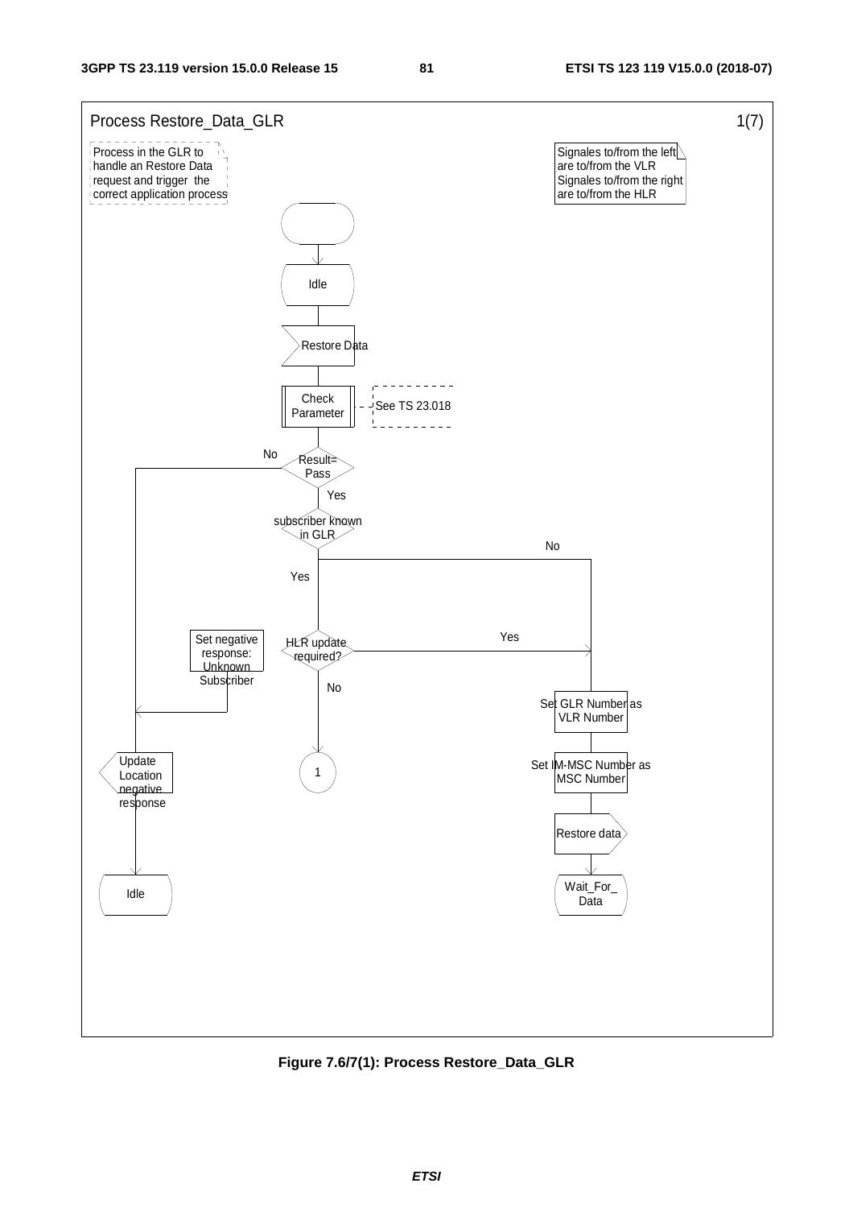Process Restore_Data_GLR 1(7)

Process in the GLR to handle an Restore Data request and trigger the correct application process

Signales to/from the left are to/from the VLR
Signales to/from the right are to/from the HLR

Idle

Restore Data

Check Parameter

See TS 23.018

Result= Pass

No

Yes

subscriber known in GLR

No

Yes

HLR update required?

Yes

No

Set negative response: Unknown Subscriber

1

Set GLR Number as VLR Number

Set IM-MSC Number as MSC Number

Update Location negative response

Restore data

Idle

Wait_For_ Data

**Figure 7.6/7(1): Process Restore_Data_GLR**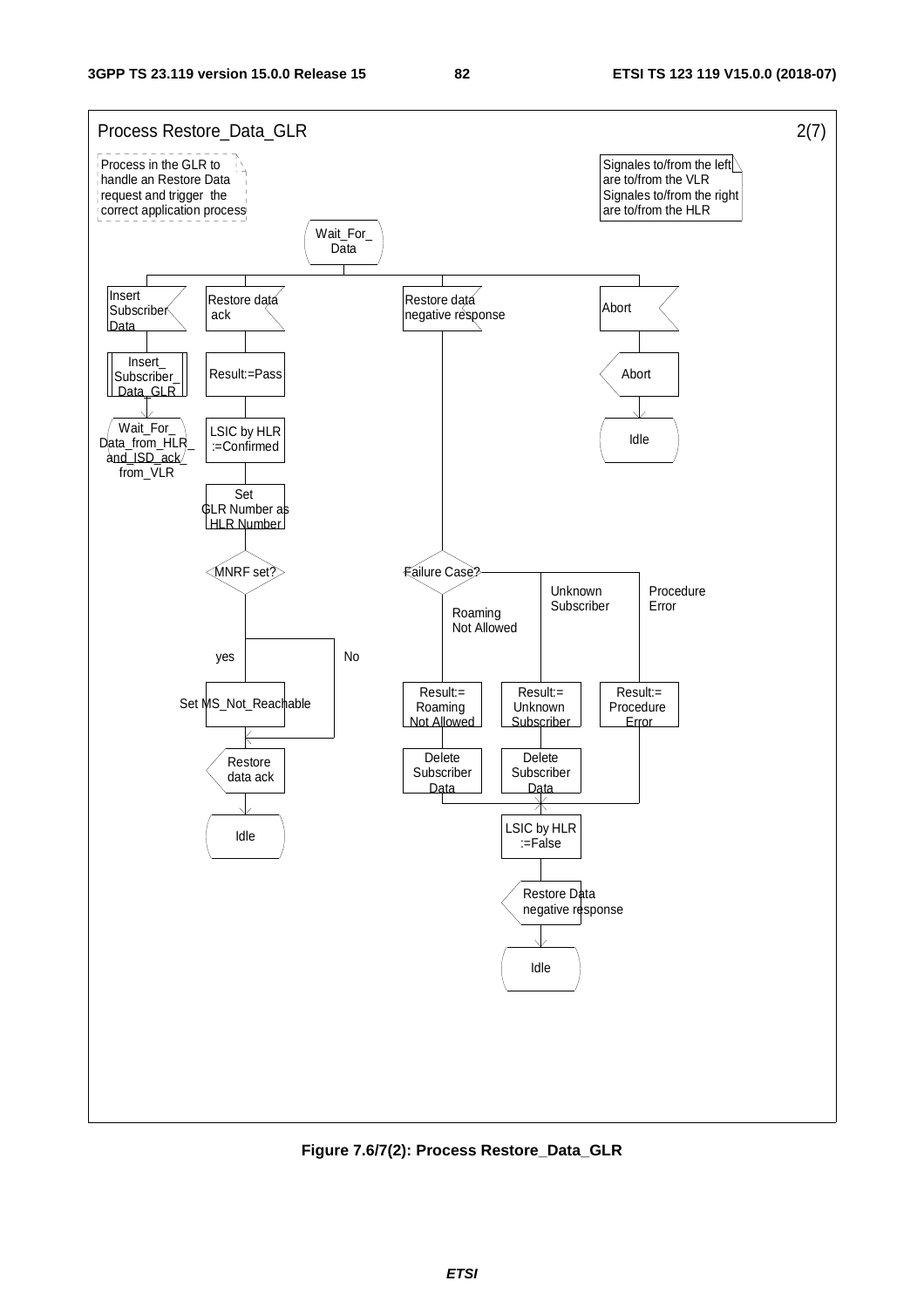Process Restore_Data_GLR 2(7)

Process in the GLR to handle an Restore Data request and trigger the correct application process

Signales to/from the left are to/from the VLR
Signales to/from the right are to/from the HLR

Wait_For_ Data

Insert Subscriber Data

Insert_ Subscriber_ Data_GLR

Wait_For_ Data_from_HLR_ and_ISD_ack_ from_VLR

Restore data ack

Result:=Pass

LSIC by HLR :=Confirmed

Set GLR Number as HLR Number

MNRF set?

yes

No

Set MS_Not_Reachable

Restore data ack

Idle

Restore data negative response

Failure Case?

Roaming Not Allowed

Unknown Subscriber

Procedure Error

Result:= Roaming Not Allowed

Result:= Unknown Subscriber

Result:= Procedure Error

Delete Subscriber Data

Delete Subscriber Data

LSIC by HLR :=False

Restore Data negative response

Idle

Abort

Abort

Idle

**Figure 7.6/7(2): Process Restore_Data_GLR**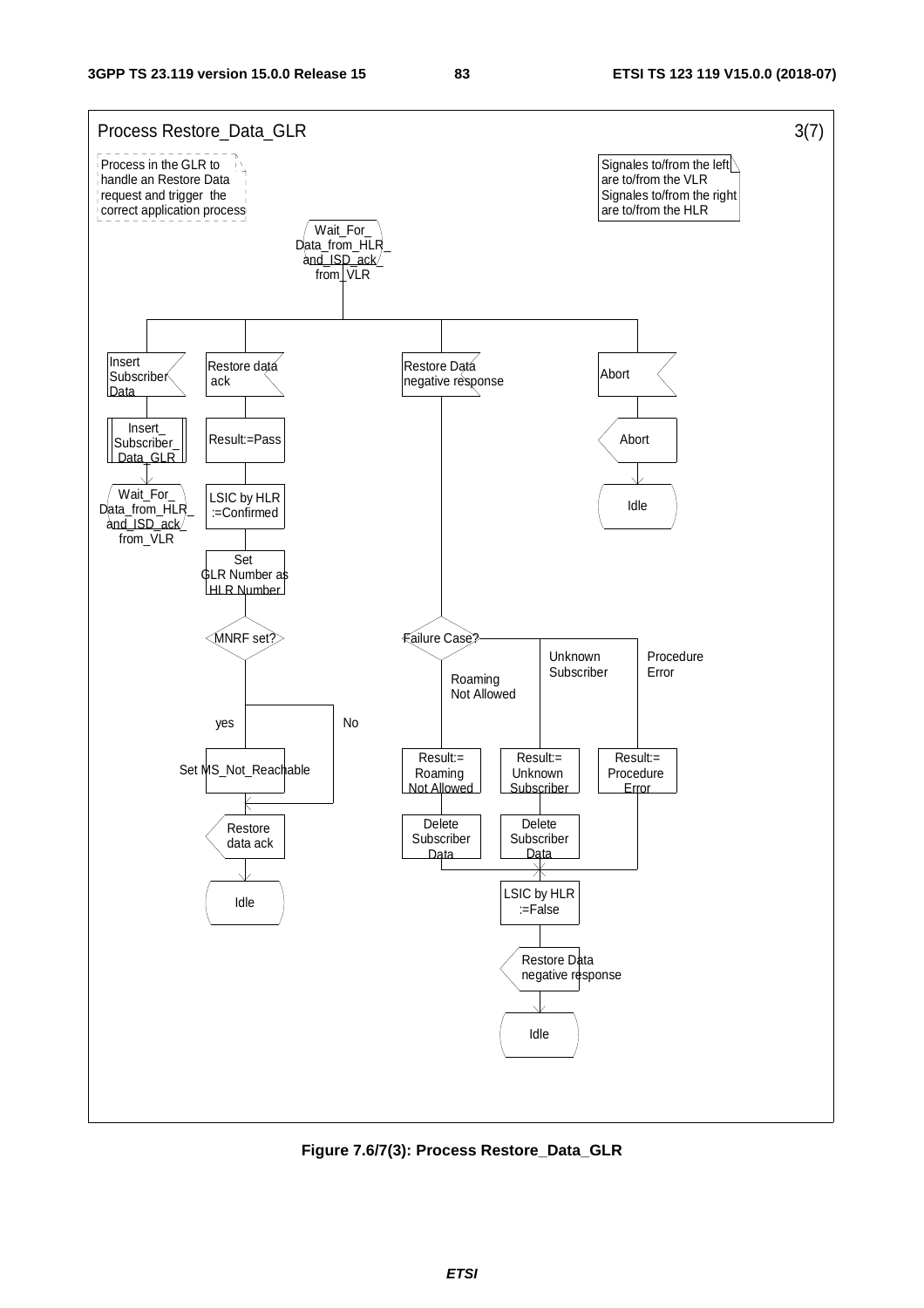Process Restore_Data_GLR 3(7)

Process in the GLR to handle an Restore Data request and trigger the correct application process

Signales to/from the left are to/from the VLR
Signales to/from the right are to/from the HLR

Wait_For_Data_from_HLR_and_ISD_ack_from_VLR

Insert Subscriber Data

Insert_Subscriber_Data_GLR

Wait_For_Data_from_HLR_and_ISD_ack_from_VLR

Restore data ack

Result:=Pass

LSIC by HLR :=Confirmed

Set GLR Number as HLR Number

MNRF set?

yes

No

Set MS_Not_Reachable

Restore data ack

Idle

Restore Data negative response

Failure Case?

Roaming Not Allowed

Unknown Subscriber

Procedure Error

Result:= Roaming Not Allowed

Result:= Unknown Subscriber

Result:= Procedure Error

Delete Subscriber Data

Delete Subscriber Data

LSIC by HLR :=False

Restore Data negative response

Idle

Abort

Abort

Idle

**Figure 7.6/7(3): Process Restore_Data_GLR**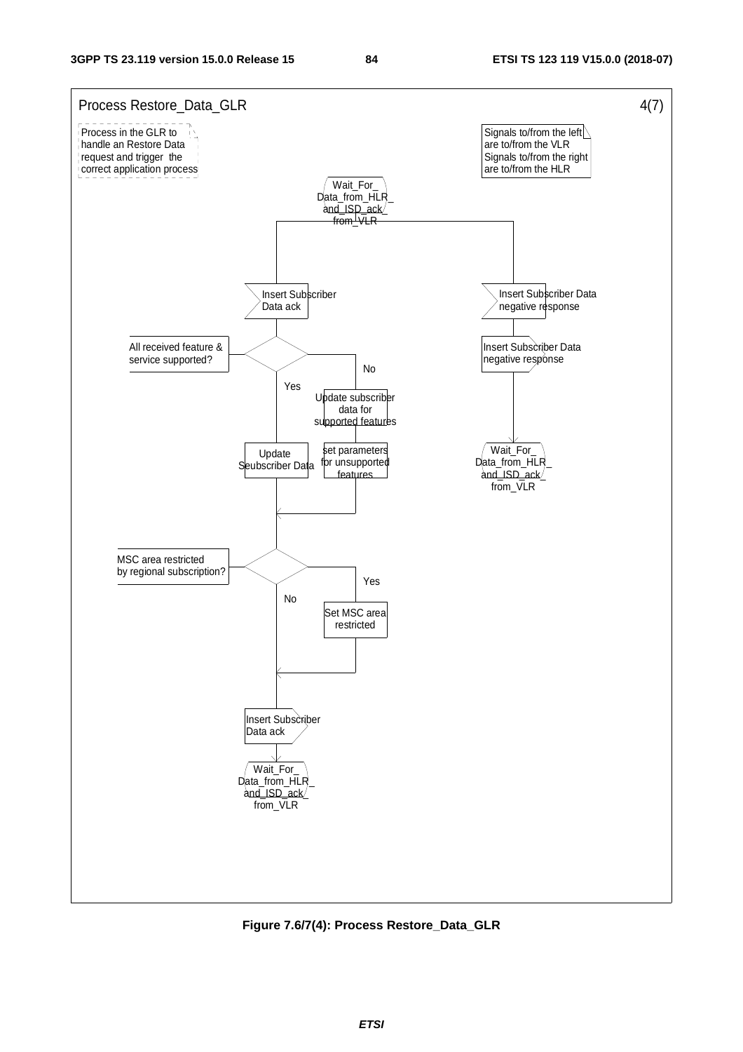Process Restore_Data_GLR 4(7)

Process in the GLR to handle an Restore Data request and trigger the correct application process

Signals to/from the left are to/from the VLR
Signals to/from the right are to/from the HLR

Wait_For_Data_from_HLR_and_ISD_ack_from_VLR

Insert Subscriber Data ack

All received feature & service supported?

Yes

Update Seubscriber Data

No

Update subscriber data for supported features

set parameters for unsupported features

MSC area restricted by regional subscription?

No

Yes

Set MSC area restricted

Insert Subscriber Data ack

Wait_For_Data_from_HLR_and_ISD_ack_from_VLR

Insert Subscriber Data negative response

Insert Subscriber Data negative response

Wait_For_Data_from_HLR_and_ISD_ack_from_VLR

**Figure 7.6/7(4): Process Restore_Data_GLR**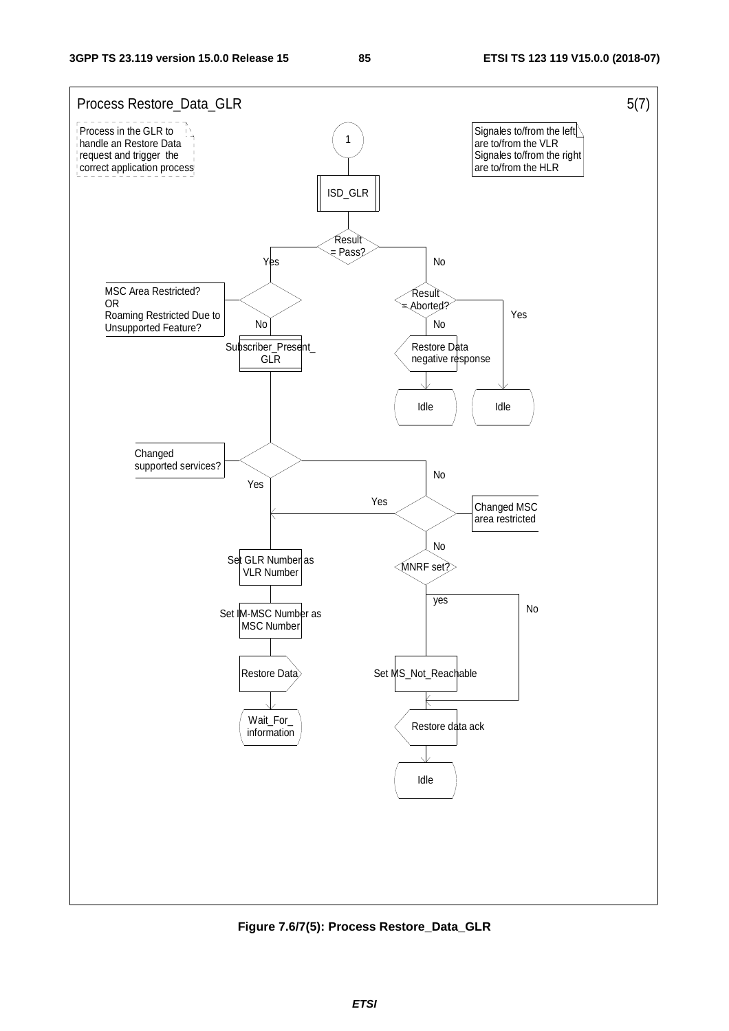Process Restore_Data_GLR 5(7)

Process in the GLR to handle an Restore Data request and trigger the correct application process

Signales to/from the left are to/from the VLR Signales to/from the right are to/from the HLR

1

ISD_GLR

Result = Pass?

Yes

No

MSC Area Restricted? OR Roaming Restricted Due to Unsupported Feature?

No

Result = Aborted?

No

Yes

Subscriber_Present_GLR

Restore Data negative response

Idle

Idle

Changed supported services?

Yes

No

Yes

Changed MSC area restricted

No

Set GLR Number as VLR Number

MNRF set?

yes

No

Set IM-MSC Number as MSC Number

Restore Data

Set MS_Not_Reachable

Wait_For_information

Restore data ack

Idle

**Figure 7.6/7(5): Process Restore_Data_GLR**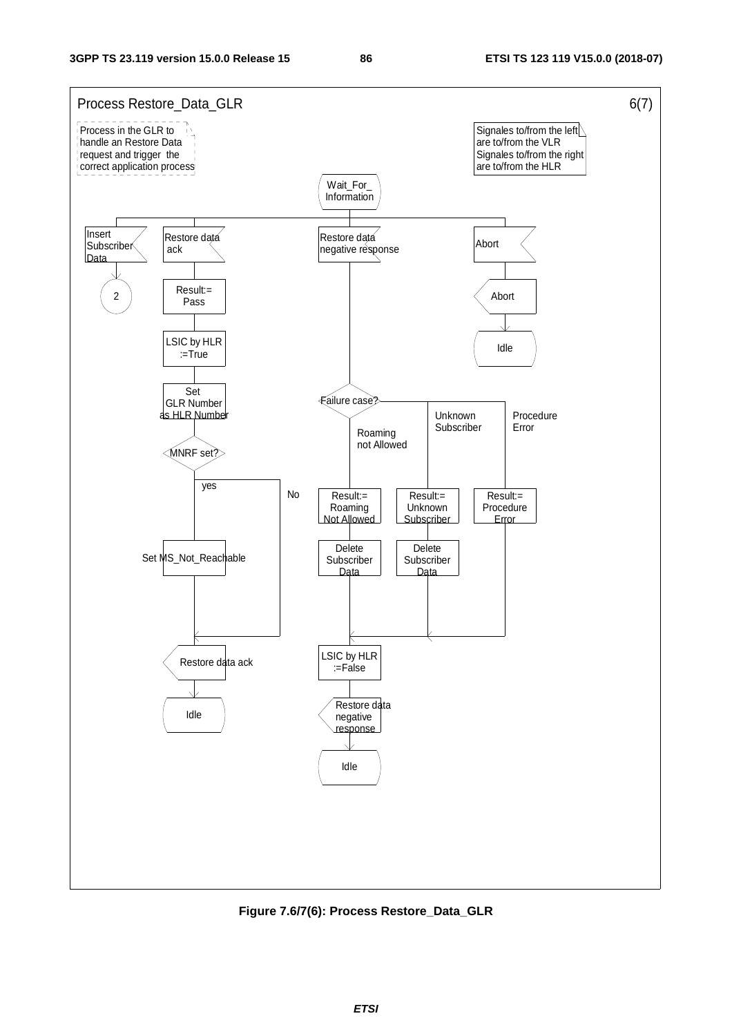Process Restore_Data_GLR 6(7)

Process in the GLR to handle an Restore Data request and trigger the correct application process

Signales to/from the left are to/from the VLR
Signales to/from the right are to/from the HLR

Wait_For_ Information

Insert Subscriber Data

2

Restore data ack

Result:= Pass

LSIC by HLR :=True

Set GLR Number as HLR Number

MNRF set?

yes

No

Set MS_Not_Reachable

Restore data ack

Idle

Restore data negative response

Failure case?

Roaming not Allowed

Unknown Subscriber

Procedure Error

Result:= Roaming Not Allowed

Result:= Unknown Subscriber

Result:= Procedure Error

Delete Subscriber Data

Delete Subscriber Data

LSIC by HLR :=False

Restore data negative response

Idle

Abort

Abort

Idle

**Figure 7.6/7(6): Process Restore_Data_GLR**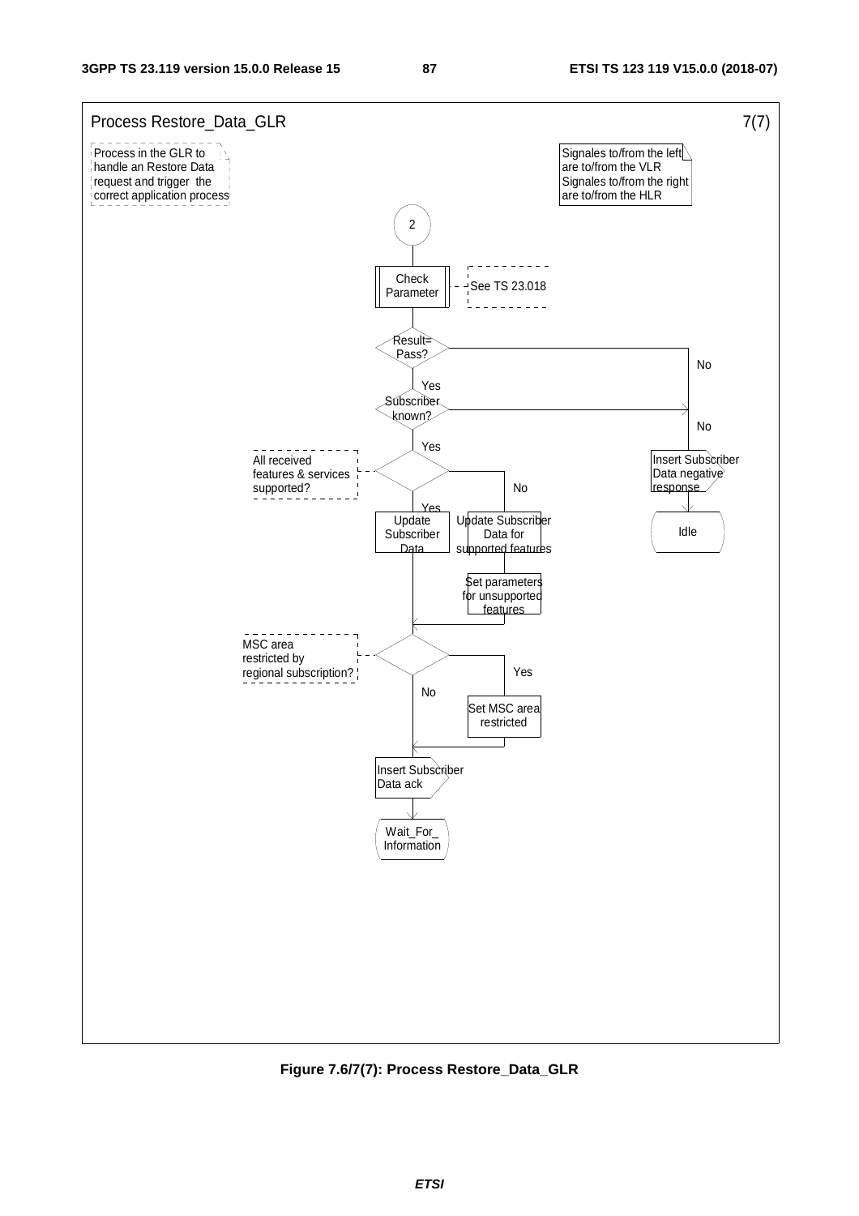Process Restore_Data_GLR 7(7)

Process in the GLR to handle an Restore Data request and trigger the correct application process

Signales to/from the left are to/from the VLR
Signales to/from the right are to/from the HLR

2

Check Parameter

See TS 23.018

Result= Pass?

No

Yes

Subscriber known?

No

Yes

All received features & services supported?

No

Yes

Update Subscriber Data

Update Subscriber Data for supported features

Set parameters for unsupported features

Insert Subscriber Data negative response

Idle

MSC area restricted by regional subscription?

Yes

No

Set MSC area restricted

Insert Subscriber Data ack

Wait_For_ Information

**Figure 7.6/7(7): Process Restore_Data_GLR**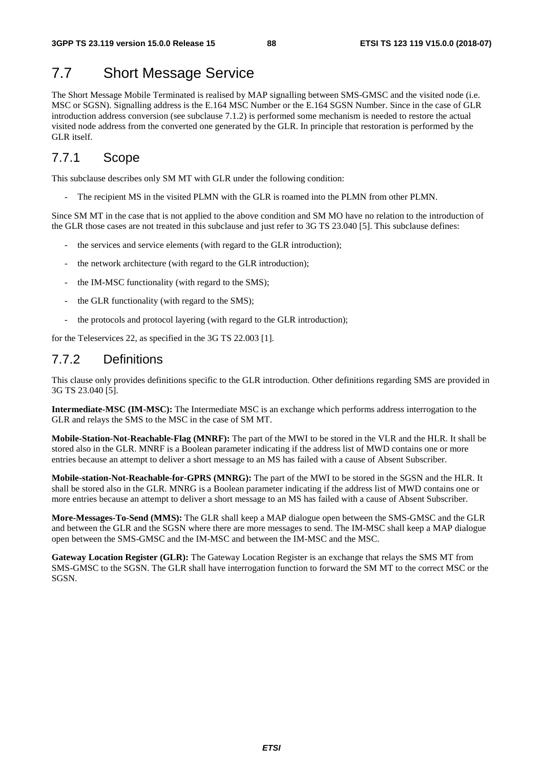# 7.7 Short Message Service

The Short Message Mobile Terminated is realised by MAP signalling between SMS-GMSC and the visited node (i.e. MSC or SGSN). Signalling address is the E.164 MSC Number or the E.164 SGSN Number. Since in the case of GLR introduction address conversion (see subclause 7.1.2) is performed some mechanism is needed to restore the actual visited node address from the converted one generated by the GLR. In principle that restoration is performed by the GLR itself.

## 7.7.1 Scope

This subclause describes only SM MT with GLR under the following condition:

- The recipient MS in the visited PLMN with the GLR is roamed into the PLMN from other PLMN.

Since SM MT in the case that is not applied to the above condition and SM MO have no relation to the introduction of the GLR those cases are not treated in this subclause and just refer to 3G TS 23.040 [5]. This subclause defines:

- the services and service elements (with regard to the GLR introduction);
- the network architecture (with regard to the GLR introduction);
- the IM-MSC functionality (with regard to the SMS);
- the GLR functionality (with regard to the SMS);
- the protocols and protocol layering (with regard to the GLR introduction);

for the Teleservices 22, as specified in the 3G TS 22.003 [1].

## 7.7.2 Definitions

This clause only provides definitions specific to the GLR introduction. Other definitions regarding SMS are provided in 3G TS 23.040 [5].

**Intermediate-MSC (IM-MSC):** The Intermediate MSC is an exchange which performs address interrogation to the GLR and relays the SMS to the MSC in the case of SM MT.

**Mobile-Station-Not-Reachable-Flag (MNRF):** The part of the MWI to be stored in the VLR and the HLR. It shall be stored also in the GLR. MNRF is a Boolean parameter indicating if the address list of MWD contains one or more entries because an attempt to deliver a short message to an MS has failed with a cause of Absent Subscriber.

**Mobile-station-Not-Reachable-for-GPRS (MNRG):** The part of the MWI to be stored in the SGSN and the HLR. It shall be stored also in the GLR. MNRG is a Boolean parameter indicating if the address list of MWD contains one or more entries because an attempt to deliver a short message to an MS has failed with a cause of Absent Subscriber.

**More-Messages-To-Send (MMS):** The GLR shall keep a MAP dialogue open between the SMS-GMSC and the GLR and between the GLR and the SGSN where there are more messages to send. The IM-MSC shall keep a MAP dialogue open between the SMS-GMSC and the IM-MSC and between the IM-MSC and the MSC.

**Gateway Location Register (GLR):** The Gateway Location Register is an exchange that relays the SMS MT from SMS-GMSC to the SGSN. The GLR shall have interrogation function to forward the SM MT to the correct MSC or the SGSN.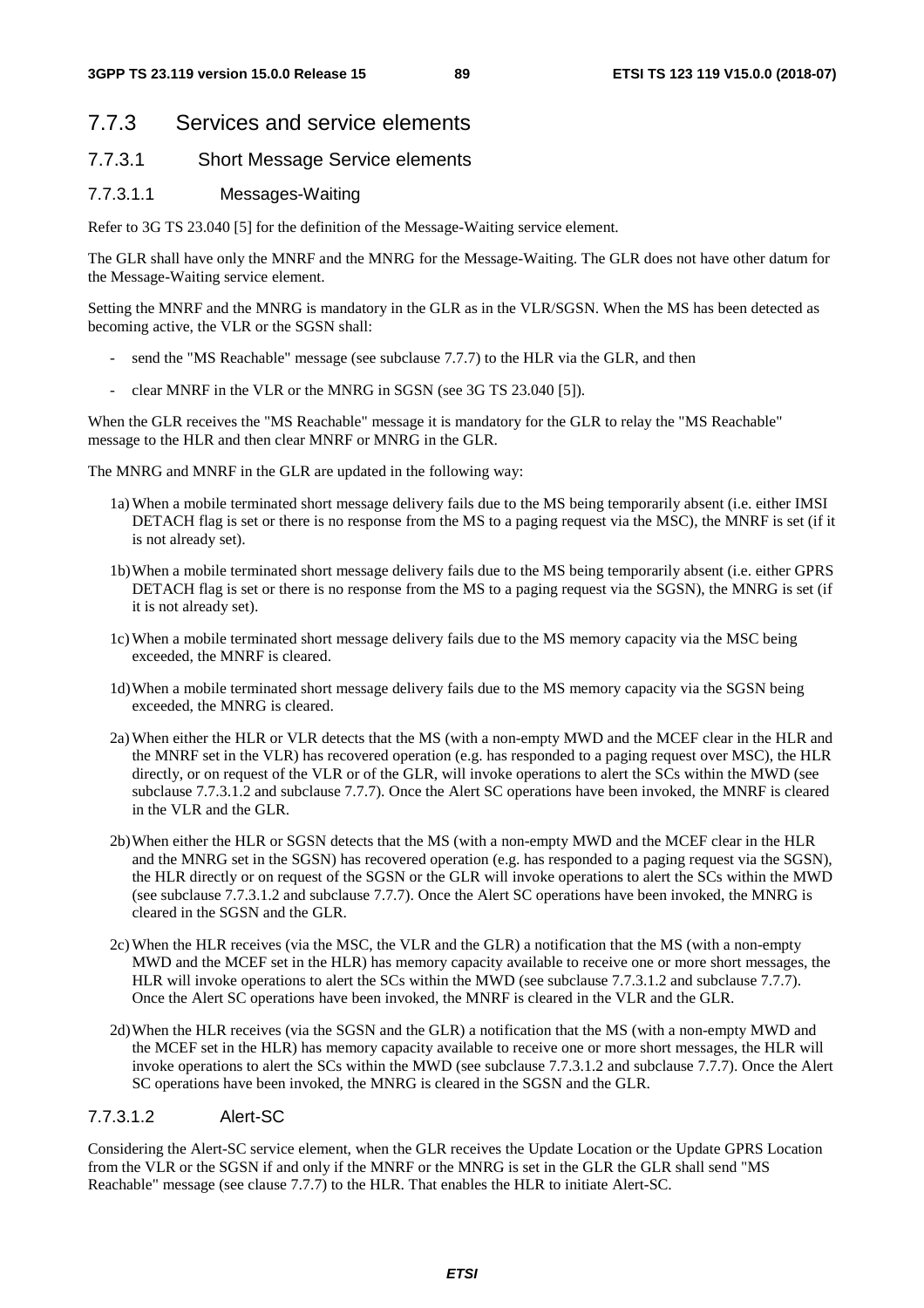## 7.7.3 Services and service elements

### 7.7.3.1 Short Message Service elements

#### 7.7.3.1.1 Messages-Waiting

Refer to 3G TS 23.040 [5] for the definition of the Message-Waiting service element.

The GLR shall have only the MNRF and the MNRG for the Message-Waiting. The GLR does not have other datum for the Message-Waiting service element.

Setting the MNRF and the MNRG is mandatory in the GLR as in the VLR/SGSN. When the MS has been detected as becoming active, the VLR or the SGSN shall:

- send the "MS Reachable" message (see subclause 7.7.7) to the HLR via the GLR, and then
- clear MNRF in the VLR or the MNRG in SGSN (see 3G TS 23.040 [5]).

When the GLR receives the "MS Reachable" message it is mandatory for the GLR to relay the "MS Reachable" message to the HLR and then clear MNRF or MNRG in the GLR.

The MNRG and MNRF in the GLR are updated in the following way:

1a) When a mobile terminated short message delivery fails due to the MS being temporarily absent (i.e. either IMSI DETACH flag is set or there is no response from the MS to a paging request via the MSC), the MNRF is set (if it is not already set).

1b) When a mobile terminated short message delivery fails due to the MS being temporarily absent (i.e. either GPRS DETACH flag is set or there is no response from the MS to a paging request via the SGSN), the MNRG is set (if it is not already set).

1c) When a mobile terminated short message delivery fails due to the MS memory capacity via the MSC being exceeded, the MNRF is cleared.

1d) When a mobile terminated short message delivery fails due to the MS memory capacity via the SGSN being exceeded, the MNRG is cleared.

2a) When either the HLR or VLR detects that the MS (with a non-empty MWD and the MCEF clear in the HLR and the MNRF set in the VLR) has recovered operation (e.g. has responded to a paging request over MSC), the HLR directly, or on request of the VLR or of the GLR, will invoke operations to alert the SCs within the MWD (see subclause 7.7.3.1.2 and subclause 7.7.7). Once the Alert SC operations have been invoked, the MNRF is cleared in the VLR and the GLR.

2b) When either the HLR or SGSN detects that the MS (with a non-empty MWD and the MCEF clear in the HLR and the MNRG set in the SGSN) has recovered operation (e.g. has responded to a paging request via the SGSN), the HLR directly or on request of the SGSN or the GLR will invoke operations to alert the SCs within the MWD (see subclause 7.7.3.1.2 and subclause 7.7.7). Once the Alert SC operations have been invoked, the MNRG is cleared in the SGSN and the GLR.

2c) When the HLR receives (via the MSC, the VLR and the GLR) a notification that the MS (with a non-empty MWD and the MCEF set in the HLR) has memory capacity available to receive one or more short messages, the HLR will invoke operations to alert the SCs within the MWD (see subclause 7.7.3.1.2 and subclause 7.7.7). Once the Alert SC operations have been invoked, the MNRF is cleared in the VLR and the GLR.

2d) When the HLR receives (via the SGSN and the GLR) a notification that the MS (with a non-empty MWD and the MCEF set in the HLR) has memory capacity available to receive one or more short messages, the HLR will invoke operations to alert the SCs within the MWD (see subclause 7.7.3.1.2 and subclause 7.7.7). Once the Alert SC operations have been invoked, the MNRG is cleared in the SGSN and the GLR.

#### 7.7.3.1.2 Alert-SC

Considering the Alert-SC service element, when the GLR receives the Update Location or the Update GPRS Location from the VLR or the SGSN if and only if the MNRF or the MNRG is set in the GLR the GLR shall send "MS Reachable" message (see clause 7.7.7) to the HLR. That enables the HLR to initiate Alert-SC.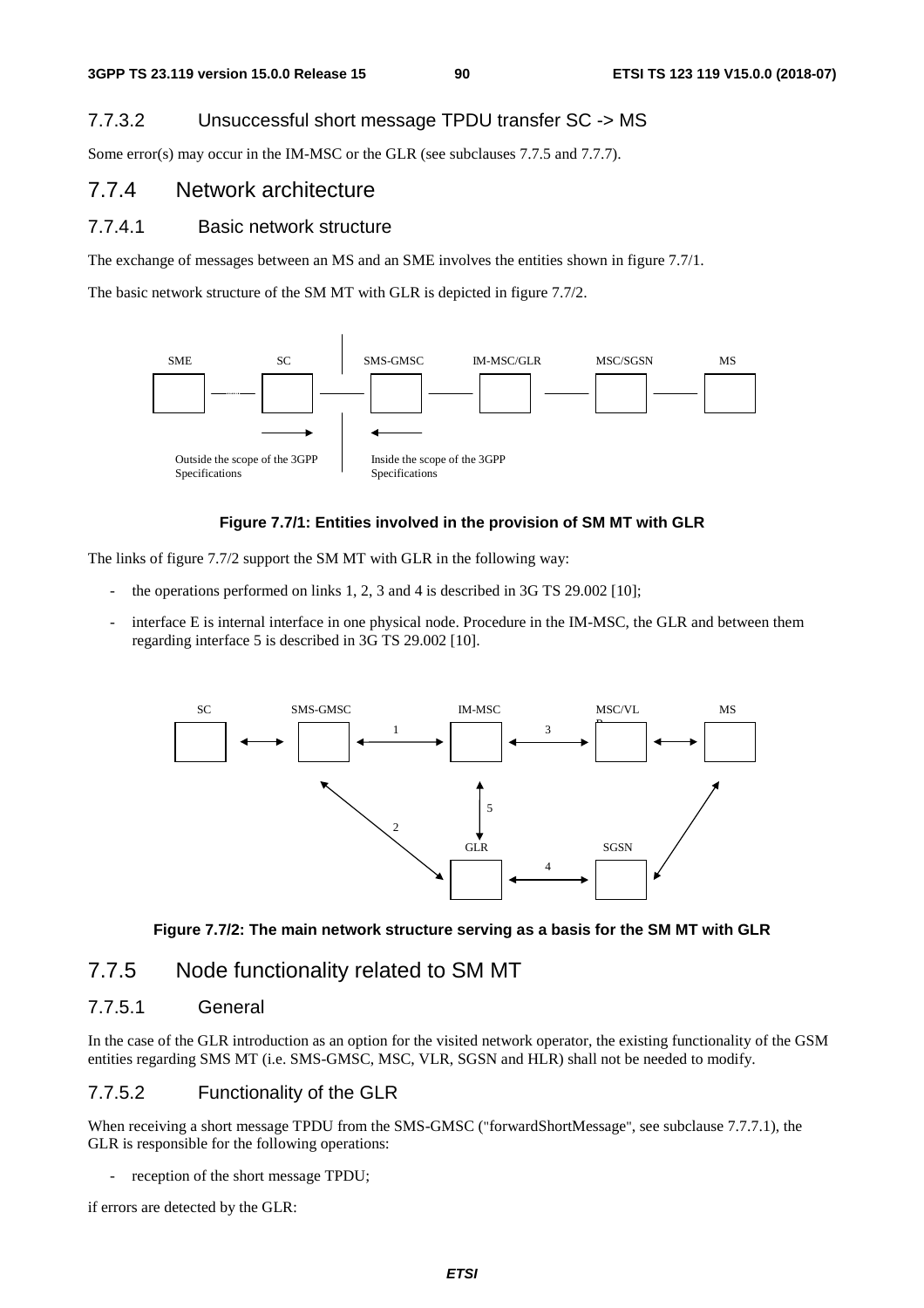### 7.7.3.2 Unsuccessful short message TPDU transfer SC -> MS

Some error(s) may occur in the IM-MSC or the GLR (see subclauses 7.7.5 and 7.7.7).

## 7.7.4 Network architecture

### 7.7.4.1 Basic network structure

The exchange of messages between an MS and an SME involves the entities shown in figure 7.7/1.

The basic network structure of the SM MT with GLR is depicted in figure 7.7/2.

**Figure 7.7/1: Entities involved in the provision of SM MT with GLR**

The links of figure 7.7/2 support the SM MT with GLR in the following way:

- the operations performed on links 1, 2, 3 and 4 is described in 3G TS 29.002 [10];
- interface E is internal interface in one physical node. Procedure in the IM-MSC, the GLR and between them regarding interface 5 is described in 3G TS 29.002 [10].

**Figure 7.7/2: The main network structure serving as a basis for the SM MT with GLR**

## 7.7.5 Node functionality related to SM MT

### 7.7.5.1 General

In the case of the GLR introduction as an option for the visited network operator, the existing functionality of the GSM entities regarding SMS MT (i.e. SMS-GMSC, MSC, VLR, SGSN and HLR) shall not be needed to modify.

### 7.7.5.2 Functionality of the GLR

When receiving a short message TPDU from the SMS-GMSC ("forwardShortMessage", see subclause 7.7.7.1), the GLR is responsible for the following operations:

- reception of the short message TPDU;

if errors are detected by the GLR: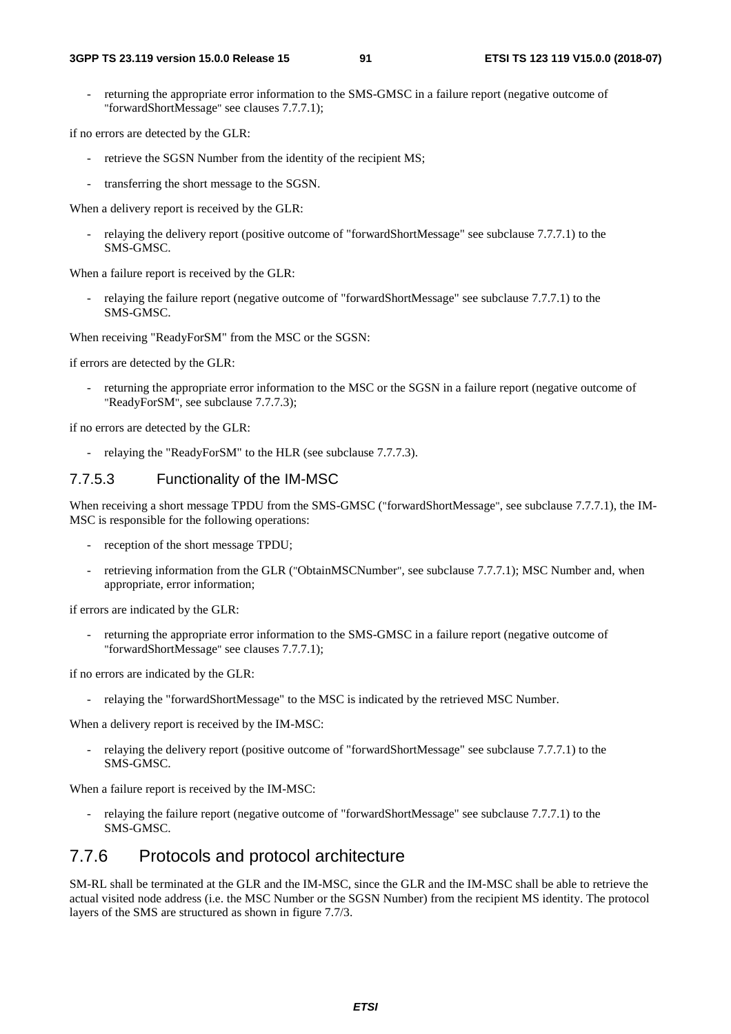- returning the appropriate error information to the SMS-GMSC in a failure report (negative outcome of "forwardShortMessage" see clauses 7.7.7.1);

if no errors are detected by the GLR:

- retrieve the SGSN Number from the identity of the recipient MS;
- transferring the short message to the SGSN.

When a delivery report is received by the GLR:

- relaying the delivery report (positive outcome of "forwardShortMessage" see subclause 7.7.7.1) to the SMS-GMSC.

When a failure report is received by the GLR:

- relaying the failure report (negative outcome of "forwardShortMessage" see subclause 7.7.7.1) to the SMS-GMSC.

When receiving "ReadyForSM" from the MSC or the SGSN:

if errors are detected by the GLR:

- returning the appropriate error information to the MSC or the SGSN in a failure report (negative outcome of "ReadyForSM", see subclause 7.7.7.3);

if no errors are detected by the GLR:

- relaying the "ReadyForSM" to the HLR (see subclause 7.7.7.3).

#### 7.7.5.3 Functionality of the IM-MSC

When receiving a short message TPDU from the SMS-GMSC ("forwardShortMessage", see subclause 7.7.7.1), the IM-MSC is responsible for the following operations:

- reception of the short message TPDU;
- retrieving information from the GLR ("ObtainMSCNumber", see subclause 7.7.7.1); MSC Number and, when appropriate, error information;

if errors are indicated by the GLR:

- returning the appropriate error information to the SMS-GMSC in a failure report (negative outcome of "forwardShortMessage" see clauses 7.7.7.1);

if no errors are indicated by the GLR:

- relaying the "forwardShortMessage" to the MSC is indicated by the retrieved MSC Number.

When a delivery report is received by the IM-MSC:

- relaying the delivery report (positive outcome of "forwardShortMessage" see subclause 7.7.7.1) to the SMS-GMSC.

When a failure report is received by the IM-MSC:

- relaying the failure report (negative outcome of "forwardShortMessage" see subclause 7.7.7.1) to the SMS-GMSC.

### 7.7.6 Protocols and protocol architecture

SM-RL shall be terminated at the GLR and the IM-MSC, since the GLR and the IM-MSC shall be able to retrieve the actual visited node address (i.e. the MSC Number or the SGSN Number) from the recipient MS identity. The protocol layers of the SMS are structured as shown in figure 7.7/3.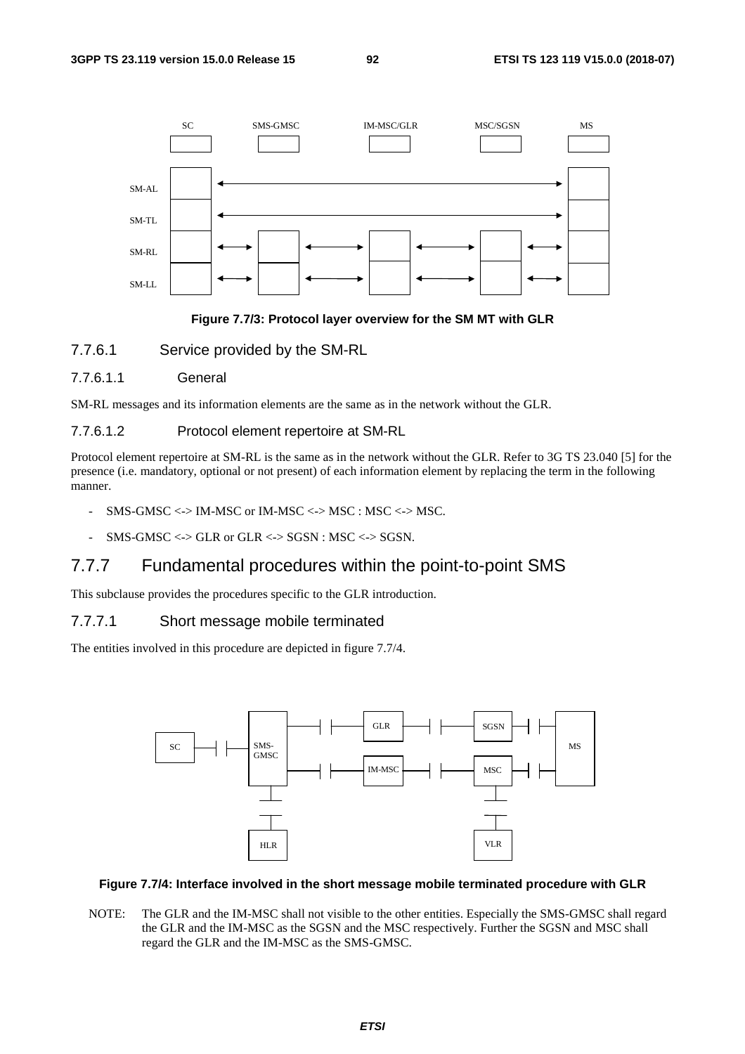Figure 7.7/3: Protocol layer overview for the SM MT with GLR

### 7.7.6.1 Service provided by the SM-RL

#### 7.7.6.1.1 General

SM-RL messages and its information elements are the same as in the network without the GLR.

#### 7.7.6.1.2 Protocol element repertoire at SM-RL

Protocol element repertoire at SM-RL is the same as in the network without the GLR. Refer to 3G TS 23.040 [5] for the presence (i.e. mandatory, optional or not present) of each information element by replacing the term in the following manner.

- SMS-GMSC <-> IM-MSC or IM-MSC <-> MSC : MSC <-> MSC.
- SMS-GMSC <-> GLR or GLR <-> SGSN : MSC <-> SGSN.

## 7.7.7 Fundamental procedures within the point-to-point SMS

This subclause provides the procedures specific to the GLR introduction.

### 7.7.7.1 Short message mobile terminated

The entities involved in this procedure are depicted in figure 7.7/4.

Figure 7.7/4: Interface involved in the short message mobile terminated procedure with GLR

NOTE: The GLR and the IM-MSC shall not visible to the other entities. Especially the SMS-GMSC shall regard the GLR and the IM-MSC as the SGSN and the MSC respectively. Further the SGSN and MSC shall regard the GLR and the IM-MSC as the SMS-GMSC.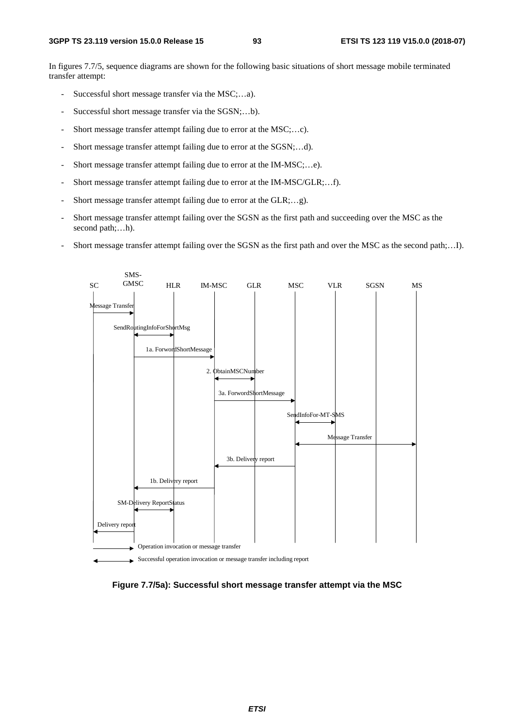In figures 7.7/5, sequence diagrams are shown for the following basic situations of short message mobile terminated transfer attempt:

- Successful short message transfer via the MSC;…a).
- Successful short message transfer via the SGSN;…b).
- Short message transfer attempt failing due to error at the MSC;…c).
- Short message transfer attempt failing due to error at the SGSN;…d).
- Short message transfer attempt failing due to error at the IM-MSC;…e).
- Short message transfer attempt failing due to error at the IM-MSC/GLR;…f).
- Short message transfer attempt failing due to error at the GLR;…g).
- Short message transfer attempt failing over the SGSN as the first path and succeeding over the MSC as the second path;…h).
- Short message transfer attempt failing over the SGSN as the first path and over the MSC as the second path;…I).

SC | SMS-GMSC | HLR | IM-MSC | GLR | MSC | VLR | SGSN | MS

Message Transfer
SendRoutingInfoForShortMsg
1a. ForwordShortMessage
2. ObtainMSCNumber
3a. ForwordShortMessage
SendInfoFor-MT-SMS
Message Transfer
3b. Delivery report
1b. Delivery report
SM-Delivery ReportStatus
Delivery report

Operation invocation or message transfer
Successful operation invocation or message transfer including report

**Figure 7.7/5a): Successful short message transfer attempt via the MSC**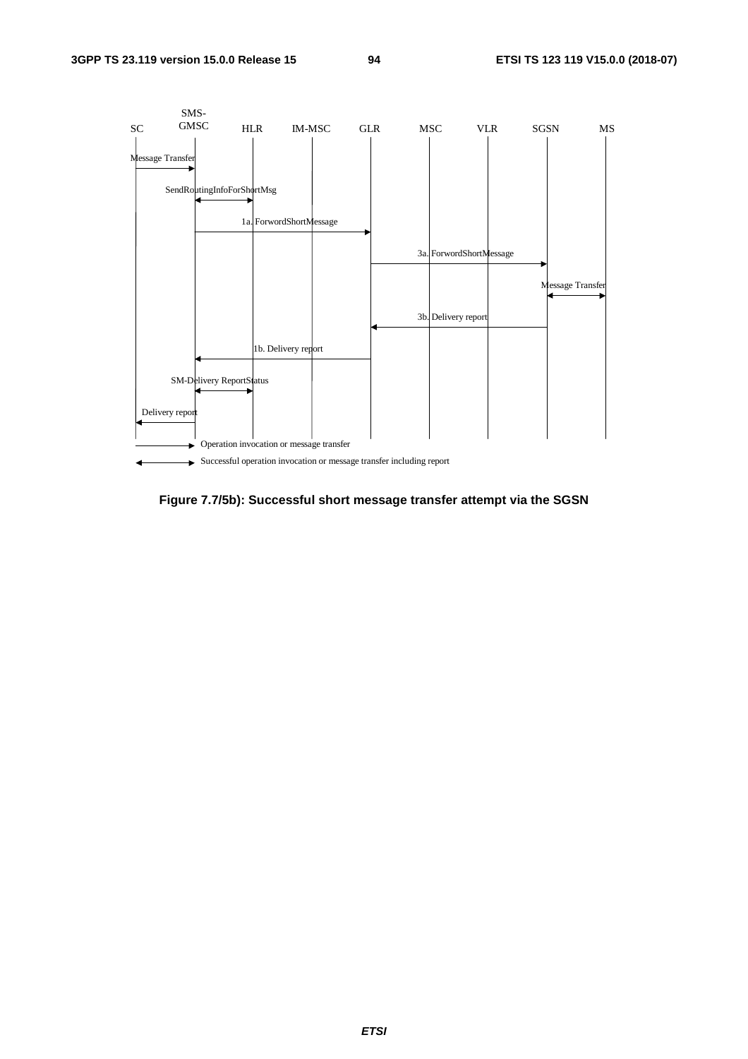| SC | SMS-GMSC | HLR | IM-MSC | GLR | MSC | VLR | SGSN | MS |
|---|---|---|---|---|---|---|---|---|

Message Transfer

SendRoutingInfoForShortMsg

1a. ForwordShortMessage

3a. ForwordShortMessage

Message Transfer

3b. Delivery report

1b. Delivery report

SM-Delivery ReportStatus

Delivery report

→ Operation invocation or message transfer

↔ Successful operation invocation or message transfer including report

**Figure 7.7/5b): Successful short message transfer attempt via the SGSN**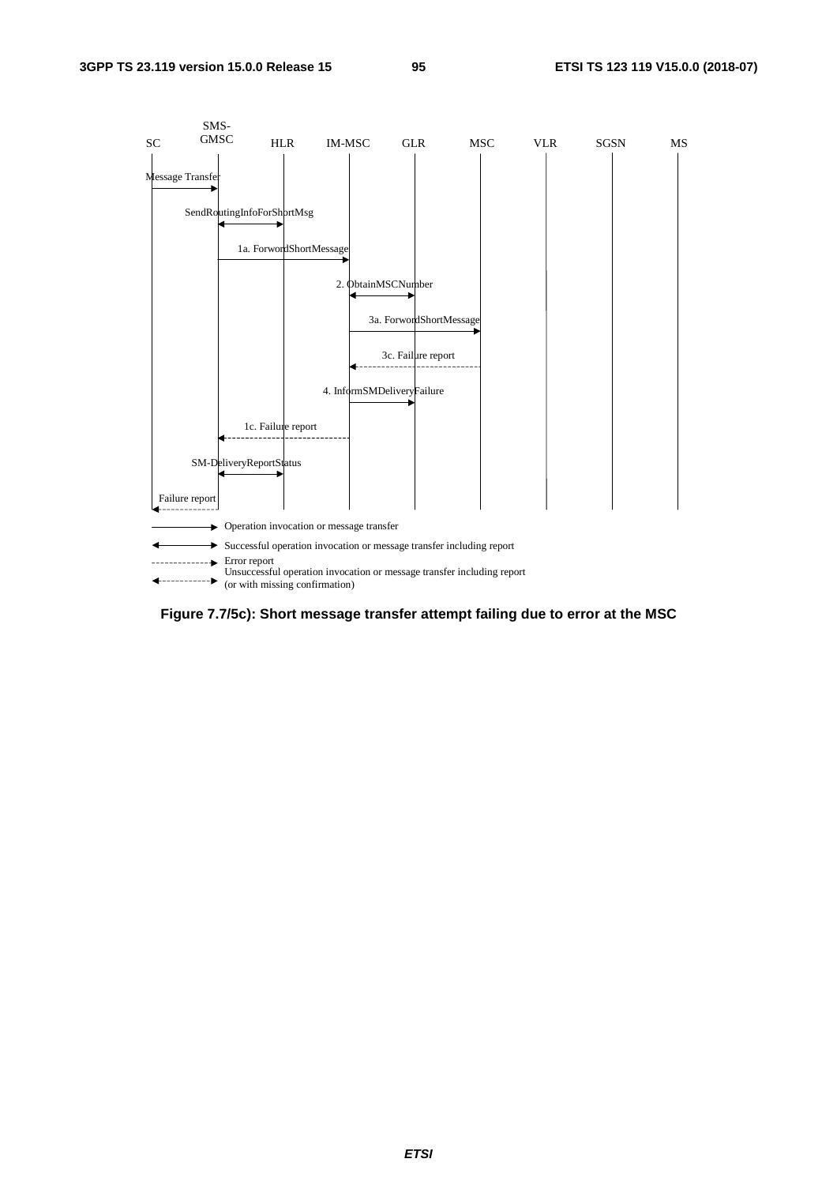| SC | SMS-GMSC | HLR | IM-MSC | GLR | MSC | VLR | SGSN | MS |
|---|---|---|---|---|---|---|---|---|

Message Transfer

SendRoutingInfoForShortMsg

1a. ForwordShortMessage

2. ObtainMSCNumber

3a. ForwordShortMessage

3c. Failure report

4. InformSMDeliveryFailure

1c. Failure report

SM-DeliveryReportStatus

Failure report

Operation invocation or message transfer

Successful operation invocation or message transfer including report

Error report

Unsuccessful operation invocation or message transfer including report (or with missing confirmation)

**Figure 7.7/5c): Short message transfer attempt failing due to error at the MSC**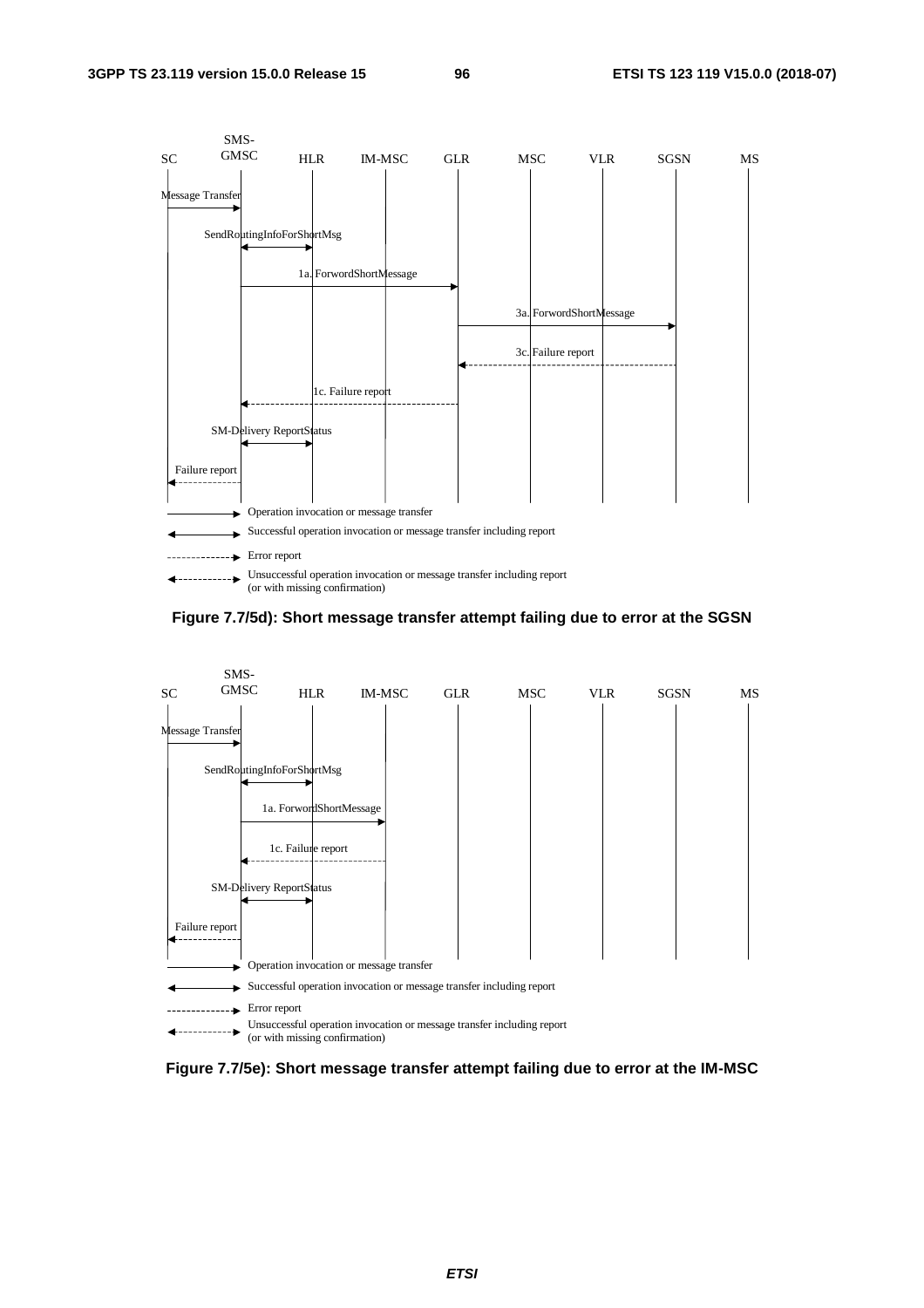| SC | SMS-GMSC | HLR | IM-MSC | GLR | MSC | VLR | SGSN | MS |
|---|---|---|---|---|---|---|---|---|

Message Transfer

SendRoutingInfoForShortMsg

1a. ForwordShortMessage

3a. ForwordShortMessage

3c. Failure report

1c. Failure report

SM-Delivery ReportStatus

Failure report

Operation invocation or message transfer

Successful operation invocation or message transfer including report

Error report

Unsuccessful operation invocation or message transfer including report (or with missing confirmation)

**Figure 7.7/5d): Short message transfer attempt failing due to error at the SGSN**

| SC | SMS-GMSC | HLR | IM-MSC | GLR | MSC | VLR | SGSN | MS |
|---|---|---|---|---|---|---|---|---|

Message Transfer

SendRoutingInfoForShortMsg

1a. ForwordShortMessage

1c. Failure report

SM-Delivery ReportStatus

Failure report

Operation invocation or message transfer

Successful operation invocation or message transfer including report

Error report

Unsuccessful operation invocation or message transfer including report (or with missing confirmation)

**Figure 7.7/5e): Short message transfer attempt failing due to error at the IM-MSC**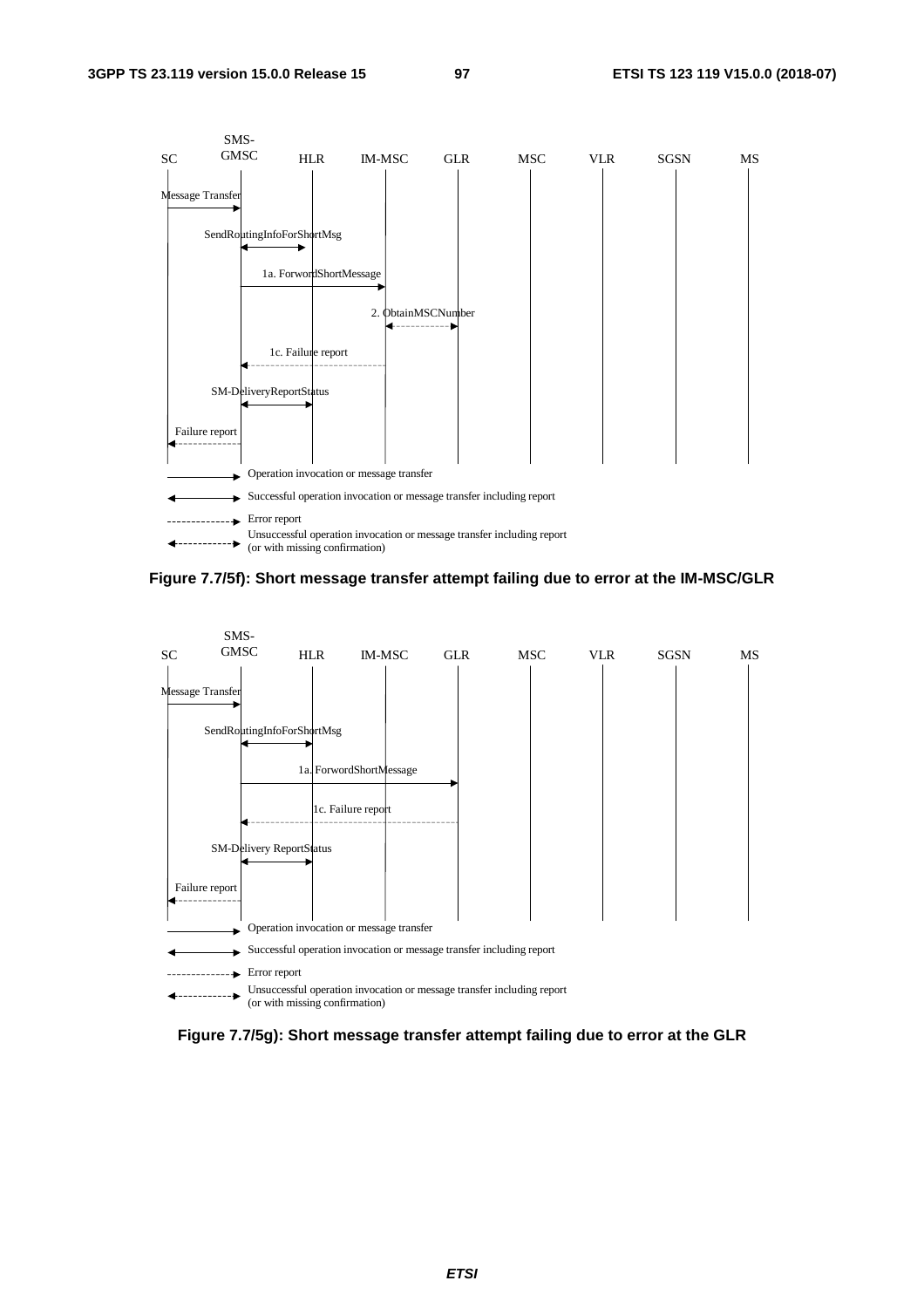Figure 7.7/5f): Short message transfer attempt failing due to error at the IM-MSC/GLR

Figure 7.7/5g): Short message transfer attempt failing due to error at the GLR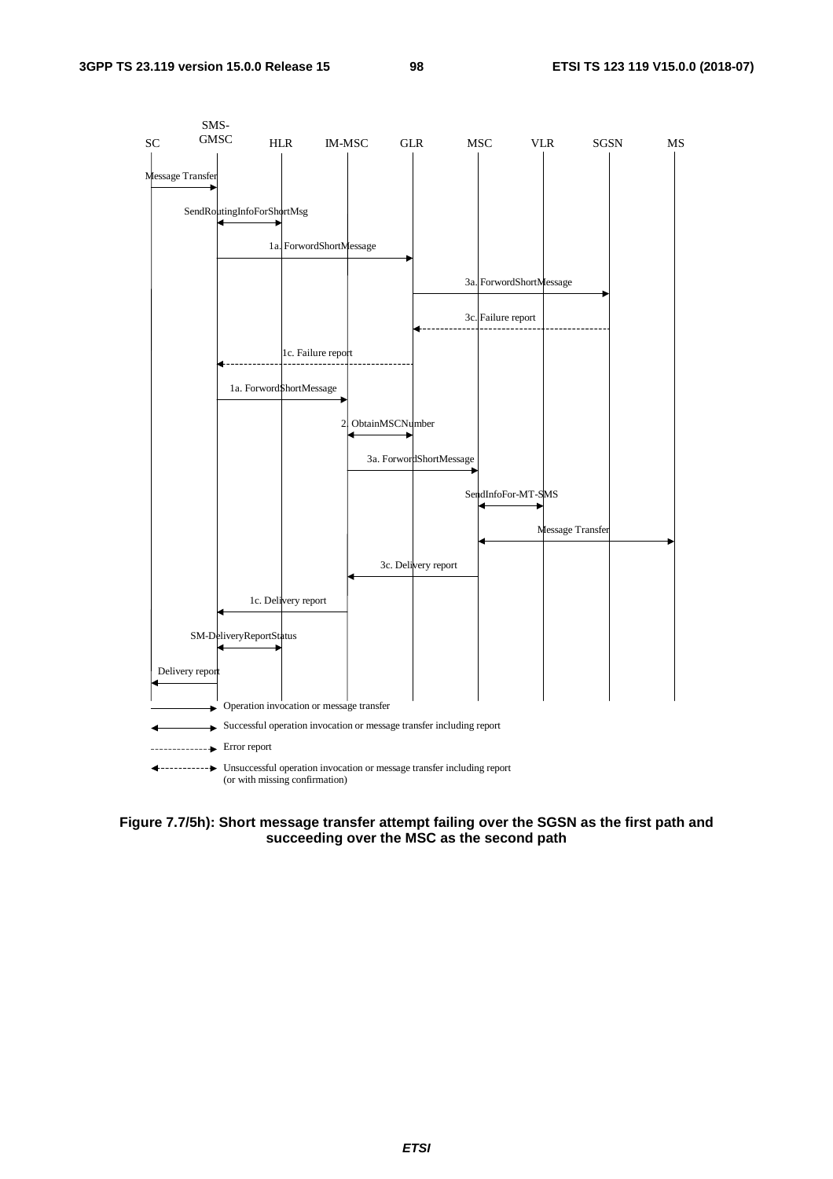| SC | SMS-GMSC | HLR | IM-MSC | GLR | MSC | VLR | SGSN | MS |
|---|---|---|---|---|---|---|---|---|

Message Transfer

SendRoutingInfoForShortMsg

1a. ForwordShortMessage

3a. ForwordShortMessage

3c. Failure report

1c. Failure report

1a. ForwordShortMessage

2. ObtainMSCNumber

3a. ForwordShortMessage

SendInfoFor-MT-SMS

Message Transfer

3c. Delivery report

1c. Delivery report

SM-DeliveryReportStatus

Delivery report

Operation invocation or message transfer

Successful operation invocation or message transfer including report

Error report

Unsuccessful operation invocation or message transfer including report (or with missing confirmation)

**Figure 7.7/5h): Short message transfer attempt failing over the SGSN as the first path and succeeding over the MSC as the second path**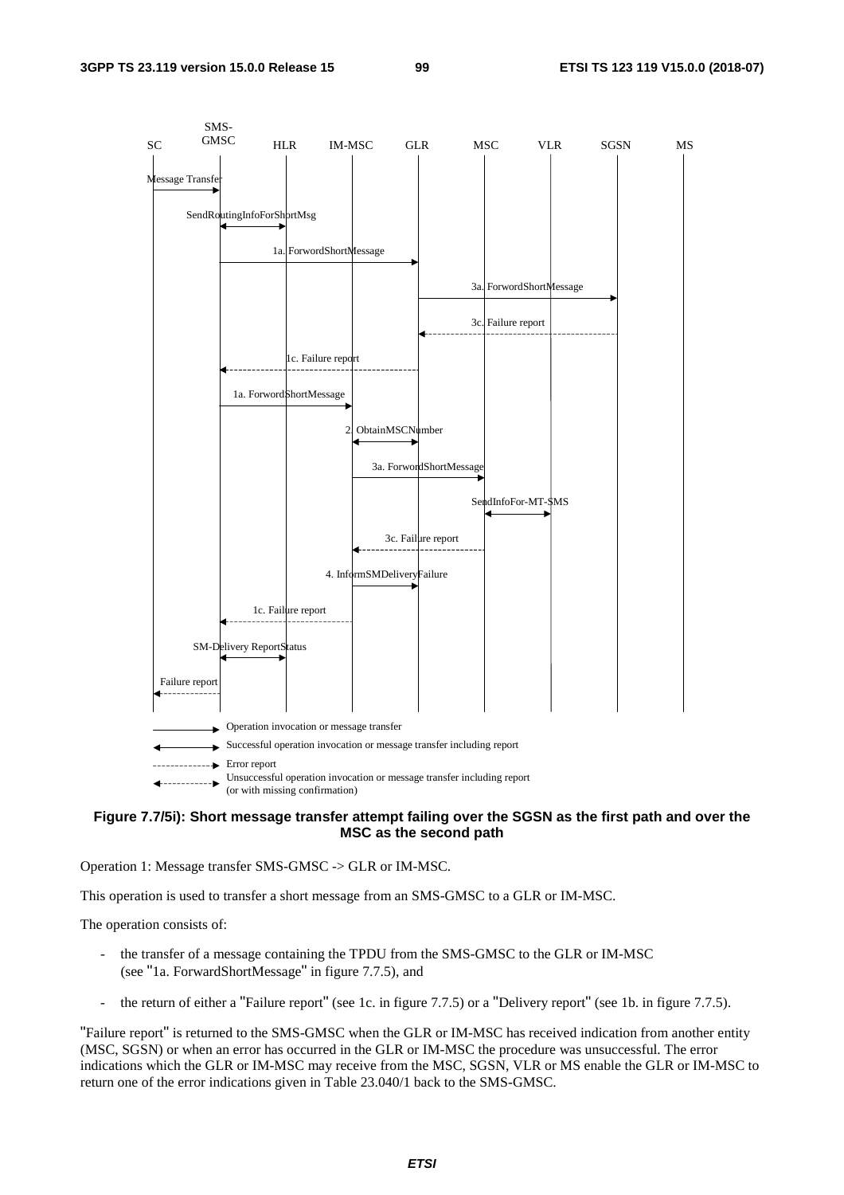SC | SMS-GMSC | HLR | IM-MSC | GLR | MSC | VLR | SGSN | MS

Message Transfer

SendRoutingInfoForShortMsg

1a. ForwordShortMessage

3a. ForwordShortMessage

3c. Failure report

1c. Failure report

1a. ForwordShortMessage

2. ObtainMSCNumber

3a. ForwordShortMessage

SendInfoFor-MT-SMS

3c. Failure report

4. InformSMDeliveryFailure

1c. Failure report

SM-Delivery ReportStatus

Failure report

Operation invocation or message transfer

Successful operation invocation or message transfer including report

Error report

Unsuccessful operation invocation or message transfer including report (or with missing confirmation)

**Figure 7.7/5i): Short message transfer attempt failing over the SGSN as the first path and over the MSC as the second path**

Operation 1: Message transfer SMS-GMSC -> GLR or IM-MSC.

This operation is used to transfer a short message from an SMS-GMSC to a GLR or IM-MSC.

The operation consists of:

- the transfer of a message containing the TPDU from the SMS-GMSC to the GLR or IM-MSC (see "1a. ForwardShortMessage" in figure 7.7.5), and
- the return of either a "Failure report" (see 1c. in figure 7.7.5) or a "Delivery report" (see 1b. in figure 7.7.5).

"Failure report" is returned to the SMS-GMSC when the GLR or IM-MSC has received indication from another entity (MSC, SGSN) or when an error has occurred in the GLR or IM-MSC the procedure was unsuccessful. The error indications which the GLR or IM-MSC may receive from the MSC, SGSN, VLR or MS enable the GLR or IM-MSC to return one of the error indications given in Table 23.040/1 back to the SMS-GMSC.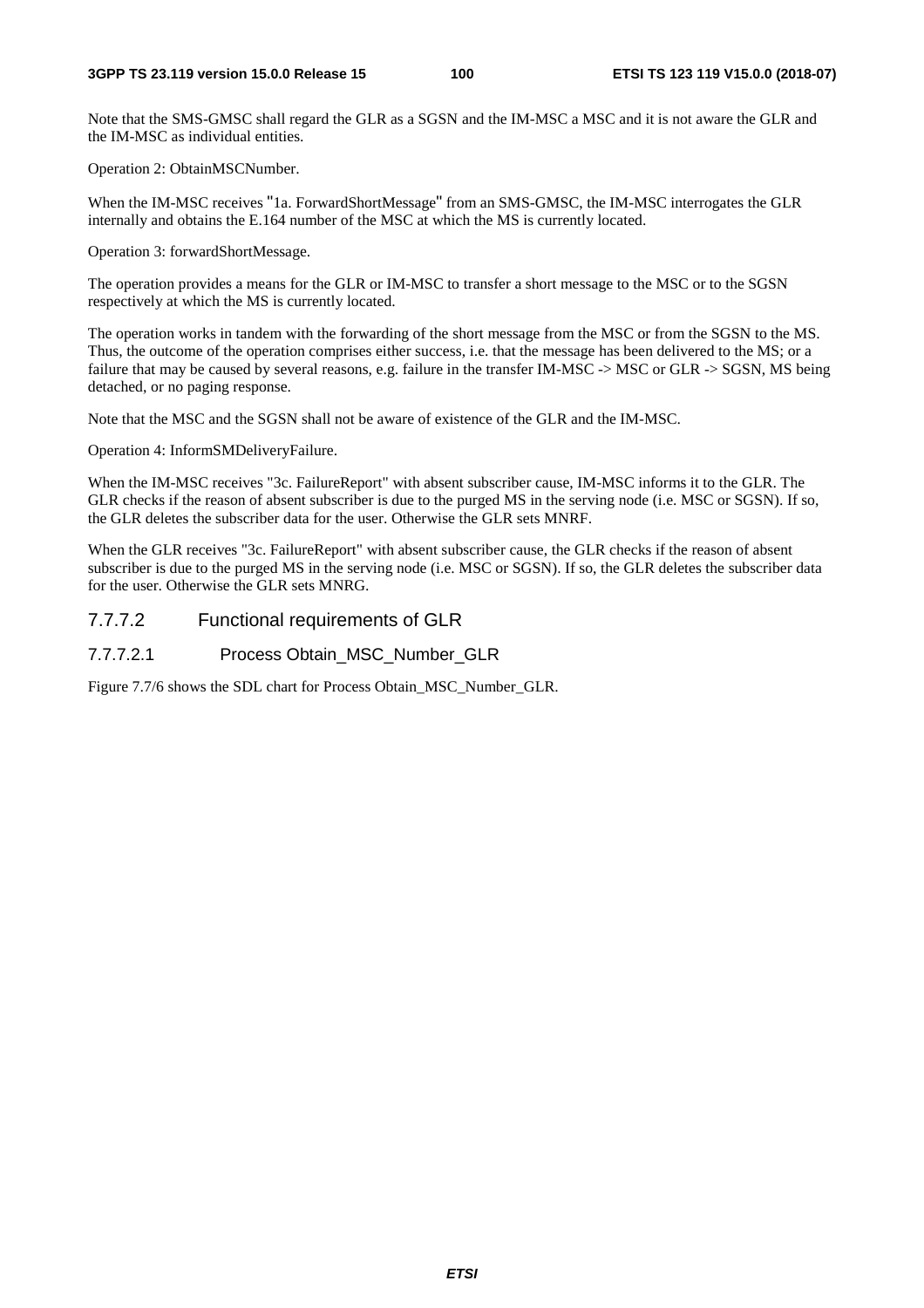Note that the SMS-GMSC shall regard the GLR as a SGSN and the IM-MSC a MSC and it is not aware the GLR and the IM-MSC as individual entities.

Operation 2: ObtainMSCNumber.

When the IM-MSC receives "1a. ForwardShortMessage" from an SMS-GMSC, the IM-MSC interrogates the GLR internally and obtains the E.164 number of the MSC at which the MS is currently located.

Operation 3: forwardShortMessage.

The operation provides a means for the GLR or IM-MSC to transfer a short message to the MSC or to the SGSN respectively at which the MS is currently located.

The operation works in tandem with the forwarding of the short message from the MSC or from the SGSN to the MS. Thus, the outcome of the operation comprises either success, i.e. that the message has been delivered to the MS; or a failure that may be caused by several reasons, e.g. failure in the transfer IM-MSC -> MSC or GLR -> SGSN, MS being detached, or no paging response.

Note that the MSC and the SGSN shall not be aware of existence of the GLR and the IM-MSC.

Operation 4: InformSMDeliveryFailure.

When the IM-MSC receives "3c. FailureReport" with absent subscriber cause, IM-MSC informs it to the GLR. The GLR checks if the reason of absent subscriber is due to the purged MS in the serving node (i.e. MSC or SGSN). If so, the GLR deletes the subscriber data for the user. Otherwise the GLR sets MNRF.

When the GLR receives "3c. FailureReport" with absent subscriber cause, the GLR checks if the reason of absent subscriber is due to the purged MS in the serving node (i.e. MSC or SGSN). If so, the GLR deletes the subscriber data for the user. Otherwise the GLR sets MNRG.

### 7.7.7.2 Functional requirements of GLR

#### 7.7.7.2.1 Process Obtain_MSC_Number_GLR

Figure 7.7/6 shows the SDL chart for Process Obtain_MSC_Number_GLR.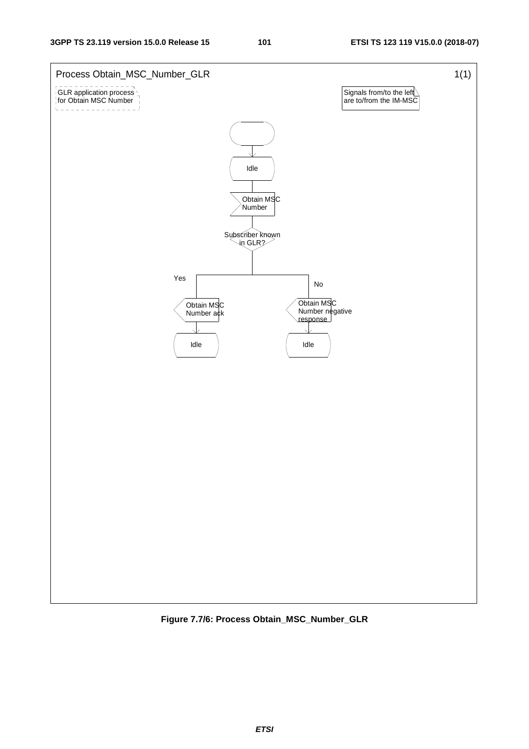Process Obtain_MSC_Number_GLR 1(1)

GLR application process for Obtain MSC Number

Signals from/to the left are to/from the IM-MSC

Idle

Obtain MSC Number

Subscriber known in GLR?

Yes

No

Obtain MSC Number ack

Obtain MSC Number negative response

Idle

Idle

**Figure 7.7/6: Process Obtain_MSC_Number_GLR**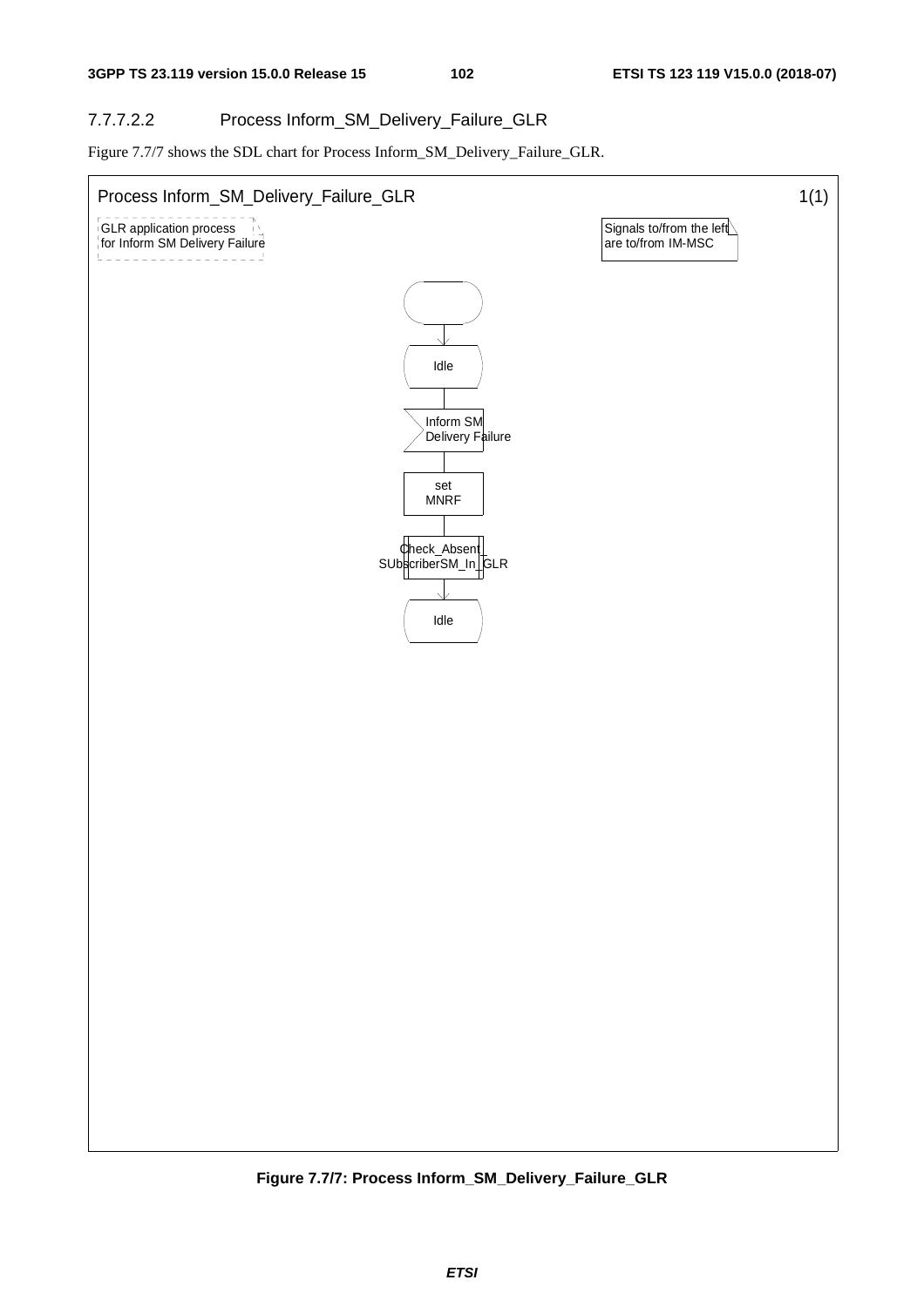#### 7.7.7.2.2 Process Inform_SM_Delivery_Failure_GLR

Figure 7.7/7 shows the SDL chart for Process Inform_SM_Delivery_Failure_GLR.

Process Inform_SM_Delivery_Failure_GLR 1(1)

GLR application process for Inform SM Delivery Failure

Signals to/from the left are to/from IM-MSC

Idle

Inform SM Delivery Failure

set MNRF

Check_Absent_SUbscriberSM_In_GLR

Idle

**Figure 7.7/7: Process Inform_SM_Delivery_Failure_GLR**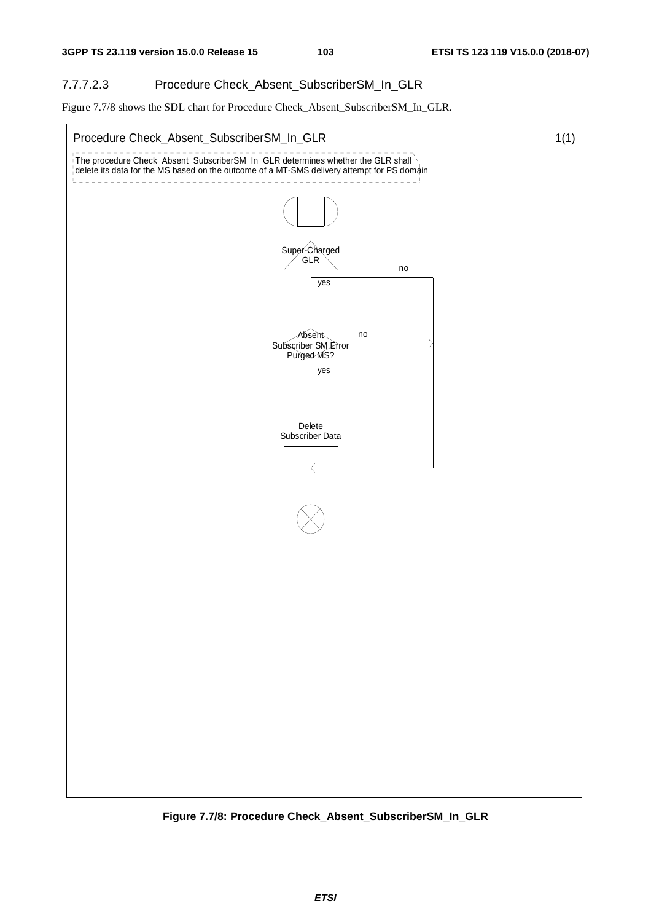#### 7.7.7.2.3 Procedure Check_Absent_SubscriberSM_In_GLR

Figure 7.7/8 shows the SDL chart for Procedure Check_Absent_SubscriberSM_In_GLR.

Procedure Check_Absent_SubscriberSM_In_GLR 1(1)

The procedure Check_Absent_SubscriberSM_In_GLR determines whether the GLR shall delete its data for the MS based on the outcome of a MT-SMS delivery attempt for PS domain

Super-Charged GLR — no / yes

Absent Subscriber SM Error Purged MS? — no / yes

Delete Subscriber Data

**Figure 7.7/8: Procedure Check_Absent_SubscriberSM_In_GLR**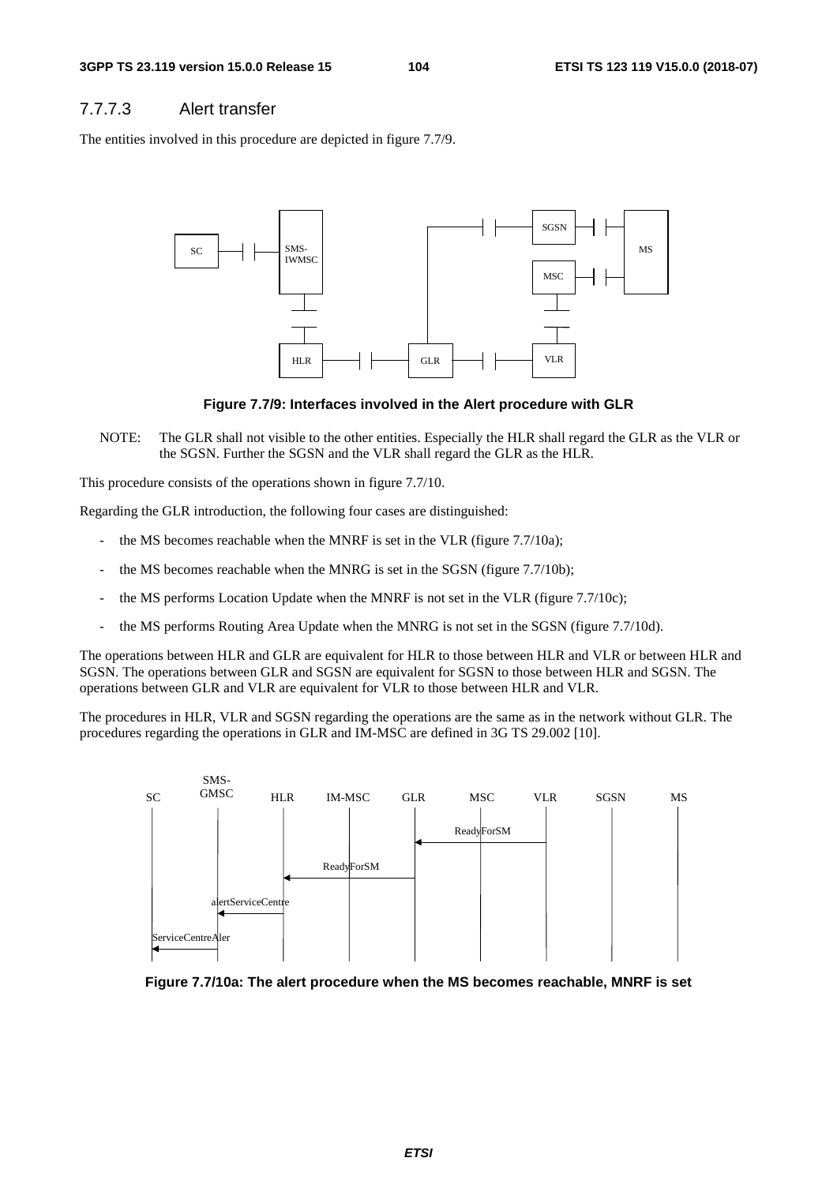#### 7.7.7.3 Alert transfer

The entities involved in this procedure are depicted in figure 7.7/9.

**Figure 7.7/9: Interfaces involved in the Alert procedure with GLR**

NOTE: The GLR shall not visible to the other entities. Especially the HLR shall regard the GLR as the VLR or the SGSN. Further the SGSN and the VLR shall regard the GLR as the HLR.

This procedure consists of the operations shown in figure 7.7/10.

Regarding the GLR introduction, the following four cases are distinguished:

- the MS becomes reachable when the MNRF is set in the VLR (figure 7.7/10a);
- the MS becomes reachable when the MNRG is set in the SGSN (figure 7.7/10b);
- the MS performs Location Update when the MNRF is not set in the VLR (figure 7.7/10c);
- the MS performs Routing Area Update when the MNRG is not set in the SGSN (figure 7.7/10d).

The operations between HLR and GLR are equivalent for HLR to those between HLR and VLR or between HLR and SGSN. The operations between GLR and SGSN are equivalent for SGSN to those between HLR and SGSN. The operations between GLR and VLR are equivalent for VLR to those between HLR and VLR.

The procedures in HLR, VLR and SGSN regarding the operations are the same as in the network without GLR. The procedures regarding the operations in GLR and IM-MSC are defined in 3G TS 29.002 [10].

**Figure 7.7/10a: The alert procedure when the MS becomes reachable, MNRF is set**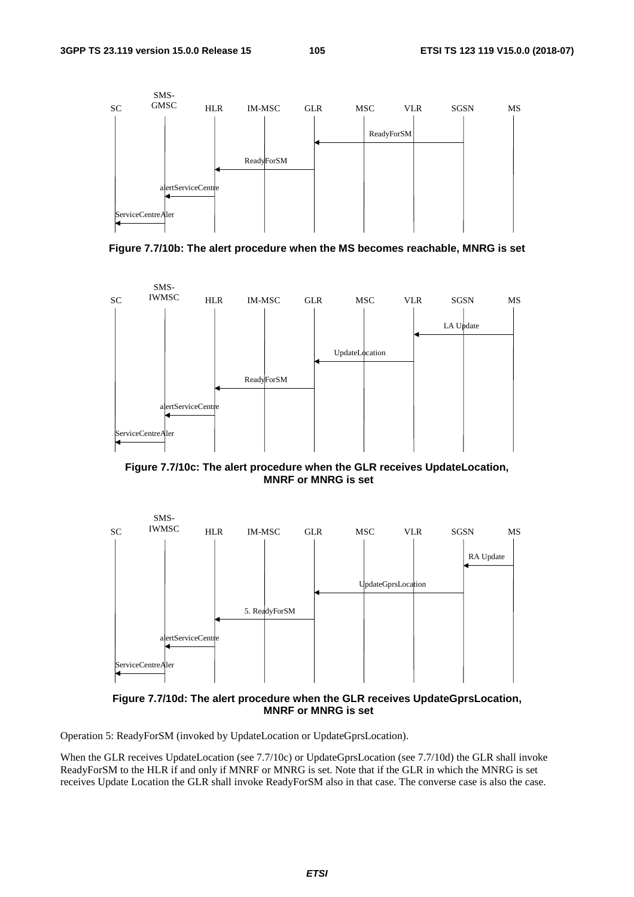**Figure 7.7/10b: The alert procedure when the MS becomes reachable, MNRG is set**

**Figure 7.7/10c: The alert procedure when the GLR receives UpdateLocation, MNRF or MNRG is set**

**Figure 7.7/10d: The alert procedure when the GLR receives UpdateGprsLocation, MNRF or MNRG is set**

Operation 5: ReadyForSM (invoked by UpdateLocation or UpdateGprsLocation).

When the GLR receives UpdateLocation (see 7.7/10c) or UpdateGprsLocation (see 7.7/10d) the GLR shall invoke ReadyForSM to the HLR if and only if MNRF or MNRG is set. Note that if the GLR in which the MNRG is set receives Update Location the GLR shall invoke ReadyForSM also in that case. The converse case is also the case.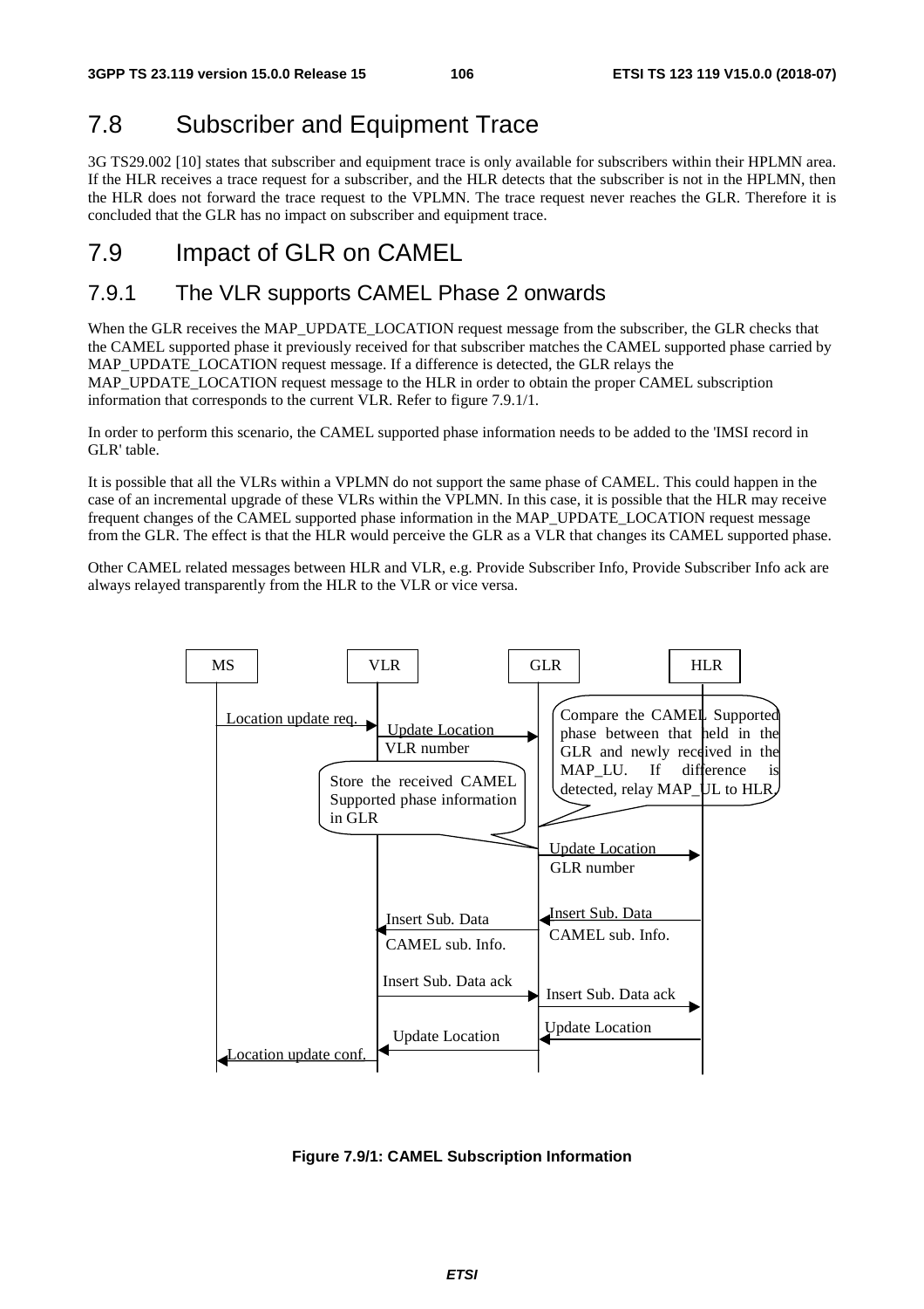## 7.8 Subscriber and Equipment Trace

3G TS29.002 [10] states that subscriber and equipment trace is only available for subscribers within their HPLMN area. If the HLR receives a trace request for a subscriber, and the HLR detects that the subscriber is not in the HPLMN, then the HLR does not forward the trace request to the VPLMN. The trace request never reaches the GLR. Therefore it is concluded that the GLR has no impact on subscriber and equipment trace.

## 7.9 Impact of GLR on CAMEL

### 7.9.1 The VLR supports CAMEL Phase 2 onwards

When the GLR receives the MAP_UPDATE_LOCATION request message from the subscriber, the GLR checks that the CAMEL supported phase it previously received for that subscriber matches the CAMEL supported phase carried by MAP_UPDATE_LOCATION request message. If a difference is detected, the GLR relays the MAP_UPDATE_LOCATION request message to the HLR in order to obtain the proper CAMEL subscription information that corresponds to the current VLR. Refer to figure 7.9.1/1.

In order to perform this scenario, the CAMEL supported phase information needs to be added to the 'IMSI record in GLR' table.

It is possible that all the VLRs within a VPLMN do not support the same phase of CAMEL. This could happen in the case of an incremental upgrade of these VLRs within the VPLMN. In this case, it is possible that the HLR may receive frequent changes of the CAMEL supported phase information in the MAP_UPDATE_LOCATION request message from the GLR. The effect is that the HLR would perceive the GLR as a VLR that changes its CAMEL supported phase.

Other CAMEL related messages between HLR and VLR, e.g. Provide Subscriber Info, Provide Subscriber Info ack are always relayed transparently from the HLR to the VLR or vice versa.

MS | VLR | GLR | HLR

- MS → VLR: Location update req.
- VLR → GLR: Update Location (VLR number)
- GLR: Compare the CAMEL Supported phase between that held in the GLR and newly received in the MAP_LU. If difference is detected, relay MAP_UL to HLR.
- GLR: Store the received CAMEL Supported phase information in GLR
- GLR → HLR: Update Location (GLR number)
- HLR → GLR: Insert Sub. Data (CAMEL sub. Info.)
- GLR → VLR: Insert Sub. Data (CAMEL sub. Info.)
- VLR → GLR: Insert Sub. Data ack
- GLR → HLR: Insert Sub. Data ack
- HLR → GLR: Update Location
- GLR → VLR: Update Location
- VLR → MS: Location update conf.

**Figure 7.9/1: CAMEL Subscription Information**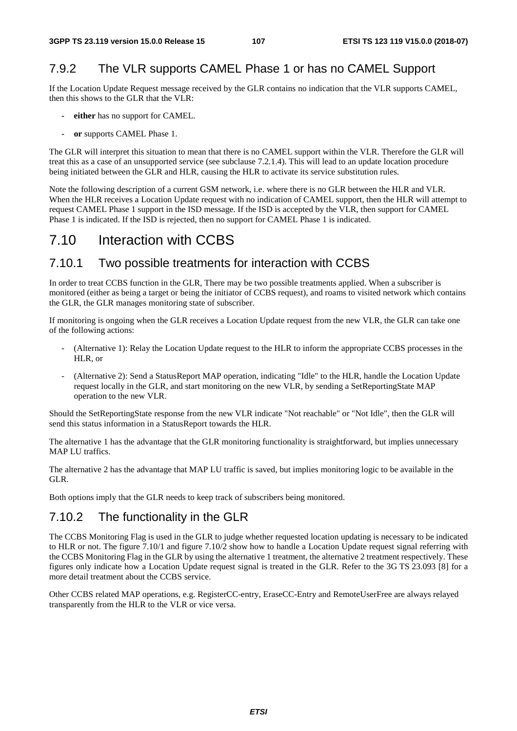### 7.9.2 The VLR supports CAMEL Phase 1 or has no CAMEL Support

If the Location Update Request message received by the GLR contains no indication that the VLR supports CAMEL, then this shows to the GLR that the VLR:

- **either** has no support for CAMEL.
- **or** supports CAMEL Phase 1.

The GLR will interpret this situation to mean that there is no CAMEL support within the VLR. Therefore the GLR will treat this as a case of an unsupported service (see subclause 7.2.1.4). This will lead to an update location procedure being initiated between the GLR and HLR, causing the HLR to activate its service substitution rules.

Note the following description of a current GSM network, i.e. where there is no GLR between the HLR and VLR. When the HLR receives a Location Update request with no indication of CAMEL support, then the HLR will attempt to request CAMEL Phase 1 support in the ISD message. If the ISD is accepted by the VLR, then support for CAMEL Phase 1 is indicated. If the ISD is rejected, then no support for CAMEL Phase 1 is indicated.

## 7.10 Interaction with CCBS

### 7.10.1 Two possible treatments for interaction with CCBS

In order to treat CCBS function in the GLR, There may be two possible treatments applied. When a subscriber is monitored (either as being a target or being the initiator of CCBS request), and roams to visited network which contains the GLR, the GLR manages monitoring state of subscriber.

If monitoring is ongoing when the GLR receives a Location Update request from the new VLR, the GLR can take one of the following actions:

- (Alternative 1): Relay the Location Update request to the HLR to inform the appropriate CCBS processes in the HLR, or
- (Alternative 2): Send a StatusReport MAP operation, indicating "Idle" to the HLR, handle the Location Update request locally in the GLR, and start monitoring on the new VLR, by sending a SetReportingState MAP operation to the new VLR.

Should the SetReportingState response from the new VLR indicate "Not reachable" or "Not Idle", then the GLR will send this status information in a StatusReport towards the HLR.

The alternative 1 has the advantage that the GLR monitoring functionality is straightforward, but implies unnecessary MAP LU traffics.

The alternative 2 has the advantage that MAP LU traffic is saved, but implies monitoring logic to be available in the GLR.

Both options imply that the GLR needs to keep track of subscribers being monitored.

### 7.10.2 The functionality in the GLR

The CCBS Monitoring Flag is used in the GLR to judge whether requested location updating is necessary to be indicated to HLR or not. The figure 7.10/1 and figure 7.10/2 show how to handle a Location Update request signal referring with the CCBS Monitoring Flag in the GLR by using the alternative 1 treatment, the alternative 2 treatment respectively. These figures only indicate how a Location Update request signal is treated in the GLR. Refer to the 3G TS 23.093 [8] for a more detail treatment about the CCBS service.

Other CCBS related MAP operations, e.g. RegisterCC-entry, EraseCC-Entry and RemoteUserFree are always relayed transparently from the HLR to the VLR or vice versa.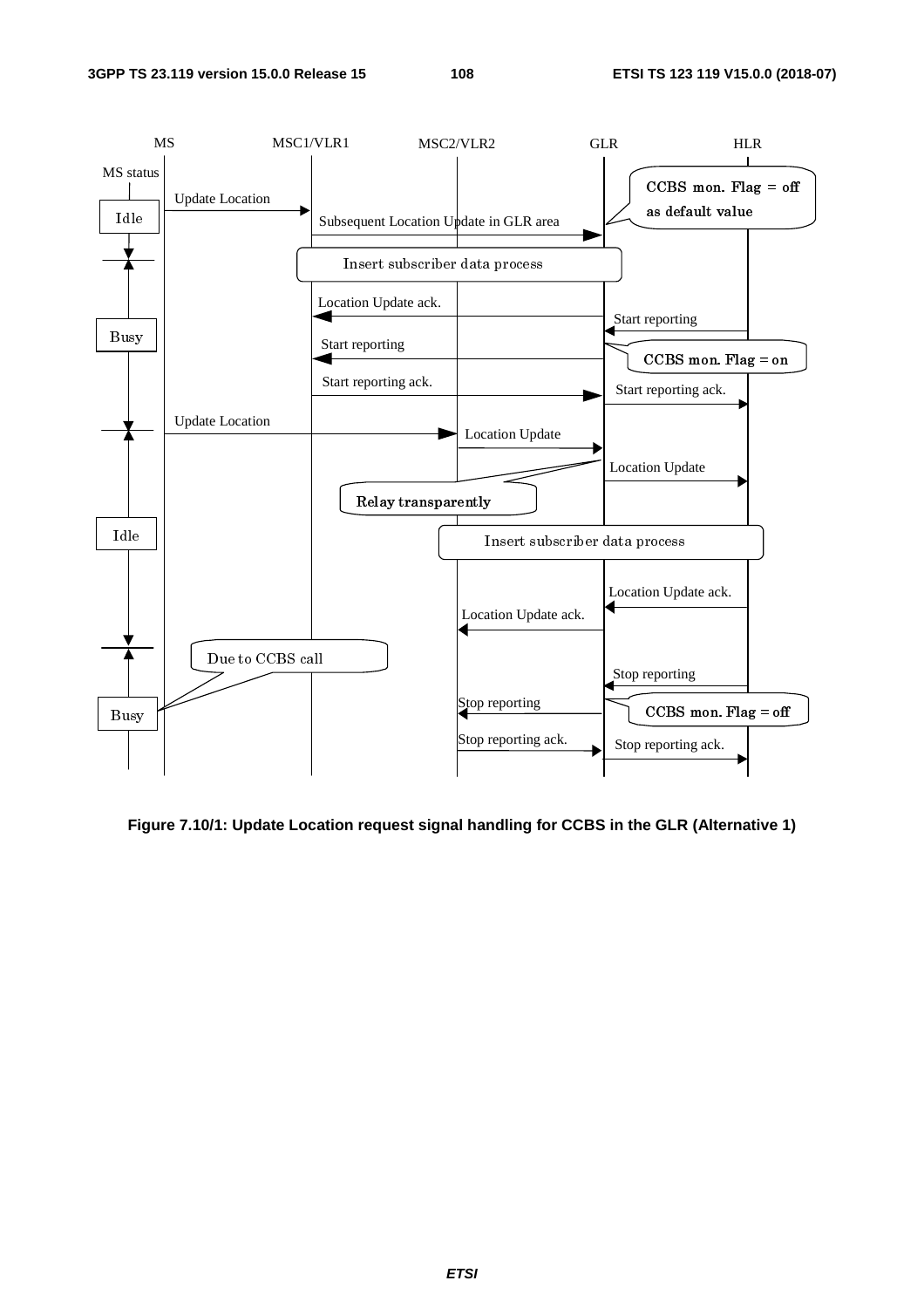**Figure 7.10/1: Update Location request signal handling for CCBS in the GLR (Alternative 1)**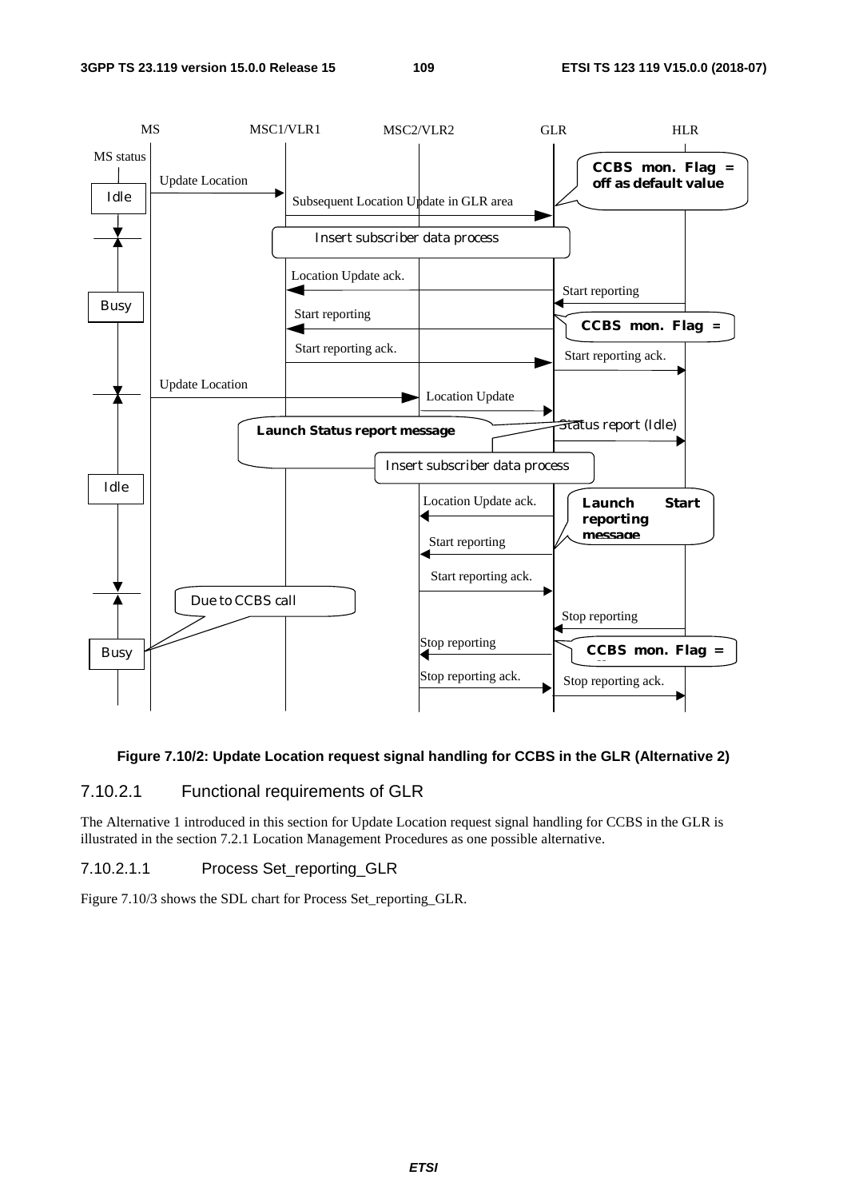**Figure 7.10/2: Update Location request signal handling for CCBS in the GLR (Alternative 2)**

### 7.10.2.1 Functional requirements of GLR

The Alternative 1 introduced in this section for Update Location request signal handling for CCBS in the GLR is illustrated in the section 7.2.1 Location Management Procedures as one possible alternative.

#### 7.10.2.1.1 Process Set_reporting_GLR

Figure 7.10/3 shows the SDL chart for Process Set_reporting_GLR.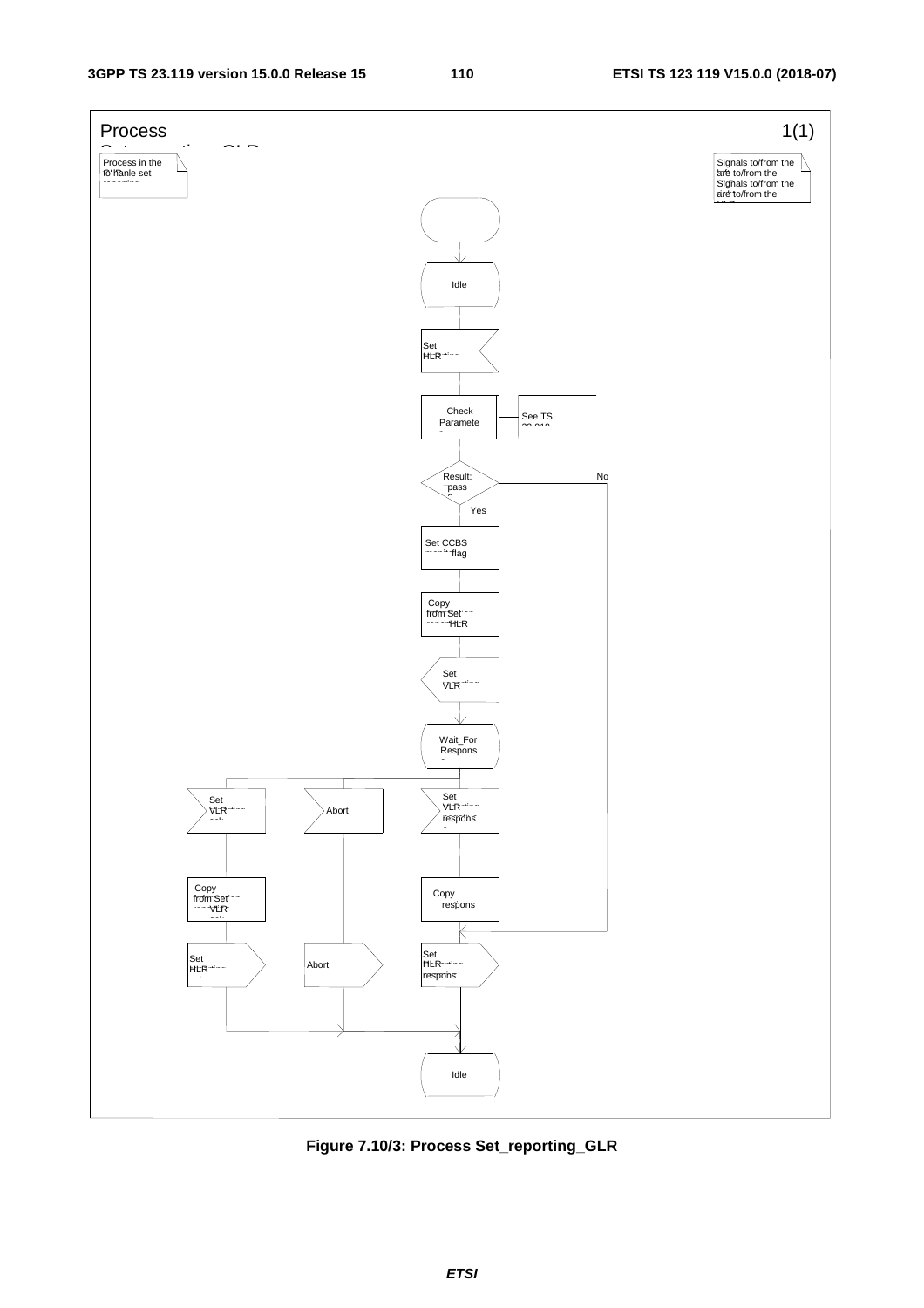Process Set_reporting_GLR 1(1)

Process in the GLR to handle set reporting

Signals to/from the left are to/from the VLR; Signals to/from the right are to/from the HLR

Idle

Set HLR reporting

Check Parameters

See TS 23.018

Result: pass?

No

Yes

Set CCBS monitoring flag

Copy from Set reporting HLR

Set VLR reporting

Wait_For Response

Set VLR reporting ack

Abort

Set VLR reporting response

Copy from Set reporting VLR ack

Copy response

Set HLR reporting ack

Abort

Set HLR reporting response

Idle

**Figure 7.10/3: Process Set_reporting_GLR**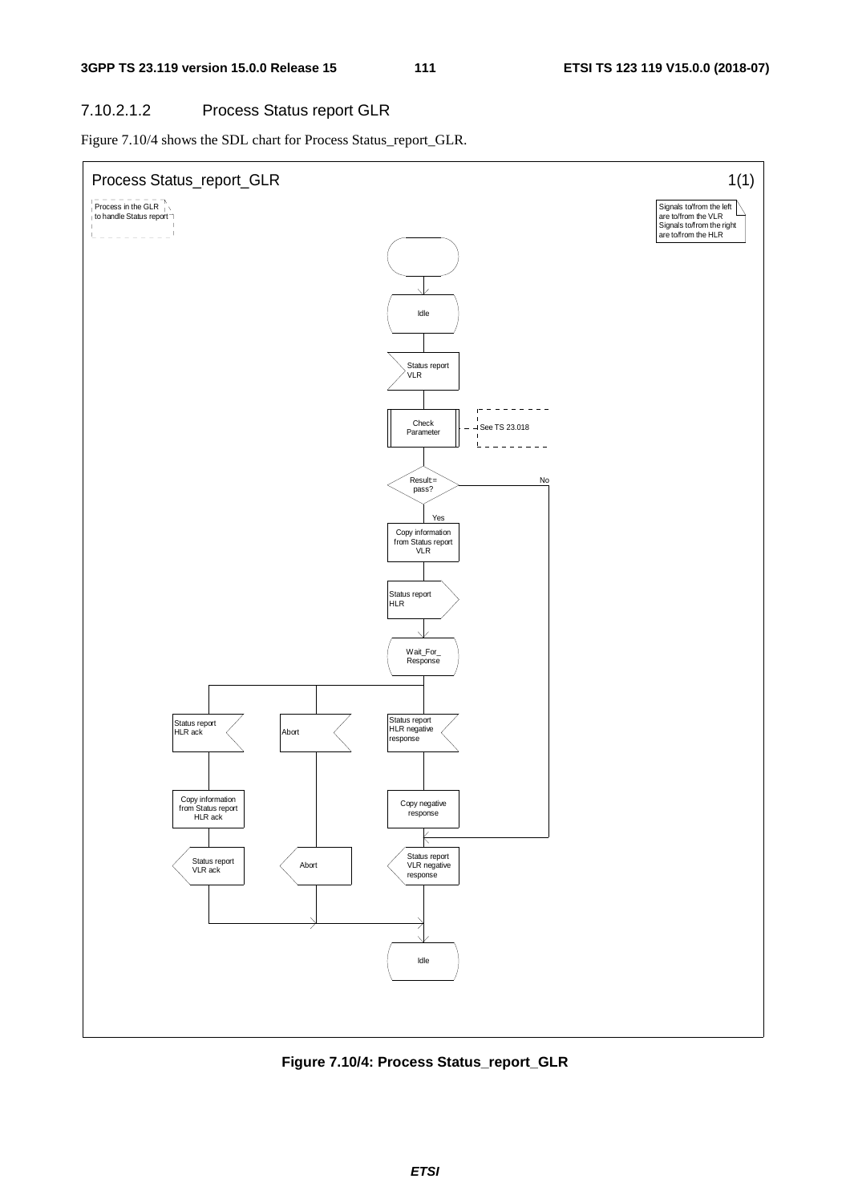### 7.10.2.1.2 Process Status report GLR

Figure 7.10/4 shows the SDL chart for Process Status_report_GLR.

Process Status_report_GLR 1(1)

Process in the GLR to handle Status report

Signals to/from the left are to/from the VLR Signals to/from the right are to/from the HLR

Idle

Status report VLR

Check Parameter

See TS 23.018

Result:= pass?

No

Yes

Copy information from Status report VLR

Status report HLR

Wait_For_ Response

Status report HLR ack

Abort

Status report HLR negative response

Copy information from Status report HLR ack

Copy negative response

Status report VLR ack

Abort

Status report VLR negative response

Idle

**Figure 7.10/4: Process Status_report_GLR**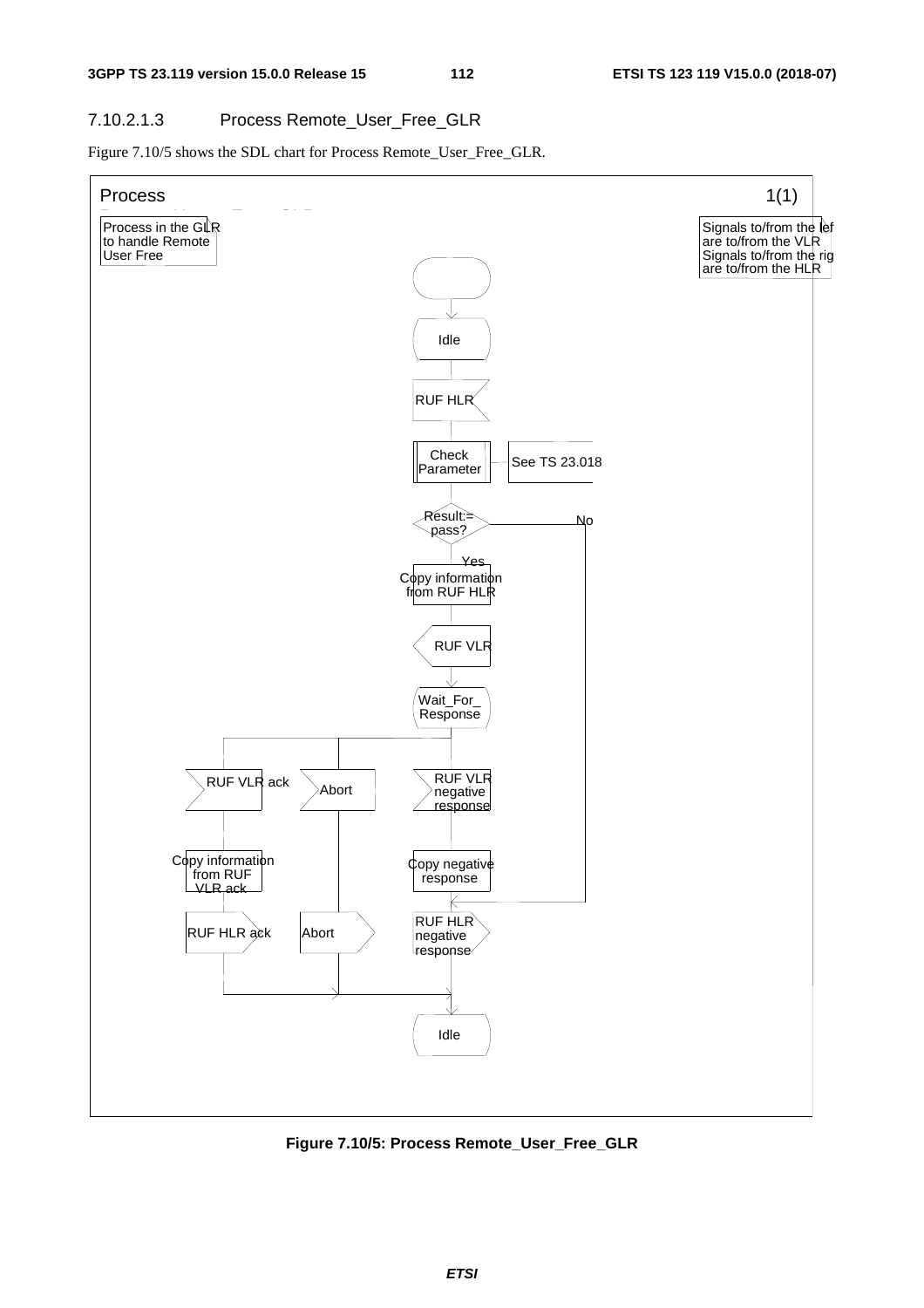#### 7.10.2.1.3 Process Remote_User_Free_GLR

Figure 7.10/5 shows the SDL chart for Process Remote_User_Free_GLR.

Process 1(1)

Process in the GLR to handle Remote User Free

Signals to/from the left are to/from the VLR
Signals to/from the right are to/from the HLR

Idle

RUF HLR

Check Parameter — See TS 23.018

Result:= pass?

No

Yes

Copy information from RUF HLR

RUF VLR

Wait_For_Response

RUF VLR ack

Abort

RUF VLR negative response

Copy information from RUF VLR ack

Copy negative response

RUF HLR ack

Abort

RUF HLR negative response

Idle

**Figure 7.10/5: Process Remote_User_Free_GLR**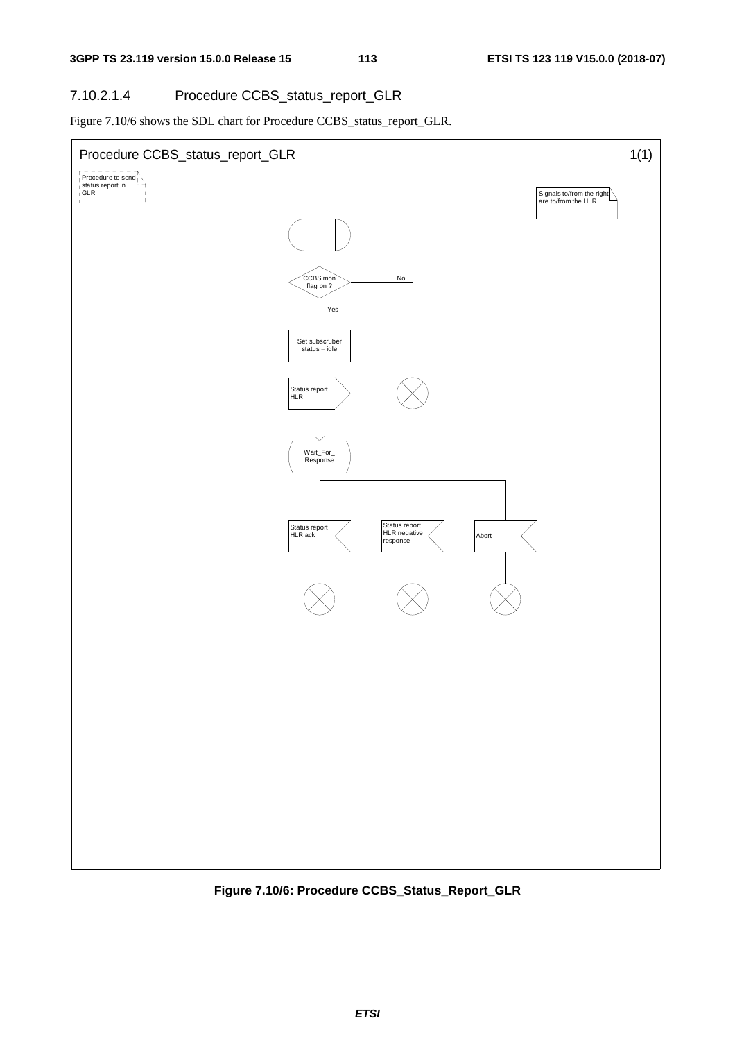#### 7.10.2.1.4 Procedure CCBS_status_report_GLR

Figure 7.10/6 shows the SDL chart for Procedure CCBS_status_report_GLR.

Procedure CCBS_status_report_GLR 1(1)

Procedure to send status report in GLR

Signals to/from the right are to/from the HLR

CCBS mon flag on ?

No

Yes

Set subscruber status = idle

Status report HLR

Wait_For_ Response

Status report HLR ack

Status report HLR negative response

Abort

**Figure 7.10/6: Procedure CCBS_Status_Report_GLR**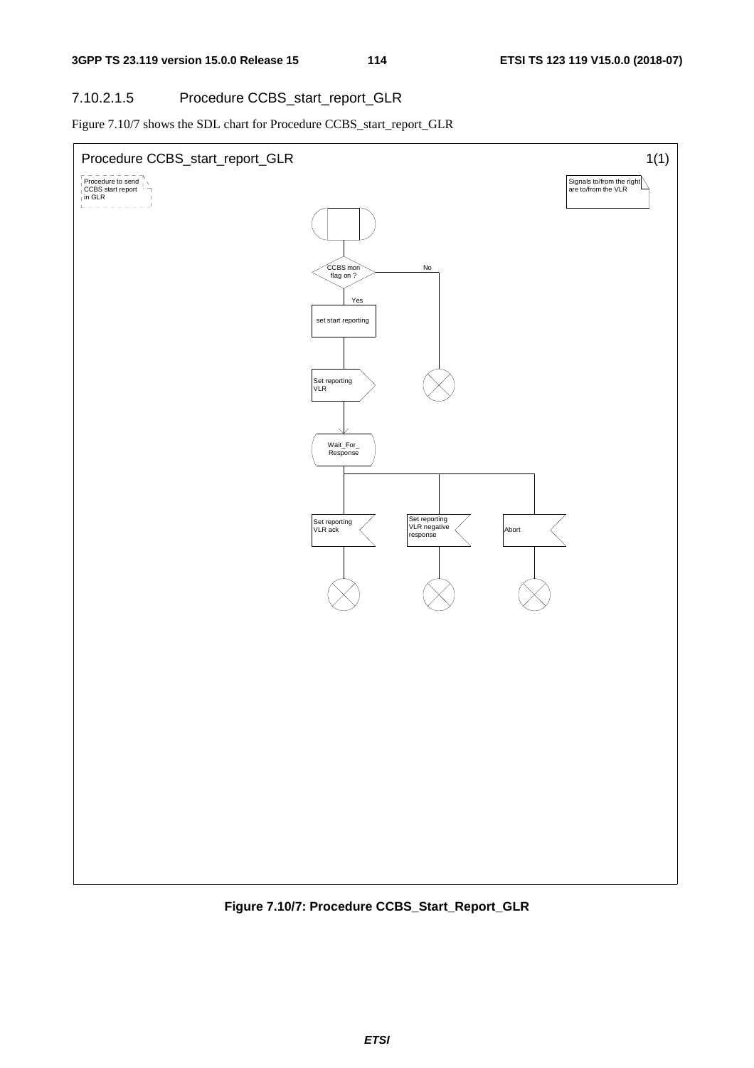#### 7.10.2.1.5 Procedure CCBS_start_report_GLR

Figure 7.10/7 shows the SDL chart for Procedure CCBS_start_report_GLR

Procedure CCBS_start_report_GLR 1(1)

Procedure to send CCBS start report in GLR

Signals to/from the right are to/from the VLR

CCBS mon flag on ?

No

Yes

set start reporting

Set reporting VLR

Wait_For_ Response

Set reporting VLR ack

Set reporting VLR negative response

Abort

**Figure 7.10/7: Procedure CCBS_Start_Report_GLR**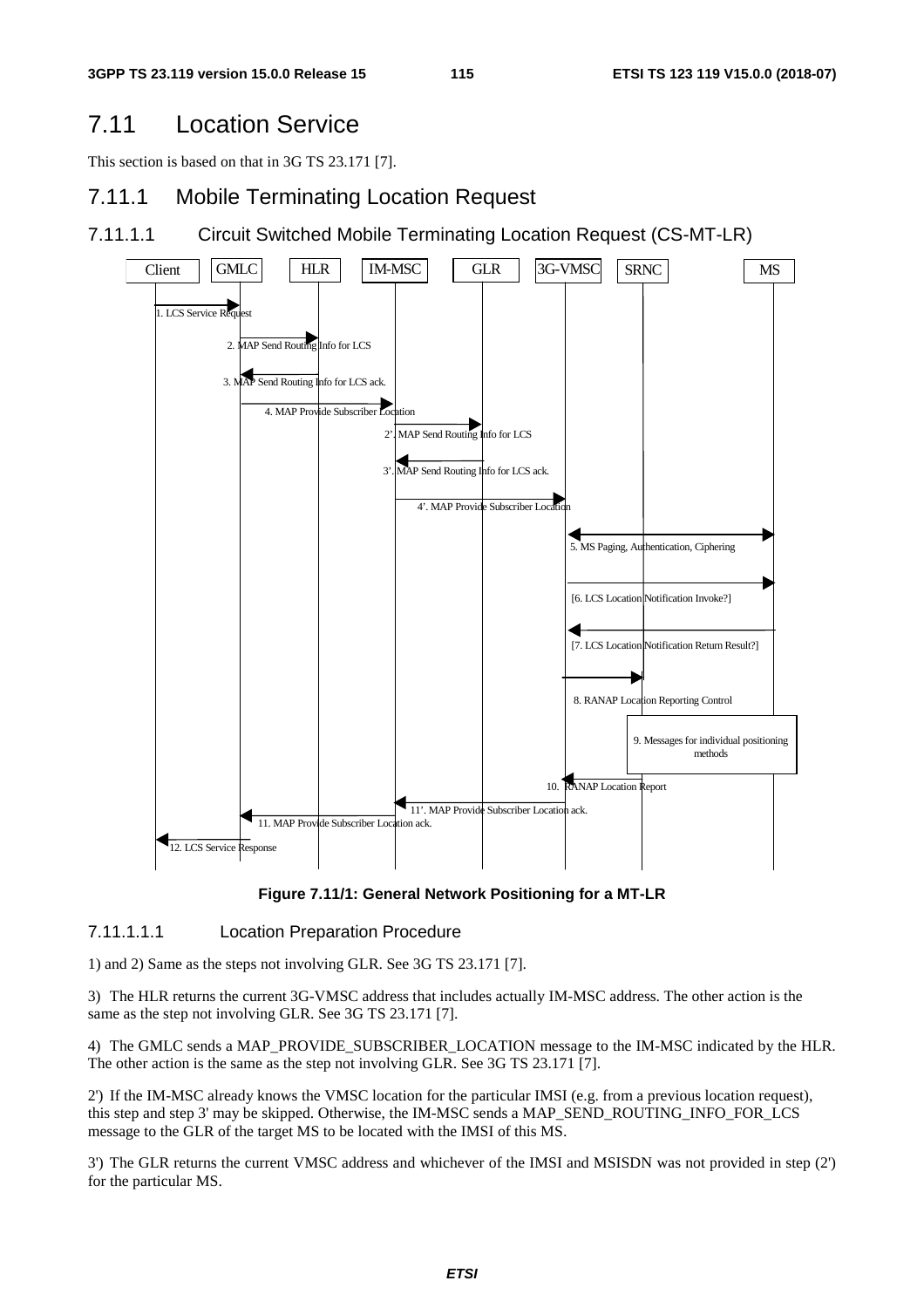# 7.11 Location Service

This section is based on that in 3G TS 23.171 [7].

## 7.11.1 Mobile Terminating Location Request

### 7.11.1.1 Circuit Switched Mobile Terminating Location Request (CS-MT-LR)

Client | GMLC | HLR | IM-MSC | GLR | 3G-VMSC | SRNC | MS

1. LCS Service Request
2. MAP Send Routing Info for LCS
3. MAP Send Routing Info for LCS ack.
4. MAP Provide Subscriber Location
2'. MAP Send Routing Info for LCS
3'. MAP Send Routing Info for LCS ack.
4'. MAP Provide Subscriber Location
5. MS Paging, Authentication, Ciphering
[6. LCS Location Notification Invoke?]
[7. LCS Location Notification Return Result?]
8. RANAP Location Reporting Control
9. Messages for individual positioning methods
10. RANAP Location Report
11'. MAP Provide Subscriber Location ack.
11. MAP Provide Subscriber Location ack.
12. LCS Service Response

**Figure 7.11/1: General Network Positioning for a MT-LR**

#### 7.11.1.1.1 Location Preparation Procedure

1) and 2) Same as the steps not involving GLR. See 3G TS 23.171 [7].

3) The HLR returns the current 3G-VMSC address that includes actually IM-MSC address. The other action is the same as the step not involving GLR. See 3G TS 23.171 [7].

4) The GMLC sends a MAP_PROVIDE_SUBSCRIBER_LOCATION message to the IM-MSC indicated by the HLR. The other action is the same as the step not involving GLR. See 3G TS 23.171 [7].

2') If the IM-MSC already knows the VMSC location for the particular IMSI (e.g. from a previous location request), this step and step 3' may be skipped. Otherwise, the IM-MSC sends a MAP_SEND_ROUTING_INFO_FOR_LCS message to the GLR of the target MS to be located with the IMSI of this MS.

3') The GLR returns the current VMSC address and whichever of the IMSI and MSISDN was not provided in step (2') for the particular MS.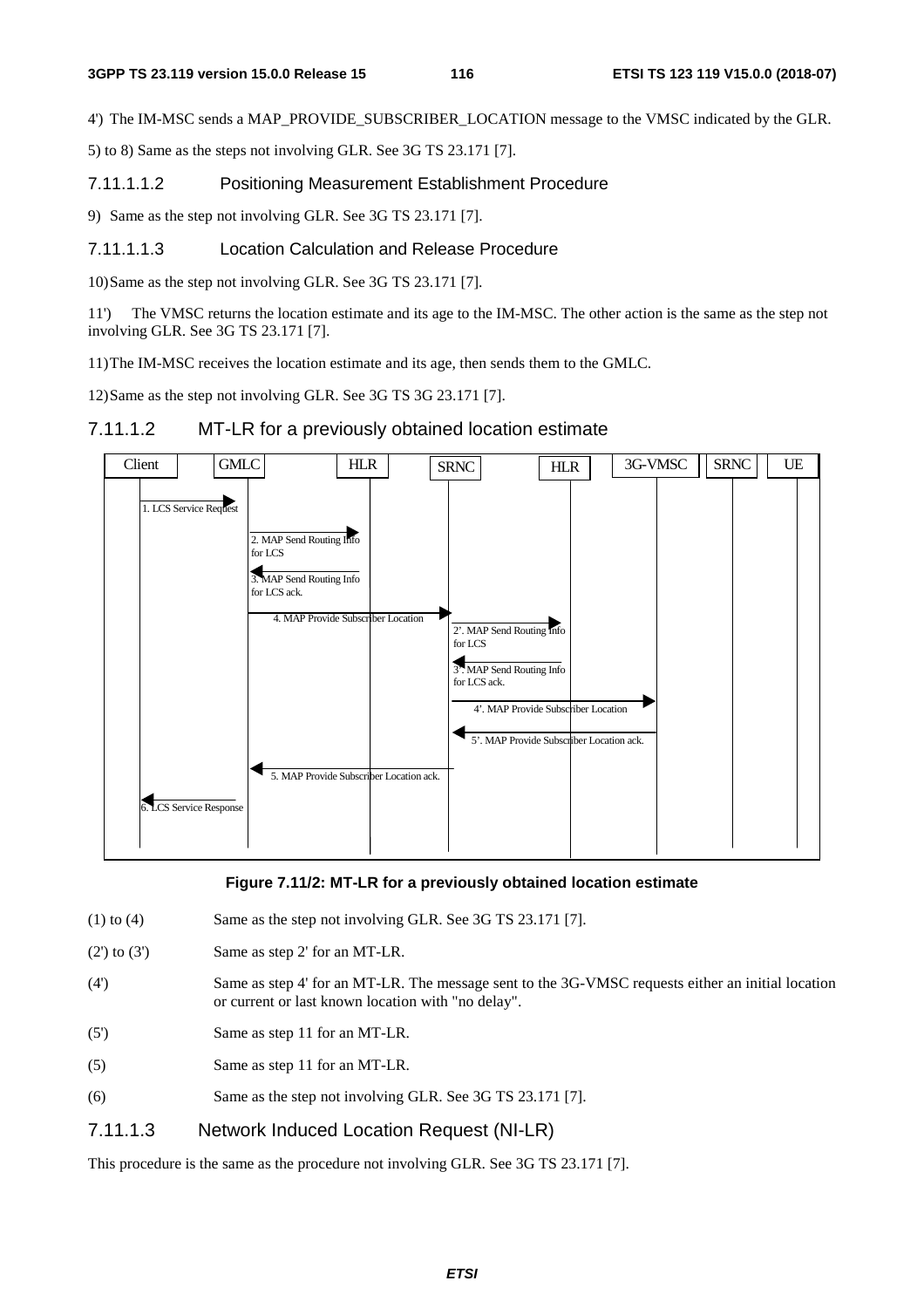4') The IM-MSC sends a MAP_PROVIDE_SUBSCRIBER_LOCATION message to the VMSC indicated by the GLR.

5) to 8) Same as the steps not involving GLR. See 3G TS 23.171 [7].

#### 7.11.1.1.2 Positioning Measurement Establishment Procedure

9) Same as the step not involving GLR. See 3G TS 23.171 [7].

#### 7.11.1.1.3 Location Calculation and Release Procedure

10) Same as the step not involving GLR. See 3G TS 23.171 [7].

11') The VMSC returns the location estimate and its age to the IM-MSC. The other action is the same as the step not involving GLR. See 3G TS 23.171 [7].

11) The IM-MSC receives the location estimate and its age, then sends them to the GMLC.

12) Same as the step not involving GLR. See 3G TS 3G 23.171 [7].

### 7.11.1.2 MT-LR for a previously obtained location estimate

**Figure 7.11/2: MT-LR for a previously obtained location estimate**

(1) to (4) Same as the step not involving GLR. See 3G TS 23.171 [7].

(2') to (3') Same as step 2' for an MT-LR.

(4') Same as step 4' for an MT-LR. The message sent to the 3G-VMSC requests either an initial location or current or last known location with "no delay".

(5') Same as step 11 for an MT-LR.

(5) Same as step 11 for an MT-LR.

(6) Same as the step not involving GLR. See 3G TS 23.171 [7].

### 7.11.1.3 Network Induced Location Request (NI-LR)

This procedure is the same as the procedure not involving GLR. See 3G TS 23.171 [7].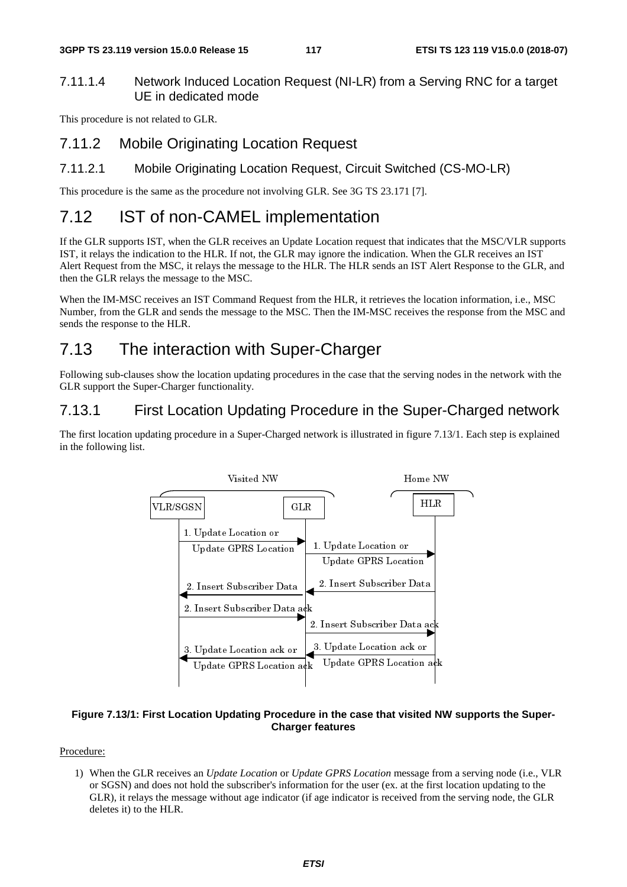#### 7.11.1.4 Network Induced Location Request (NI-LR) from a Serving RNC for a target UE in dedicated mode

This procedure is not related to GLR.

### 7.11.2 Mobile Originating Location Request

#### 7.11.2.1 Mobile Originating Location Request, Circuit Switched (CS-MO-LR)

This procedure is the same as the procedure not involving GLR. See 3G TS 23.171 [7].

## 7.12 IST of non-CAMEL implementation

If the GLR supports IST, when the GLR receives an Update Location request that indicates that the MSC/VLR supports IST, it relays the indication to the HLR. If not, the GLR may ignore the indication. When the GLR receives an IST Alert Request from the MSC, it relays the message to the HLR. The HLR sends an IST Alert Response to the GLR, and then the GLR relays the message to the MSC.

When the IM-MSC receives an IST Command Request from the HLR, it retrieves the location information, i.e., MSC Number, from the GLR and sends the message to the MSC. Then the IM-MSC receives the response from the MSC and sends the response to the HLR.

## 7.13 The interaction with Super-Charger

Following sub-clauses show the location updating procedures in the case that the serving nodes in the network with the GLR support the Super-Charger functionality.

### 7.13.1 First Location Updating Procedure in the Super-Charged network

The first location updating procedure in a Super-Charged network is illustrated in figure 7.13/1. Each step is explained in the following list.

**Figure 7.13/1: First Location Updating Procedure in the case that visited NW supports the Super-Charger features**

Procedure:

1) When the GLR receives an *Update Location* or *Update GPRS Location* message from a serving node (i.e., VLR or SGSN) and does not hold the subscriber's information for the user (ex. at the first location updating to the GLR), it relays the message without age indicator (if age indicator is received from the serving node, the GLR deletes it) to the HLR.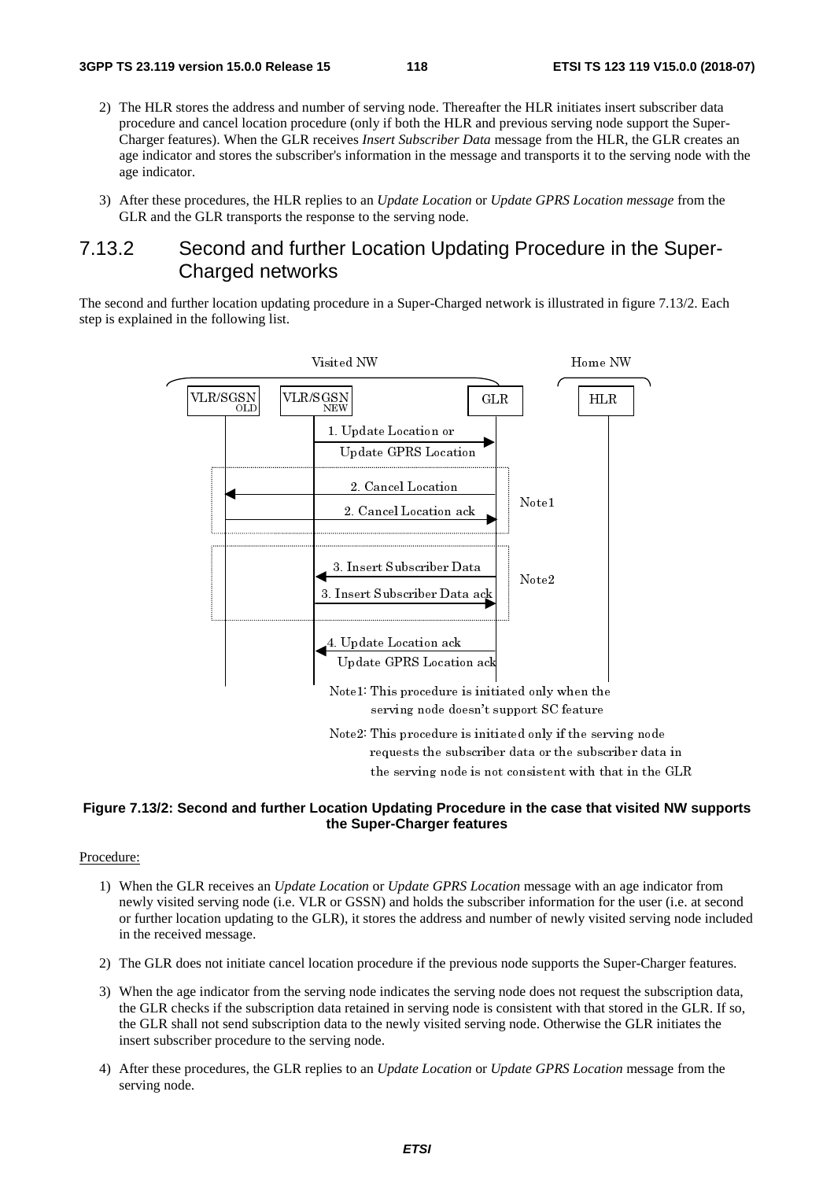2) The HLR stores the address and number of serving node. Thereafter the HLR initiates insert subscriber data procedure and cancel location procedure (only if both the HLR and previous serving node support the Super-Charger features). When the GLR receives *Insert Subscriber Data* message from the HLR, the GLR creates an age indicator and stores the subscriber's information in the message and transports it to the serving node with the age indicator.

3) After these procedures, the HLR replies to an *Update Location* or *Update GPRS Location message* from the GLR and the GLR transports the response to the serving node.

## 7.13.2 Second and further Location Updating Procedure in the Super-Charged networks

The second and further location updating procedure in a Super-Charged network is illustrated in figure 7.13/2. Each step is explained in the following list.

Visited NW | Home NW

VLR/SGSN OLD | VLR/SGSN NEW | GLR | HLR

1. Update Location or Update GPRS Location

2. Cancel Location

2. Cancel Location ack

Note1

3. Insert Subscriber Data

3. Insert Subscriber Data ack

Note2

4. Update Location ack Update GPRS Location ack

Note1: This procedure is initiated only when the serving node doesn't support SC feature

Note2: This procedure is initiated only if the serving node requests the subscriber data or the subscriber data in the serving node is not consistent with that in the GLR

**Figure 7.13/2: Second and further Location Updating Procedure in the case that visited NW supports the Super-Charger features**

Procedure:

1) When the GLR receives an *Update Location* or *Update GPRS Location* message with an age indicator from newly visited serving node (i.e. VLR or GSSN) and holds the subscriber information for the user (i.e. at second or further location updating to the GLR), it stores the address and number of newly visited serving node included in the received message.

2) The GLR does not initiate cancel location procedure if the previous node supports the Super-Charger features.

3) When the age indicator from the serving node indicates the serving node does not request the subscription data, the GLR checks if the subscription data retained in serving node is consistent with that stored in the GLR. If so, the GLR shall not send subscription data to the newly visited serving node. Otherwise the GLR initiates the insert subscriber procedure to the serving node.

4) After these procedures, the GLR replies to an *Update Location* or *Update GPRS Location* message from the serving node.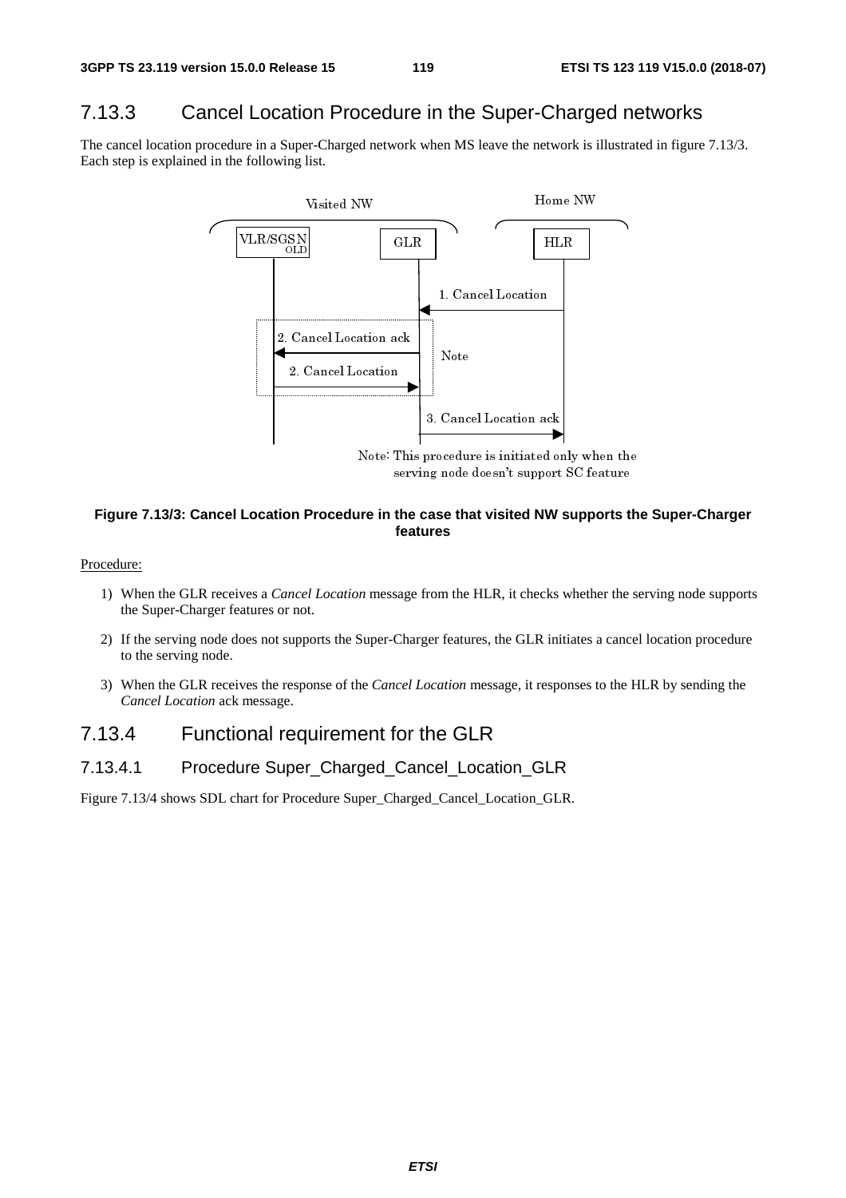## 7.13.3 Cancel Location Procedure in the Super-Charged networks

The cancel location procedure in a Super-Charged network when MS leave the network is illustrated in figure 7.13/3. Each step is explained in the following list.

**Figure 7.13/3: Cancel Location Procedure in the case that visited NW supports the Super-Charger features**

Procedure:

1) When the GLR receives a *Cancel Location* message from the HLR, it checks whether the serving node supports the Super-Charger features or not.

2) If the serving node does not supports the Super-Charger features, the GLR initiates a cancel location procedure to the serving node.

3) When the GLR receives the response of the *Cancel Location* message, it responses to the HLR by sending the *Cancel Location* ack message.

## 7.13.4 Functional requirement for the GLR

### 7.13.4.1 Procedure Super_Charged_Cancel_Location_GLR

Figure 7.13/4 shows SDL chart for Procedure Super_Charged_Cancel_Location_GLR.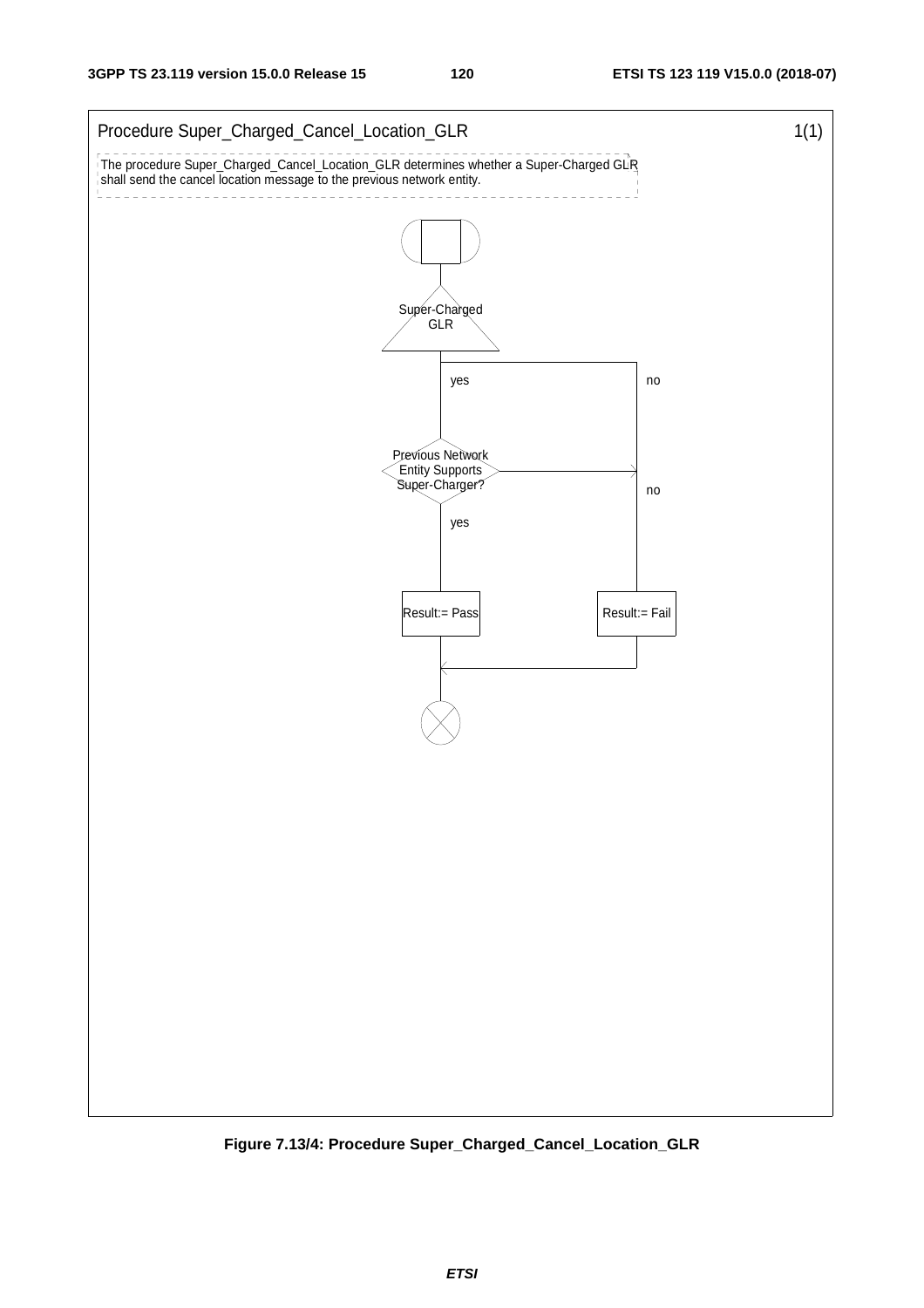Procedure Super_Charged_Cancel_Location_GLR 1(1)

The procedure Super_Charged_Cancel_Location_GLR determines whether a Super-Charged GLR shall send the cancel location message to the previous network entity.

Super-Charged GLR

yes

no

Previous Network Entity Supports Super-Charger?

no

yes

Result:= Pass

Result:= Fail

**Figure 7.13/4: Procedure Super_Charged_Cancel_Location_GLR**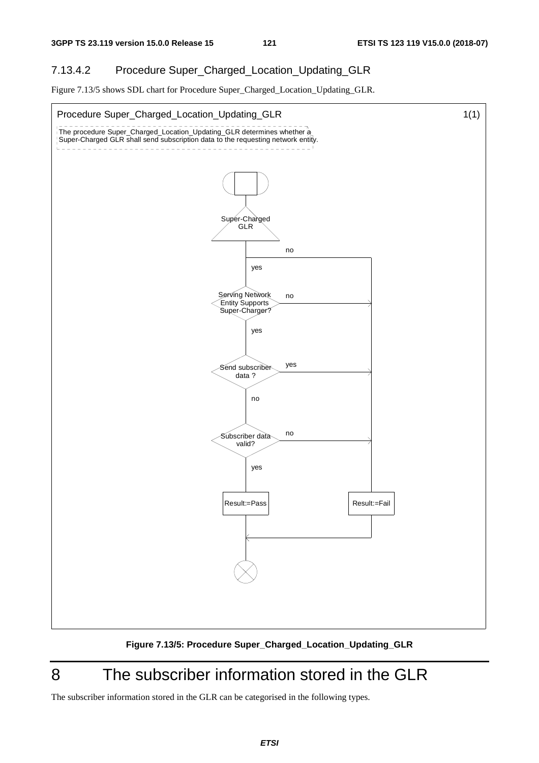### 7.13.4.2 Procedure Super_Charged_Location_Updating_GLR

Figure 7.13/5 shows SDL chart for Procedure Super_Charged_Location_Updating_GLR.

Procedure Super_Charged_Location_Updating_GLR 1(1)

The procedure Super_Charged_Location_Updating_GLR determines whether a Super-Charged GLR shall send subscription data to the requesting network entity.

Super-Charged GLR

no

yes

Serving Network Entity Supports Super-Charger?

no

yes

Send subscriber data ?

yes

no

Subscriber data valid?

no

yes

Result:=Pass

Result:=Fail

**Figure 7.13/5: Procedure Super_Charged_Location_Updating_GLR**

# 8 The subscriber information stored in the GLR

The subscriber information stored in the GLR can be categorised in the following types.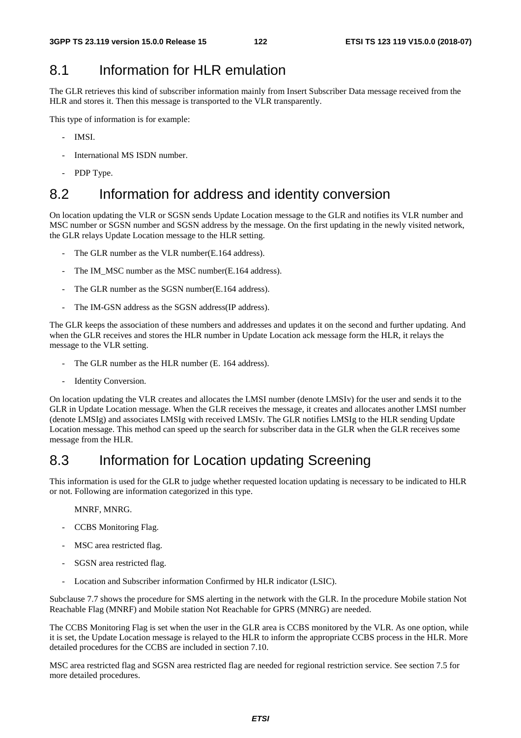## 8.1 Information for HLR emulation

The GLR retrieves this kind of subscriber information mainly from Insert Subscriber Data message received from the HLR and stores it. Then this message is transported to the VLR transparently.

This type of information is for example:

- IMSI.
- International MS ISDN number.
- PDP Type.

## 8.2 Information for address and identity conversion

On location updating the VLR or SGSN sends Update Location message to the GLR and notifies its VLR number and MSC number or SGSN number and SGSN address by the message. On the first updating in the newly visited network, the GLR relays Update Location message to the HLR setting.

- The GLR number as the VLR number(E.164 address).
- The IM_MSC number as the MSC number(E.164 address).
- The GLR number as the SGSN number(E.164 address).
- The IM-GSN address as the SGSN address(IP address).

The GLR keeps the association of these numbers and addresses and updates it on the second and further updating. And when the GLR receives and stores the HLR number in Update Location ack message form the HLR, it relays the message to the VLR setting.

- The GLR number as the HLR number (E. 164 address).
- Identity Conversion.

On location updating the VLR creates and allocates the LMSI number (denote LMSIv) for the user and sends it to the GLR in Update Location message. When the GLR receives the message, it creates and allocates another LMSI number (denote LMSIg) and associates LMSIg with received LMSIv. The GLR notifies LMSIg to the HLR sending Update Location message. This method can speed up the search for subscriber data in the GLR when the GLR receives some message from the HLR.

## 8.3 Information for Location updating Screening

This information is used for the GLR to judge whether requested location updating is necessary to be indicated to HLR or not. Following are information categorized in this type.

MNRF, MNRG.

- CCBS Monitoring Flag.
- MSC area restricted flag.
- SGSN area restricted flag.
- Location and Subscriber information Confirmed by HLR indicator (LSIC).

Subclause 7.7 shows the procedure for SMS alerting in the network with the GLR. In the procedure Mobile station Not Reachable Flag (MNRF) and Mobile station Not Reachable for GPRS (MNRG) are needed.

The CCBS Monitoring Flag is set when the user in the GLR area is CCBS monitored by the VLR. As one option, while it is set, the Update Location message is relayed to the HLR to inform the appropriate CCBS process in the HLR. More detailed procedures for the CCBS are included in section 7.10.

MSC area restricted flag and SGSN area restricted flag are needed for regional restriction service. See section 7.5 for more detailed procedures.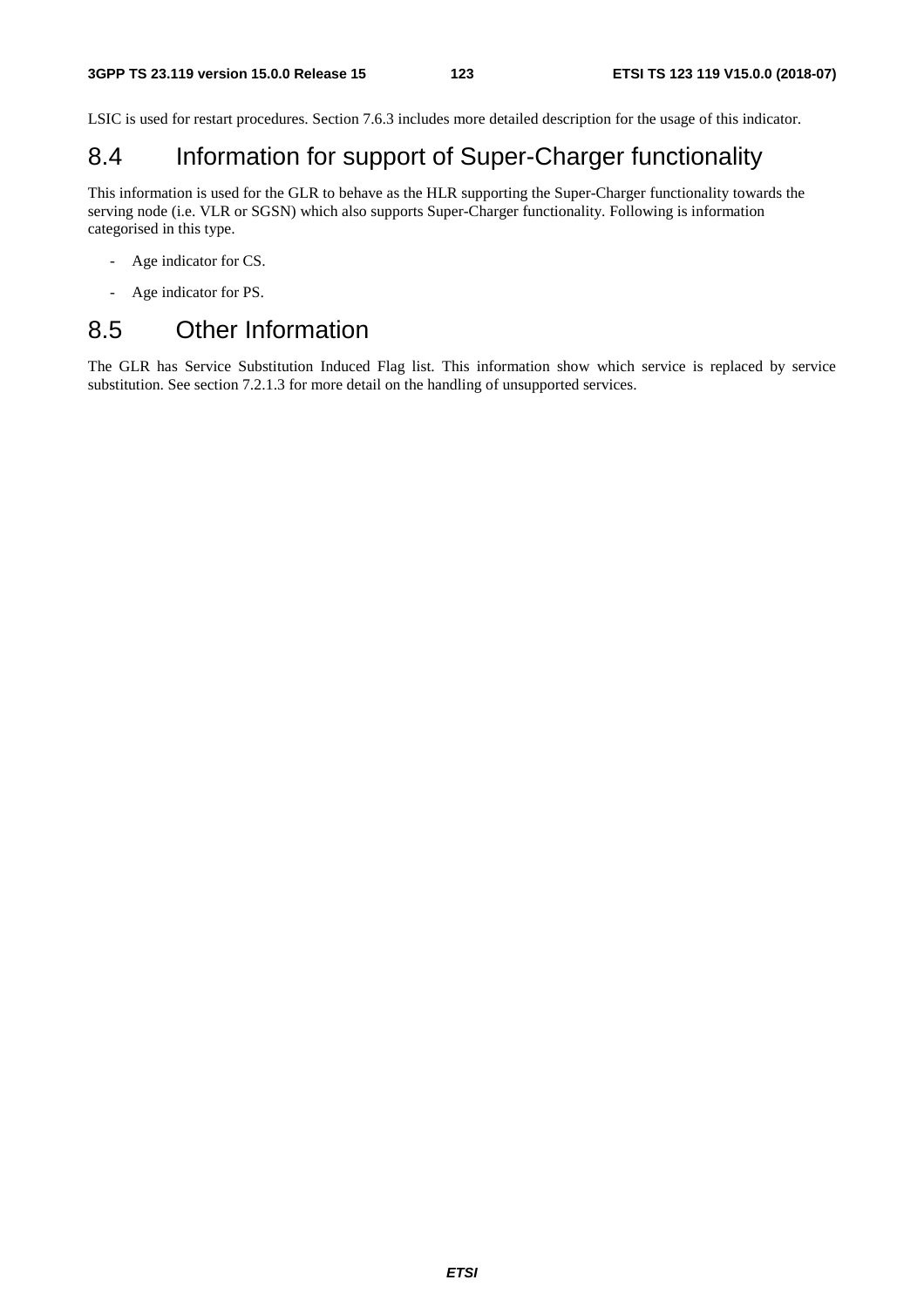LSIC is used for restart procedures. Section 7.6.3 includes more detailed description for the usage of this indicator.

## 8.4 Information for support of Super-Charger functionality

This information is used for the GLR to behave as the HLR supporting the Super-Charger functionality towards the serving node (i.e. VLR or SGSN) which also supports Super-Charger functionality. Following is information categorised in this type.

- Age indicator for CS.
- Age indicator for PS.

## 8.5 Other Information

The GLR has Service Substitution Induced Flag list. This information show which service is replaced by service substitution. See section 7.2.1.3 for more detail on the handling of unsupported services.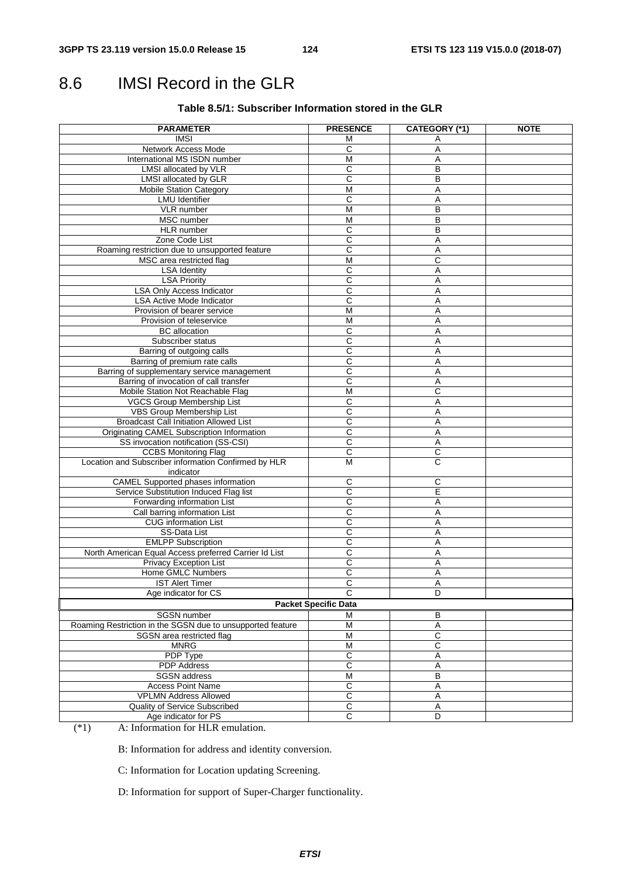# 8.6 IMSI Record in the GLR

**Table 8.5/1: Subscriber Information stored in the GLR**

| PARAMETER | PRESENCE | CATEGORY (*1) | NOTE |
|---|---|---|---|
| IMSI | M | A | |
| Network Access Mode | C | A | |
| International MS ISDN number | M | A | |
| LMSI allocated by VLR | C | B | |
| LMSI allocated by GLR | C | B | |
| Mobile Station Category | M | A | |
| LMU Identifier | C | A | |
| VLR number | M | B | |
| MSC number | M | B | |
| HLR number | C | B | |
| Zone Code List | C | A | |
| Roaming restriction due to unsupported feature | C | A | |
| MSC area restricted flag | M | C | |
| LSA Identity | C | A | |
| LSA Priority | C | A | |
| LSA Only Access Indicator | C | A | |
| LSA Active Mode Indicator | C | A | |
| Provision of bearer service | M | A | |
| Provision of teleservice | M | A | |
| BC allocation | C | A | |
| Subscriber status | C | A | |
| Barring of outgoing calls | C | A | |
| Barring of premium rate calls | C | A | |
| Barring of supplementary service management | C | A | |
| Barring of invocation of call transfer | C | A | |
| Mobile Station Not Reachable Flag | M | C | |
| VGCS Group Membership List | C | A | |
| VBS Group Membership List | C | A | |
| Broadcast Call Initiation Allowed List | C | A | |
| Originating CAMEL Subscription Information | C | A | |
| SS invocation notification (SS-CSI) | C | A | |
| CCBS Monitoring Flag | C | C | |
| Location and Subscriber information Confirmed by HLR indicator | M | C | |
| CAMEL Supported phases information | C | C | |
| Service Substitution Induced Flag list | C | E | |
| Forwarding information List | C | A | |
| Call barring information List | C | A | |
| CUG information List | C | A | |
| SS-Data List | C | A | |
| EMLPP Subscription | C | A | |
| North American Equal Access preferred Carrier Id List | C | A | |
| Privacy Exception List | C | A | |
| Home GMLC Numbers | C | A | |
| IST Alert Timer | C | A | |
| Age indicator for CS | C | D | |
| **Packet Specific Data** | | | |
| SGSN number | M | B | |
| Roaming Restriction in the SGSN due to unsupported feature | M | A | |
| SGSN area restricted flag | M | C | |
| MNRG | M | C | |
| PDP Type | C | A | |
| PDP Address | C | A | |
| SGSN address | M | B | |
| Access Point Name | C | A | |
| VPLMN Address Allowed | C | A | |
| Quality of Service Subscribed | C | A | |
| Age indicator for PS | C | D | |

(*1) A: Information for HLR emulation.

B: Information for address and identity conversion.

C: Information for Location updating Screening.

D: Information for support of Super-Charger functionality.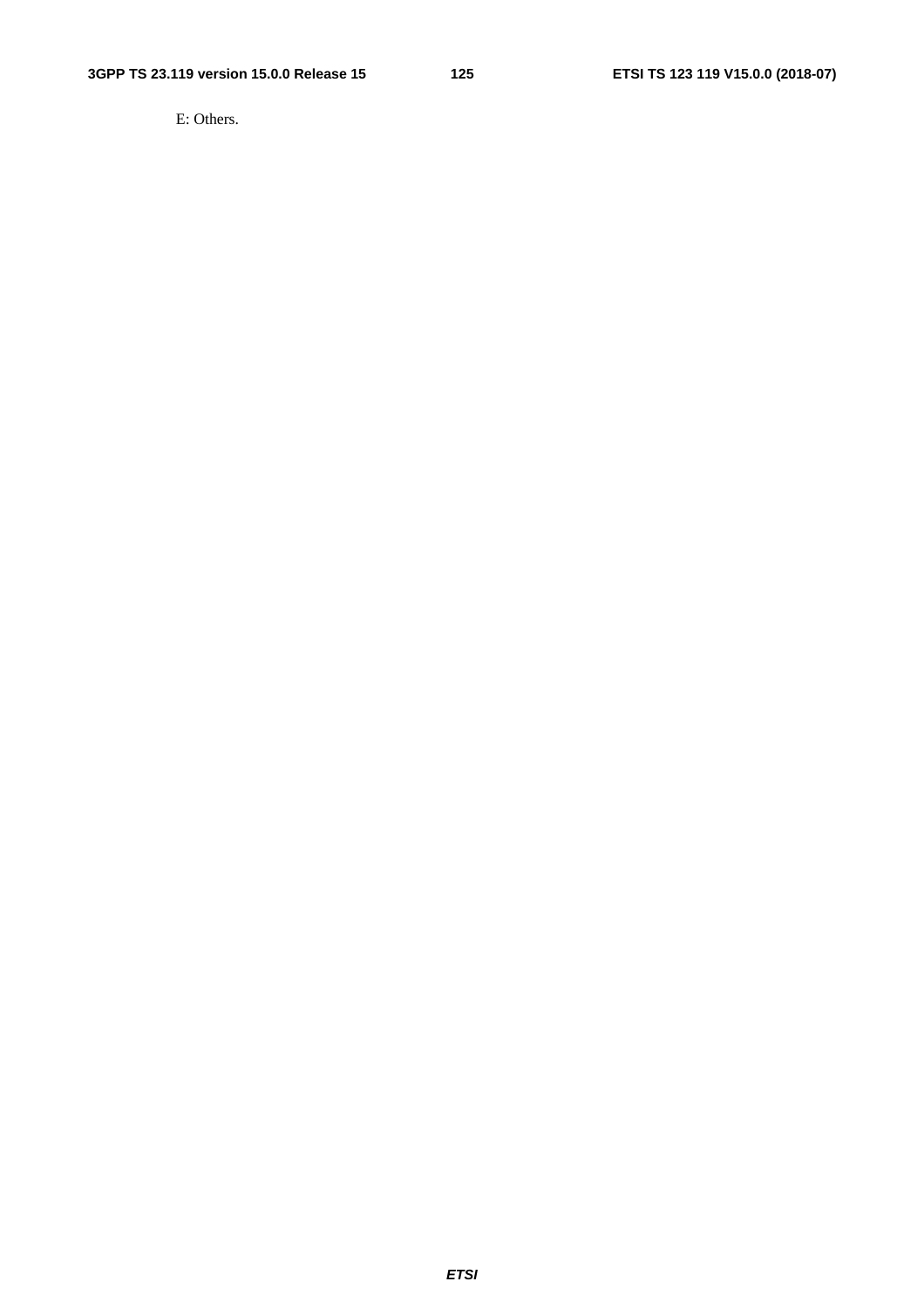E: Others.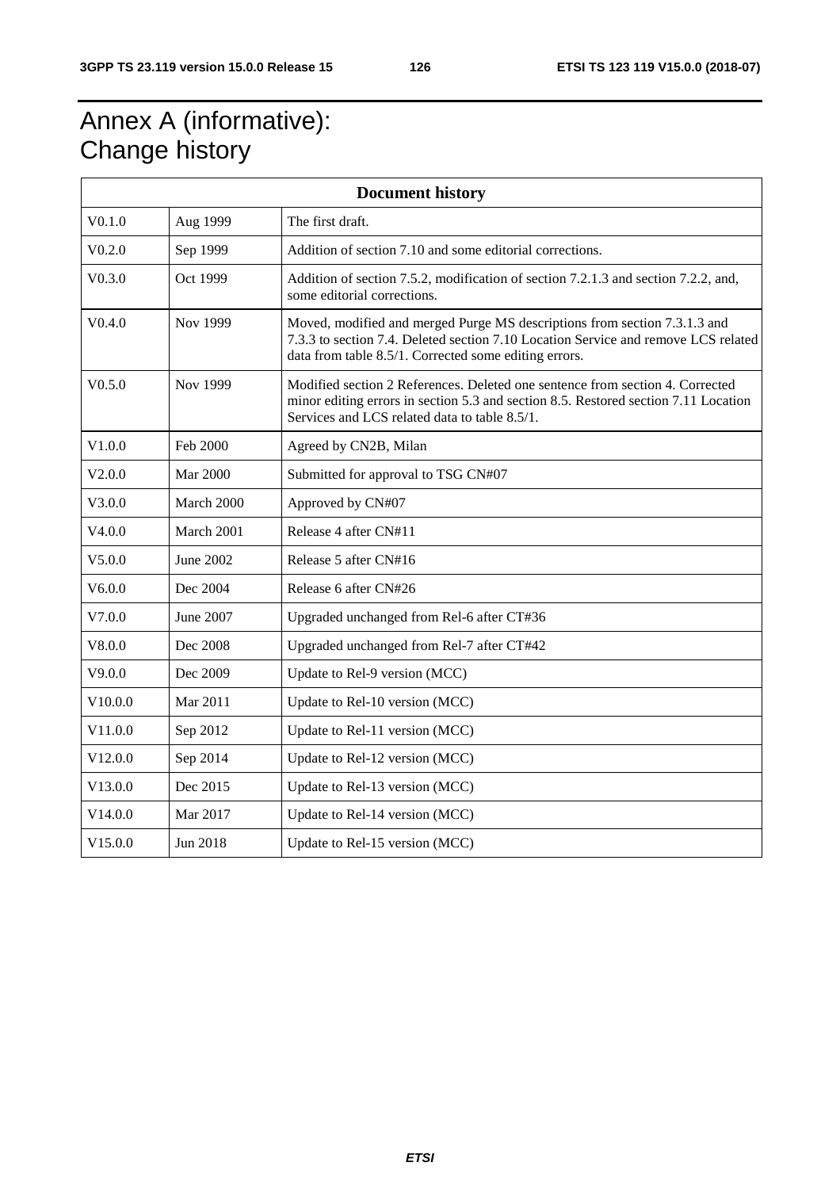# Annex A (informative): Change history

| Document history | | |
|---|---|---|
| V0.1.0 | Aug 1999 | The first draft. |
| V0.2.0 | Sep 1999 | Addition of section 7.10 and some editorial corrections. |
| V0.3.0 | Oct 1999 | Addition of section 7.5.2, modification of section 7.2.1.3 and section 7.2.2, and, some editorial corrections. |
| V0.4.0 | Nov 1999 | Moved, modified and merged Purge MS descriptions from section 7.3.1.3 and 7.3.3 to section 7.4. Deleted section 7.10 Location Service and remove LCS related data from table 8.5/1. Corrected some editing errors. |
| V0.5.0 | Nov 1999 | Modified section 2 References. Deleted one sentence from section 4. Corrected minor editing errors in section 5.3 and section 8.5. Restored section 7.11 Location Services and LCS related data to table 8.5/1. |
| V1.0.0 | Feb 2000 | Agreed by CN2B, Milan |
| V2.0.0 | Mar 2000 | Submitted for approval to TSG CN#07 |
| V3.0.0 | March 2000 | Approved by CN#07 |
| V4.0.0 | March 2001 | Release 4 after CN#11 |
| V5.0.0 | June 2002 | Release 5 after CN#16 |
| V6.0.0 | Dec 2004 | Release 6 after CN#26 |
| V7.0.0 | June 2007 | Upgraded unchanged from Rel-6 after CT#36 |
| V8.0.0 | Dec 2008 | Upgraded unchanged from Rel-7 after CT#42 |
| V9.0.0 | Dec 2009 | Update to Rel-9 version (MCC) |
| V10.0.0 | Mar 2011 | Update to Rel-10 version (MCC) |
| V11.0.0 | Sep 2012 | Update to Rel-11 version (MCC) |
| V12.0.0 | Sep 2014 | Update to Rel-12 version (MCC) |
| V13.0.0 | Dec 2015 | Update to Rel-13 version (MCC) |
| V14.0.0 | Mar 2017 | Update to Rel-14 version (MCC) |
| V15.0.0 | Jun 2018 | Update to Rel-15 version (MCC) |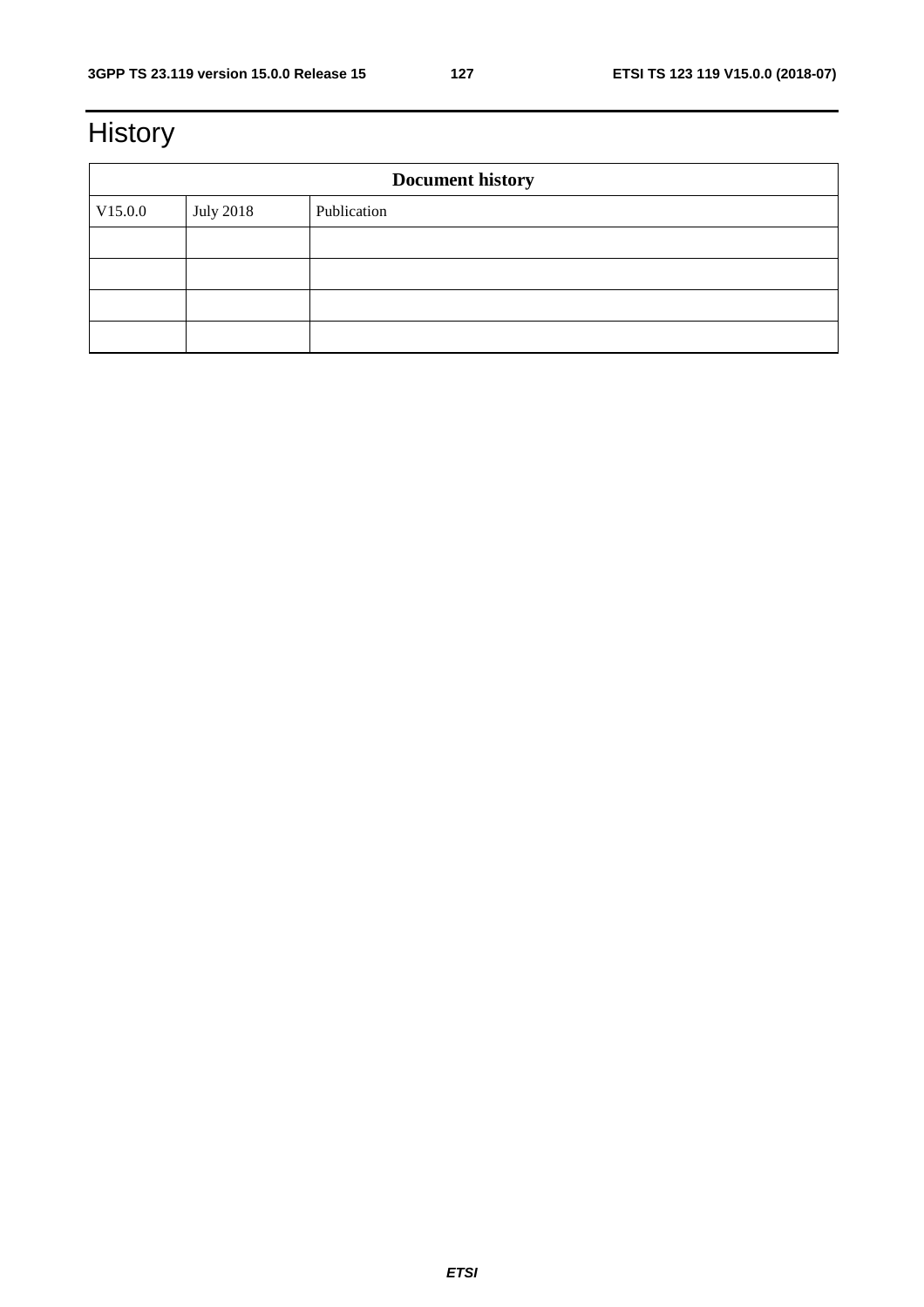# History

| Document history | | |
|---|---|---|
| V15.0.0 | July 2018 | Publication |
| | | |
| | | |
| | | |
| | | |